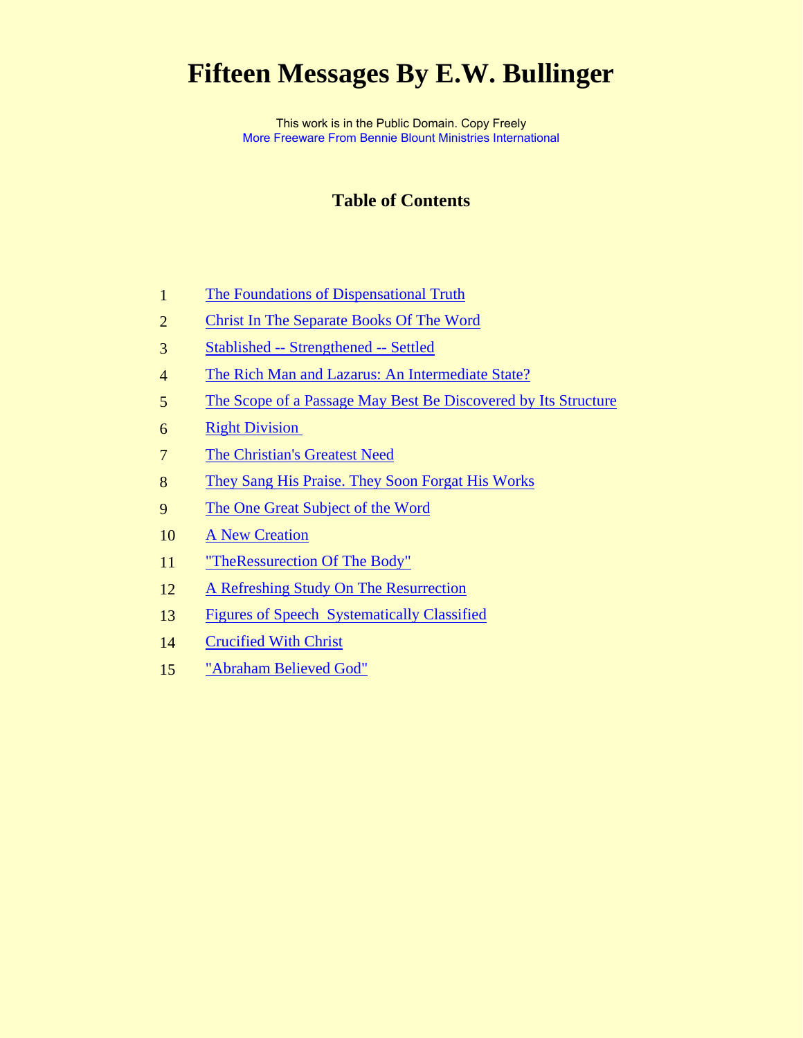# Fifteen Messages By E.W. Bullinger

This work is in the Public Domain. Copy Freely

More Freeware From Bennie Blount Ministries International

## Table of Contents

1. The Foundations of Dispensational Truth
2. Christ In The Separate Books Of The Word
3. Stablished -- Strengthened -- Settled
4. The Rich Man and Lazarus: An Intermediate State?
5. The Scope of a Passage May Best Be Discovered by Its Structure
6. Right Division
7. The Christian's Greatest Need
8. They Sang His Praise. They Soon Forgat His Works
9. The One Great Subject of the Word
10. A New Creation
11. "TheRessurection Of The Body"
12. A Refreshing Study On The Resurrection
13. Figures of Speech  Systematically Classified
14. Crucified With Christ
15. "Abraham Believed God"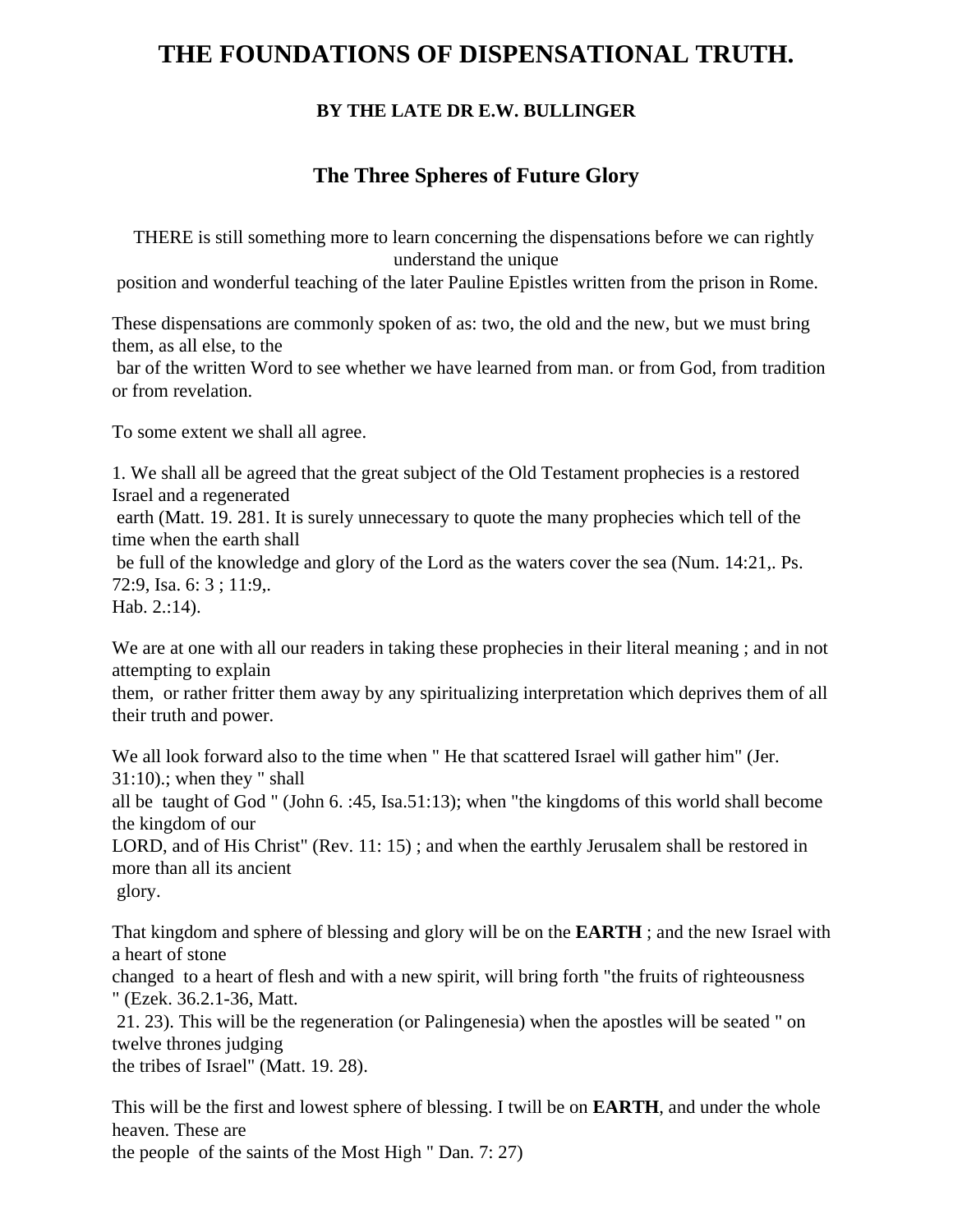# THE FOUNDATIONS OF DISPENSATIONAL TRUTH.

### BY THE LATE DR E.W. BULLINGER

## The Three Spheres of Future Glory

THERE is still something more to learn concerning the dispensations before we can rightly understand the unique position and wonderful teaching of the later Pauline Epistles written from the prison in Rome.

These dispensations are commonly spoken of as: two, the old and the new, but we must bring them, as all else, to the bar of the written Word to see whether we have learned from man. or from God, from tradition or from revelation.

To some extent we shall all agree.

1. We shall all be agreed that the great subject of the Old Testament prophecies is a restored Israel and a regenerated earth (Matt. 19. 281. It is surely unnecessary to quote the many prophecies which tell of the time when the earth shall be full of the knowledge and glory of the Lord as the waters cover the sea (Num. 14:21,. Ps. 72:9, Isa. 6: 3 ; 11:9,. Hab. 2.:14).

We are at one with all our readers in taking these prophecies in their literal meaning ; and in not attempting to explain them, or rather fritter them away by any spiritualizing interpretation which deprives them of all their truth and power.

We all look forward also to the time when " He that scattered Israel will gather him" (Jer. 31:10).; when they " shall all be taught of God " (John 6. :45, Isa.51:13); when "the kingdoms of this world shall become the kingdom of our LORD, and of His Christ" (Rev. 11: 15) ; and when the earthly Jerusalem shall be restored in more than all its ancient glory.

That kingdom and sphere of blessing and glory will be on the **EARTH** ; and the new Israel with a heart of stone changed to a heart of flesh and with a new spirit, will bring forth "the fruits of righteousness " (Ezek. 36.2.1-36, Matt. 21. 23). This will be the regeneration (or Palingenesia) when the apostles will be seated " on twelve thrones judging the tribes of Israel" (Matt. 19. 28).

This will be the first and lowest sphere of blessing. I twill be on **EARTH**, and under the whole heaven. These are the people of the saints of the Most High " Dan. 7: 27)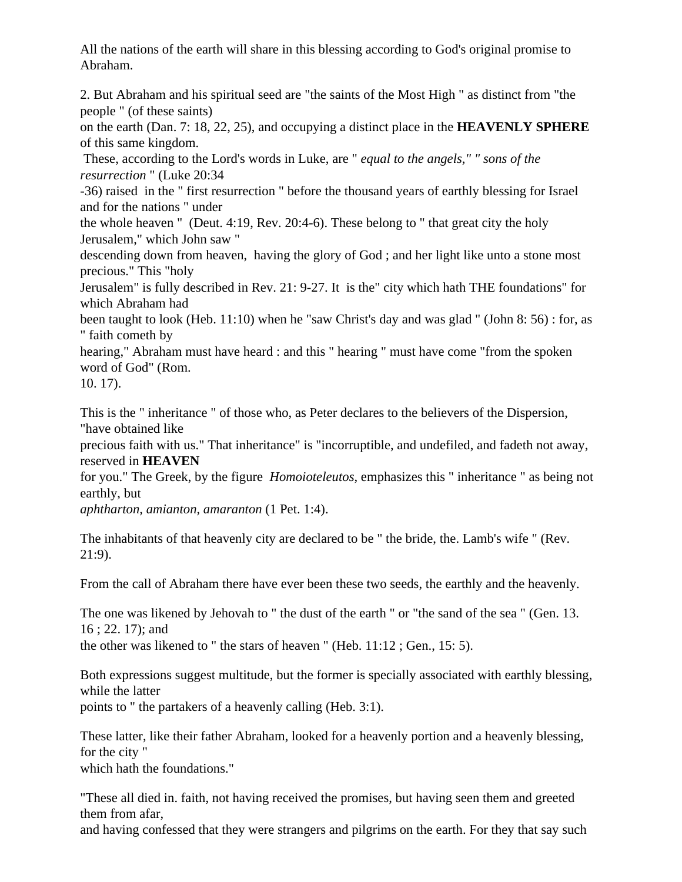All the nations of the earth will share in this blessing according to God's original promise to Abraham.

2. But Abraham and his spiritual seed are "the saints of the Most High " as distinct from "the people " (of these saints) on the earth (Dan. 7: 18, 22, 25), and occupying a distinct place in the **HEAVENLY SPHERE** of this same kingdom.
These, according to the Lord's words in Luke, are " *equal to the angels," " sons of the resurrection* " (Luke 20:34 -36) raised in the " first resurrection " before the thousand years of earthly blessing for Israel and for the nations " under the whole heaven " (Deut. 4:19, Rev. 20:4-6). These belong to " that great city the holy Jerusalem," which John saw " descending down from heaven, having the glory of God ; and her light like unto a stone most precious." This "holy Jerusalem" is fully described in Rev. 21: 9-27. It is the" city which hath THE foundations" for which Abraham had been taught to look (Heb. 11:10) when he "saw Christ's day and was glad " (John 8: 56) : for, as " faith cometh by hearing," Abraham must have heard : and this " hearing " must have come "from the spoken word of God" (Rom. 10. 17).

This is the " inheritance " of those who, as Peter declares to the believers of the Dispersion, "have obtained like precious faith with us." That inheritance" is "incorruptible, and undefiled, and fadeth not away, reserved in **HEAVEN** for you." The Greek, by the figure *Homoioteleutos*, emphasizes this " inheritance " as being not earthly, but *aphtharton, amianton, amaranton* (1 Pet. 1:4).

The inhabitants of that heavenly city are declared to be " the bride, the. Lamb's wife " (Rev. 21:9).

From the call of Abraham there have ever been these two seeds, the earthly and the heavenly.

The one was likened by Jehovah to " the dust of the earth " or "the sand of the sea " (Gen. 13. 16 ; 22. 17); and the other was likened to " the stars of heaven " (Heb. 11:12 ; Gen., 15: 5).

Both expressions suggest multitude, but the former is specially associated with earthly blessing, while the latter points to " the partakers of a heavenly calling (Heb. 3:1).

These latter, like their father Abraham, looked for a heavenly portion and a heavenly blessing, for the city " which hath the foundations."

"These all died in. faith, not having received the promises, but having seen them and greeted them from afar, and having confessed that they were strangers and pilgrims on the earth. For they that say such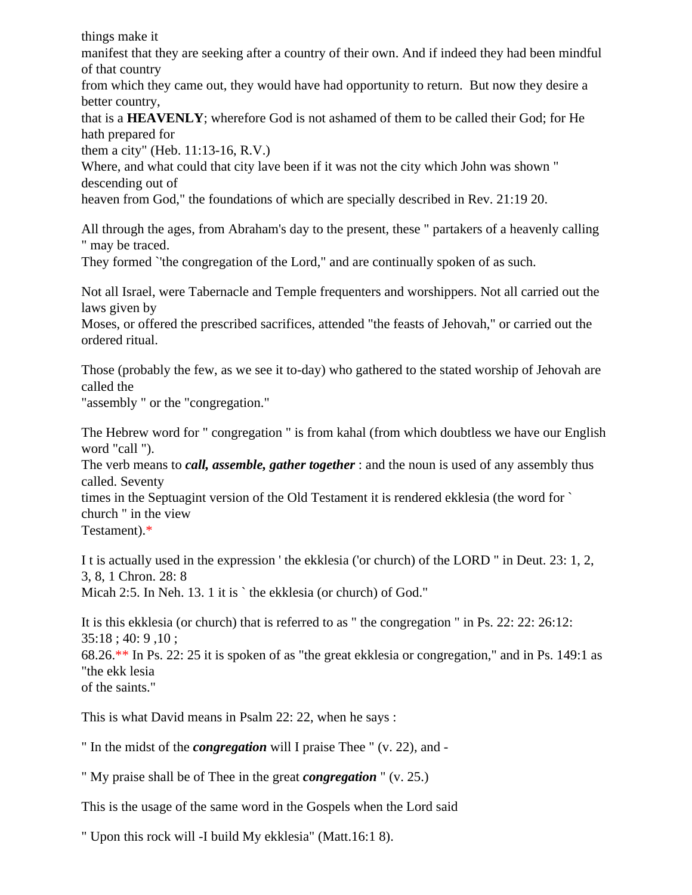things make it manifest that they are seeking after a country of their own. And if indeed they had been mindful of that country from which they came out, they would have had opportunity to return. But now they desire a better country, that is a **HEAVENLY**; wherefore God is not ashamed of them to be called their God; for He hath prepared for them a city" (Heb. 11:13-16, R.V.)
Where, and what could that city lave been if it was not the city which John was shown " descending out of heaven from God," the foundations of which are specially described in Rev. 21:19 20.

All through the ages, from Abraham's day to the present, these " partakers of a heavenly calling " may be traced.
They formed `'the congregation of the Lord," and are continually spoken of as such.

Not all Israel, were Tabernacle and Temple frequenters and worshippers. Not all carried out the laws given by Moses, or offered the prescribed sacrifices, attended "the feasts of Jehovah," or carried out the ordered ritual.

Those (probably the few, as we see it to-day) who gathered to the stated worship of Jehovah are called the "assembly " or the "congregation."

The Hebrew word for " congregation " is from kahal (from which doubtless we have our English word "call ").
The verb means to ***call, assemble, gather together*** : and the noun is used of any assembly thus called. Seventy times in the Septuagint version of the Old Testament it is rendered ekklesia (the word for ` church " in the view Testament).*

I t is actually used in the expression ' the ekklesia ('or church) of the LORD " in Deut. 23: 1, 2, 3, 8, 1 Chron. 28: 8
Micah 2:5. In Neh. 13. 1 it is ` the ekklesia (or church) of God."

It is this ekklesia (or church) that is referred to as " the congregation " in Ps. 22: 22: 26:12: 35:18 ; 40: 9 ,10 ; 68.26.** In Ps. 22: 25 it is spoken of as "the great ekklesia or congregation," and in Ps. 149:1 as "the ekk lesia of the saints."

This is what David means in Psalm 22: 22, when he says :

" In the midst of the ***congregation*** will I praise Thee " (v. 22), and -

" My praise shall be of Thee in the great ***congregation*** " (v. 25.)

This is the usage of the same word in the Gospels when the Lord said

" Upon this rock will -I build My ekklesia" (Matt.16:1 8).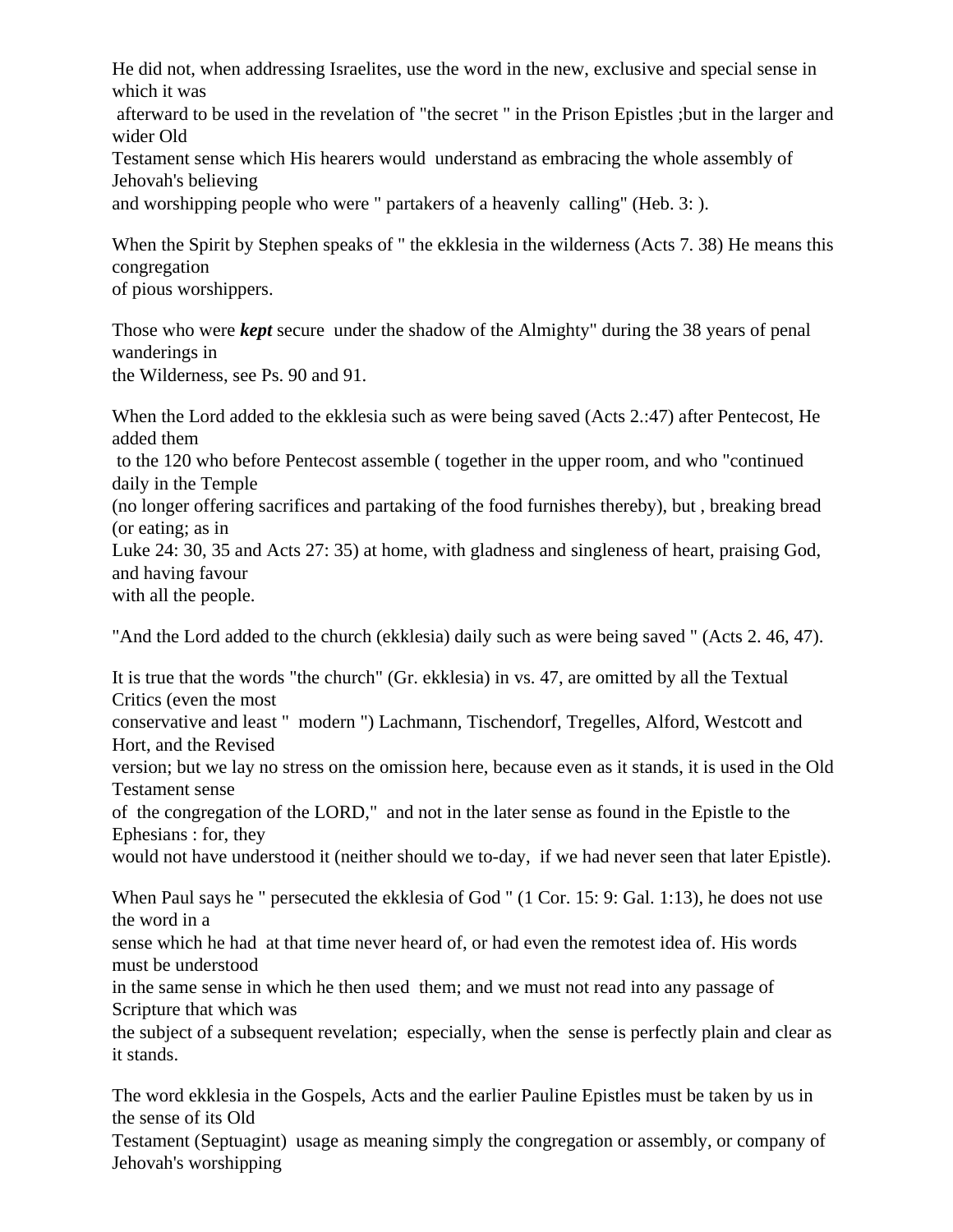He did not, when addressing Israelites, use the word in the new, exclusive and special sense in which it was afterward to be used in the revelation of "the secret " in the Prison Epistles ;but in the larger and wider Old Testament sense which His hearers would understand as embracing the whole assembly of Jehovah's believing and worshipping people who were " partakers of a heavenly calling" (Heb. 3: ).

When the Spirit by Stephen speaks of " the ekklesia in the wilderness (Acts 7. 38) He means this congregation of pious worshippers.

Those who were ***kept*** secure under the shadow of the Almighty" during the 38 years of penal wanderings in the Wilderness, see Ps. 90 and 91.

When the Lord added to the ekklesia such as were being saved (Acts 2.:47) after Pentecost, He added them to the 120 who before Pentecost assemble ( together in the upper room, and who "continued daily in the Temple (no longer offering sacrifices and partaking of the food furnishes thereby), but , breaking bread (or eating; as in Luke 24: 30, 35 and Acts 27: 35) at home, with gladness and singleness of heart, praising God, and having favour with all the people.

"And the Lord added to the church (ekklesia) daily such as were being saved " (Acts 2. 46, 47).

It is true that the words "the church" (Gr. ekklesia) in vs. 47, are omitted by all the Textual Critics (even the most conservative and least " modern ") Lachmann, Tischendorf, Tregelles, Alford, Westcott and Hort, and the Revised version; but we lay no stress on the omission here, because even as it stands, it is used in the Old Testament sense of the congregation of the LORD," and not in the later sense as found in the Epistle to the Ephesians : for, they would not have understood it (neither should we to-day, if we had never seen that later Epistle).

When Paul says he " persecuted the ekklesia of God " (1 Cor. 15: 9: Gal. 1:13), he does not use the word in a sense which he had at that time never heard of, or had even the remotest idea of. His words must be understood in the same sense in which he then used them; and we must not read into any passage of Scripture that which was the subject of a subsequent revelation; especially, when the sense is perfectly plain and clear as it stands.

The word ekklesia in the Gospels, Acts and the earlier Pauline Epistles must be taken by us in the sense of its Old Testament (Septuagint) usage as meaning simply the congregation or assembly, or company of Jehovah's worshipping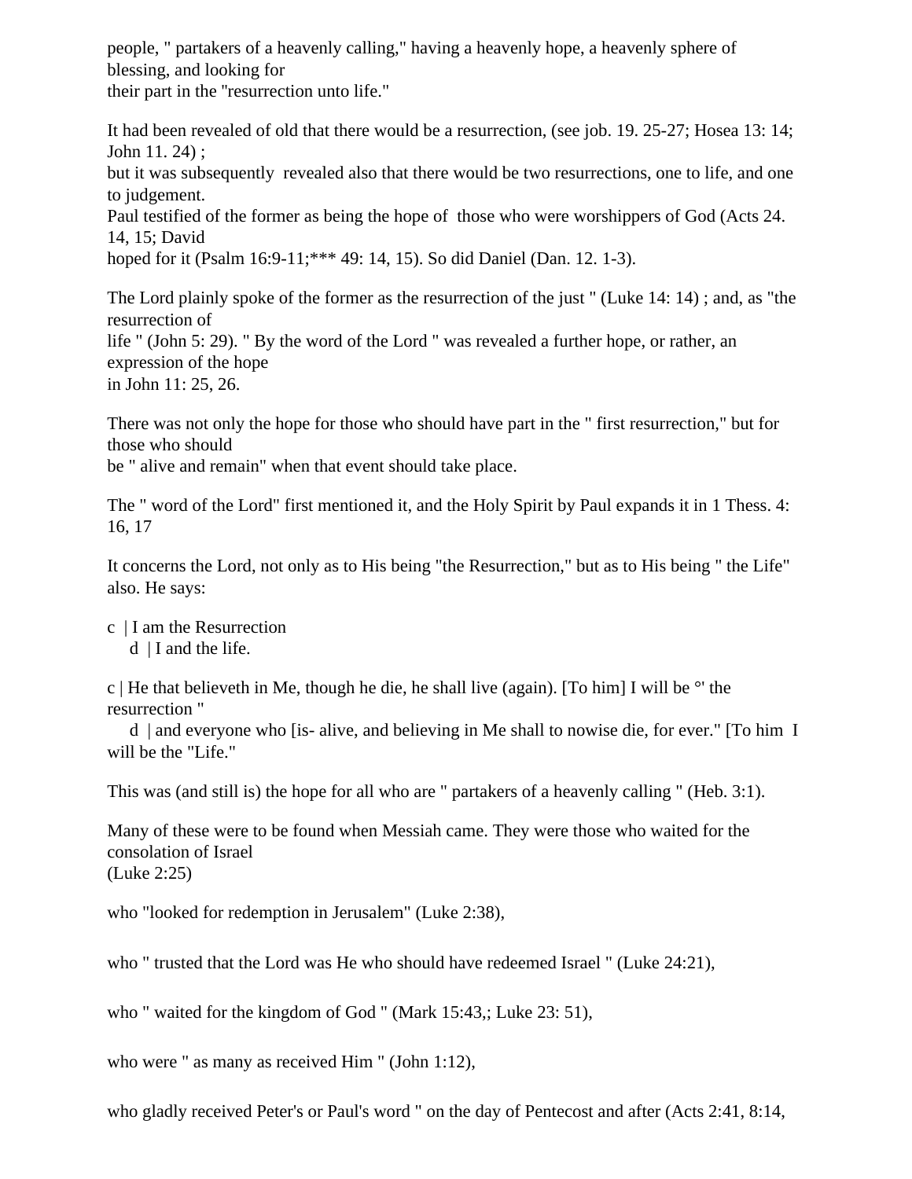people, " partakers of a heavenly calling," having a heavenly hope, a heavenly sphere of blessing, and looking for
their part in the "resurrection unto life."

It had been revealed of old that there would be a resurrection, (see job. 19. 25-27; Hosea 13: 14; John 11. 24) ;
but it was subsequently revealed also that there would be two resurrections, one to life, and one to judgement.
Paul testified of the former as being the hope of those who were worshippers of God (Acts 24. 14, 15; David
hoped for it (Psalm 16:9-11;*** 49: 14, 15). So did Daniel (Dan. 12. 1-3).

The Lord plainly spoke of the former as the resurrection of the just " (Luke 14: 14) ; and, as "the resurrection of
life " (John 5: 29). " By the word of the Lord " was revealed a further hope, or rather, an expression of the hope
in John 11: 25, 26.

There was not only the hope for those who should have part in the " first resurrection," but for those who should
be " alive and remain" when that event should take place.

The " word of the Lord" first mentioned it, and the Holy Spirit by Paul expands it in 1 Thess. 4: 16, 17

It concerns the Lord, not only as to His being "the Resurrection," but as to His being " the Life" also. He says:

c | I am the Resurrection
    d | I and the life.

c | He that believeth in Me, though he die, he shall live (again). [To him] I will be °' the resurrection "
    d | and everyone who [is- alive, and believing in Me shall to nowise die, for ever." [To him I will be the "Life."

This was (and still is) the hope for all who are " partakers of a heavenly calling " (Heb. 3:1).

Many of these were to be found when Messiah came. They were those who waited for the consolation of Israel
(Luke 2:25)

who "looked for redemption in Jerusalem" (Luke 2:38),

who " trusted that the Lord was He who should have redeemed Israel " (Luke 24:21),

who " waited for the kingdom of God " (Mark 15:43,; Luke 23: 51),

who were " as many as received Him " (John 1:12),

who gladly received Peter's or Paul's word " on the day of Pentecost and after (Acts 2:41, 8:14,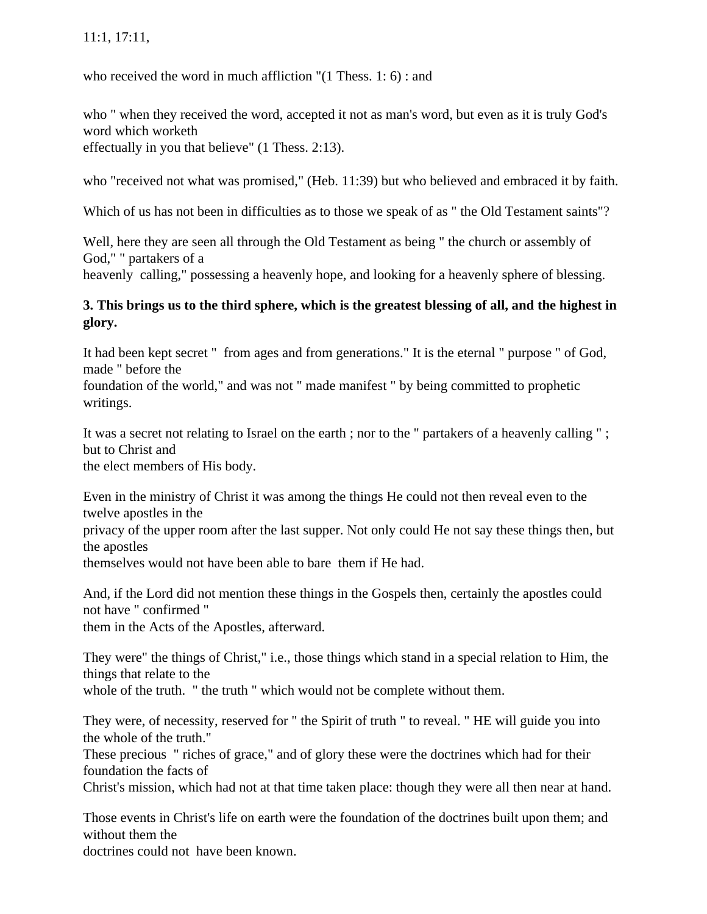11:1, 17:11,

who received the word in much affliction "(1 Thess. 1: 6) : and

who " when they received the word, accepted it not as man's word, but even as it is truly God's word which worketh effectually in you that believe" (1 Thess. 2:13).

who "received not what was promised," (Heb. 11:39) but who believed and embraced it by faith.

Which of us has not been in difficulties as to those we speak of as " the Old Testament saints"?

Well, here they are seen all through the Old Testament as being " the church or assembly of God," " partakers of a heavenly calling," possessing a heavenly hope, and looking for a heavenly sphere of blessing.

**3. This brings us to the third sphere, which is the greatest blessing of all, and the highest in glory.**

It had been kept secret " from ages and from generations." It is the eternal " purpose " of God, made " before the foundation of the world," and was not " made manifest " by being committed to prophetic writings.

It was a secret not relating to Israel on the earth ; nor to the " partakers of a heavenly calling " ; but to Christ and the elect members of His body.

Even in the ministry of Christ it was among the things He could not then reveal even to the twelve apostles in the privacy of the upper room after the last supper. Not only could He not say these things then, but the apostles themselves would not have been able to bare them if He had.

And, if the Lord did not mention these things in the Gospels then, certainly the apostles could not have " confirmed " them in the Acts of the Apostles, afterward.

They were" the things of Christ," i.e., those things which stand in a special relation to Him, the things that relate to the whole of the truth. " the truth " which would not be complete without them.

They were, of necessity, reserved for " the Spirit of truth " to reveal. " HE will guide you into the whole of the truth." These precious " riches of grace," and of glory these were the doctrines which had for their foundation the facts of Christ's mission, which had not at that time taken place: though they were all then near at hand.

Those events in Christ's life on earth were the foundation of the doctrines built upon them; and without them the doctrines could not have been known.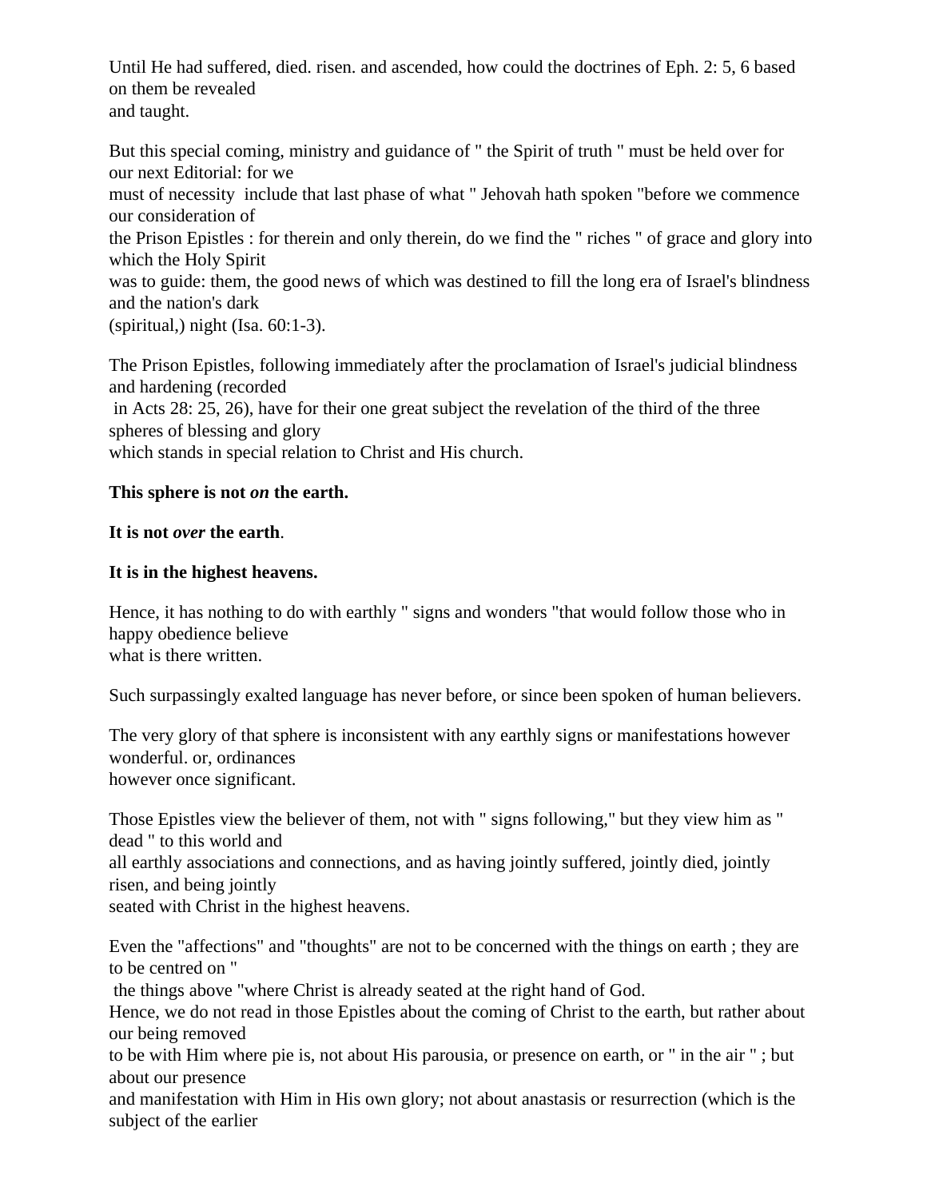Until He had suffered, died. risen. and ascended, how could the doctrines of Eph. 2: 5, 6 based on them be revealed and taught.

But this special coming, ministry and guidance of " the Spirit of truth " must be held over for our next Editorial: for we must of necessity include that last phase of what " Jehovah hath spoken "before we commence our consideration of the Prison Epistles : for therein and only therein, do we find the " riches " of grace and glory into which the Holy Spirit was to guide: them, the good news of which was destined to fill the long era of Israel's blindness and the nation's dark (spiritual,) night (Isa. 60:1-3).

The Prison Epistles, following immediately after the proclamation of Israel's judicial blindness and hardening (recorded in Acts 28: 25, 26), have for their one great subject the revelation of the third of the three spheres of blessing and glory which stands in special relation to Christ and His church.

**This sphere is not *on* the earth.**

**It is not *over* the earth**.

**It is in the highest heavens.**

Hence, it has nothing to do with earthly " signs and wonders "that would follow those who in happy obedience believe what is there written.

Such surpassingly exalted language has never before, or since been spoken of human believers.

The very glory of that sphere is inconsistent with any earthly signs or manifestations however wonderful. or, ordinances however once significant.

Those Epistles view the believer of them, not with " signs following," but they view him as " dead " to this world and all earthly associations and connections, and as having jointly suffered, jointly died, jointly risen, and being jointly seated with Christ in the highest heavens.

Even the "affections" and "thoughts" are not to be concerned with the things on earth ; they are to be centred on " the things above "where Christ is already seated at the right hand of God.
Hence, we do not read in those Epistles about the coming of Christ to the earth, but rather about our being removed to be with Him where pie is, not about His parousia, or presence on earth, or " in the air " ; but about our presence and manifestation with Him in His own glory; not about anastasis or resurrection (which is the subject of the earlier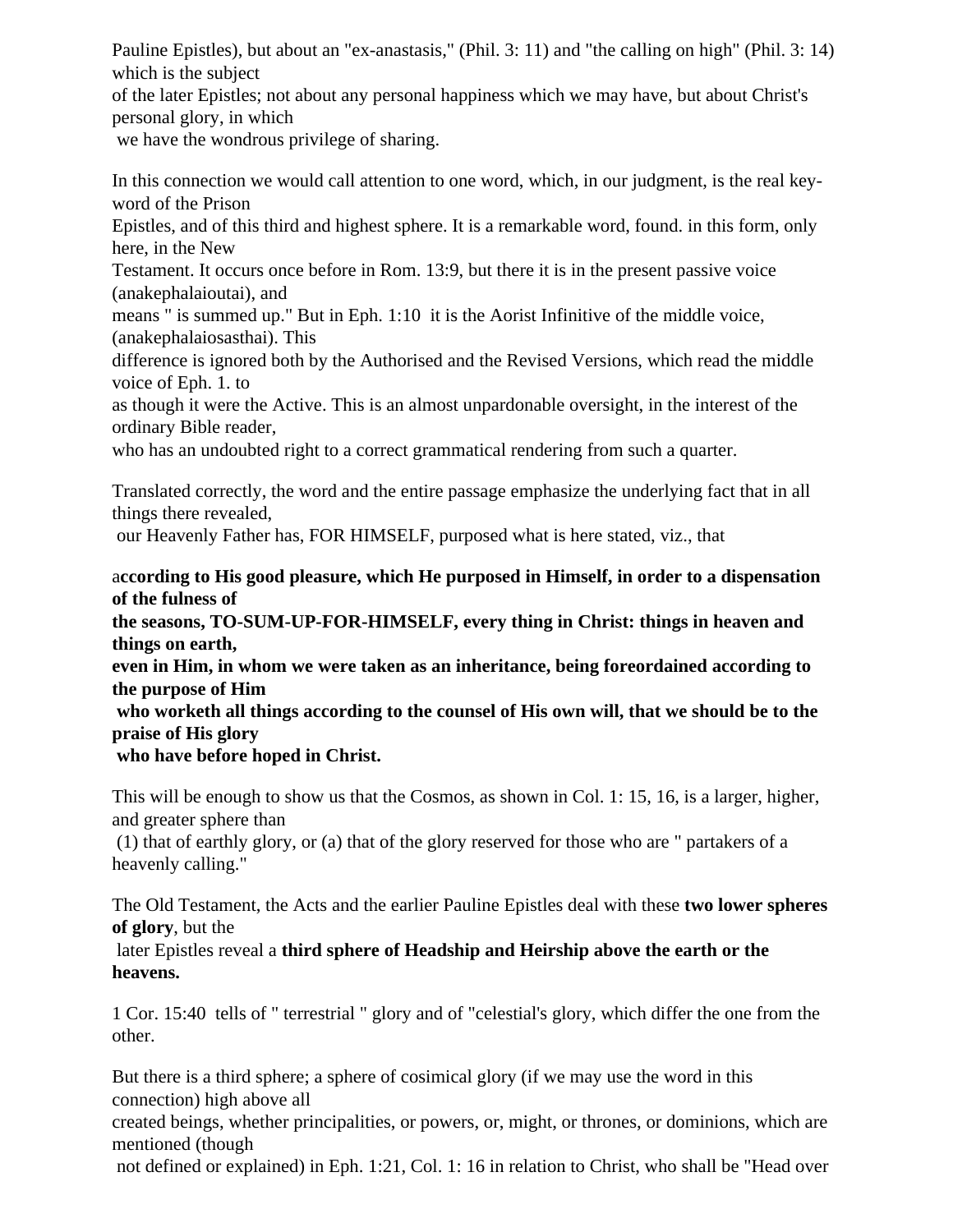Pauline Epistles), but about an "ex-anastasis," (Phil. 3: 11) and "the calling on high" (Phil. 3: 14) which is the subject of the later Epistles; not about any personal happiness which we may have, but about Christ's personal glory, in which we have the wondrous privilege of sharing.

In this connection we would call attention to one word, which, in our judgment, is the real key-word of the Prison Epistles, and of this third and highest sphere. It is a remarkable word, found. in this form, only here, in the New Testament. It occurs once before in Rom. 13:9, but there it is in the present passive voice (anakephalaioutai), and means " is summed up." But in Eph. 1:10 it is the Aorist Infinitive of the middle voice, (anakephalaiosasthai). This difference is ignored both by the Authorised and the Revised Versions, which read the middle voice of Eph. 1. to as though it were the Active. This is an almost unpardonable oversight, in the interest of the ordinary Bible reader, who has an undoubted right to a correct grammatical rendering from such a quarter.

Translated correctly, the word and the entire passage emphasize the underlying fact that in all things there revealed, our Heavenly Father has, FOR HIMSELF, purposed what is here stated, viz., that

a**ccording to His good pleasure, which He purposed in Himself, in order to a dispensation of the fulness of the seasons, TO-SUM-UP-FOR-HIMSELF, every thing in Christ: things in heaven and things on earth, even in Him, in whom we were taken as an inheritance, being foreordained according to the purpose of Him who worketh all things according to the counsel of His own will, that we should be to the praise of His glory who have before hoped in Christ.**

This will be enough to show us that the Cosmos, as shown in Col. 1: 15, 16, is a larger, higher, and greater sphere than (1) that of earthly glory, or (a) that of the glory reserved for those who are " partakers of a heavenly calling."

The Old Testament, the Acts and the earlier Pauline Epistles deal with these **two lower spheres of glory**, but the later Epistles reveal a **third sphere of Headship and Heirship above the earth or the heavens.**

1 Cor. 15:40 tells of " terrestrial " glory and of "celestial's glory, which differ the one from the other.

But there is a third sphere; a sphere of cosimical glory (if we may use the word in this connection) high above all created beings, whether principalities, or powers, or, might, or thrones, or dominions, which are mentioned (though not defined or explained) in Eph. 1:21, Col. 1: 16 in relation to Christ, who shall be "Head over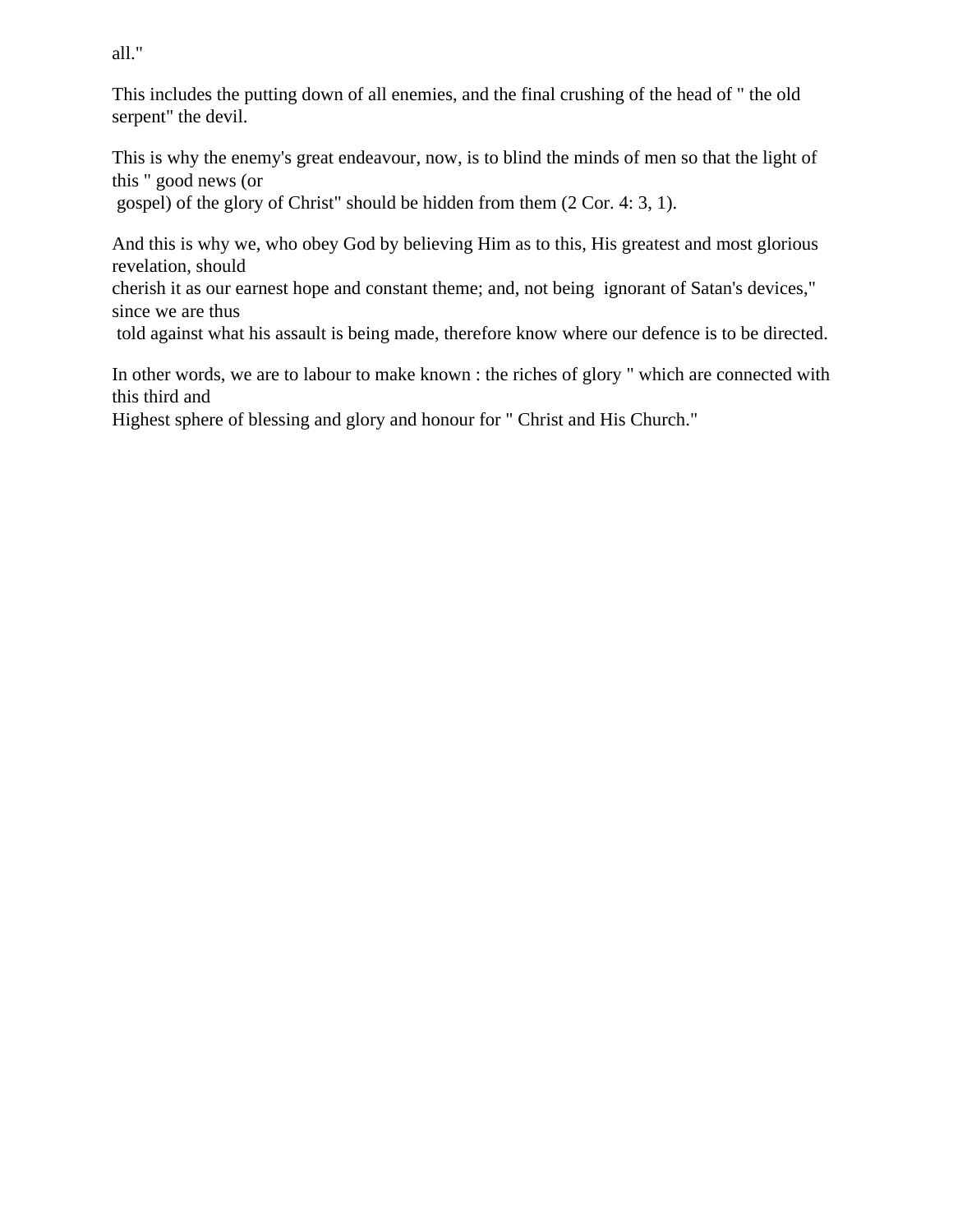all."

This includes the putting down of all enemies, and the final crushing of the head of " the old serpent" the devil.

This is why the enemy's great endeavour, now, is to blind the minds of men so that the light of this " good news (or gospel) of the glory of Christ" should be hidden from them (2 Cor. 4: 3, 1).

And this is why we, who obey God by believing Him as to this, His greatest and most glorious revelation, should cherish it as our earnest hope and constant theme; and, not being ignorant of Satan's devices," since we are thus told against what his assault is being made, therefore know where our defence is to be directed.

In other words, we are to labour to make known : the riches of glory " which are connected with this third and Highest sphere of blessing and glory and honour for " Christ and His Church."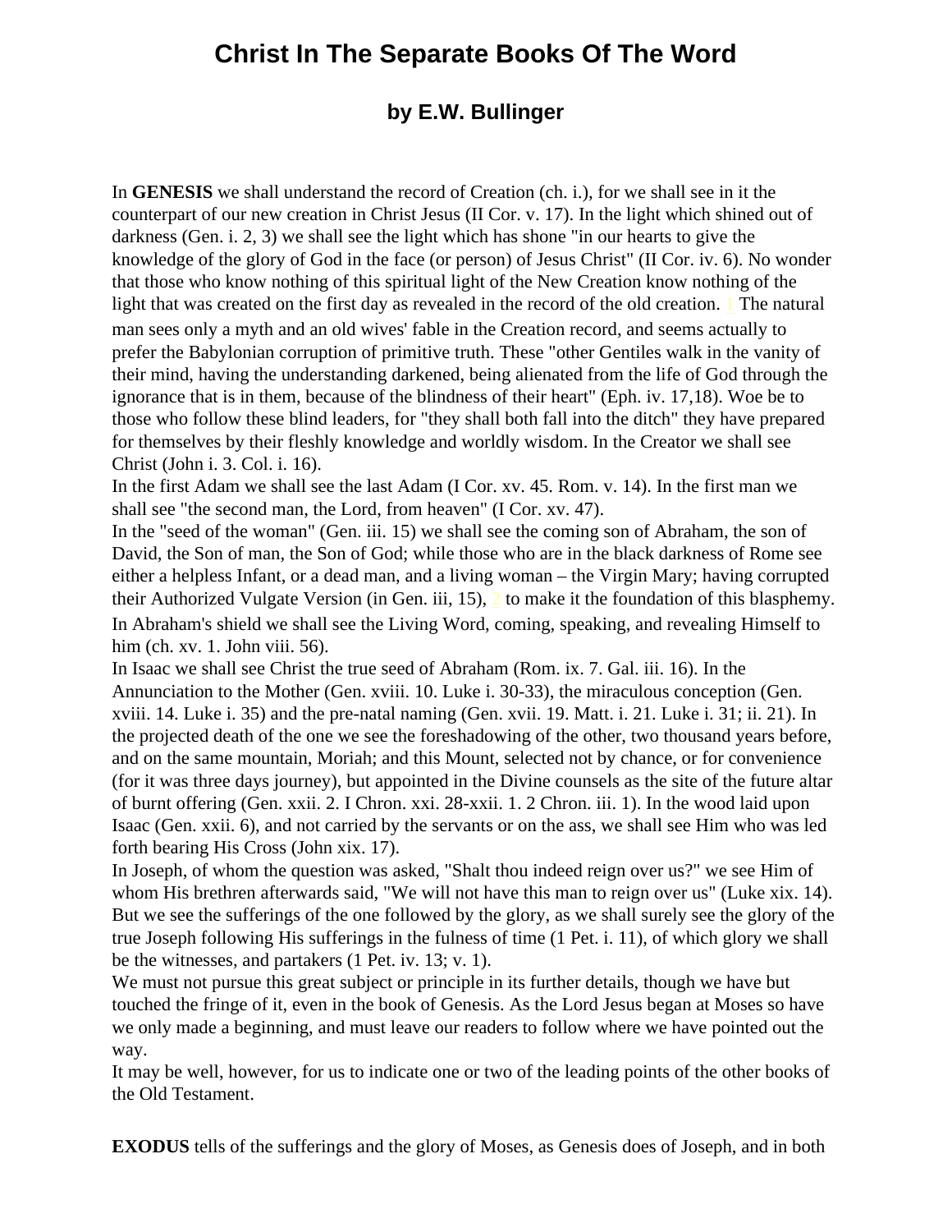# Christ In The Separate Books Of The Word

## by E.W. Bullinger

In **GENESIS** we shall understand the record of Creation (ch. i.), for we shall see in it the counterpart of our new creation in Christ Jesus (II Cor. v. 17). In the light which shined out of darkness (Gen. i. 2, 3) we shall see the light which has shone "in our hearts to give the knowledge of the glory of God in the face (or person) of Jesus Christ" (II Cor. iv. 6). No wonder that those who know nothing of this spiritual light of the New Creation know nothing of the light that was created on the first day as revealed in the record of the old creation. [1] The natural man sees only a myth and an old wives' fable in the Creation record, and seems actually to prefer the Babylonian corruption of primitive truth. These "other Gentiles walk in the vanity of their mind, having the understanding darkened, being alienated from the life of God through the ignorance that is in them, because of the blindness of their heart" (Eph. iv. 17,18). Woe be to those who follow these blind leaders, for "they shall both fall into the ditch" they have prepared for themselves by their fleshly knowledge and worldly wisdom. In the Creator we shall see Christ (John i. 3. Col. i. 16).

In the first Adam we shall see the last Adam (I Cor. xv. 45. Rom. v. 14). In the first man we shall see "the second man, the Lord, from heaven" (I Cor. xv. 47).

In the "seed of the woman" (Gen. iii. 15) we shall see the coming son of Abraham, the son of David, the Son of man, the Son of God; while those who are in the black darkness of Rome see either a helpless Infant, or a dead man, and a living woman – the Virgin Mary; having corrupted their Authorized Vulgate Version (in Gen. iii, 15), [2] to make it the foundation of this blasphemy.

In Abraham's shield we shall see the Living Word, coming, speaking, and revealing Himself to him (ch. xv. 1. John viii. 56).

In Isaac we shall see Christ the true seed of Abraham (Rom. ix. 7. Gal. iii. 16). In the Annunciation to the Mother (Gen. xviii. 10. Luke i. 30-33), the miraculous conception (Gen. xviii. 14. Luke i. 35) and the pre-natal naming (Gen. xvii. 19. Matt. i. 21. Luke i. 31; ii. 21). In the projected death of the one we see the foreshadowing of the other, two thousand years before, and on the same mountain, Moriah; and this Mount, selected not by chance, or for convenience (for it was three days journey), but appointed in the Divine counsels as the site of the future altar of burnt offering (Gen. xxii. 2. I Chron. xxi. 28-xxii. 1. 2 Chron. iii. 1). In the wood laid upon Isaac (Gen. xxii. 6), and not carried by the servants or on the ass, we shall see Him who was led forth bearing His Cross (John xix. 17).

In Joseph, of whom the question was asked, "Shalt thou indeed reign over us?" we see Him of whom His brethren afterwards said, "We will not have this man to reign over us" (Luke xix. 14). But we see the sufferings of the one followed by the glory, as we shall surely see the glory of the true Joseph following His sufferings in the fulness of time (1 Pet. i. 11), of which glory we shall be the witnesses, and partakers (1 Pet. iv. 13; v. 1).

We must not pursue this great subject or principle in its further details, though we have but touched the fringe of it, even in the book of Genesis. As the Lord Jesus began at Moses so have we only made a beginning, and must leave our readers to follow where we have pointed out the way.

It may be well, however, for us to indicate one or two of the leading points of the other books of the Old Testament.

**EXODUS** tells of the sufferings and the glory of Moses, as Genesis does of Joseph, and in both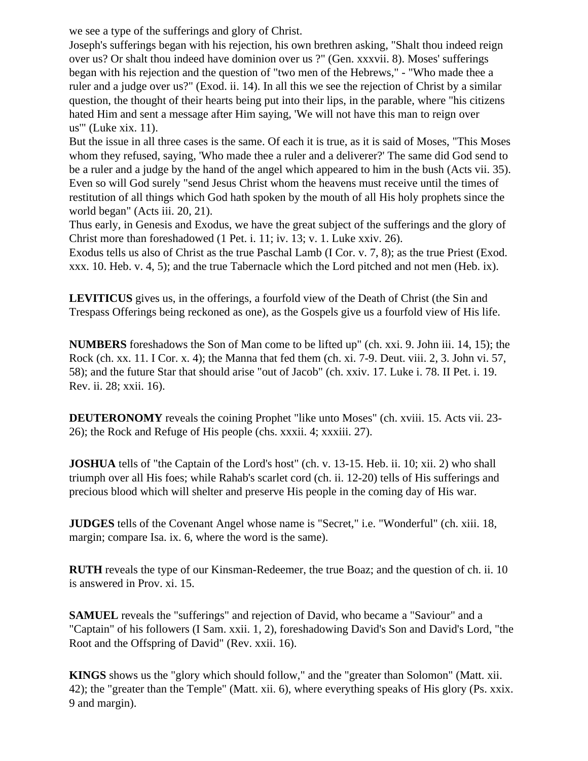we see a type of the sufferings and glory of Christ.

Joseph's sufferings began with his rejection, his own brethren asking, "Shalt thou indeed reign over us? Or shalt thou indeed have dominion over us ?" (Gen. xxxvii. 8). Moses' sufferings began with his rejection and the question of "two men of the Hebrews," - "Who made thee a ruler and a judge over us?" (Exod. ii. 14). In all this we see the rejection of Christ by a similar question, the thought of their hearts being put into their lips, in the parable, where "his citizens hated Him and sent a message after Him saying, 'We will not have this man to reign over us'" (Luke xix. 11).

But the issue in all three cases is the same. Of each it is true, as it is said of Moses, "This Moses whom they refused, saying, 'Who made thee a ruler and a deliverer?' The same did God send to be a ruler and a judge by the hand of the angel which appeared to him in the bush (Acts vii. 35). Even so will God surely "send Jesus Christ whom the heavens must receive until the times of restitution of all things which God hath spoken by the mouth of all His holy prophets since the world began" (Acts iii. 20, 21).

Thus early, in Genesis and Exodus, we have the great subject of the sufferings and the glory of Christ more than foreshadowed (1 Pet. i. 11; iv. 13; v. 1. Luke xxiv. 26).

Exodus tells us also of Christ as the true Paschal Lamb (I Cor. v. 7, 8); as the true Priest (Exod. xxx. 10. Heb. v. 4, 5); and the true Tabernacle which the Lord pitched and not men (Heb. ix).

**LEVITICUS** gives us, in the offerings, a fourfold view of the Death of Christ (the Sin and Trespass Offerings being reckoned as one), as the Gospels give us a fourfold view of His life.

**NUMBERS** foreshadows the Son of Man come to be lifted up" (ch. xxi. 9. John iii. 14, 15); the Rock (ch. xx. 11. I Cor. x. 4); the Manna that fed them (ch. xi. 7-9. Deut. viii. 2, 3. John vi. 57, 58); and the future Star that should arise "out of Jacob" (ch. xxiv. 17. Luke i. 78. II Pet. i. 19. Rev. ii. 28; xxii. 16).

**DEUTERONOMY** reveals the coining Prophet "like unto Moses" (ch. xviii. 15. Acts vii. 23-26); the Rock and Refuge of His people (chs. xxxii. 4; xxxiii. 27).

**JOSHUA** tells of "the Captain of the Lord's host" (ch. v. 13-15. Heb. ii. 10; xii. 2) who shall triumph over all His foes; while Rahab's scarlet cord (ch. ii. 12-20) tells of His sufferings and precious blood which will shelter and preserve His people in the coming day of His war.

**JUDGES** tells of the Covenant Angel whose name is "Secret," i.e. "Wonderful" (ch. xiii. 18, margin; compare Isa. ix. 6, where the word is the same).

**RUTH** reveals the type of our Kinsman-Redeemer, the true Boaz; and the question of ch. ii. 10 is answered in Prov. xi. 15.

**SAMUEL** reveals the "sufferings" and rejection of David, who became a "Saviour" and a "Captain" of his followers (I Sam. xxii. 1, 2), foreshadowing David's Son and David's Lord, "the Root and the Offspring of David" (Rev. xxii. 16).

**KINGS** shows us the "glory which should follow," and the "greater than Solomon" (Matt. xii. 42); the "greater than the Temple" (Matt. xii. 6), where everything speaks of His glory (Ps. xxix. 9 and margin).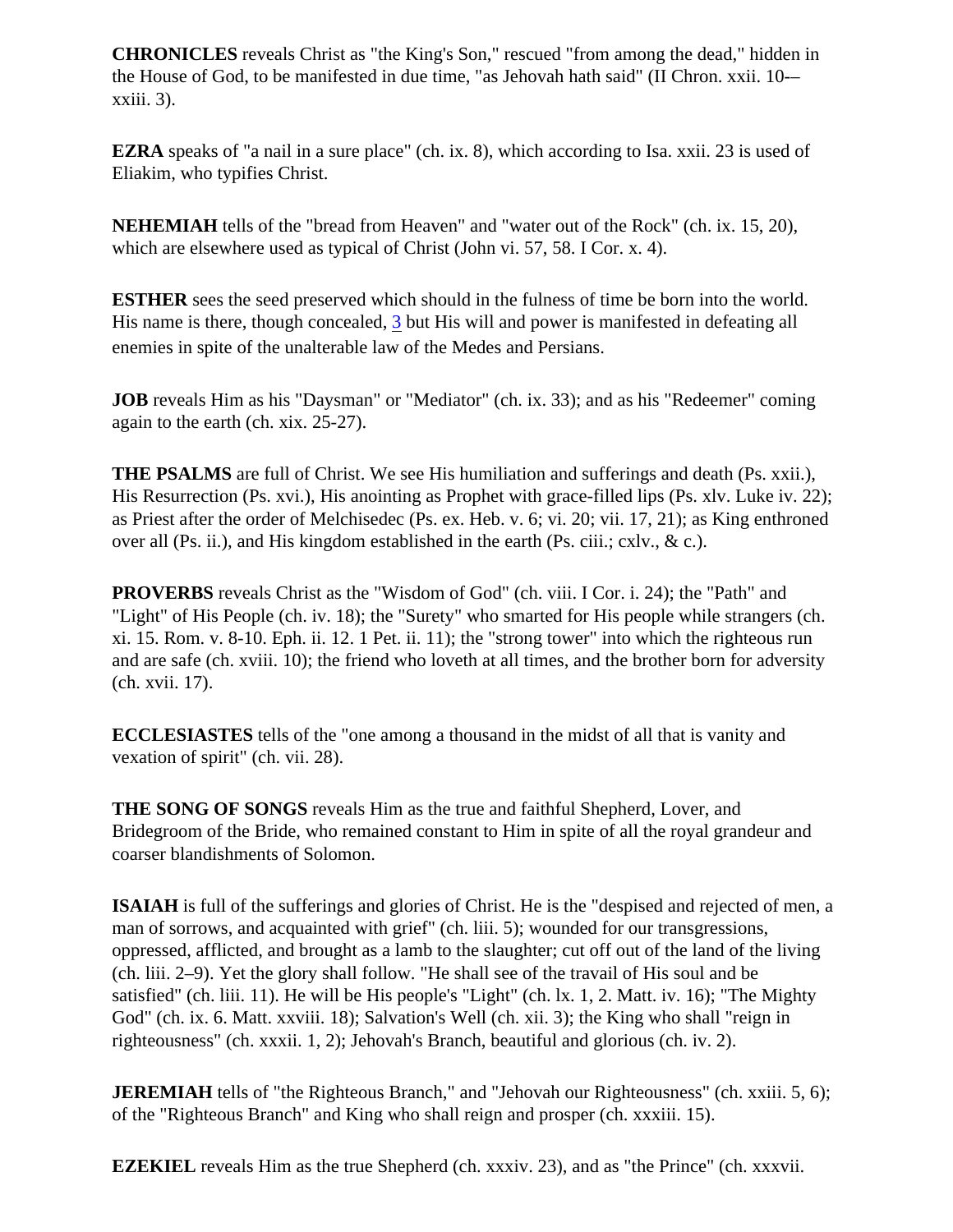**CHRONICLES** reveals Christ as "the King's Son," rescued "from among the dead," hidden in the House of God, to be manifested in due time, "as Jehovah hath said" (II Chron. xxii. 10-–xxiii. 3).

**EZRA** speaks of "a nail in a sure place" (ch. ix. 8), which according to Isa. xxii. 23 is used of Eliakim, who typifies Christ.

**NEHEMIAH** tells of the "bread from Heaven" and "water out of the Rock" (ch. ix. 15, 20), which are elsewhere used as typical of Christ (John vi. 57, 58. I Cor. x. 4).

**ESTHER** sees the seed preserved which should in the fulness of time be born into the world. His name is there, though concealed, [3] but His will and power is manifested in defeating all enemies in spite of the unalterable law of the Medes and Persians.

**JOB** reveals Him as his "Daysman" or "Mediator" (ch. ix. 33); and as his "Redeemer" coming again to the earth (ch. xix. 25-27).

**THE PSALMS** are full of Christ. We see His humiliation and sufferings and death (Ps. xxii.), His Resurrection (Ps. xvi.), His anointing as Prophet with grace-filled lips (Ps. xlv. Luke iv. 22); as Priest after the order of Melchisedec (Ps. ex. Heb. v. 6; vi. 20; vii. 17, 21); as King enthroned over all (Ps. ii.), and His kingdom established in the earth (Ps. ciii.; cxlv., & c.).

**PROVERBS** reveals Christ as the "Wisdom of God" (ch. viii. I Cor. i. 24); the "Path" and "Light" of His People (ch. iv. 18); the "Surety" who smarted for His people while strangers (ch. xi. 15. Rom. v. 8-10. Eph. ii. 12. 1 Pet. ii. 11); the "strong tower" into which the righteous run and are safe (ch. xviii. 10); the friend who loveth at all times, and the brother born for adversity (ch. xvii. 17).

**ECCLESIASTES** tells of the "one among a thousand in the midst of all that is vanity and vexation of spirit" (ch. vii. 28).

**THE SONG OF SONGS** reveals Him as the true and faithful Shepherd, Lover, and Bridegroom of the Bride, who remained constant to Him in spite of all the royal grandeur and coarser blandishments of Solomon.

**ISAIAH** is full of the sufferings and glories of Christ. He is the "despised and rejected of men, a man of sorrows, and acquainted with grief" (ch. liii. 5); wounded for our transgressions, oppressed, afflicted, and brought as a lamb to the slaughter; cut off out of the land of the living (ch. liii. 2–9). Yet the glory shall follow. "He shall see of the travail of His soul and be satisfied" (ch. liii. 11). He will be His people's "Light" (ch. lx. 1, 2. Matt. iv. 16); "The Mighty God" (ch. ix. 6. Matt. xxviii. 18); Salvation's Well (ch. xii. 3); the King who shall "reign in righteousness" (ch. xxxii. 1, 2); Jehovah's Branch, beautiful and glorious (ch. iv. 2).

**JEREMIAH** tells of "the Righteous Branch," and "Jehovah our Righteousness" (ch. xxiii. 5, 6); of the "Righteous Branch" and King who shall reign and prosper (ch. xxxiii. 15).

**EZEKIEL** reveals Him as the true Shepherd (ch. xxxiv. 23), and as "the Prince" (ch. xxxvii.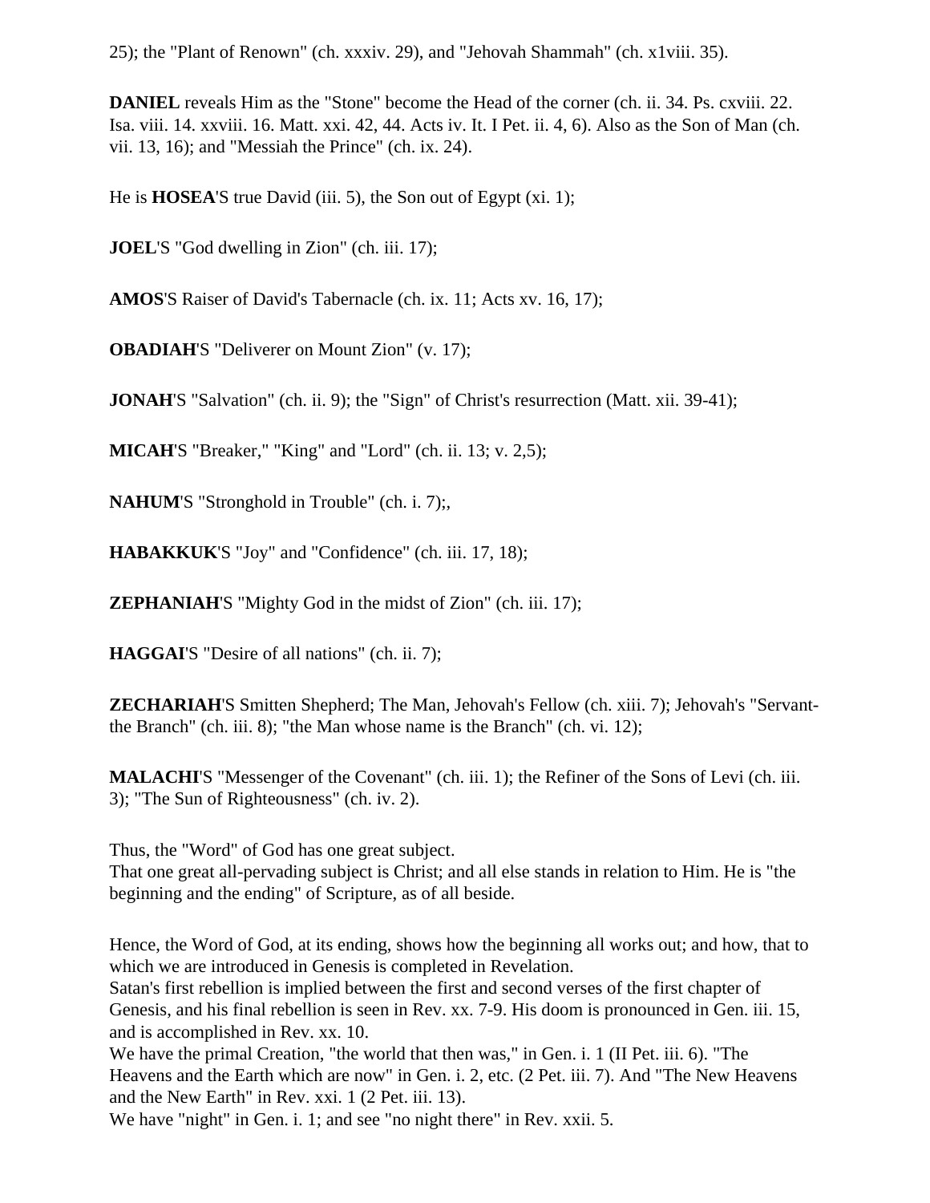25); the "Plant of Renown" (ch. xxxiv. 29), and "Jehovah Shammah" (ch. x1viii. 35).

**DANIEL** reveals Him as the "Stone" become the Head of the corner (ch. ii. 34. Ps. cxviii. 22. Isa. viii. 14. xxviii. 16. Matt. xxi. 42, 44. Acts iv. It. I Pet. ii. 4, 6). Also as the Son of Man (ch. vii. 13, 16); and "Messiah the Prince" (ch. ix. 24).

He is **HOSEA**'S true David (iii. 5), the Son out of Egypt (xi. 1);

**JOEL**'S "God dwelling in Zion" (ch. iii. 17);

**AMOS**'S Raiser of David's Tabernacle (ch. ix. 11; Acts xv. 16, 17);

**OBADIAH**'S "Deliverer on Mount Zion" (v. 17);

**JONAH**'S "Salvation" (ch. ii. 9); the "Sign" of Christ's resurrection (Matt. xii. 39-41);

**MICAH**'S "Breaker," "King" and "Lord" (ch. ii. 13; v. 2,5);

**NAHUM**'S "Stronghold in Trouble" (ch. i. 7);,

**HABAKKUK**'S "Joy" and "Confidence" (ch. iii. 17, 18);

**ZEPHANIAH**'S "Mighty God in the midst of Zion" (ch. iii. 17);

**HAGGAI**'S "Desire of all nations" (ch. ii. 7);

**ZECHARIAH**'S Smitten Shepherd; The Man, Jehovah's Fellow (ch. xiii. 7); Jehovah's "Servant-the Branch" (ch. iii. 8); "the Man whose name is the Branch" (ch. vi. 12);

**MALACHI**'S "Messenger of the Covenant" (ch. iii. 1); the Refiner of the Sons of Levi (ch. iii. 3); "The Sun of Righteousness" (ch. iv. 2).

Thus, the "Word" of God has one great subject.
That one great all-pervading subject is Christ; and all else stands in relation to Him. He is "the beginning and the ending" of Scripture, as of all beside.

Hence, the Word of God, at its ending, shows how the beginning all works out; and how, that to which we are introduced in Genesis is completed in Revelation.
Satan's first rebellion is implied between the first and second verses of the first chapter of Genesis, and his final rebellion is seen in Rev. xx. 7-9. His doom is pronounced in Gen. iii. 15, and is accomplished in Rev. xx. 10.
We have the primal Creation, "the world that then was," in Gen. i. 1 (II Pet. iii. 6). "The Heavens and the Earth which are now" in Gen. i. 2, etc. (2 Pet. iii. 7). And "The New Heavens and the New Earth" in Rev. xxi. 1 (2 Pet. iii. 13).
We have "night" in Gen. i. 1; and see "no night there" in Rev. xxii. 5.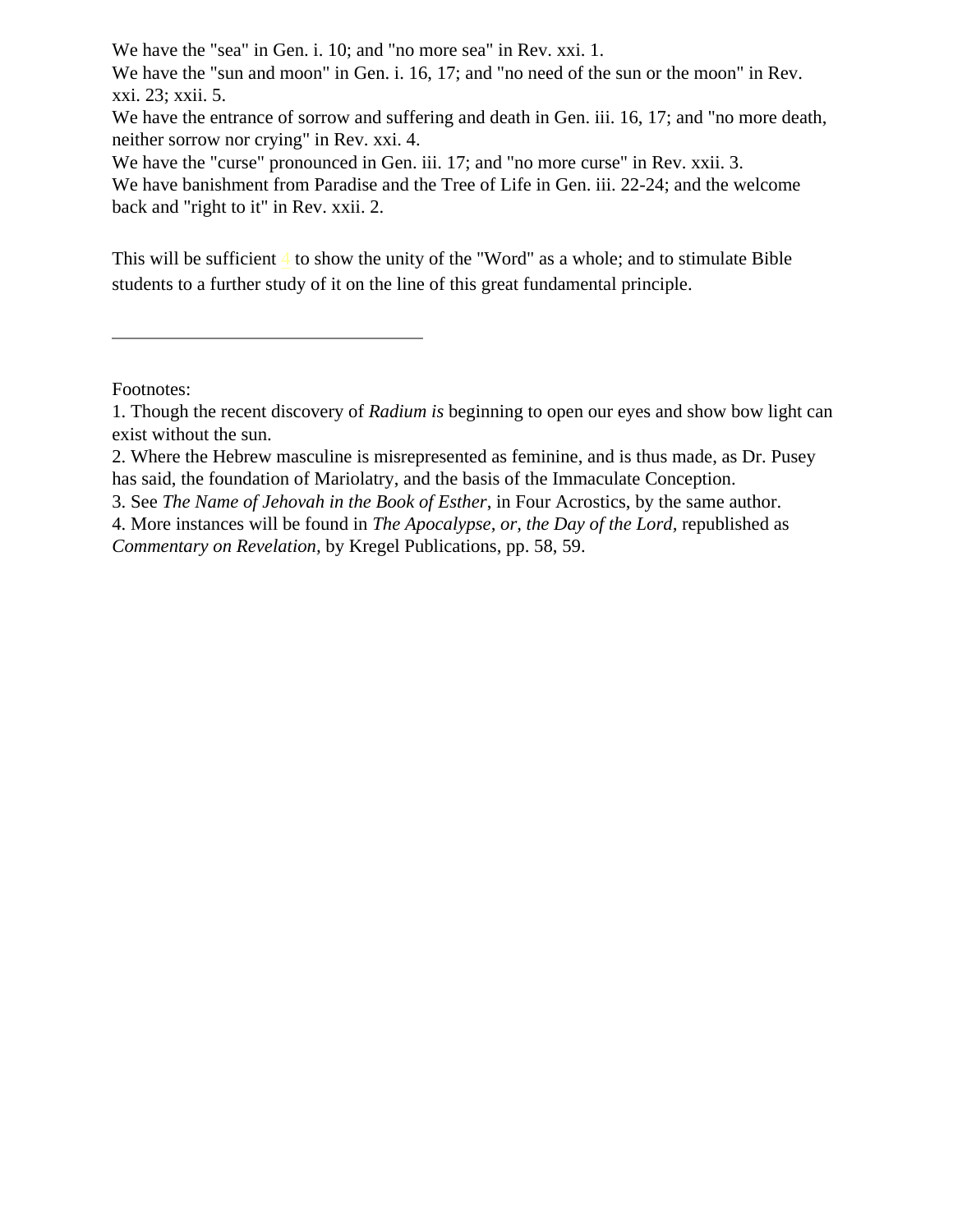We have the "sea" in Gen. i. 10; and "no more sea" in Rev. xxi. 1.
We have the "sun and moon" in Gen. i. 16, 17; and "no need of the sun or the moon" in Rev. xxi. 23; xxii. 5.
We have the entrance of sorrow and suffering and death in Gen. iii. 16, 17; and "no more death, neither sorrow nor crying" in Rev. xxi. 4.
We have the "curse" pronounced in Gen. iii. 17; and "no more curse" in Rev. xxii. 3.
We have banishment from Paradise and the Tree of Life in Gen. iii. 22-24; and the welcome back and "right to it" in Rev. xxii. 2.

This will be sufficient [4] to show the unity of the "Word" as a whole; and to stimulate Bible students to a further study of it on the line of this great fundamental principle.

---

Footnotes:
1. Though the recent discovery of *Radium is* beginning to open our eyes and show bow light can exist without the sun.
2. Where the Hebrew masculine is misrepresented as feminine, and is thus made, as Dr. Pusey has said, the foundation of Mariolatry, and the basis of the Immaculate Conception.
3. See *The Name of Jehovah in the Book of Esther*, in Four Acrostics, by the same author.
4. More instances will be found in *The Apocalypse, or, the Day of the Lord*, republished as *Commentary on Revelation,* by Kregel Publications, pp. 58, 59.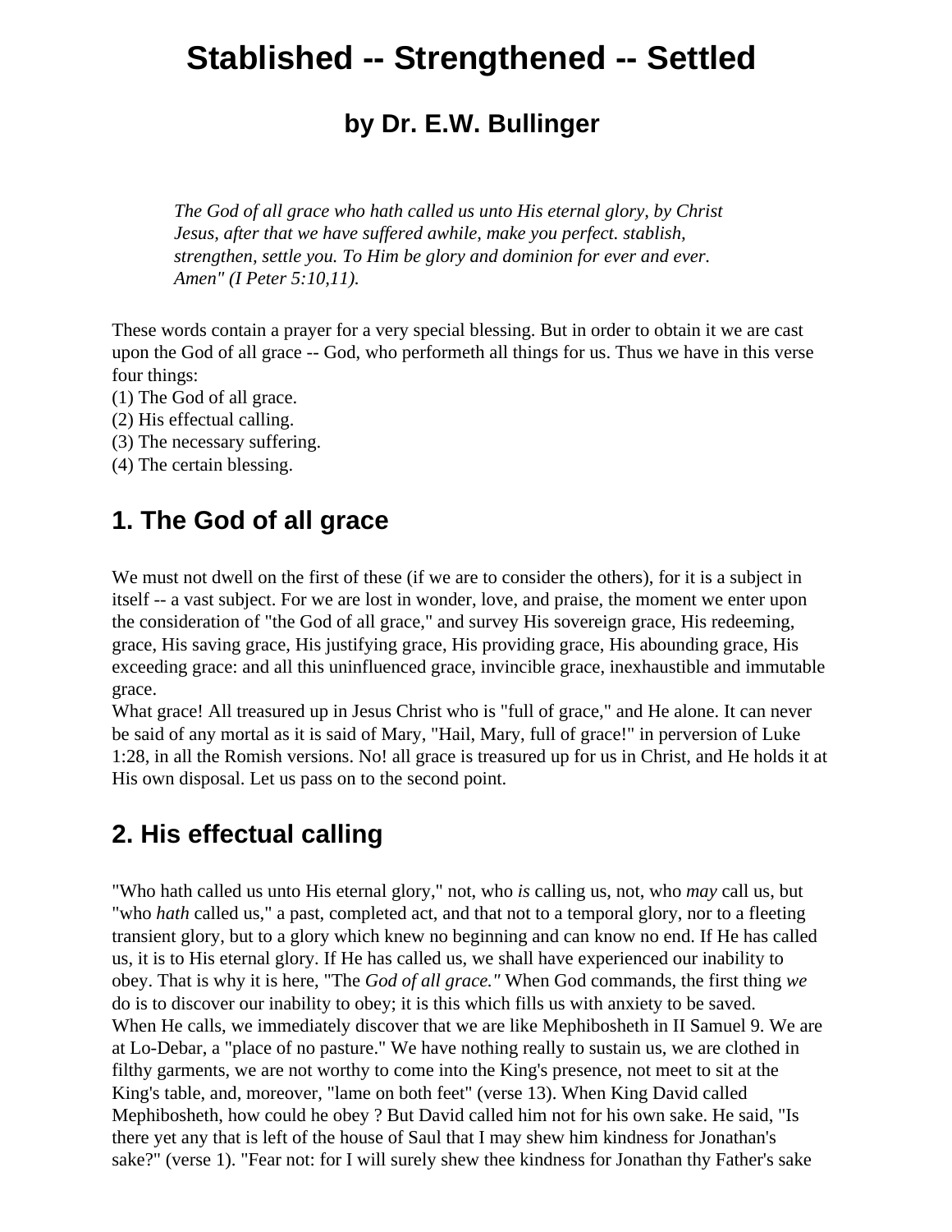# Stablished -- Strengthened -- Settled

## by Dr. E.W. Bullinger

> *The God of all grace who hath called us unto His eternal glory, by Christ Jesus, after that we have suffered awhile, make you perfect. stablish, strengthen, settle you. To Him be glory and dominion for ever and ever. Amen" (I Peter 5:10,11).*

These words contain a prayer for a very special blessing. But in order to obtain it we are cast upon the God of all grace -- God, who performeth all things for us. Thus we have in this verse four things:
(1) The God of all grace.
(2) His effectual calling.
(3) The necessary suffering.
(4) The certain blessing.

## 1. The God of all grace

We must not dwell on the first of these (if we are to consider the others), for it is a subject in itself -- a vast subject. For we are lost in wonder, love, and praise, the moment we enter upon the consideration of "the God of all grace," and survey His sovereign grace, His redeeming, grace, His saving grace, His justifying grace, His providing grace, His abounding grace, His exceeding grace: and all this uninfluenced grace, invincible grace, inexhaustible and immutable grace.
What grace! All treasured up in Jesus Christ who is "full of grace," and He alone. It can never be said of any mortal as it is said of Mary, "Hail, Mary, full of grace!" in perversion of Luke 1:28, in all the Romish versions. No! all grace is treasured up for us in Christ, and He holds it at His own disposal. Let us pass on to the second point.

## 2. His effectual calling

"Who hath called us unto His eternal glory," not, who *is* calling us, not, who *may* call us, but "who *hath* called us," a past, completed act, and that not to a temporal glory, nor to a fleeting transient glory, but to a glory which knew no beginning and can know no end. If He has called us, it is to His eternal glory. If He has called us, we shall have experienced our inability to obey. That is why it is here, "The *God of all grace."* When God commands, the first thing *we* do is to discover our inability to obey; it is this which fills us with anxiety to be saved.
When He calls, we immediately discover that we are like Mephibosheth in II Samuel 9. We are at Lo-Debar, a "place of no pasture." We have nothing really to sustain us, we are clothed in filthy garments, we are not worthy to come into the King's presence, not meet to sit at the King's table, and, moreover, "lame on both feet" (verse 13). When King David called Mephibosheth, how could he obey ? But David called him not for his own sake. He said, "Is there yet any that is left of the house of Saul that I may shew him kindness for Jonathan's sake?" (verse 1). "Fear not: for I will surely shew thee kindness for Jonathan thy Father's sake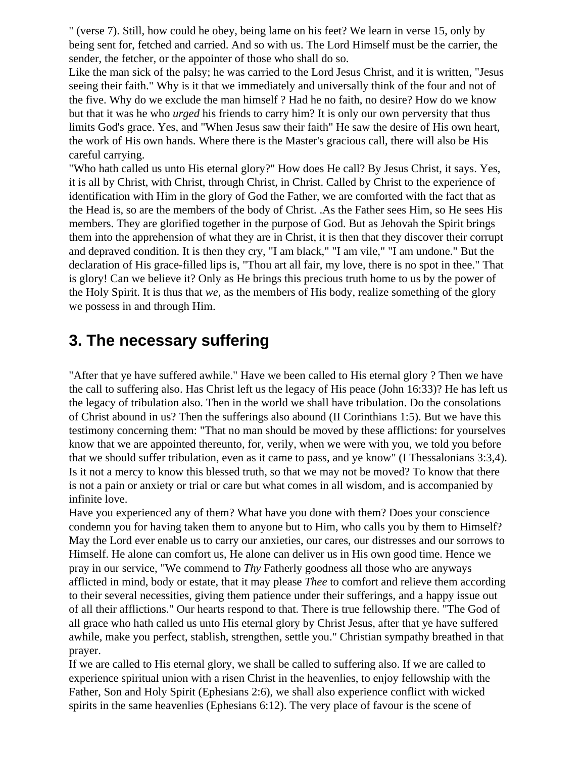" (verse 7). Still, how could he obey, being lame on his feet? We learn in verse 15, only by being sent for, fetched and carried. And so with us. The Lord Himself must be the carrier, the sender, the fetcher, or the appointer of those who shall do so.

Like the man sick of the palsy; he was carried to the Lord Jesus Christ, and it is written, "Jesus seeing their faith." Why is it that we immediately and universally think of the four and not of the five. Why do we exclude the man himself ? Had he no faith, no desire? How do we know but that it was he who *urged* his friends to carry him? It is only our own perversity that thus limits God's grace. Yes, and "When Jesus saw their faith" He saw the desire of His own heart, the work of His own hands. Where there is the Master's gracious call, there will also be His careful carrying.

"Who hath called us unto His eternal glory?" How does He call? By Jesus Christ, it says. Yes, it is all by Christ, with Christ, through Christ, in Christ. Called by Christ to the experience of identification with Him in the glory of God the Father, we are comforted with the fact that as the Head is, so are the members of the body of Christ. .As the Father sees Him, so He sees His members. They are glorified together in the purpose of God. But as Jehovah the Spirit brings them into the apprehension of what they are in Christ, it is then that they discover their corrupt and depraved condition. It is then they cry, "I am black," "I am vile," "I am undone." But the declaration of His grace-filled lips is, "Thou art all fair, my love, there is no spot in thee." That is glory! Can we believe it? Only as He brings this precious truth home to us by the power of the Holy Spirit. It is thus that *we*, as the members of His body, realize something of the glory we possess in and through Him.

## 3. The necessary suffering

"After that ye have suffered awhile." Have we been called to His eternal glory ? Then we have the call to suffering also. Has Christ left us the legacy of His peace (John 16:33)? He has left us the legacy of tribulation also. Then in the world we shall have tribulation. Do the consolations of Christ abound in us? Then the sufferings also abound (II Corinthians 1:5). But we have this testimony concerning them: "That no man should be moved by these afflictions: for yourselves know that we are appointed thereunto, for, verily, when we were with you, we told you before that we should suffer tribulation, even as it came to pass, and ye know" (I Thessalonians 3:3,4). Is it not a mercy to know this blessed truth, so that we may not be moved? To know that there is not a pain or anxiety or trial or care but what comes in all wisdom, and is accompanied by infinite love.

Have you experienced any of them? What have you done with them? Does your conscience condemn you for having taken them to anyone but to Him, who calls you by them to Himself? May the Lord ever enable us to carry our anxieties, our cares, our distresses and our sorrows to Himself. He alone can comfort us, He alone can deliver us in His own good time. Hence we pray in our service, "We commend to *Thy* Fatherly goodness all those who are anyways afflicted in mind, body or estate, that it may please *Thee* to comfort and relieve them according to their several necessities, giving them patience under their sufferings, and a happy issue out of all their afflictions." Our hearts respond to that. There is true fellowship there. "The God of all grace who hath called us unto His eternal glory by Christ Jesus, after that ye have suffered awhile, make you perfect, stablish, strengthen, settle you." Christian sympathy breathed in that prayer.

If we are called to His eternal glory, we shall be called to suffering also. If we are called to experience spiritual union with a risen Christ in the heavenlies, to enjoy fellowship with the Father, Son and Holy Spirit (Ephesians 2:6), we shall also experience conflict with wicked spirits in the same heavenlies (Ephesians 6:12). The very place of favour is the scene of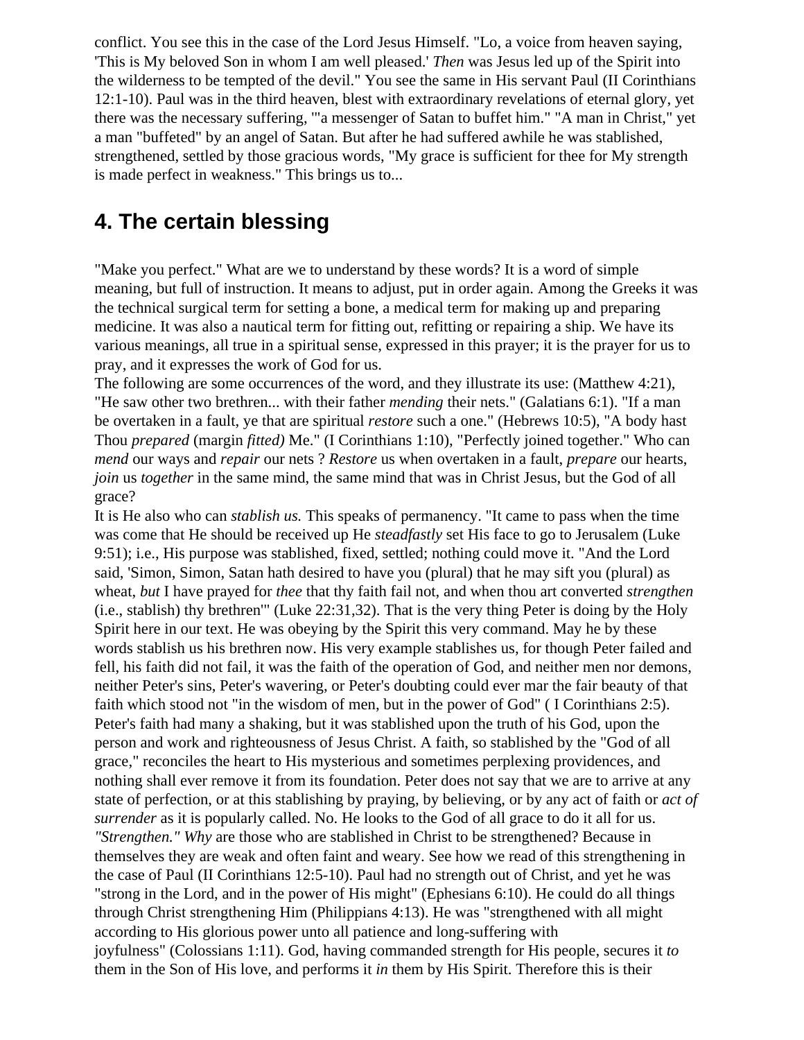conflict. You see this in the case of the Lord Jesus Himself. "Lo, a voice from heaven saying, 'This is My beloved Son in whom I am well pleased.' *Then* was Jesus led up of the Spirit into the wilderness to be tempted of the devil." You see the same in His servant Paul (II Corinthians 12:1-10). Paul was in the third heaven, blest with extraordinary revelations of eternal glory, yet there was the necessary suffering, "'a messenger of Satan to buffet him." "A man in Christ," yet a man "buffeted" by an angel of Satan. But after he had suffered awhile he was stablished, strengthened, settled by those gracious words, "My grace is sufficient for thee for My strength is made perfect in weakness." This brings us to...

## 4. The certain blessing

"Make you perfect." What are we to understand by these words? It is a word of simple meaning, but full of instruction. It means to adjust, put in order again. Among the Greeks it was the technical surgical term for setting a bone, a medical term for making up and preparing medicine. It was also a nautical term for fitting out, refitting or repairing a ship. We have its various meanings, all true in a spiritual sense, expressed in this prayer; it is the prayer for us to pray, and it expresses the work of God for us.

The following are some occurrences of the word, and they illustrate its use: (Matthew 4:21), "He saw other two brethren... with their father *mending* their nets." (Galatians 6:1). "If a man be overtaken in a fault, ye that are spiritual *restore* such a one." (Hebrews 10:5), "A body hast Thou *prepared* (margin *fitted)* Me." (I Corinthians 1:10), "Perfectly joined together." Who can *mend* our ways and *repair* our nets ? *Restore* us when overtaken in a fault, *prepare* our hearts, *join* us *together* in the same mind, the same mind that was in Christ Jesus, but the God of all grace?

It is He also who can *stablish us.* This speaks of permanency. "It came to pass when the time was come that He should be received up He *steadfastly* set His face to go to Jerusalem (Luke 9:51); i.e., His purpose was stablished, fixed, settled; nothing could move it. "And the Lord said, 'Simon, Simon, Satan hath desired to have you (plural) that he may sift you (plural) as wheat, *but* I have prayed for *thee* that thy faith fail not, and when thou art converted *strengthen* (i.e., stablish) thy brethren'" (Luke 22:31,32). That is the very thing Peter is doing by the Holy Spirit here in our text. He was obeying by the Spirit this very command. May he by these words stablish us his brethren now. His very example stablishes us, for though Peter failed and fell, his faith did not fail, it was the faith of the operation of God, and neither men nor demons, neither Peter's sins, Peter's wavering, or Peter's doubting could ever mar the fair beauty of that faith which stood not "in the wisdom of men, but in the power of God" ( I Corinthians 2:5). Peter's faith had many a shaking, but it was stablished upon the truth of his God, upon the person and work and righteousness of Jesus Christ. A faith, so stablished by the "God of all grace," reconciles the heart to His mysterious and sometimes perplexing providences, and nothing shall ever remove it from its foundation. Peter does not say that we are to arrive at any state of perfection, or at this stablishing by praying, by believing, or by any act of faith or *act of surrender* as it is popularly called. No. He looks to the God of all grace to do it all for us.

*"Strengthen." Why* are those who are stablished in Christ to be strengthened? Because in themselves they are weak and often faint and weary. See how we read of this strengthening in the case of Paul (II Corinthians 12:5-10). Paul had no strength out of Christ, and yet he was "strong in the Lord, and in the power of His might" (Ephesians 6:10). He could do all things through Christ strengthening Him (Philippians 4:13). He was "strengthened with all might according to His glorious power unto all patience and long-suffering with joyfulness" (Colossians 1:11). God, having commanded strength for His people, secures it *to* them in the Son of His love, and performs it *in* them by His Spirit. Therefore this is their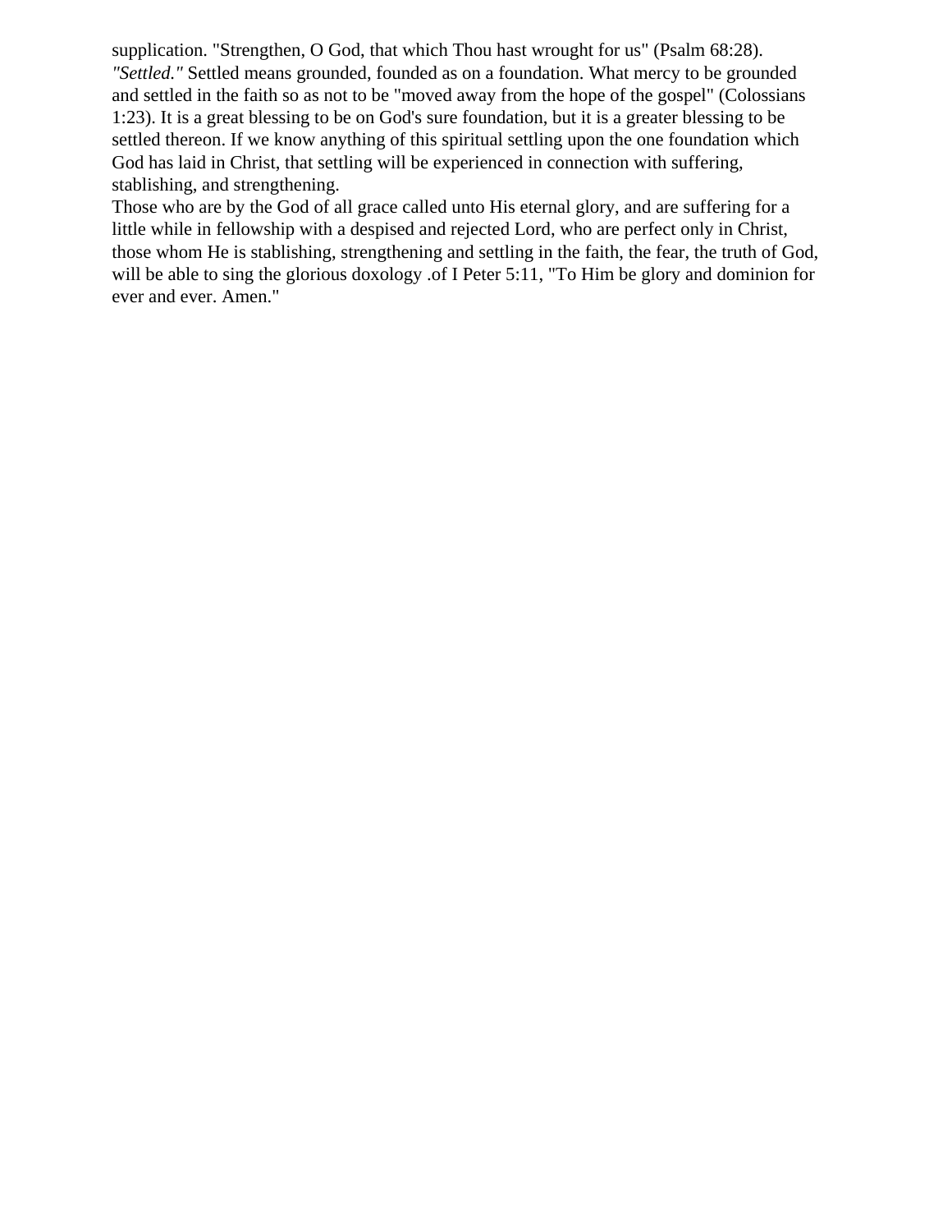supplication. "Strengthen, O God, that which Thou hast wrought for us" (Psalm 68:28).

*"Settled."* Settled means grounded, founded as on a foundation. What mercy to be grounded and settled in the faith so as not to be "moved away from the hope of the gospel" (Colossians 1:23). It is a great blessing to be on God's sure foundation, but it is a greater blessing to be settled thereon. If we know anything of this spiritual settling upon the one foundation which God has laid in Christ, that settling will be experienced in connection with suffering, stablishing, and strengthening.

Those who are by the God of all grace called unto His eternal glory, and are suffering for a little while in fellowship with a despised and rejected Lord, who are perfect only in Christ, those whom He is stablishing, strengthening and settling in the faith, the fear, the truth of God, will be able to sing the glorious doxology .of I Peter 5:11, "To Him be glory and dominion for ever and ever. Amen."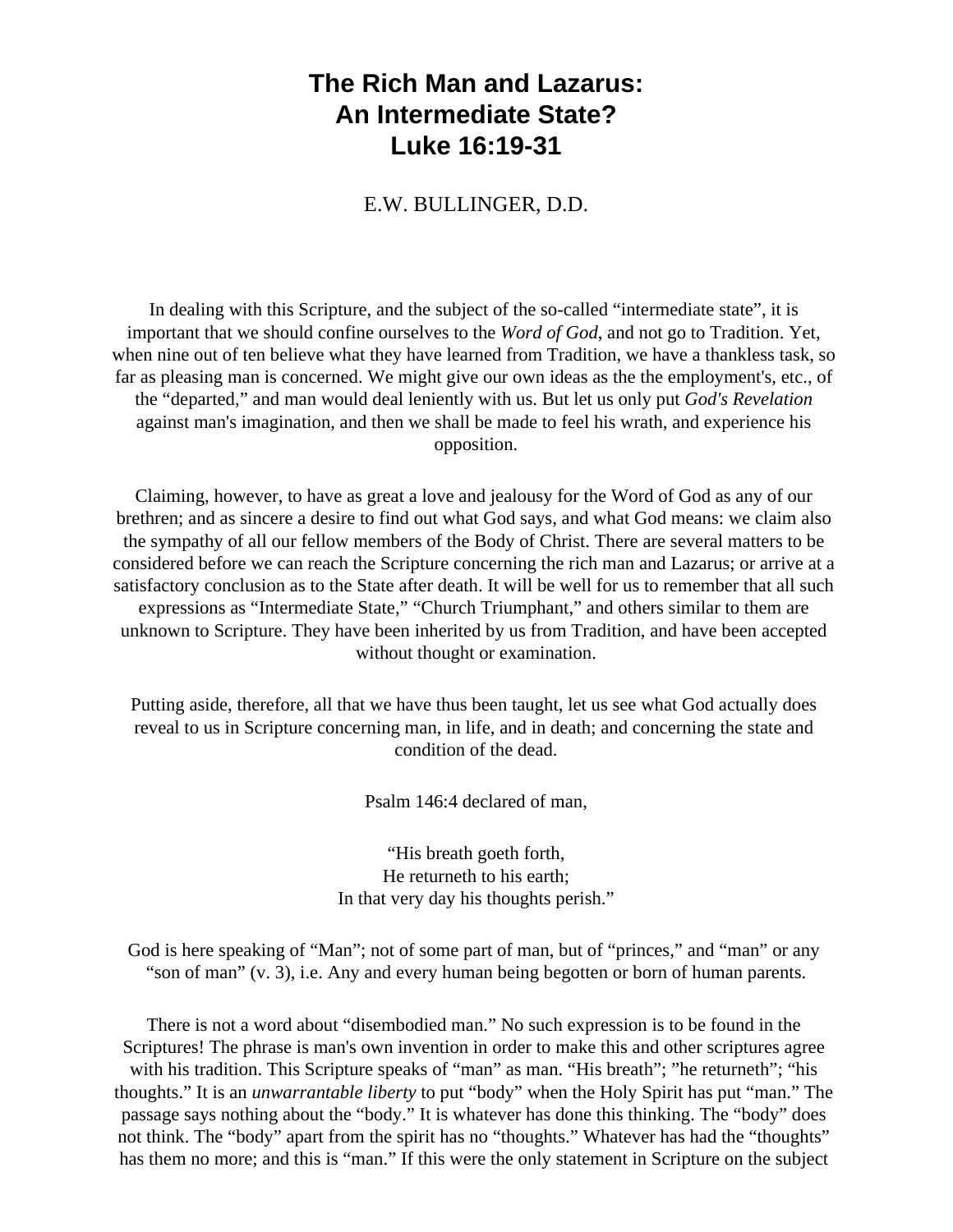# The Rich Man and Lazarus: An Intermediate State? Luke 16:19-31

E.W. BULLINGER, D.D.

In dealing with this Scripture, and the subject of the so-called "intermediate state", it is important that we should confine ourselves to the *Word of God*, and not go to Tradition. Yet, when nine out of ten believe what they have learned from Tradition, we have a thankless task, so far as pleasing man is concerned. We might give our own ideas as the the employment's, etc., of the "departed," and man would deal leniently with us. But let us only put *God's Revelation* against man's imagination, and then we shall be made to feel his wrath, and experience his opposition.

Claiming, however, to have as great a love and jealousy for the Word of God as any of our brethren; and as sincere a desire to find out what God says, and what God means: we claim also the sympathy of all our fellow members of the Body of Christ. There are several matters to be considered before we can reach the Scripture concerning the rich man and Lazarus; or arrive at a satisfactory conclusion as to the State after death. It will be well for us to remember that all such expressions as "Intermediate State," "Church Triumphant," and others similar to them are unknown to Scripture. They have been inherited by us from Tradition, and have been accepted without thought or examination.

Putting aside, therefore, all that we have thus been taught, let us see what God actually does reveal to us in Scripture concerning man, in life, and in death; and concerning the state and condition of the dead.

Psalm 146:4 declared of man,

"His breath goeth forth,
He returneth to his earth;
In that very day his thoughts perish."

God is here speaking of "Man"; not of some part of man, but of "princes," and "man" or any "son of man" (v. 3), i.e. Any and every human being begotten or born of human parents.

There is not a word about "disembodied man." No such expression is to be found in the Scriptures! The phrase is man's own invention in order to make this and other scriptures agree with his tradition. This Scripture speaks of "man" as man. "His breath"; "he returneth"; "his thoughts." It is an *unwarrantable liberty* to put "body" when the Holy Spirit has put "man." The passage says nothing about the "body." It is whatever has done this thinking. The "body" does not think. The "body" apart from the spirit has no "thoughts." Whatever has had the "thoughts" has them no more; and this is "man." If this were the only statement in Scripture on the subject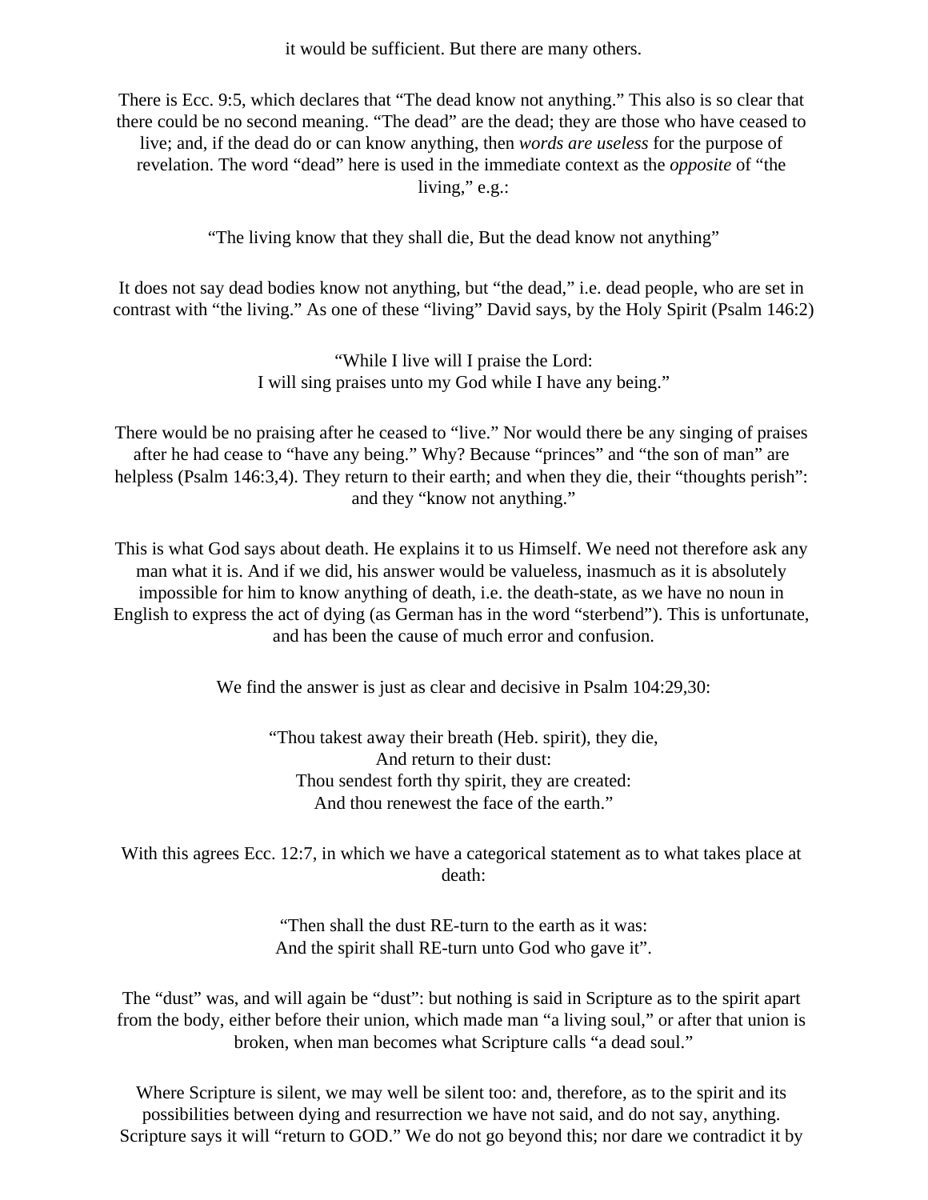it would be sufficient. But there are many others.

There is Ecc. 9:5, which declares that “The dead know not anything.” This also is so clear that there could be no second meaning. “The dead” are the dead; they are those who have ceased to live; and, if the dead do or can know anything, then *words are useless* for the purpose of revelation. The word “dead” here is used in the immediate context as the *opposite* of “the living,” e.g.:

“The living know that they shall die, But the dead know not anything”

It does not say dead bodies know not anything, but “the dead,” i.e. dead people, who are set in contrast with “the living.” As one of these “living” David says, by the Holy Spirit (Psalm 146:2)

“While I live will I praise the Lord:
I will sing praises unto my God while I have any being.”

There would be no praising after he ceased to “live.” Nor would there be any singing of praises after he had cease to “have any being.” Why? Because “princes” and “the son of man” are helpless (Psalm 146:3,4). They return to their earth; and when they die, their “thoughts perish”: and they “know not anything.”

This is what God says about death. He explains it to us Himself. We need not therefore ask any man what it is. And if we did, his answer would be valueless, inasmuch as it is absolutely impossible for him to know anything of death, i.e. the death-state, as we have no noun in English to express the act of dying (as German has in the word “sterbend”). This is unfortunate, and has been the cause of much error and confusion.

We find the answer is just as clear and decisive in Psalm 104:29,30:

“Thou takest away their breath (Heb. spirit), they die,
And return to their dust:
Thou sendest forth thy spirit, they are created:
And thou renewest the face of the earth.”

With this agrees Ecc. 12:7, in which we have a categorical statement as to what takes place at death:

“Then shall the dust RE-turn to the earth as it was:
And the spirit shall RE-turn unto God who gave it”.

The “dust” was, and will again be “dust”: but nothing is said in Scripture as to the spirit apart from the body, either before their union, which made man “a living soul,” or after that union is broken, when man becomes what Scripture calls “a dead soul.”

Where Scripture is silent, we may well be silent too: and, therefore, as to the spirit and its possibilities between dying and resurrection we have not said, and do not say, anything. Scripture says it will “return to GOD.” We do not go beyond this; nor dare we contradict it by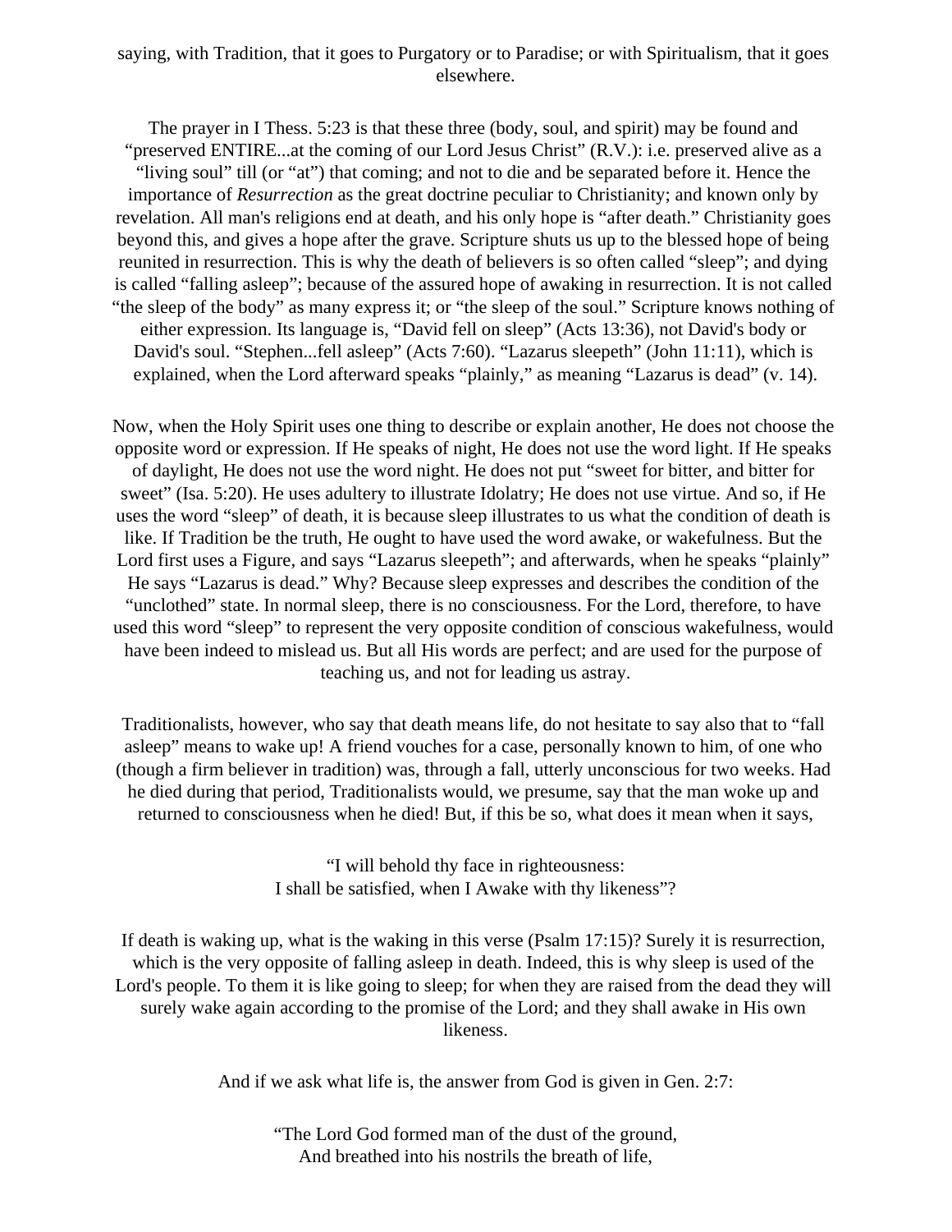saying, with Tradition, that it goes to Purgatory or to Paradise; or with Spiritualism, that it goes elsewhere.

The prayer in I Thess. 5:23 is that these three (body, soul, and spirit) may be found and "preserved ENTIRE...at the coming of our Lord Jesus Christ" (R.V.): i.e. preserved alive as a "living soul" till (or "at") that coming; and not to die and be separated before it. Hence the importance of *Resurrection* as the great doctrine peculiar to Christianity; and known only by revelation. All man's religions end at death, and his only hope is "after death." Christianity goes beyond this, and gives a hope after the grave. Scripture shuts us up to the blessed hope of being reunited in resurrection. This is why the death of believers is so often called "sleep"; and dying is called "falling asleep"; because of the assured hope of awaking in resurrection. It is not called "the sleep of the body" as many express it; or "the sleep of the soul." Scripture knows nothing of either expression. Its language is, "David fell on sleep" (Acts 13:36), not David's body or David's soul. "Stephen...fell asleep" (Acts 7:60). "Lazarus sleepeth" (John 11:11), which is explained, when the Lord afterward speaks "plainly," as meaning "Lazarus is dead" (v. 14).

Now, when the Holy Spirit uses one thing to describe or explain another, He does not choose the opposite word or expression. If He speaks of night, He does not use the word light. If He speaks of daylight, He does not use the word night. He does not put "sweet for bitter, and bitter for sweet" (Isa. 5:20). He uses adultery to illustrate Idolatry; He does not use virtue. And so, if He uses the word "sleep" of death, it is because sleep illustrates to us what the condition of death is like. If Tradition be the truth, He ought to have used the word awake, or wakefulness. But the Lord first uses a Figure, and says "Lazarus sleepeth"; and afterwards, when he speaks "plainly" He says "Lazarus is dead." Why? Because sleep expresses and describes the condition of the "unclothed" state. In normal sleep, there is no consciousness. For the Lord, therefore, to have used this word "sleep" to represent the very opposite condition of conscious wakefulness, would have been indeed to mislead us. But all His words are perfect; and are used for the purpose of teaching us, and not for leading us astray.

Traditionalists, however, who say that death means life, do not hesitate to say also that to "fall asleep" means to wake up! A friend vouches for a case, personally known to him, of one who (though a firm believer in tradition) was, through a fall, utterly unconscious for two weeks. Had he died during that period, Traditionalists would, we presume, say that the man woke up and returned to consciousness when he died! But, if this be so, what does it mean when it says,

"I will behold thy face in righteousness:
I shall be satisfied, when I Awake with thy likeness"?

If death is waking up, what is the waking in this verse (Psalm 17:15)? Surely it is resurrection, which is the very opposite of falling asleep in death. Indeed, this is why sleep is used of the Lord's people. To them it is like going to sleep; for when they are raised from the dead they will surely wake again according to the promise of the Lord; and they shall awake in His own likeness.

And if we ask what life is, the answer from God is given in Gen. 2:7:

"The Lord God formed man of the dust of the ground,
And breathed into his nostrils the breath of life,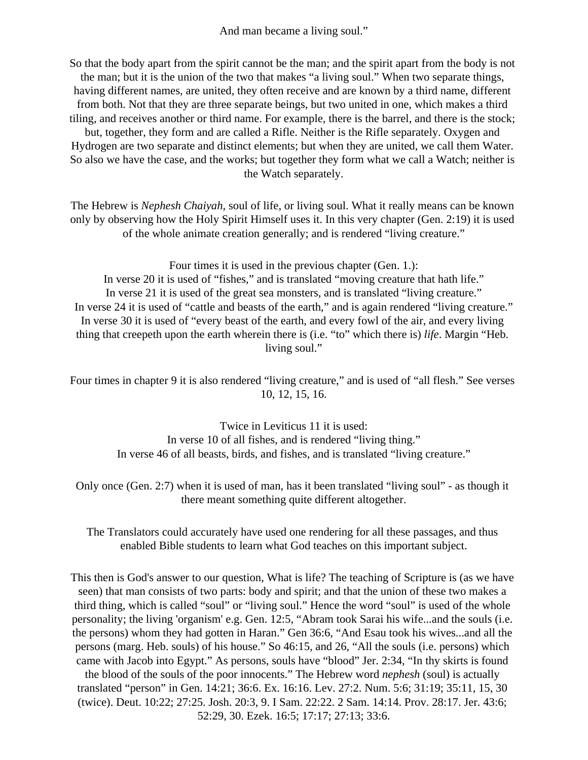And man became a living soul."

So that the body apart from the spirit cannot be the man; and the spirit apart from the body is not the man; but it is the union of the two that makes "a living soul." When two separate things, having different names, are united, they often receive and are known by a third name, different from both. Not that they are three separate beings, but two united in one, which makes a third tiling, and receives another or third name. For example, there is the barrel, and there is the stock; but, together, they form and are called a Rifle. Neither is the Rifle separately. Oxygen and Hydrogen are two separate and distinct elements; but when they are united, we call them Water. So also we have the case, and the works; but together they form what we call a Watch; neither is the Watch separately.

The Hebrew is *Nephesh Chaiyah*, soul of life, or living soul. What it really means can be known only by observing how the Holy Spirit Himself uses it. In this very chapter (Gen. 2:19) it is used of the whole animate creation generally; and is rendered "living creature."

Four times it is used in the previous chapter (Gen. 1.):
In verse 20 it is used of "fishes," and is translated "moving creature that hath life."
In verse 21 it is used of the great sea monsters, and is translated "living creature."
In verse 24 it is used of "cattle and beasts of the earth," and is again rendered "living creature."
In verse 30 it is used of "every beast of the earth, and every fowl of the air, and every living thing that creepeth upon the earth wherein there is (i.e. "to" which there is) *life*. Margin "Heb. living soul."

Four times in chapter 9 it is also rendered "living creature," and is used of "all flesh." See verses 10, 12, 15, 16.

Twice in Leviticus 11 it is used:
In verse 10 of all fishes, and is rendered "living thing."
In verse 46 of all beasts, birds, and fishes, and is translated "living creature."

Only once (Gen. 2:7) when it is used of man, has it been translated "living soul" - as though it there meant something quite different altogether.

The Translators could accurately have used one rendering for all these passages, and thus enabled Bible students to learn what God teaches on this important subject.

This then is God's answer to our question, What is life? The teaching of Scripture is (as we have seen) that man consists of two parts: body and spirit; and that the union of these two makes a third thing, which is called "soul" or "living soul." Hence the word "soul" is used of the whole personality; the living 'organism' e.g. Gen. 12:5, "Abram took Sarai his wife...and the souls (i.e. the persons) whom they had gotten in Haran." Gen 36:6, "And Esau took his wives...and all the persons (marg. Heb. souls) of his house." So 46:15, and 26, "All the souls (i.e. persons) which came with Jacob into Egypt." As persons, souls have "blood" Jer. 2:34, "In thy skirts is found the blood of the souls of the poor innocents." The Hebrew word *nephesh* (soul) is actually translated "person" in Gen. 14:21; 36:6. Ex. 16:16. Lev. 27:2. Num. 5:6; 31:19; 35:11, 15, 30 (twice). Deut. 10:22; 27:25. Josh. 20:3, 9. I Sam. 22:22. 2 Sam. 14:14. Prov. 28:17. Jer. 43:6; 52:29, 30. Ezek. 16:5; 17:17; 27:13; 33:6.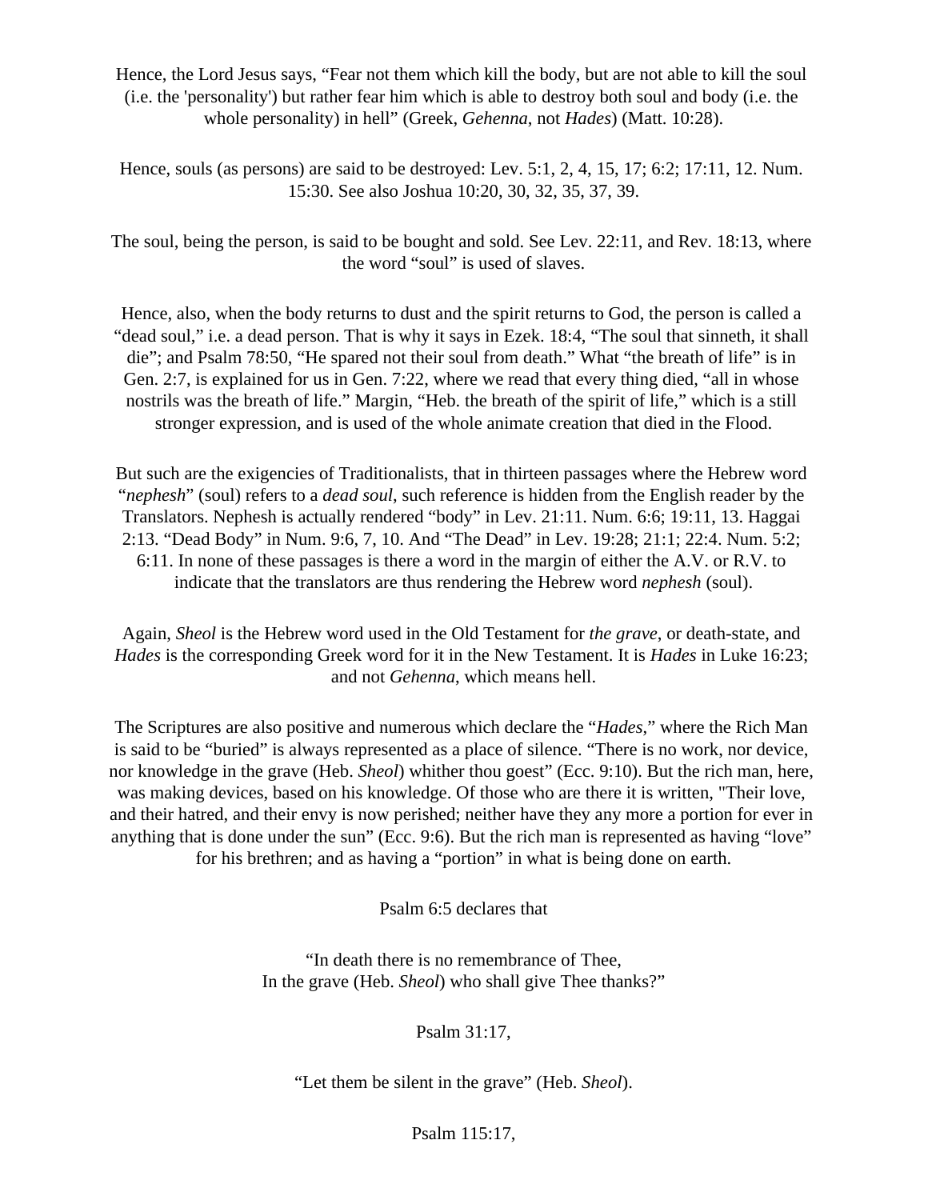Hence, the Lord Jesus says, “Fear not them which kill the body, but are not able to kill the soul (i.e. the 'personality') but rather fear him which is able to destroy both soul and body (i.e. the whole personality) in hell” (Greek, *Gehenna*, not *Hades*) (Matt. 10:28).

Hence, souls (as persons) are said to be destroyed: Lev. 5:1, 2, 4, 15, 17; 6:2; 17:11, 12. Num. 15:30. See also Joshua 10:20, 30, 32, 35, 37, 39.

The soul, being the person, is said to be bought and sold. See Lev. 22:11, and Rev. 18:13, where the word “soul” is used of slaves.

Hence, also, when the body returns to dust and the spirit returns to God, the person is called a “dead soul,” i.e. a dead person. That is why it says in Ezek. 18:4, “The soul that sinneth, it shall die”; and Psalm 78:50, “He spared not their soul from death.” What “the breath of life” is in Gen. 2:7, is explained for us in Gen. 7:22, where we read that every thing died, “all in whose nostrils was the breath of life.” Margin, “Heb. the breath of the spirit of life,” which is a still stronger expression, and is used of the whole animate creation that died in the Flood.

But such are the exigencies of Traditionalists, that in thirteen passages where the Hebrew word “*nephesh*” (soul) refers to a *dead soul*, such reference is hidden from the English reader by the Translators. Nephesh is actually rendered “body” in Lev. 21:11. Num. 6:6; 19:11, 13. Haggai 2:13. “Dead Body” in Num. 9:6, 7, 10. And “The Dead” in Lev. 19:28; 21:1; 22:4. Num. 5:2; 6:11. In none of these passages is there a word in the margin of either the A.V. or R.V. to indicate that the translators are thus rendering the Hebrew word *nephesh* (soul).

Again, *Sheol* is the Hebrew word used in the Old Testament for *the grave*, or death-state, and *Hades* is the corresponding Greek word for it in the New Testament. It is *Hades* in Luke 16:23; and not *Gehenna*, which means hell.

The Scriptures are also positive and numerous which declare the “*Hades*,” where the Rich Man is said to be “buried” is always represented as a place of silence. “There is no work, nor device, nor knowledge in the grave (Heb. *Sheol*) whither thou goest” (Ecc. 9:10). But the rich man, here, was making devices, based on his knowledge. Of those who are there it is written, "Their love, and their hatred, and their envy is now perished; neither have they any more a portion for ever in anything that is done under the sun” (Ecc. 9:6). But the rich man is represented as having “love” for his brethren; and as having a “portion” in what is being done on earth.

Psalm 6:5 declares that

“In death there is no remembrance of Thee,
In the grave (Heb. *Sheol*) who shall give Thee thanks?”

Psalm 31:17,

“Let them be silent in the grave” (Heb. *Sheol*).

Psalm 115:17,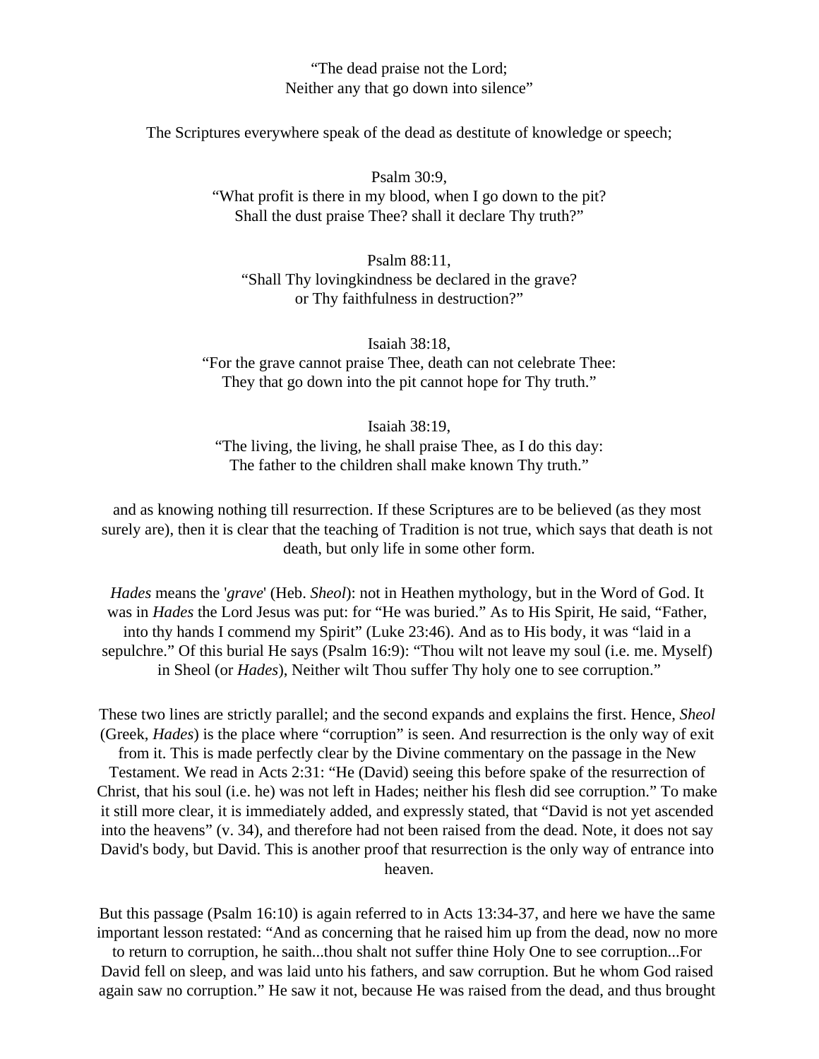"The dead praise not the Lord;
Neither any that go down into silence"

The Scriptures everywhere speak of the dead as destitute of knowledge or speech;

Psalm 30:9,
"What profit is there in my blood, when I go down to the pit?
Shall the dust praise Thee? shall it declare Thy truth?"

Psalm 88:11,
"Shall Thy lovingkindness be declared in the grave?
or Thy faithfulness in destruction?"

Isaiah 38:18,
"For the grave cannot praise Thee, death can not celebrate Thee:
They that go down into the pit cannot hope for Thy truth."

Isaiah 38:19,
"The living, the living, he shall praise Thee, as I do this day:
The father to the children shall make known Thy truth."

and as knowing nothing till resurrection. If these Scriptures are to be believed (as they most surely are), then it is clear that the teaching of Tradition is not true, which says that death is not death, but only life in some other form.

*Hades* means the '*grave*' (Heb. *Sheol*): not in Heathen mythology, but in the Word of God. It was in *Hades* the Lord Jesus was put: for "He was buried." As to His Spirit, He said, "Father, into thy hands I commend my Spirit" (Luke 23:46). And as to His body, it was "laid in a sepulchre." Of this burial He says (Psalm 16:9): "Thou wilt not leave my soul (i.e. me. Myself) in Sheol (or *Hades*), Neither wilt Thou suffer Thy holy one to see corruption."

These two lines are strictly parallel; and the second expands and explains the first. Hence, *Sheol* (Greek, *Hades*) is the place where "corruption" is seen. And resurrection is the only way of exit from it. This is made perfectly clear by the Divine commentary on the passage in the New Testament. We read in Acts 2:31: "He (David) seeing this before spake of the resurrection of Christ, that his soul (i.e. he) was not left in Hades; neither his flesh did see corruption." To make it still more clear, it is immediately added, and expressly stated, that "David is not yet ascended into the heavens" (v. 34), and therefore had not been raised from the dead. Note, it does not say David's body, but David. This is another proof that resurrection is the only way of entrance into heaven.

But this passage (Psalm 16:10) is again referred to in Acts 13:34-37, and here we have the same important lesson restated: "And as concerning that he raised him up from the dead, now no more to return to corruption, he saith...thou shalt not suffer thine Holy One to see corruption...For David fell on sleep, and was laid unto his fathers, and saw corruption. But he whom God raised again saw no corruption." He saw it not, because He was raised from the dead, and thus brought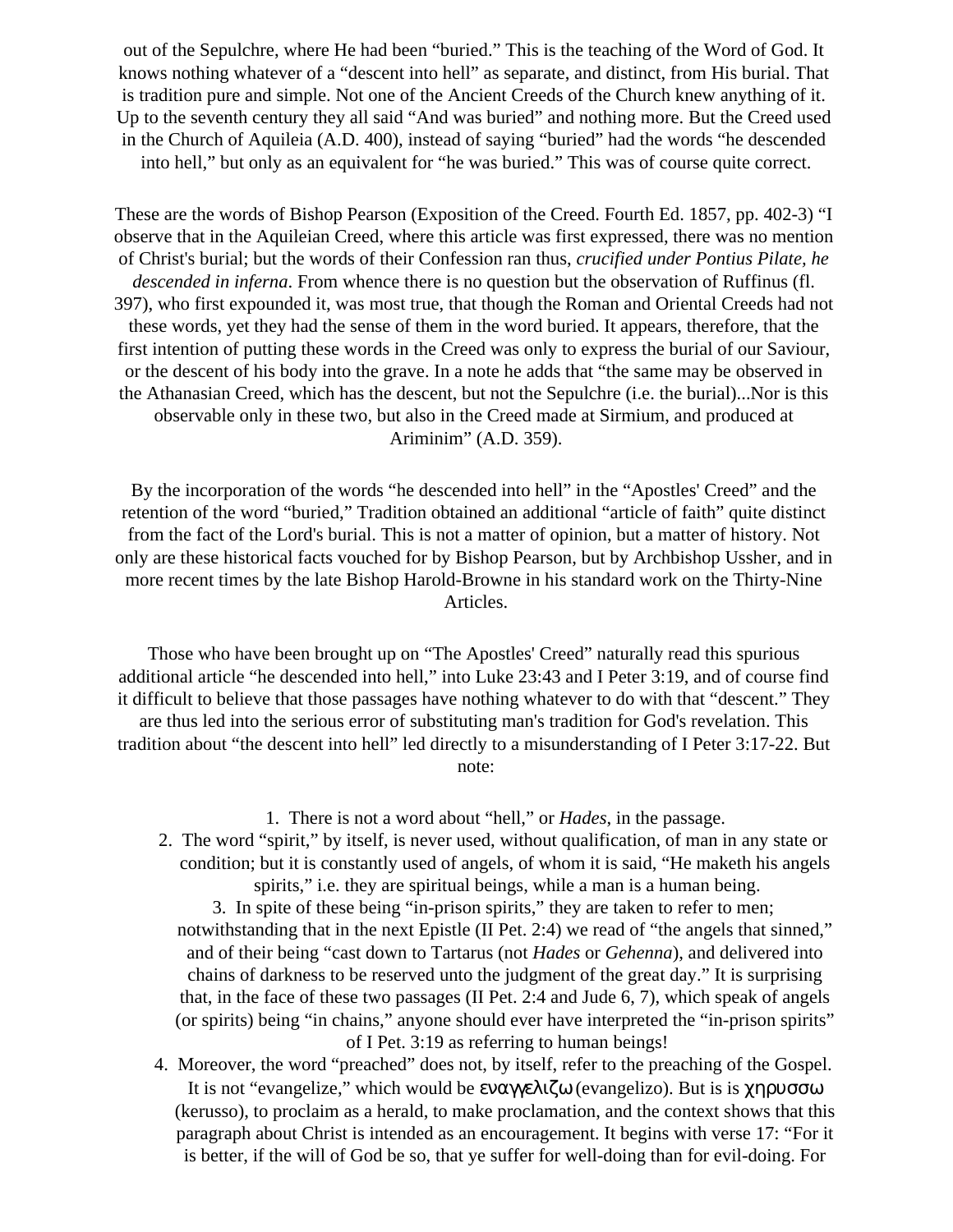out of the Sepulchre, where He had been "buried." This is the teaching of the Word of God. It knows nothing whatever of a "descent into hell" as separate, and distinct, from His burial. That is tradition pure and simple. Not one of the Ancient Creeds of the Church knew anything of it. Up to the seventh century they all said "And was buried" and nothing more. But the Creed used in the Church of Aquileia (A.D. 400), instead of saying "buried" had the words "he descended into hell," but only as an equivalent for "he was buried." This was of course quite correct.

These are the words of Bishop Pearson (Exposition of the Creed. Fourth Ed. 1857, pp. 402-3) "I observe that in the Aquileian Creed, where this article was first expressed, there was no mention of Christ's burial; but the words of their Confession ran thus, *crucified under Pontius Pilate, he descended in inferna*. From whence there is no question but the observation of Ruffinus (fl. 397), who first expounded it, was most true, that though the Roman and Oriental Creeds had not these words, yet they had the sense of them in the word buried. It appears, therefore, that the first intention of putting these words in the Creed was only to express the burial of our Saviour, or the descent of his body into the grave. In a note he adds that "the same may be observed in the Athanasian Creed, which has the descent, but not the Sepulchre (i.e. the burial)...Nor is this observable only in these two, but also in the Creed made at Sirmium, and produced at Ariminim" (A.D. 359).

By the incorporation of the words "he descended into hell" in the "Apostles' Creed" and the retention of the word "buried," Tradition obtained an additional "article of faith" quite distinct from the fact of the Lord's burial. This is not a matter of opinion, but a matter of history. Not only are these historical facts vouched for by Bishop Pearson, but by Archbishop Ussher, and in more recent times by the late Bishop Harold-Browne in his standard work on the Thirty-Nine Articles.

Those who have been brought up on "The Apostles' Creed" naturally read this spurious additional article "he descended into hell," into Luke 23:43 and I Peter 3:19, and of course find it difficult to believe that those passages have nothing whatever to do with that "descent." They are thus led into the serious error of substituting man's tradition for God's revelation. This tradition about "the descent into hell" led directly to a misunderstanding of I Peter 3:17-22. But note:

1. There is not a word about "hell," or *Hades*, in the passage.
2. The word "spirit," by itself, is never used, without qualification, of man in any state or condition; but it is constantly used of angels, of whom it is said, "He maketh his angels spirits," i.e. they are spiritual beings, while a man is a human being.
3. In spite of these being "in-prison spirits," they are taken to refer to men; notwithstanding that in the next Epistle (II Pet. 2:4) we read of "the angels that sinned," and of their being "cast down to Tartarus (not *Hades* or *Gehenna*), and delivered into chains of darkness to be reserved unto the judgment of the great day." It is surprising that, in the face of these two passages (II Pet. 2:4 and Jude 6, 7), which speak of angels (or spirits) being "in chains," anyone should ever have interpreted the "in-prison spirits" of I Pet. 3:19 as referring to human beings!
4. Moreover, the word "preached" does not, by itself, refer to the preaching of the Gospel. It is not "evangelize," which would be εναγγελιζω (evangelizo). But is is χηρυσσω (kerusso), to proclaim as a herald, to make proclamation, and the context shows that this paragraph about Christ is intended as an encouragement. It begins with verse 17: "For it is better, if the will of God be so, that ye suffer for well-doing than for evil-doing. For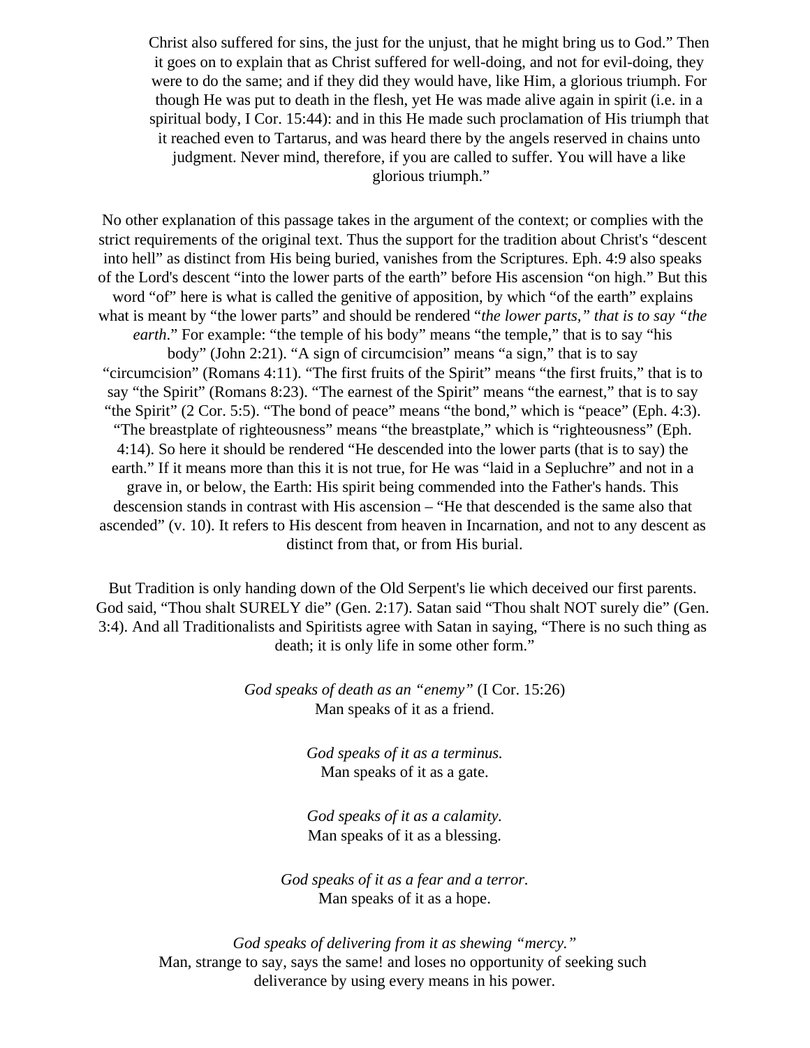Christ also suffered for sins, the just for the unjust, that he might bring us to God." Then it goes on to explain that as Christ suffered for well-doing, and not for evil-doing, they were to do the same; and if they did they would have, like Him, a glorious triumph. For though He was put to death in the flesh, yet He was made alive again in spirit (i.e. in a spiritual body, I Cor. 15:44): and in this He made such proclamation of His triumph that it reached even to Tartarus, and was heard there by the angels reserved in chains unto judgment. Never mind, therefore, if you are called to suffer. You will have a like glorious triumph."

No other explanation of this passage takes in the argument of the context; or complies with the strict requirements of the original text. Thus the support for the tradition about Christ's "descent into hell" as distinct from His being buried, vanishes from the Scriptures. Eph. 4:9 also speaks of the Lord's descent "into the lower parts of the earth" before His ascension "on high." But this word "of" here is what is called the genitive of apposition, by which "of the earth" explains what is meant by "the lower parts" and should be rendered "*the lower parts," that is to say "the earth*." For example: "the temple of his body" means "the temple," that is to say "his body" (John 2:21). "A sign of circumcision" means "a sign," that is to say "circumcision" (Romans 4:11). "The first fruits of the Spirit" means "the first fruits," that is to say "the Spirit" (Romans 8:23). "The earnest of the Spirit" means "the earnest," that is to say "the Spirit" (2 Cor. 5:5). "The bond of peace" means "the bond," which is "peace" (Eph. 4:3). "The breastplate of righteousness" means "the breastplate," which is "righteousness" (Eph. 4:14). So here it should be rendered "He descended into the lower parts (that is to say) the earth." If it means more than this it is not true, for He was "laid in a Sepluchre" and not in a grave in, or below, the Earth: His spirit being commended into the Father's hands. This descension stands in contrast with His ascension – "He that descended is the same also that ascended" (v. 10). It refers to His descent from heaven in Incarnation, and not to any descent as distinct from that, or from His burial.

But Tradition is only handing down of the Old Serpent's lie which deceived our first parents. God said, "Thou shalt SURELY die" (Gen. 2:17). Satan said "Thou shalt NOT surely die" (Gen. 3:4). And all Traditionalists and Spiritists agree with Satan in saying, "There is no such thing as death; it is only life in some other form."

*God speaks of death as an "enemy"* (I Cor. 15:26)
Man speaks of it as a friend.

*God speaks of it as a terminus.*
Man speaks of it as a gate.

*God speaks of it as a calamity.*
Man speaks of it as a blessing.

*God speaks of it as a fear and a terror.*
Man speaks of it as a hope.

*God speaks of delivering from it as shewing "mercy."*
Man, strange to say, says the same! and loses no opportunity of seeking such deliverance by using every means in his power.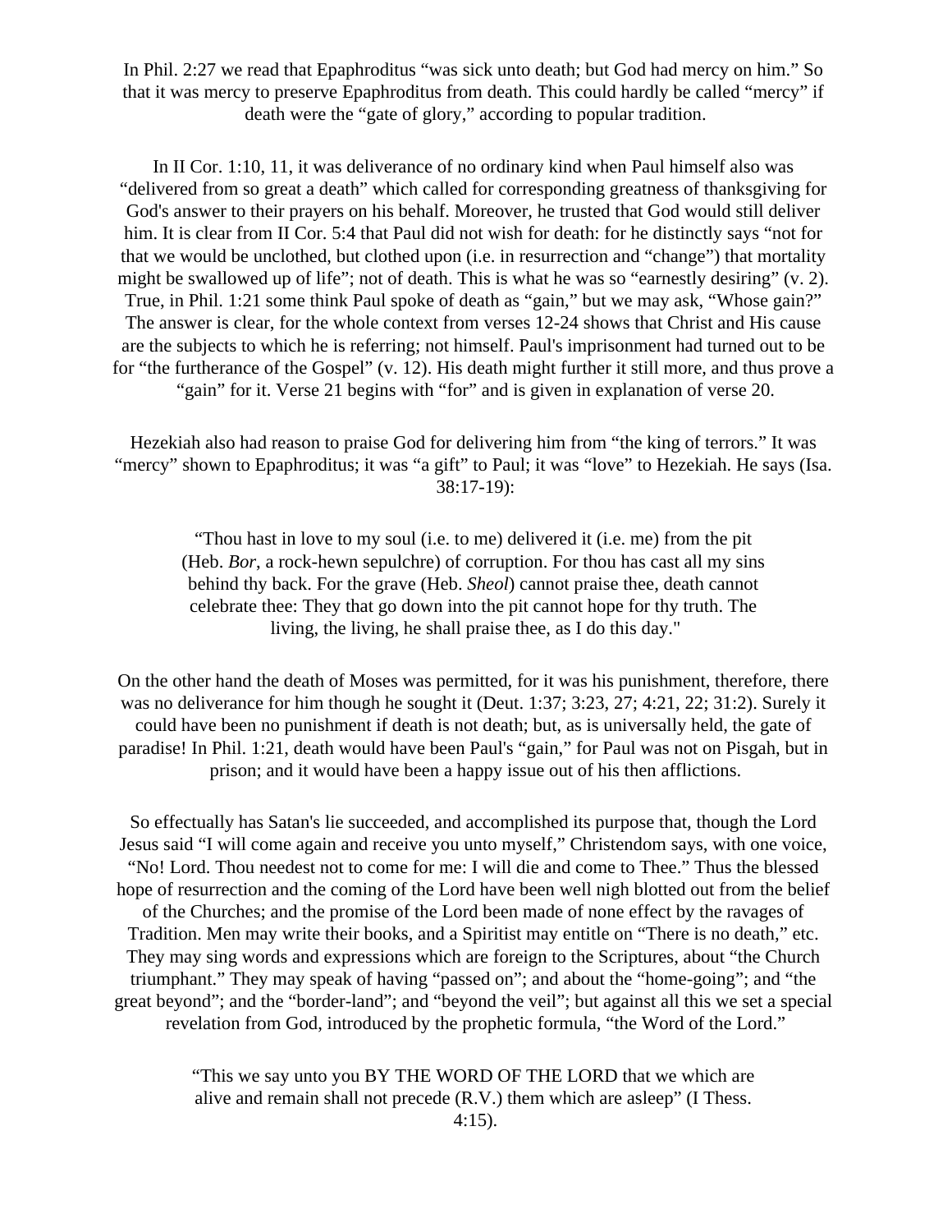In Phil. 2:27 we read that Epaphroditus "was sick unto death; but God had mercy on him." So that it was mercy to preserve Epaphroditus from death. This could hardly be called "mercy" if death were the "gate of glory," according to popular tradition.

In II Cor. 1:10, 11, it was deliverance of no ordinary kind when Paul himself also was "delivered from so great a death" which called for corresponding greatness of thanksgiving for God's answer to their prayers on his behalf. Moreover, he trusted that God would still deliver him. It is clear from II Cor. 5:4 that Paul did not wish for death: for he distinctly says "not for that we would be unclothed, but clothed upon (i.e. in resurrection and "change") that mortality might be swallowed up of life"; not of death. This is what he was so "earnestly desiring" (v. 2). True, in Phil. 1:21 some think Paul spoke of death as "gain," but we may ask, "Whose gain?" The answer is clear, for the whole context from verses 12-24 shows that Christ and His cause are the subjects to which he is referring; not himself. Paul's imprisonment had turned out to be for "the furtherance of the Gospel" (v. 12). His death might further it still more, and thus prove a "gain" for it. Verse 21 begins with "for" and is given in explanation of verse 20.

Hezekiah also had reason to praise God for delivering him from "the king of terrors." It was "mercy" shown to Epaphroditus; it was "a gift" to Paul; it was "love" to Hezekiah. He says (Isa. 38:17-19):

> "Thou hast in love to my soul (i.e. to me) delivered it (i.e. me) from the pit (Heb. *Bor*, a rock-hewn sepulchre) of corruption. For thou has cast all my sins behind thy back. For the grave (Heb. *Sheol*) cannot praise thee, death cannot celebrate thee: They that go down into the pit cannot hope for thy truth. The living, the living, he shall praise thee, as I do this day."

On the other hand the death of Moses was permitted, for it was his punishment, therefore, there was no deliverance for him though he sought it (Deut. 1:37; 3:23, 27; 4:21, 22; 31:2). Surely it could have been no punishment if death is not death; but, as is universally held, the gate of paradise! In Phil. 1:21, death would have been Paul's "gain," for Paul was not on Pisgah, but in prison; and it would have been a happy issue out of his then afflictions.

So effectually has Satan's lie succeeded, and accomplished its purpose that, though the Lord Jesus said "I will come again and receive you unto myself," Christendom says, with one voice, "No! Lord. Thou needest not to come for me: I will die and come to Thee." Thus the blessed hope of resurrection and the coming of the Lord have been well nigh blotted out from the belief of the Churches; and the promise of the Lord been made of none effect by the ravages of Tradition. Men may write their books, and a Spiritist may entitle on "There is no death," etc. They may sing words and expressions which are foreign to the Scriptures, about "the Church triumphant." They may speak of having "passed on"; and about the "home-going"; and "the great beyond"; and the "border-land"; and "beyond the veil"; but against all this we set a special revelation from God, introduced by the prophetic formula, "the Word of the Lord."

> "This we say unto you BY THE WORD OF THE LORD that we which are alive and remain shall not precede (R.V.) them which are asleep" (I Thess. 4:15).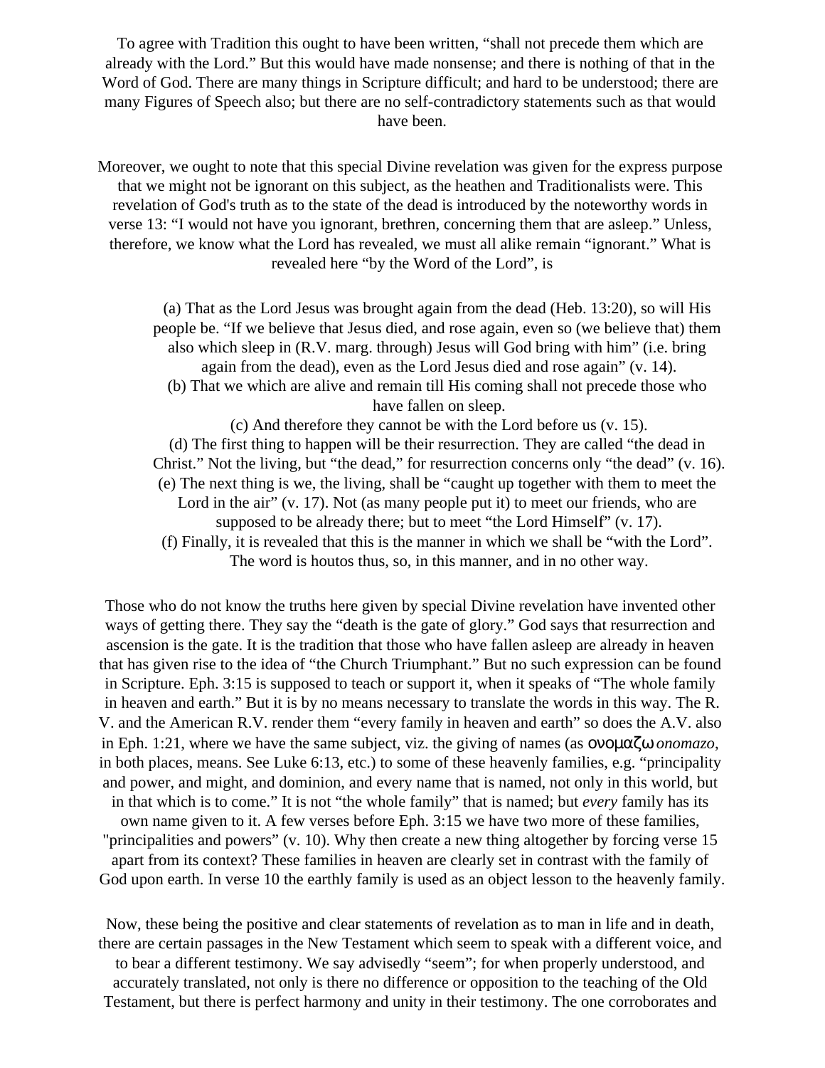To agree with Tradition this ought to have been written, “shall not precede them which are already with the Lord.” But this would have made nonsense; and there is nothing of that in the Word of God. There are many things in Scripture difficult; and hard to be understood; there are many Figures of Speech also; but there are no self-contradictory statements such as that would have been.

Moreover, we ought to note that this special Divine revelation was given for the express purpose that we might not be ignorant on this subject, as the heathen and Traditionalists were. This revelation of God's truth as to the state of the dead is introduced by the noteworthy words in verse 13: “I would not have you ignorant, brethren, concerning them that are asleep.” Unless, therefore, we know what the Lord has revealed, we must all alike remain “ignorant.” What is revealed here “by the Word of the Lord”, is

(a) That as the Lord Jesus was brought again from the dead (Heb. 13:20), so will His people be. “If we believe that Jesus died, and rose again, even so (we believe that) them also which sleep in (R.V. marg. through) Jesus will God bring with him” (i.e. bring again from the dead), even as the Lord Jesus died and rose again” (v. 14).
(b) That we which are alive and remain till His coming shall not precede those who have fallen on sleep.
(c) And therefore they cannot be with the Lord before us (v. 15).
(d) The first thing to happen will be their resurrection. They are called “the dead in Christ.” Not the living, but “the dead,” for resurrection concerns only “the dead” (v. 16).
(e) The next thing is we, the living, shall be “caught up together with them to meet the Lord in the air” (v. 17). Not (as many people put it) to meet our friends, who are supposed to be already there; but to meet “the Lord Himself” (v. 17).
(f) Finally, it is revealed that this is the manner in which we shall be “with the Lord”. The word is houtos thus, so, in this manner, and in no other way.

Those who do not know the truths here given by special Divine revelation have invented other ways of getting there. They say the “death is the gate of glory.” God says that resurrection and ascension is the gate. It is the tradition that those who have fallen asleep are already in heaven that has given rise to the idea of “the Church Triumphant.” But no such expression can be found in Scripture. Eph. 3:15 is supposed to teach or support it, when it speaks of “The whole family in heaven and earth.” But it is by no means necessary to translate the words in this way. The R. V. and the American R.V. render them “every family in heaven and earth” so does the A.V. also in Eph. 1:21, where we have the same subject, viz. the giving of names (as ονομαζω *onomazo*, in both places, means. See Luke 6:13, etc.) to some of these heavenly families, e.g. “principality and power, and might, and dominion, and every name that is named, not only in this world, but in that which is to come.” It is not “the whole family” that is named; but *every* family has its own name given to it. A few verses before Eph. 3:15 we have two more of these families, "principalities and powers” (v. 10). Why then create a new thing altogether by forcing verse 15 apart from its context? These families in heaven are clearly set in contrast with the family of God upon earth. In verse 10 the earthly family is used as an object lesson to the heavenly family.

Now, these being the positive and clear statements of revelation as to man in life and in death, there are certain passages in the New Testament which seem to speak with a different voice, and to bear a different testimony. We say advisedly “seem”; for when properly understood, and accurately translated, not only is there no difference or opposition to the teaching of the Old Testament, but there is perfect harmony and unity in their testimony. The one corroborates and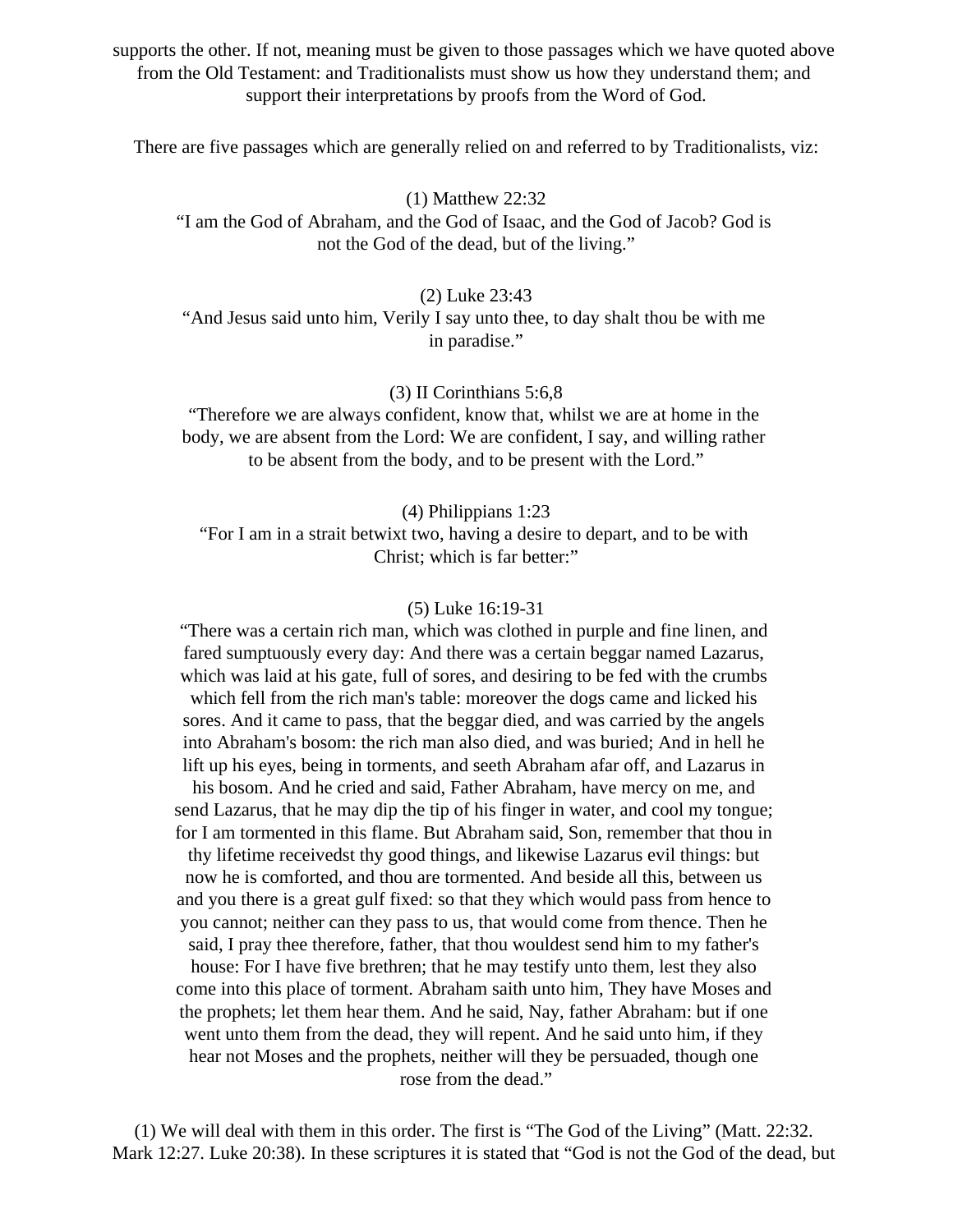supports the other. If not, meaning must be given to those passages which we have quoted above from the Old Testament: and Traditionalists must show us how they understand them; and support their interpretations by proofs from the Word of God.

There are five passages which are generally relied on and referred to by Traditionalists, viz:

(1) Matthew 22:32
"I am the God of Abraham, and the God of Isaac, and the God of Jacob? God is not the God of the dead, but of the living."

(2) Luke 23:43
"And Jesus said unto him, Verily I say unto thee, to day shalt thou be with me in paradise."

(3) II Corinthians 5:6,8
"Therefore we are always confident, know that, whilst we are at home in the body, we are absent from the Lord: We are confident, I say, and willing rather to be absent from the body, and to be present with the Lord."

(4) Philippians 1:23
"For I am in a strait betwixt two, having a desire to depart, and to be with Christ; which is far better:"

(5) Luke 16:19-31
"There was a certain rich man, which was clothed in purple and fine linen, and fared sumptuously every day: And there was a certain beggar named Lazarus, which was laid at his gate, full of sores, and desiring to be fed with the crumbs which fell from the rich man's table: moreover the dogs came and licked his sores. And it came to pass, that the beggar died, and was carried by the angels into Abraham's bosom: the rich man also died, and was buried; And in hell he lift up his eyes, being in torments, and seeth Abraham afar off, and Lazarus in his bosom. And he cried and said, Father Abraham, have mercy on me, and send Lazarus, that he may dip the tip of his finger in water, and cool my tongue; for I am tormented in this flame. But Abraham said, Son, remember that thou in thy lifetime receivedst thy good things, and likewise Lazarus evil things: but now he is comforted, and thou are tormented. And beside all this, between us and you there is a great gulf fixed: so that they which would pass from hence to you cannot; neither can they pass to us, that would come from thence. Then he said, I pray thee therefore, father, that thou wouldest send him to my father's house: For I have five brethren; that he may testify unto them, lest they also come into this place of torment. Abraham saith unto him, They have Moses and the prophets; let them hear them. And he said, Nay, father Abraham: but if one went unto them from the dead, they will repent. And he said unto him, if they hear not Moses and the prophets, neither will they be persuaded, though one rose from the dead."

(1) We will deal with them in this order. The first is "The God of the Living" (Matt. 22:32. Mark 12:27. Luke 20:38). In these scriptures it is stated that "God is not the God of the dead, but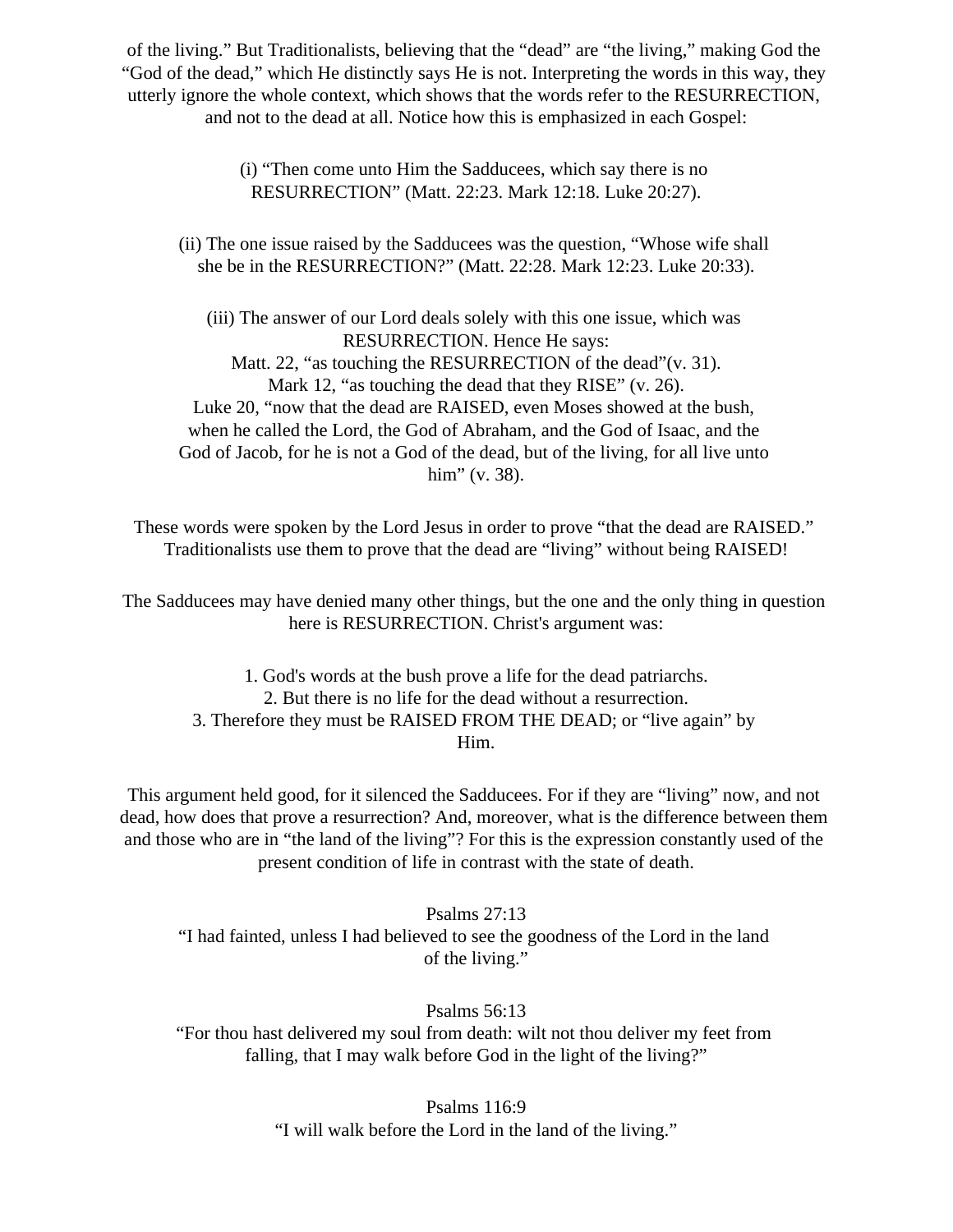of the living." But Traditionalists, believing that the "dead" are "the living," making God the "God of the dead," which He distinctly says He is not. Interpreting the words in this way, they utterly ignore the whole context, which shows that the words refer to the RESURRECTION, and not to the dead at all. Notice how this is emphasized in each Gospel:

(i) "Then come unto Him the Sadducees, which say there is no RESURRECTION" (Matt. 22:23. Mark 12:18. Luke 20:27).

(ii) The one issue raised by the Sadducees was the question, "Whose wife shall she be in the RESURRECTION?" (Matt. 22:28. Mark 12:23. Luke 20:33).

(iii) The answer of our Lord deals solely with this one issue, which was RESURRECTION. Hence He says:
Matt. 22, "as touching the RESURRECTION of the dead"(v. 31).
Mark 12, "as touching the dead that they RISE" (v. 26).
Luke 20, "now that the dead are RAISED, even Moses showed at the bush, when he called the Lord, the God of Abraham, and the God of Isaac, and the God of Jacob, for he is not a God of the dead, but of the living, for all live unto him" (v. 38).

These words were spoken by the Lord Jesus in order to prove "that the dead are RAISED." Traditionalists use them to prove that the dead are "living" without being RAISED!

The Sadducees may have denied many other things, but the one and the only thing in question here is RESURRECTION. Christ's argument was:

1. God's words at the bush prove a life for the dead patriarchs.
2. But there is no life for the dead without a resurrection.
3. Therefore they must be RAISED FROM THE DEAD; or "live again" by Him.

This argument held good, for it silenced the Sadducees. For if they are "living" now, and not dead, how does that prove a resurrection? And, moreover, what is the difference between them and those who are in "the land of the living"? For this is the expression constantly used of the present condition of life in contrast with the state of death.

Psalms 27:13
"I had fainted, unless I had believed to see the goodness of the Lord in the land of the living."

Psalms 56:13
"For thou hast delivered my soul from death: wilt not thou deliver my feet from falling, that I may walk before God in the light of the living?"

Psalms 116:9
"I will walk before the Lord in the land of the living."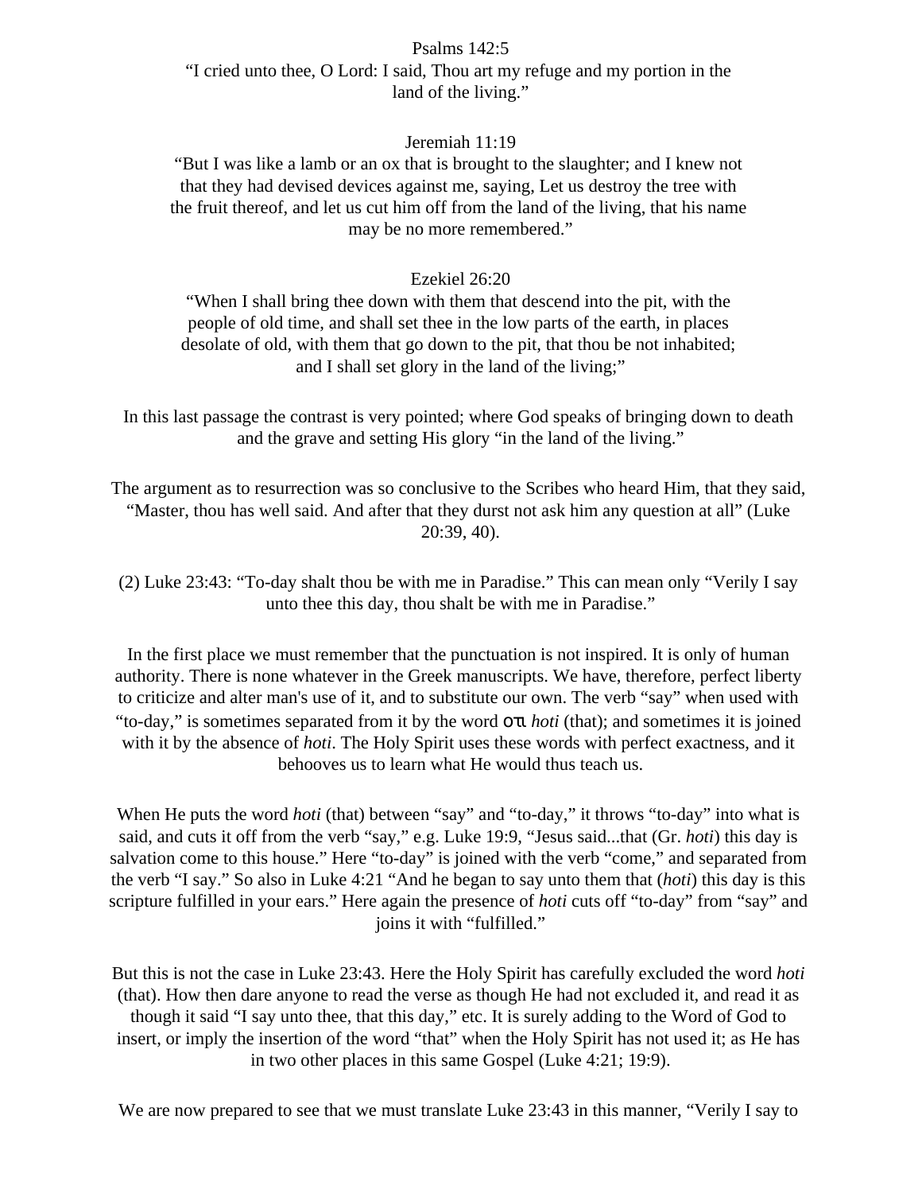Psalms 142:5
"I cried unto thee, O Lord: I said, Thou art my refuge and my portion in the land of the living."

Jeremiah 11:19
"But I was like a lamb or an ox that is brought to the slaughter; and I knew not that they had devised devices against me, saying, Let us destroy the tree with the fruit thereof, and let us cut him off from the land of the living, that his name may be no more remembered."

Ezekiel 26:20
"When I shall bring thee down with them that descend into the pit, with the people of old time, and shall set thee in the low parts of the earth, in places desolate of old, with them that go down to the pit, that thou be not inhabited; and I shall set glory in the land of the living;"

In this last passage the contrast is very pointed; where God speaks of bringing down to death and the grave and setting His glory "in the land of the living."

The argument as to resurrection was so conclusive to the Scribes who heard Him, that they said, "Master, thou has well said. And after that they durst not ask him any question at all" (Luke 20:39, 40).

(2) Luke 23:43: "To-day shalt thou be with me in Paradise." This can mean only "Verily I say unto thee this day, thou shalt be with me in Paradise."

In the first place we must remember that the punctuation is not inspired. It is only of human authority. There is none whatever in the Greek manuscripts. We have, therefore, perfect liberty to criticize and alter man's use of it, and to substitute our own. The verb "say" when used with "to-day," is sometimes separated from it by the word οτι *hoti* (that); and sometimes it is joined with it by the absence of *hoti*. The Holy Spirit uses these words with perfect exactness, and it behooves us to learn what He would thus teach us.

When He puts the word *hoti* (that) between "say" and "to-day," it throws "to-day" into what is said, and cuts it off from the verb "say," e.g. Luke 19:9, "Jesus said...that (Gr. *hoti*) this day is salvation come to this house." Here "to-day" is joined with the verb "come," and separated from the verb "I say." So also in Luke 4:21 "And he began to say unto them that (*hoti*) this day is this scripture fulfilled in your ears." Here again the presence of *hoti* cuts off "to-day" from "say" and joins it with "fulfilled."

But this is not the case in Luke 23:43. Here the Holy Spirit has carefully excluded the word *hoti* (that). How then dare anyone to read the verse as though He had not excluded it, and read it as though it said "I say unto thee, that this day," etc. It is surely adding to the Word of God to insert, or imply the insertion of the word "that" when the Holy Spirit has not used it; as He has in two other places in this same Gospel (Luke 4:21; 19:9).

We are now prepared to see that we must translate Luke 23:43 in this manner, "Verily I say to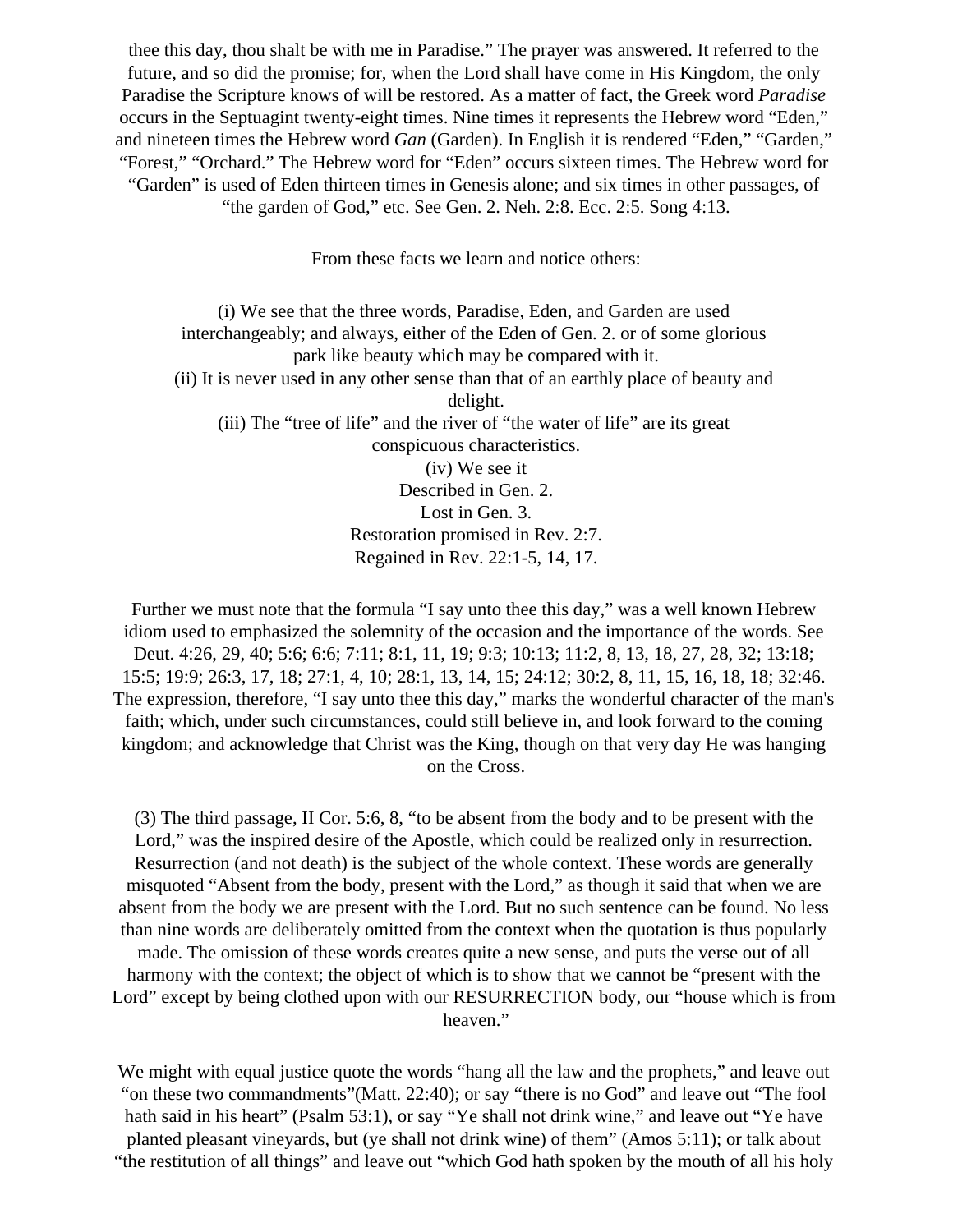thee this day, thou shalt be with me in Paradise." The prayer was answered. It referred to the future, and so did the promise; for, when the Lord shall have come in His Kingdom, the only Paradise the Scripture knows of will be restored. As a matter of fact, the Greek word *Paradise* occurs in the Septuagint twenty-eight times. Nine times it represents the Hebrew word "Eden," and nineteen times the Hebrew word *Gan* (Garden). In English it is rendered "Eden," "Garden," "Forest," "Orchard." The Hebrew word for "Eden" occurs sixteen times. The Hebrew word for "Garden" is used of Eden thirteen times in Genesis alone; and six times in other passages, of "the garden of God," etc. See Gen. 2. Neh. 2:8. Ecc. 2:5. Song 4:13.

From these facts we learn and notice others:

(i) We see that the three words, Paradise, Eden, and Garden are used interchangeably; and always, either of the Eden of Gen. 2. or of some glorious park like beauty which may be compared with it.
(ii) It is never used in any other sense than that of an earthly place of beauty and delight.
(iii) The "tree of life" and the river of "the water of life" are its great conspicuous characteristics.
(iv) We see it
Described in Gen. 2.
Lost in Gen. 3.
Restoration promised in Rev. 2:7.
Regained in Rev. 22:1-5, 14, 17.

Further we must note that the formula "I say unto thee this day," was a well known Hebrew idiom used to emphasized the solemnity of the occasion and the importance of the words. See Deut. 4:26, 29, 40; 5:6; 6:6; 7:11; 8:1, 11, 19; 9:3; 10:13; 11:2, 8, 13, 18, 27, 28, 32; 13:18; 15:5; 19:9; 26:3, 17, 18; 27:1, 4, 10; 28:1, 13, 14, 15; 24:12; 30:2, 8, 11, 15, 16, 18, 18; 32:46. The expression, therefore, "I say unto thee this day," marks the wonderful character of the man's faith; which, under such circumstances, could still believe in, and look forward to the coming kingdom; and acknowledge that Christ was the King, though on that very day He was hanging on the Cross.

(3) The third passage, II Cor. 5:6, 8, "to be absent from the body and to be present with the Lord," was the inspired desire of the Apostle, which could be realized only in resurrection. Resurrection (and not death) is the subject of the whole context. These words are generally misquoted "Absent from the body, present with the Lord," as though it said that when we are absent from the body we are present with the Lord. But no such sentence can be found. No less than nine words are deliberately omitted from the context when the quotation is thus popularly made. The omission of these words creates quite a new sense, and puts the verse out of all harmony with the context; the object of which is to show that we cannot be "present with the Lord" except by being clothed upon with our RESURRECTION body, our "house which is from heaven."

We might with equal justice quote the words "hang all the law and the prophets," and leave out "on these two commandments"(Matt. 22:40); or say "there is no God" and leave out "The fool hath said in his heart" (Psalm 53:1), or say "Ye shall not drink wine," and leave out "Ye have planted pleasant vineyards, but (ye shall not drink wine) of them" (Amos 5:11); or talk about "the restitution of all things" and leave out "which God hath spoken by the mouth of all his holy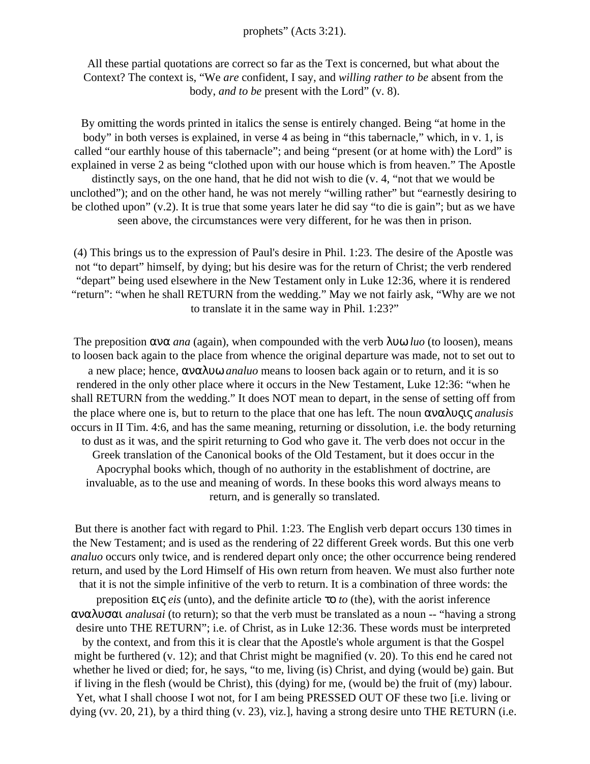prophets” (Acts 3:21).

All these partial quotations are correct so far as the Text is concerned, but what about the Context? The context is, “We *are* confident, I say, and *willing rather to be* absent from the body, *and to be* present with the Lord” (v. 8).

By omitting the words printed in italics the sense is entirely changed. Being “at home in the body” in both verses is explained, in verse 4 as being in “this tabernacle,” which, in v. 1, is called “our earthly house of this tabernacle”; and being “present (or at home with) the Lord” is explained in verse 2 as being “clothed upon with our house which is from heaven.” The Apostle distinctly says, on the one hand, that he did not wish to die (v. 4, “not that we would be unclothed”); and on the other hand, he was not merely “willing rather” but “earnestly desiring to be clothed upon” (v.2). It is true that some years later he did say “to die is gain”; but as we have seen above, the circumstances were very different, for he was then in prison.

(4) This brings us to the expression of Paul's desire in Phil. 1:23. The desire of the Apostle was not “to depart” himself, by dying; but his desire was for the return of Christ; the verb rendered “depart” being used elsewhere in the New Testament only in Luke 12:36, where it is rendered “return”: “when he shall RETURN from the wedding.” May we not fairly ask, “Why are we not to translate it in the same way in Phil. 1:23?”

The preposition ανα *ana* (again), when compounded with the verb λυω *luo* (to loosen), means to loosen back again to the place from whence the original departure was made, not to set out to a new place; hence, αναλυω *analuo* means to loosen back again or to return, and it is so rendered in the only other place where it occurs in the New Testament, Luke 12:36: “when he shall RETURN from the wedding.” It does NOT mean to depart, in the sense of setting off from the place where one is, but to return to the place that one has left. The noun αναλυςις *analusis* occurs in II Tim. 4:6, and has the same meaning, returning or dissolution, i.e. the body returning to dust as it was, and the spirit returning to God who gave it. The verb does not occur in the Greek translation of the Canonical books of the Old Testament, but it does occur in the Apocryphal books which, though of no authority in the establishment of doctrine, are invaluable, as to the use and meaning of words. In these books this word always means to return, and is generally so translated.

But there is another fact with regard to Phil. 1:23. The English verb depart occurs 130 times in the New Testament; and is used as the rendering of 22 different Greek words. But this one verb *analuo* occurs only twice, and is rendered depart only once; the other occurrence being rendered return, and used by the Lord Himself of His own return from heaven. We must also further note that it is not the simple infinitive of the verb to return. It is a combination of three words: the preposition εις *eis* (unto), and the definite article το *to* (the), with the aorist inference αναλυσαι *analusai* (to return); so that the verb must be translated as a noun -- “having a strong desire unto THE RETURN”; i.e. of Christ, as in Luke 12:36. These words must be interpreted by the context, and from this it is clear that the Apostle's whole argument is that the Gospel might be furthered (v. 12); and that Christ might be magnified (v. 20). To this end he cared not whether he lived or died; for, he says, “to me, living (is) Christ, and dying (would be) gain. But if living in the flesh (would be Christ), this (dying) for me, (would be) the fruit of (my) labour. Yet, what I shall choose I wot not, for I am being PRESSED OUT OF these two [i.e. living or dying (vv. 20, 21), by a third thing (v. 23), viz.], having a strong desire unto THE RETURN (i.e.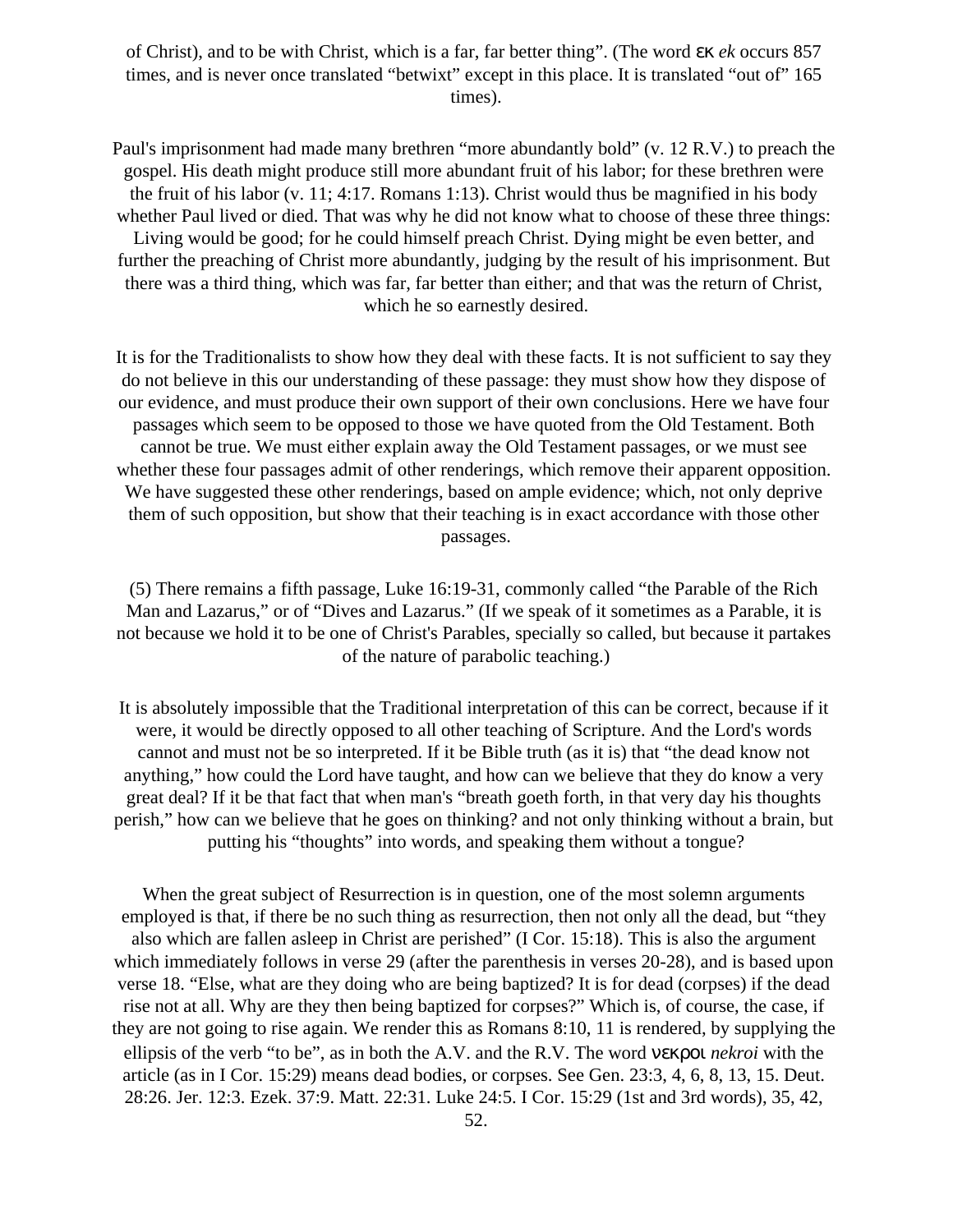of Christ), and to be with Christ, which is a far, far better thing". (The word εκ *ek* occurs 857 times, and is never once translated "betwixt" except in this place. It is translated "out of" 165 times).

Paul's imprisonment had made many brethren "more abundantly bold" (v. 12 R.V.) to preach the gospel. His death might produce still more abundant fruit of his labor; for these brethren were the fruit of his labor (v. 11; 4:17. Romans 1:13). Christ would thus be magnified in his body whether Paul lived or died. That was why he did not know what to choose of these three things: Living would be good; for he could himself preach Christ. Dying might be even better, and further the preaching of Christ more abundantly, judging by the result of his imprisonment. But there was a third thing, which was far, far better than either; and that was the return of Christ, which he so earnestly desired.

It is for the Traditionalists to show how they deal with these facts. It is not sufficient to say they do not believe in this our understanding of these passage: they must show how they dispose of our evidence, and must produce their own support of their own conclusions. Here we have four passages which seem to be opposed to those we have quoted from the Old Testament. Both cannot be true. We must either explain away the Old Testament passages, or we must see whether these four passages admit of other renderings, which remove their apparent opposition. We have suggested these other renderings, based on ample evidence; which, not only deprive them of such opposition, but show that their teaching is in exact accordance with those other passages.

(5) There remains a fifth passage, Luke 16:19-31, commonly called "the Parable of the Rich Man and Lazarus," or of "Dives and Lazarus." (If we speak of it sometimes as a Parable, it is not because we hold it to be one of Christ's Parables, specially so called, but because it partakes of the nature of parabolic teaching.)

It is absolutely impossible that the Traditional interpretation of this can be correct, because if it were, it would be directly opposed to all other teaching of Scripture. And the Lord's words cannot and must not be so interpreted. If it be Bible truth (as it is) that "the dead know not anything," how could the Lord have taught, and how can we believe that they do know a very great deal? If it be that fact that when man's "breath goeth forth, in that very day his thoughts perish," how can we believe that he goes on thinking? and not only thinking without a brain, but putting his "thoughts" into words, and speaking them without a tongue?

When the great subject of Resurrection is in question, one of the most solemn arguments employed is that, if there be no such thing as resurrection, then not only all the dead, but "they also which are fallen asleep in Christ are perished" (I Cor. 15:18). This is also the argument which immediately follows in verse 29 (after the parenthesis in verses 20-28), and is based upon verse 18. "Else, what are they doing who are being baptized? It is for dead (corpses) if the dead rise not at all. Why are they then being baptized for corpses?" Which is, of course, the case, if they are not going to rise again. We render this as Romans 8:10, 11 is rendered, by supplying the ellipsis of the verb "to be", as in both the A.V. and the R.V. The word νεκροι *nekroi* with the article (as in I Cor. 15:29) means dead bodies, or corpses. See Gen. 23:3, 4, 6, 8, 13, 15. Deut. 28:26. Jer. 12:3. Ezek. 37:9. Matt. 22:31. Luke 24:5. I Cor. 15:29 (1st and 3rd words), 35, 42, 52.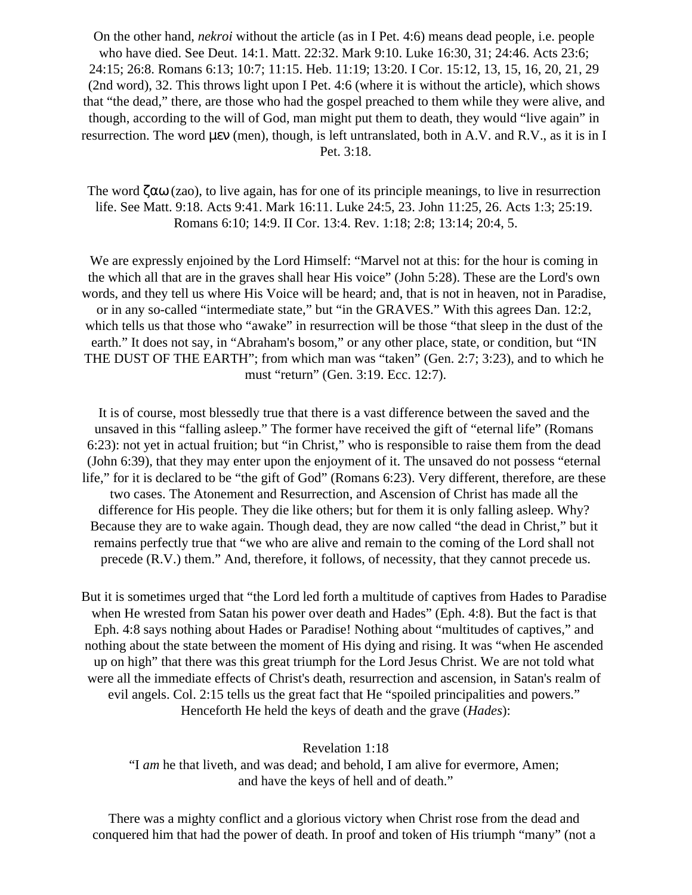On the other hand, *nekroi* without the article (as in I Pet. 4:6) means dead people, i.e. people who have died. See Deut. 14:1. Matt. 22:32. Mark 9:10. Luke 16:30, 31; 24:46. Acts 23:6; 24:15; 26:8. Romans 6:13; 10:7; 11:15. Heb. 11:19; 13:20. I Cor. 15:12, 13, 15, 16, 20, 21, 29 (2nd word), 32. This throws light upon I Pet. 4:6 (where it is without the article), which shows that "the dead," there, are those who had the gospel preached to them while they were alive, and though, according to the will of God, man might put them to death, they would "live again" in resurrection. The word μεν (men), though, is left untranslated, both in A.V. and R.V., as it is in I Pet. 3:18.

The word ζαω (zao), to live again, has for one of its principle meanings, to live in resurrection life. See Matt. 9:18. Acts 9:41. Mark 16:11. Luke 24:5, 23. John 11:25, 26. Acts 1:3; 25:19. Romans 6:10; 14:9. II Cor. 13:4. Rev. 1:18; 2:8; 13:14; 20:4, 5.

We are expressly enjoined by the Lord Himself: "Marvel not at this: for the hour is coming in the which all that are in the graves shall hear His voice" (John 5:28). These are the Lord's own words, and they tell us where His Voice will be heard; and, that is not in heaven, not in Paradise, or in any so-called "intermediate state," but "in the GRAVES." With this agrees Dan. 12:2, which tells us that those who "awake" in resurrection will be those "that sleep in the dust of the earth." It does not say, in "Abraham's bosom," or any other place, state, or condition, but "IN THE DUST OF THE EARTH"; from which man was "taken" (Gen. 2:7; 3:23), and to which he must "return" (Gen. 3:19. Ecc. 12:7).

It is of course, most blessedly true that there is a vast difference between the saved and the unsaved in this "falling asleep." The former have received the gift of "eternal life" (Romans 6:23): not yet in actual fruition; but "in Christ," who is responsible to raise them from the dead (John 6:39), that they may enter upon the enjoyment of it. The unsaved do not possess "eternal life," for it is declared to be "the gift of God" (Romans 6:23). Very different, therefore, are these two cases. The Atonement and Resurrection, and Ascension of Christ has made all the difference for His people. They die like others; but for them it is only falling asleep. Why? Because they are to wake again. Though dead, they are now called "the dead in Christ," but it remains perfectly true that "we who are alive and remain to the coming of the Lord shall not precede (R.V.) them." And, therefore, it follows, of necessity, that they cannot precede us.

But it is sometimes urged that "the Lord led forth a multitude of captives from Hades to Paradise when He wrested from Satan his power over death and Hades" (Eph. 4:8). But the fact is that Eph. 4:8 says nothing about Hades or Paradise! Nothing about "multitudes of captives," and nothing about the state between the moment of His dying and rising. It was "when He ascended up on high" that there was this great triumph for the Lord Jesus Christ. We are not told what were all the immediate effects of Christ's death, resurrection and ascension, in Satan's realm of evil angels. Col. 2:15 tells us the great fact that He "spoiled principalities and powers." Henceforth He held the keys of death and the grave (*Hades*):

Revelation 1:18
"I *am* he that liveth, and was dead; and behold, I am alive for evermore, Amen; and have the keys of hell and of death."

There was a mighty conflict and a glorious victory when Christ rose from the dead and conquered him that had the power of death. In proof and token of His triumph "many" (not a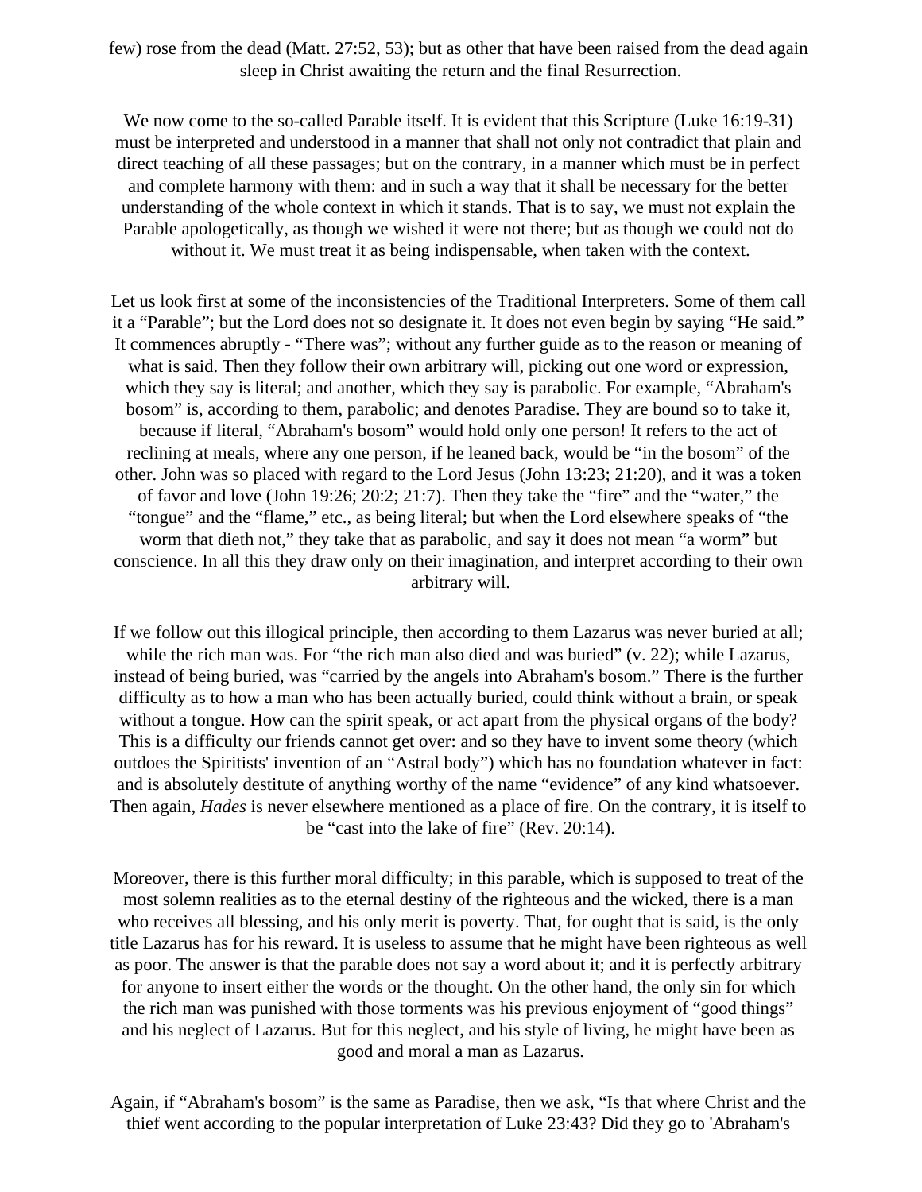few) rose from the dead (Matt. 27:52, 53); but as other that have been raised from the dead again sleep in Christ awaiting the return and the final Resurrection.

We now come to the so-called Parable itself. It is evident that this Scripture (Luke 16:19-31) must be interpreted and understood in a manner that shall not only not contradict that plain and direct teaching of all these passages; but on the contrary, in a manner which must be in perfect and complete harmony with them: and in such a way that it shall be necessary for the better understanding of the whole context in which it stands. That is to say, we must not explain the Parable apologetically, as though we wished it were not there; but as though we could not do without it. We must treat it as being indispensable, when taken with the context.

Let us look first at some of the inconsistencies of the Traditional Interpreters. Some of them call it a "Parable"; but the Lord does not so designate it. It does not even begin by saying "He said." It commences abruptly - "There was"; without any further guide as to the reason or meaning of what is said. Then they follow their own arbitrary will, picking out one word or expression, which they say is literal; and another, which they say is parabolic. For example, "Abraham's bosom" is, according to them, parabolic; and denotes Paradise. They are bound so to take it, because if literal, "Abraham's bosom" would hold only one person! It refers to the act of reclining at meals, where any one person, if he leaned back, would be "in the bosom" of the other. John was so placed with regard to the Lord Jesus (John 13:23; 21:20), and it was a token of favor and love (John 19:26; 20:2; 21:7). Then they take the "fire" and the "water," the "tongue" and the "flame," etc., as being literal; but when the Lord elsewhere speaks of "the worm that dieth not," they take that as parabolic, and say it does not mean "a worm" but conscience. In all this they draw only on their imagination, and interpret according to their own arbitrary will.

If we follow out this illogical principle, then according to them Lazarus was never buried at all; while the rich man was. For "the rich man also died and was buried" (v. 22); while Lazarus, instead of being buried, was "carried by the angels into Abraham's bosom." There is the further difficulty as to how a man who has been actually buried, could think without a brain, or speak without a tongue. How can the spirit speak, or act apart from the physical organs of the body? This is a difficulty our friends cannot get over: and so they have to invent some theory (which outdoes the Spiritists' invention of an "Astral body") which has no foundation whatever in fact: and is absolutely destitute of anything worthy of the name "evidence" of any kind whatsoever. Then again, *Hades* is never elsewhere mentioned as a place of fire. On the contrary, it is itself to be "cast into the lake of fire" (Rev. 20:14).

Moreover, there is this further moral difficulty; in this parable, which is supposed to treat of the most solemn realities as to the eternal destiny of the righteous and the wicked, there is a man who receives all blessing, and his only merit is poverty. That, for ought that is said, is the only title Lazarus has for his reward. It is useless to assume that he might have been righteous as well as poor. The answer is that the parable does not say a word about it; and it is perfectly arbitrary for anyone to insert either the words or the thought. On the other hand, the only sin for which the rich man was punished with those torments was his previous enjoyment of "good things" and his neglect of Lazarus. But for this neglect, and his style of living, he might have been as good and moral a man as Lazarus.

Again, if "Abraham's bosom" is the same as Paradise, then we ask, "Is that where Christ and the thief went according to the popular interpretation of Luke 23:43? Did they go to 'Abraham's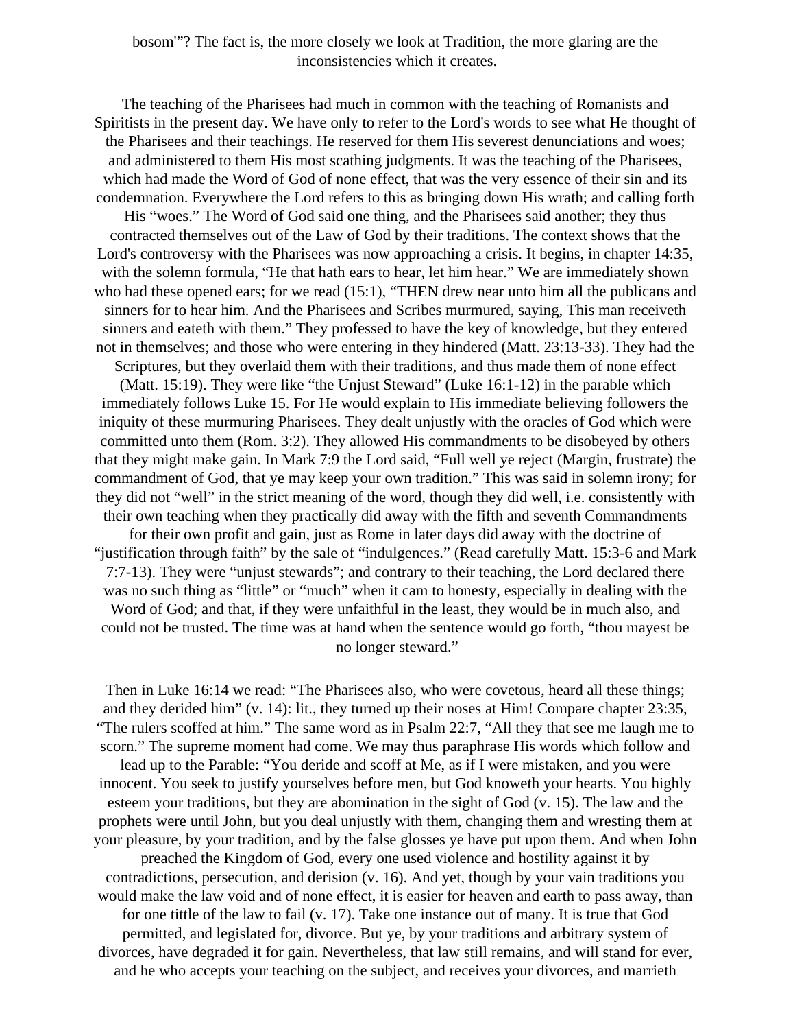bosom'"? The fact is, the more closely we look at Tradition, the more glaring are the inconsistencies which it creates.

The teaching of the Pharisees had much in common with the teaching of Romanists and Spiritists in the present day. We have only to refer to the Lord's words to see what He thought of the Pharisees and their teachings. He reserved for them His severest denunciations and woes; and administered to them His most scathing judgments. It was the teaching of the Pharisees, which had made the Word of God of none effect, that was the very essence of their sin and its condemnation. Everywhere the Lord refers to this as bringing down His wrath; and calling forth His "woes." The Word of God said one thing, and the Pharisees said another; they thus contracted themselves out of the Law of God by their traditions. The context shows that the Lord's controversy with the Pharisees was now approaching a crisis. It begins, in chapter 14:35, with the solemn formula, "He that hath ears to hear, let him hear." We are immediately shown who had these opened ears; for we read (15:1), "THEN drew near unto him all the publicans and sinners for to hear him. And the Pharisees and Scribes murmured, saying, This man receiveth sinners and eateth with them." They professed to have the key of knowledge, but they entered not in themselves; and those who were entering in they hindered (Matt. 23:13-33). They had the Scriptures, but they overlaid them with their traditions, and thus made them of none effect (Matt. 15:19). They were like "the Unjust Steward" (Luke 16:1-12) in the parable which immediately follows Luke 15. For He would explain to His immediate believing followers the iniquity of these murmuring Pharisees. They dealt unjustly with the oracles of God which were committed unto them (Rom. 3:2). They allowed His commandments to be disobeyed by others that they might make gain. In Mark 7:9 the Lord said, "Full well ye reject (Margin, frustrate) the commandment of God, that ye may keep your own tradition." This was said in solemn irony; for they did not "well" in the strict meaning of the word, though they did well, i.e. consistently with their own teaching when they practically did away with the fifth and seventh Commandments for their own profit and gain, just as Rome in later days did away with the doctrine of "justification through faith" by the sale of "indulgences." (Read carefully Matt. 15:3-6 and Mark 7:7-13). They were "unjust stewards"; and contrary to their teaching, the Lord declared there was no such thing as "little" or "much" when it cam to honesty, especially in dealing with the Word of God; and that, if they were unfaithful in the least, they would be in much also, and could not be trusted. The time was at hand when the sentence would go forth, "thou mayest be no longer steward."

Then in Luke 16:14 we read: "The Pharisees also, who were covetous, heard all these things; and they derided him" (v. 14): lit., they turned up their noses at Him! Compare chapter 23:35, "The rulers scoffed at him." The same word as in Psalm 22:7, "All they that see me laugh me to scorn." The supreme moment had come. We may thus paraphrase His words which follow and lead up to the Parable: "You deride and scoff at Me, as if I were mistaken, and you were innocent. You seek to justify yourselves before men, but God knoweth your hearts. You highly esteem your traditions, but they are abomination in the sight of God (v. 15). The law and the prophets were until John, but you deal unjustly with them, changing them and wresting them at your pleasure, by your tradition, and by the false glosses ye have put upon them. And when John preached the Kingdom of God, every one used violence and hostility against it by contradictions, persecution, and derision (v. 16). And yet, though by your vain traditions you would make the law void and of none effect, it is easier for heaven and earth to pass away, than for one tittle of the law to fail (v. 17). Take one instance out of many. It is true that God permitted, and legislated for, divorce. But ye, by your traditions and arbitrary system of divorces, have degraded it for gain. Nevertheless, that law still remains, and will stand for ever, and he who accepts your teaching on the subject, and receives your divorces, and marrieth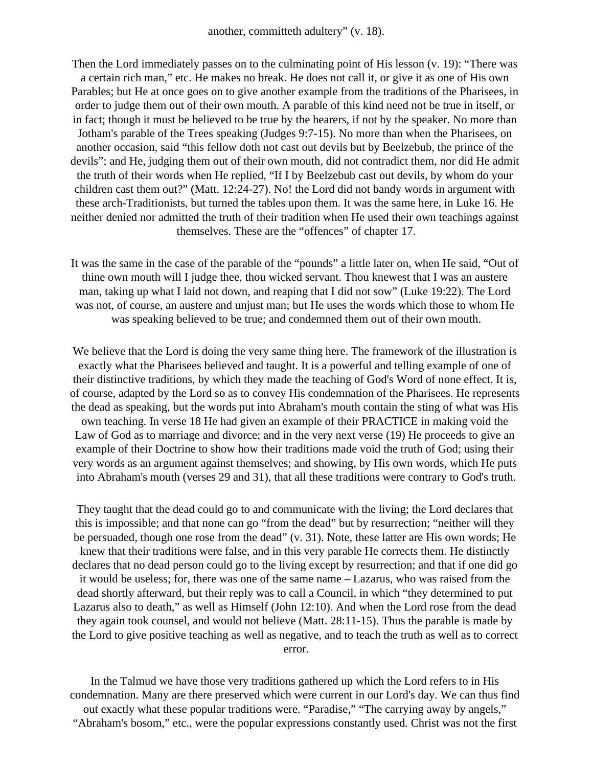another, committeth adultery" (v. 18).

Then the Lord immediately passes on to the culminating point of His lesson (v. 19): "There was a certain rich man," etc. He makes no break. He does not call it, or give it as one of His own Parables; but He at once goes on to give another example from the traditions of the Pharisees, in order to judge them out of their own mouth. A parable of this kind need not be true in itself, or in fact; though it must be believed to be true by the hearers, if not by the speaker. No more than Jotham's parable of the Trees speaking (Judges 9:7-15). No more than when the Pharisees, on another occasion, said "this fellow doth not cast out devils but by Beelzebub, the prince of the devils"; and He, judging them out of their own mouth, did not contradict them, nor did He admit the truth of their words when He replied, "If I by Beelzebub cast out devils, by whom do your children cast them out?" (Matt. 12:24-27). No! the Lord did not bandy words in argument with these arch-Traditionists, but turned the tables upon them. It was the same here, in Luke 16. He neither denied nor admitted the truth of their tradition when He used their own teachings against themselves. These are the "offences" of chapter 17.

It was the same in the case of the parable of the "pounds" a little later on, when He said, "Out of thine own mouth will I judge thee, thou wicked servant. Thou knewest that I was an austere man, taking up what I laid not down, and reaping that I did not sow" (Luke 19:22). The Lord was not, of course, an austere and unjust man; but He uses the words which those to whom He was speaking believed to be true; and condemned them out of their own mouth.

We believe that the Lord is doing the very same thing here. The framework of the illustration is exactly what the Pharisees believed and taught. It is a powerful and telling example of one of their distinctive traditions, by which they made the teaching of God's Word of none effect. It is, of course, adapted by the Lord so as to convey His condemnation of the Pharisees. He represents the dead as speaking, but the words put into Abraham's mouth contain the sting of what was His own teaching. In verse 18 He had given an example of their PRACTICE in making void the Law of God as to marriage and divorce; and in the very next verse (19) He proceeds to give an example of their Doctrine to show how their traditions made void the truth of God; using their very words as an argument against themselves; and showing, by His own words, which He puts into Abraham's mouth (verses 29 and 31), that all these traditions were contrary to God's truth.

They taught that the dead could go to and communicate with the living; the Lord declares that this is impossible; and that none can go "from the dead" but by resurrection; "neither will they be persuaded, though one rose from the dead" (v. 31). Note, these latter are His own words; He knew that their traditions were false, and in this very parable He corrects them. He distinctly declares that no dead person could go to the living except by resurrection; and that if one did go it would be useless; for, there was one of the same name – Lazarus, who was raised from the dead shortly afterward, but their reply was to call a Council, in which "they determined to put Lazarus also to death," as well as Himself (John 12:10). And when the Lord rose from the dead they again took counsel, and would not believe (Matt. 28:11-15). Thus the parable is made by the Lord to give positive teaching as well as negative, and to teach the truth as well as to correct error.

In the Talmud we have those very traditions gathered up which the Lord refers to in His condemnation. Many are there preserved which were current in our Lord's day. We can thus find out exactly what these popular traditions were. "Paradise," "The carrying away by angels," "Abraham's bosom," etc., were the popular expressions constantly used. Christ was not the first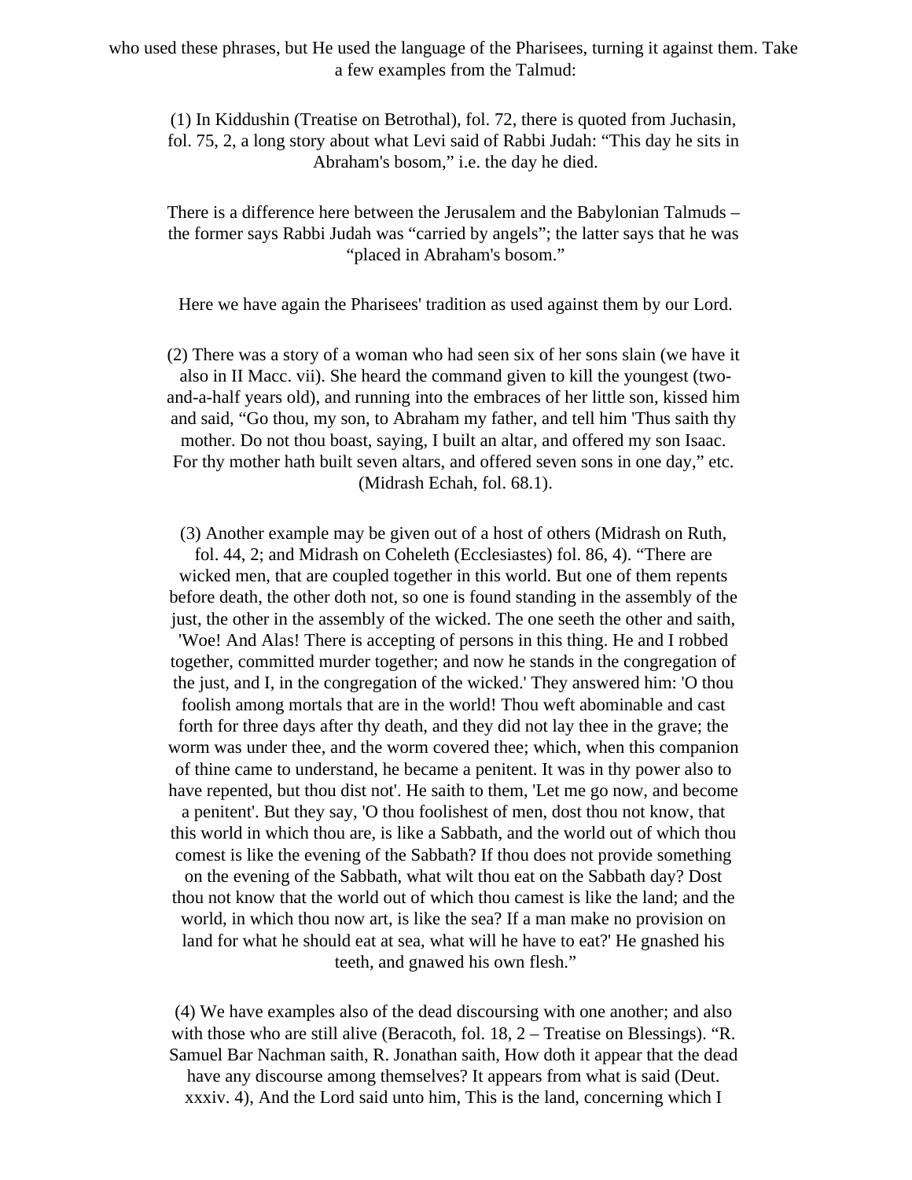who used these phrases, but He used the language of the Pharisees, turning it against them. Take a few examples from the Talmud:

(1) In Kiddushin (Treatise on Betrothal), fol. 72, there is quoted from Juchasin, fol. 75, 2, a long story about what Levi said of Rabbi Judah: “This day he sits in Abraham's bosom,” i.e. the day he died.

There is a difference here between the Jerusalem and the Babylonian Talmuds – the former says Rabbi Judah was “carried by angels”; the latter says that he was “placed in Abraham's bosom.”

Here we have again the Pharisees' tradition as used against them by our Lord.

(2) There was a story of a woman who had seen six of her sons slain (we have it also in II Macc. vii). She heard the command given to kill the youngest (two-and-a-half years old), and running into the embraces of her little son, kissed him and said, “Go thou, my son, to Abraham my father, and tell him 'Thus saith thy mother. Do not thou boast, saying, I built an altar, and offered my son Isaac. For thy mother hath built seven altars, and offered seven sons in one day,” etc. (Midrash Echah, fol. 68.1).

(3) Another example may be given out of a host of others (Midrash on Ruth, fol. 44, 2; and Midrash on Coheleth (Ecclesiastes) fol. 86, 4). “There are wicked men, that are coupled together in this world. But one of them repents before death, the other doth not, so one is found standing in the assembly of the just, the other in the assembly of the wicked. The one seeth the other and saith, 'Woe! And Alas! There is accepting of persons in this thing. He and I robbed together, committed murder together; and now he stands in the congregation of the just, and I, in the congregation of the wicked.' They answered him: 'O thou foolish among mortals that are in the world! Thou weft abominable and cast forth for three days after thy death, and they did not lay thee in the grave; the worm was under thee, and the worm covered thee; which, when this companion of thine came to understand, he became a penitent. It was in thy power also to have repented, but thou dist not'. He saith to them, 'Let me go now, and become a penitent'. But they say, 'O thou foolishest of men, dost thou not know, that this world in which thou are, is like a Sabbath, and the world out of which thou comest is like the evening of the Sabbath? If thou does not provide something on the evening of the Sabbath, what wilt thou eat on the Sabbath day? Dost thou not know that the world out of which thou camest is like the land; and the world, in which thou now art, is like the sea? If a man make no provision on land for what he should eat at sea, what will he have to eat?' He gnashed his teeth, and gnawed his own flesh.”

(4) We have examples also of the dead discoursing with one another; and also with those who are still alive (Beracoth, fol. 18, 2 – Treatise on Blessings). “R. Samuel Bar Nachman saith, R. Jonathan saith, How doth it appear that the dead have any discourse among themselves? It appears from what is said (Deut. xxxiv. 4), And the Lord said unto him, This is the land, concerning which I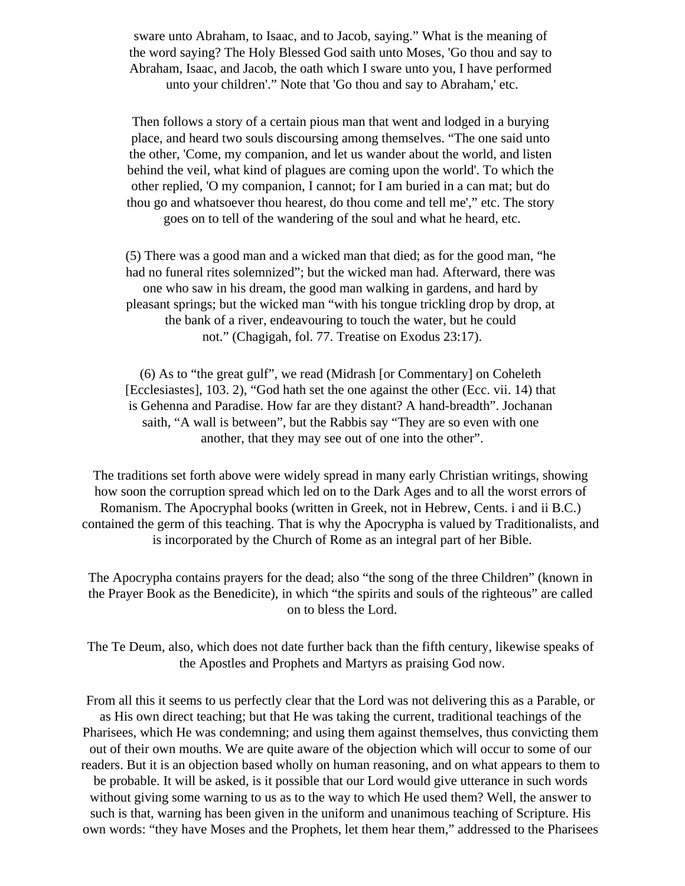sware unto Abraham, to Isaac, and to Jacob, saying." What is the meaning of the word saying? The Holy Blessed God saith unto Moses, 'Go thou and say to Abraham, Isaac, and Jacob, the oath which I sware unto you, I have performed unto your children'." Note that 'Go thou and say to Abraham,' etc.

Then follows a story of a certain pious man that went and lodged in a burying place, and heard two souls discoursing among themselves. "The one said unto the other, 'Come, my companion, and let us wander about the world, and listen behind the veil, what kind of plagues are coming upon the world'. To which the other replied, 'O my companion, I cannot; for I am buried in a can mat; but do thou go and whatsoever thou hearest, do thou come and tell me'," etc. The story goes on to tell of the wandering of the soul and what he heard, etc.

(5) There was a good man and a wicked man that died; as for the good man, "he had no funeral rites solemnized"; but the wicked man had. Afterward, there was one who saw in his dream, the good man walking in gardens, and hard by pleasant springs; but the wicked man "with his tongue trickling drop by drop, at the bank of a river, endeavouring to touch the water, but he could not." (Chagigah, fol. 77. Treatise on Exodus 23:17).

(6) As to "the great gulf", we read (Midrash [or Commentary] on Coheleth [Ecclesiastes], 103. 2), "God hath set the one against the other (Ecc. vii. 14) that is Gehenna and Paradise. How far are they distant? A hand-breadth". Jochanan saith, "A wall is between", but the Rabbis say "They are so even with one another, that they may see out of one into the other".

The traditions set forth above were widely spread in many early Christian writings, showing how soon the corruption spread which led on to the Dark Ages and to all the worst errors of Romanism. The Apocryphal books (written in Greek, not in Hebrew, Cents. i and ii B.C.) contained the germ of this teaching. That is why the Apocrypha is valued by Traditionalists, and is incorporated by the Church of Rome as an integral part of her Bible.

The Apocrypha contains prayers for the dead; also "the song of the three Children" (known in the Prayer Book as the Benedicite), in which "the spirits and souls of the righteous" are called on to bless the Lord.

The Te Deum, also, which does not date further back than the fifth century, likewise speaks of the Apostles and Prophets and Martyrs as praising God now.

From all this it seems to us perfectly clear that the Lord was not delivering this as a Parable, or as His own direct teaching; but that He was taking the current, traditional teachings of the Pharisees, which He was condemning; and using them against themselves, thus convicting them out of their own mouths. We are quite aware of the objection which will occur to some of our readers. But it is an objection based wholly on human reasoning, and on what appears to them to be probable. It will be asked, is it possible that our Lord would give utterance in such words without giving some warning to us as to the way to which He used them? Well, the answer to such is that, warning has been given in the uniform and unanimous teaching of Scripture. His own words: "they have Moses and the Prophets, let them hear them," addressed to the Pharisees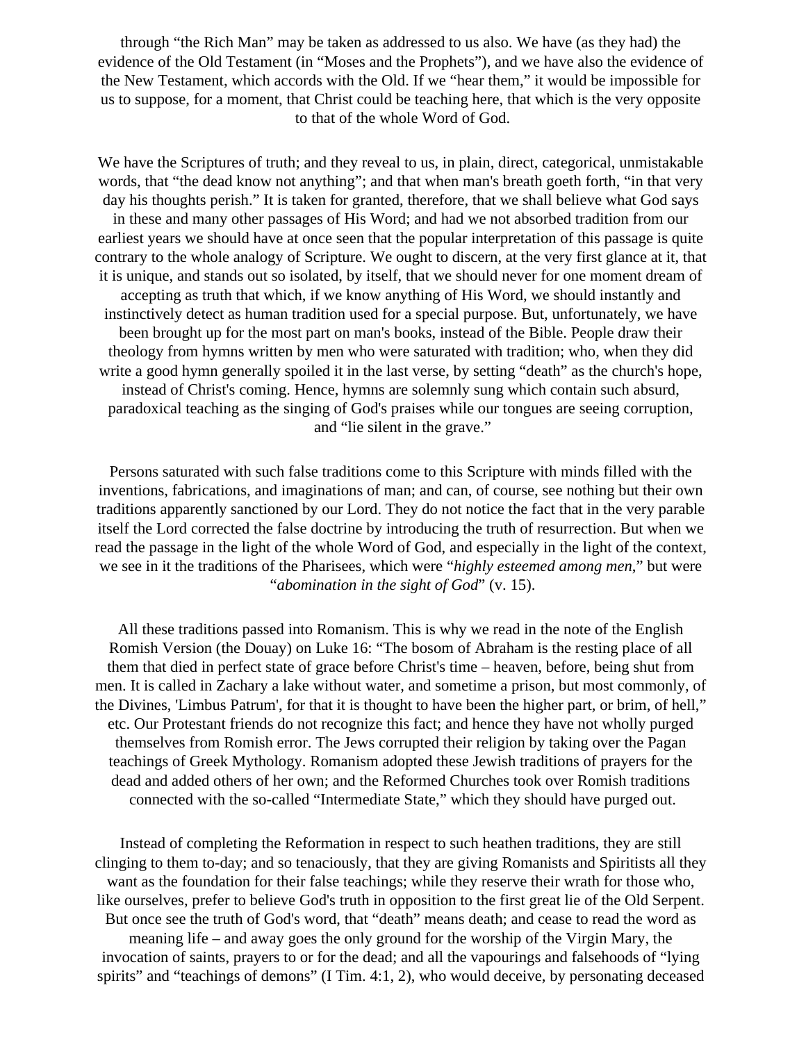through "the Rich Man" may be taken as addressed to us also. We have (as they had) the evidence of the Old Testament (in "Moses and the Prophets"), and we have also the evidence of the New Testament, which accords with the Old. If we "hear them," it would be impossible for us to suppose, for a moment, that Christ could be teaching here, that which is the very opposite to that of the whole Word of God.

We have the Scriptures of truth; and they reveal to us, in plain, direct, categorical, unmistakable words, that "the dead know not anything"; and that when man's breath goeth forth, "in that very day his thoughts perish." It is taken for granted, therefore, that we shall believe what God says in these and many other passages of His Word; and had we not absorbed tradition from our earliest years we should have at once seen that the popular interpretation of this passage is quite contrary to the whole analogy of Scripture. We ought to discern, at the very first glance at it, that it is unique, and stands out so isolated, by itself, that we should never for one moment dream of accepting as truth that which, if we know anything of His Word, we should instantly and instinctively detect as human tradition used for a special purpose. But, unfortunately, we have been brought up for the most part on man's books, instead of the Bible. People draw their theology from hymns written by men who were saturated with tradition; who, when they did write a good hymn generally spoiled it in the last verse, by setting "death" as the church's hope, instead of Christ's coming. Hence, hymns are solemnly sung which contain such absurd, paradoxical teaching as the singing of God's praises while our tongues are seeing corruption, and "lie silent in the grave."

Persons saturated with such false traditions come to this Scripture with minds filled with the inventions, fabrications, and imaginations of man; and can, of course, see nothing but their own traditions apparently sanctioned by our Lord. They do not notice the fact that in the very parable itself the Lord corrected the false doctrine by introducing the truth of resurrection. But when we read the passage in the light of the whole Word of God, and especially in the light of the context, we see in it the traditions of the Pharisees, which were "*highly esteemed among men*," but were "*abomination in the sight of God*" (v. 15).

All these traditions passed into Romanism. This is why we read in the note of the English Romish Version (the Douay) on Luke 16: "The bosom of Abraham is the resting place of all them that died in perfect state of grace before Christ's time – heaven, before, being shut from men. It is called in Zachary a lake without water, and sometime a prison, but most commonly, of the Divines, 'Limbus Patrum', for that it is thought to have been the higher part, or brim, of hell," etc. Our Protestant friends do not recognize this fact; and hence they have not wholly purged themselves from Romish error. The Jews corrupted their religion by taking over the Pagan teachings of Greek Mythology. Romanism adopted these Jewish traditions of prayers for the dead and added others of her own; and the Reformed Churches took over Romish traditions connected with the so-called "Intermediate State," which they should have purged out.

Instead of completing the Reformation in respect to such heathen traditions, they are still clinging to them to-day; and so tenaciously, that they are giving Romanists and Spiritists all they want as the foundation for their false teachings; while they reserve their wrath for those who, like ourselves, prefer to believe God's truth in opposition to the first great lie of the Old Serpent. But once see the truth of God's word, that "death" means death; and cease to read the word as meaning life – and away goes the only ground for the worship of the Virgin Mary, the invocation of saints, prayers to or for the dead; and all the vapourings and falsehoods of "lying spirits" and "teachings of demons" (I Tim. 4:1, 2), who would deceive, by personating deceased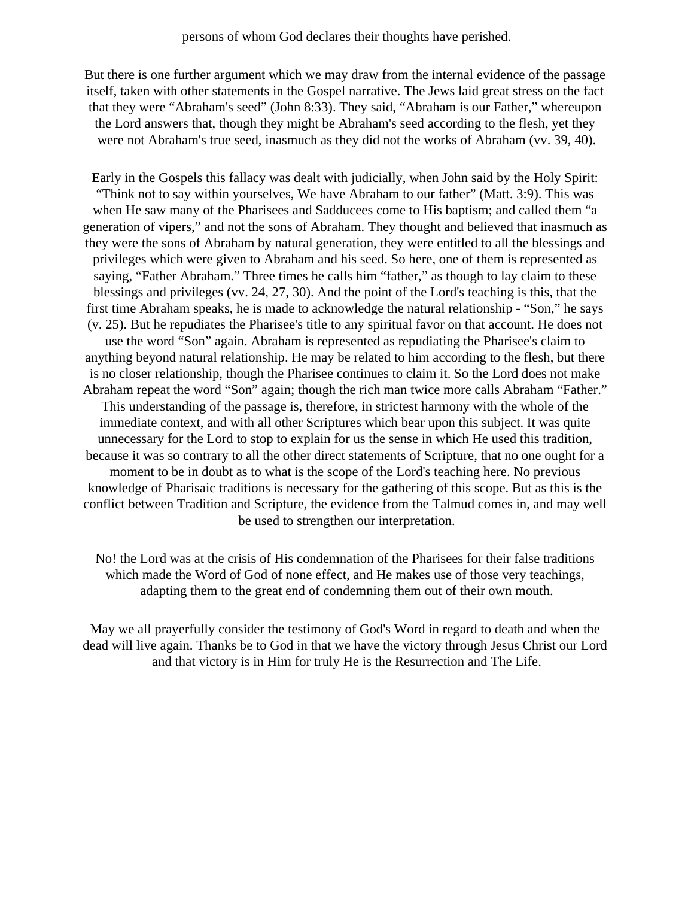persons of whom God declares their thoughts have perished.

But there is one further argument which we may draw from the internal evidence of the passage itself, taken with other statements in the Gospel narrative. The Jews laid great stress on the fact that they were “Abraham's seed” (John 8:33). They said, “Abraham is our Father,” whereupon the Lord answers that, though they might be Abraham's seed according to the flesh, yet they were not Abraham's true seed, inasmuch as they did not the works of Abraham (vv. 39, 40).

Early in the Gospels this fallacy was dealt with judicially, when John said by the Holy Spirit: “Think not to say within yourselves, We have Abraham to our father” (Matt. 3:9). This was when He saw many of the Pharisees and Sadducees come to His baptism; and called them “a generation of vipers,” and not the sons of Abraham. They thought and believed that inasmuch as they were the sons of Abraham by natural generation, they were entitled to all the blessings and privileges which were given to Abraham and his seed. So here, one of them is represented as saying, “Father Abraham.” Three times he calls him “father,” as though to lay claim to these blessings and privileges (vv. 24, 27, 30). And the point of the Lord's teaching is this, that the first time Abraham speaks, he is made to acknowledge the natural relationship - “Son,” he says (v. 25). But he repudiates the Pharisee's title to any spiritual favor on that account. He does not use the word “Son” again. Abraham is represented as repudiating the Pharisee's claim to anything beyond natural relationship. He may be related to him according to the flesh, but there is no closer relationship, though the Pharisee continues to claim it. So the Lord does not make Abraham repeat the word “Son” again; though the rich man twice more calls Abraham “Father.” This understanding of the passage is, therefore, in strictest harmony with the whole of the immediate context, and with all other Scriptures which bear upon this subject. It was quite unnecessary for the Lord to stop to explain for us the sense in which He used this tradition, because it was so contrary to all the other direct statements of Scripture, that no one ought for a moment to be in doubt as to what is the scope of the Lord's teaching here. No previous knowledge of Pharisaic traditions is necessary for the gathering of this scope. But as this is the conflict between Tradition and Scripture, the evidence from the Talmud comes in, and may well be used to strengthen our interpretation.

No! the Lord was at the crisis of His condemnation of the Pharisees for their false traditions which made the Word of God of none effect, and He makes use of those very teachings, adapting them to the great end of condemning them out of their own mouth.

May we all prayerfully consider the testimony of God's Word in regard to death and when the dead will live again. Thanks be to God in that we have the victory through Jesus Christ our Lord and that victory is in Him for truly He is the Resurrection and The Life.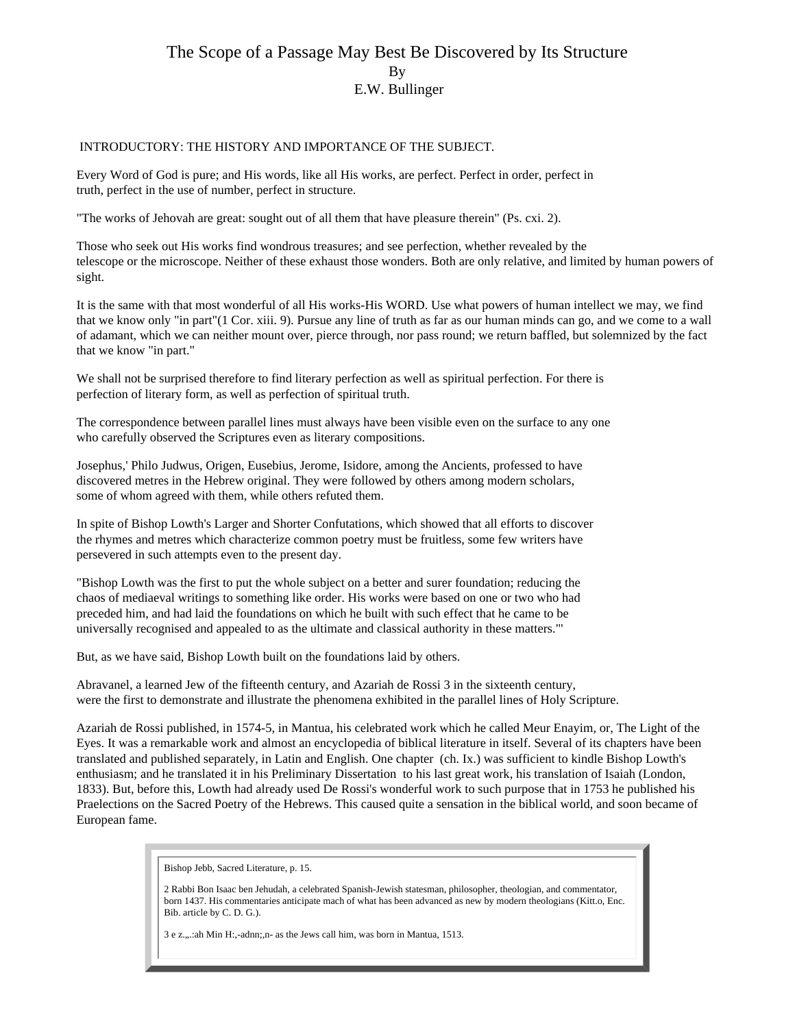# The Scope of a Passage May Best Be Discovered by Its Structure
By
E.W. Bullinger

INTRODUCTORY: THE HISTORY AND IMPORTANCE OF THE SUBJECT.

Every Word of God is pure; and His words, like all His works, are perfect. Perfect in order, perfect in truth, perfect in the use of number, perfect in structure.

"The works of Jehovah are great: sought out of all them that have pleasure therein" (Ps. cxi. 2).

Those who seek out His works find wondrous treasures; and see perfection, whether revealed by the telescope or the microscope. Neither of these exhaust those wonders. Both are only relative, and limited by human powers of sight.

It is the same with that most wonderful of all His works-His WORD. Use what powers of human intellect we may, we find that we know only "in part"(1 Cor. xiii. 9). Pursue any line of truth as far as our human minds can go, and we come to a wall of adamant, which we can neither mount over, pierce through, nor pass round; we return baffled, but solemnized by the fact that we know "in part."

We shall not be surprised therefore to find literary perfection as well as spiritual perfection. For there is perfection of literary form, as well as perfection of spiritual truth.

The correspondence between parallel lines must always have been visible even on the surface to any one who carefully observed the Scriptures even as literary compositions.

Josephus,' Philo Judwus, Origen, Eusebius, Jerome, Isidore, among the Ancients, professed to have discovered metres in the Hebrew original. They were followed by others among modern scholars, some of whom agreed with them, while others refuted them.

In spite of Bishop Lowth's Larger and Shorter Confutations, which showed that all efforts to discover the rhymes and metres which characterize common poetry must be fruitless, some few writers have persevered in such attempts even to the present day.

"Bishop Lowth was the first to put the whole subject on a better and surer foundation; reducing the chaos of mediaeval writings to something like order. His works were based on one or two who had preceded him, and had laid the foundations on which he built with such effect that he came to be universally recognised and appealed to as the ultimate and classical authority in these matters."'

But, as we have said, Bishop Lowth built on the foundations laid by others.

Abravanel, a learned Jew of the fifteenth century, and Azariah de Rossi 3 in the sixteenth century, were the first to demonstrate and illustrate the phenomena exhibited in the parallel lines of Holy Scripture.

Azariah de Rossi published, in 1574-5, in Mantua, his celebrated work which he called Meur Enayim, or, The Light of the Eyes. It was a remarkable work and almost an encyclopedia of biblical literature in itself. Several of its chapters have been translated and published separately, in Latin and English. One chapter (ch. Ix.) was sufficient to kindle Bishop Lowth's enthusiasm; and he translated it in his Preliminary Dissertation to his last great work, his translation of Isaiah (London, 1833). But, before this, Lowth had already used De Rossi's wonderful work to such purpose that in 1753 he published his Praelections on the Sacred Poetry of the Hebrews. This caused quite a sensation in the biblical world, and soon became of European fame.

Bishop Jebb, Sacred Literature, p. 15.

2 Rabbi Bon Isaac ben Jehudah, a celebrated Spanish-Jewish statesman, philosopher, theologian, and commentator, born 1437. His commentaries anticipate mach of what has been advanced as new by modern theologians (Kitt.o, Enc. Bib. article by C. D. G.).

3 e z.„,.:ah Min H:,-adnn;,n- as the Jews call him, was born in Mantua, 1513.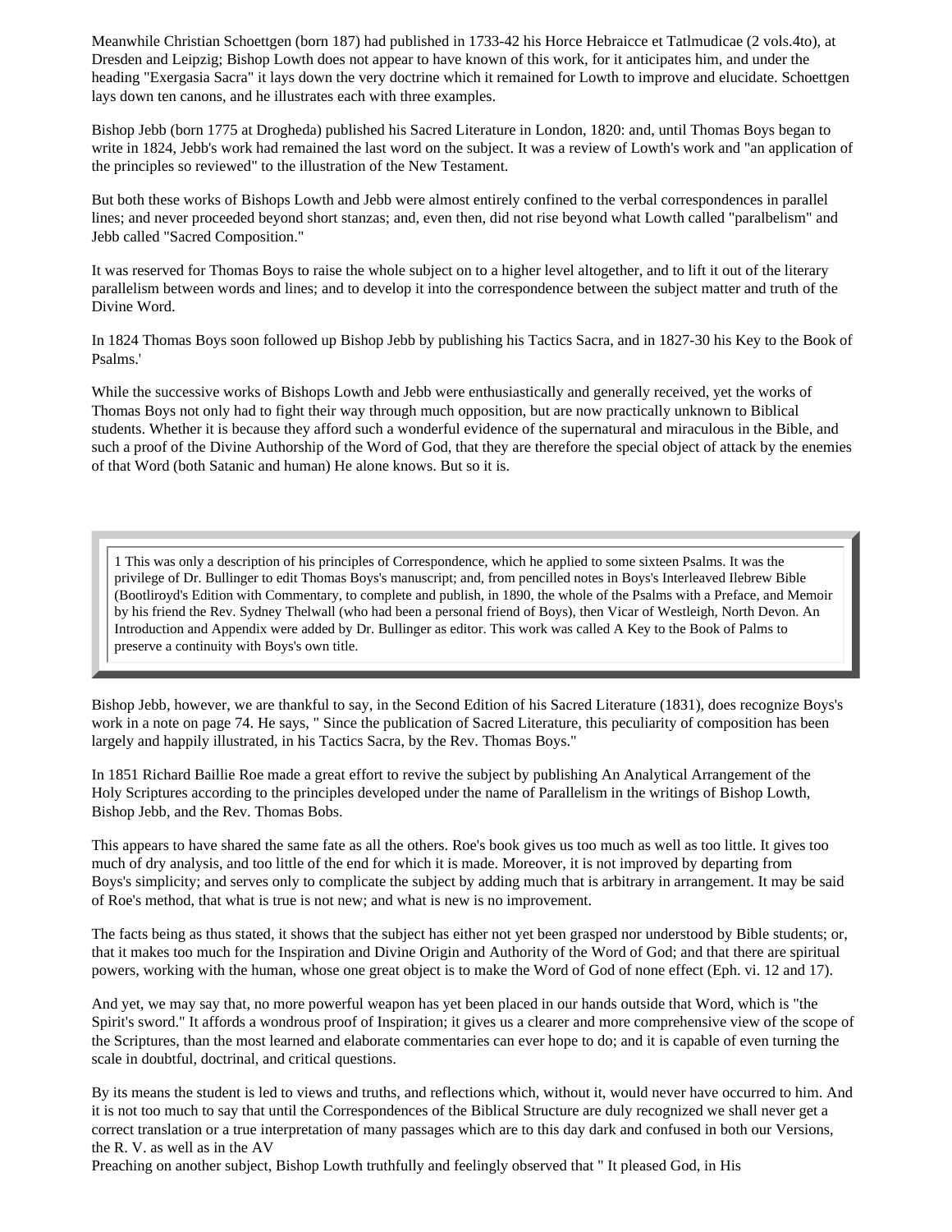Meanwhile Christian Schoettgen (born 187) had published in 1733-42 his Horce Hebraicce et Tatlmudicae (2 vols.4to), at Dresden and Leipzig; Bishop Lowth does not appear to have known of this work, for it anticipates him, and under the heading "Exergasia Sacra" it lays down the very doctrine which it remained for Lowth to improve and elucidate. Schoettgen lays down ten canons, and he illustrates each with three examples.

Bishop Jebb (born 1775 at Drogheda) published his Sacred Literature in London, 1820: and, until Thomas Boys began to write in 1824, Jebb's work had remained the last word on the subject. It was a review of Lowth's work and "an application of the principles so reviewed" to the illustration of the New Testament.

But both these works of Bishops Lowth and Jebb were almost entirely confined to the verbal correspondences in parallel lines; and never proceeded beyond short stanzas; and, even then, did not rise beyond what Lowth called "paralbelism" and Jebb called "Sacred Composition."

It was reserved for Thomas Boys to raise the whole subject on to a higher level altogether, and to lift it out of the literary parallelism between words and lines; and to develop it into the correspondence between the subject matter and truth of the Divine Word.

In 1824 Thomas Boys soon followed up Bishop Jebb by publishing his Tactics Sacra, and in 1827-30 his Key to the Book of Psalms.'

While the successive works of Bishops Lowth and Jebb were enthusiastically and generally received, yet the works of Thomas Boys not only had to fight their way through much opposition, but are now practically unknown to Biblical students. Whether it is because they afford such a wonderful evidence of the supernatural and miraculous in the Bible, and such a proof of the Divine Authorship of the Word of God, that they are therefore the special object of attack by the enemies of that Word (both Satanic and human) He alone knows. But so it is.

> 1 This was only a description of his principles of Correspondence, which he applied to some sixteen Psalms. It was the privilege of Dr. Bullinger to edit Thomas Boys's manuscript; and, from pencilled notes in Boys's Interleaved Ilebrew Bible (Bootliroyd's Edition with Commentary, to complete and publish, in 1890, the whole of the Psalms with a Preface, and Memoir by his friend the Rev. Sydney Thelwall (who had been a personal friend of Boys), then Vicar of Westleigh, North Devon. An Introduction and Appendix were added by Dr. Bullinger as editor. This work was called A Key to the Book of Palms to preserve a continuity with Boys's own title.

Bishop Jebb, however, we are thankful to say, in the Second Edition of his Sacred Literature (1831), does recognize Boys's work in a note on page 74. He says, " Since the publication of Sacred Literature, this peculiarity of composition has been largely and happily illustrated, in his Tactics Sacra, by the Rev. Thomas Boys."

In 1851 Richard Baillie Roe made a great effort to revive the subject by publishing An Analytical Arrangement of the Holy Scriptures according to the principles developed under the name of Parallelism in the writings of Bishop Lowth, Bishop Jebb, and the Rev. Thomas Bobs.

This appears to have shared the same fate as all the others. Roe's book gives us too much as well as too little. It gives too much of dry analysis, and too little of the end for which it is made. Moreover, it is not improved by departing from Boys's simplicity; and serves only to complicate the subject by adding much that is arbitrary in arrangement. It may be said of Roe's method, that what is true is not new; and what is new is no improvement.

The facts being as thus stated, it shows that the subject has either not yet been grasped nor understood by Bible students; or, that it makes too much for the Inspiration and Divine Origin and Authority of the Word of God; and that there are spiritual powers, working with the human, whose one great object is to make the Word of God of none effect (Eph. vi. 12 and 17).

And yet, we may say that, no more powerful weapon has yet been placed in our hands outside that Word, which is "the Spirit's sword." It affords a wondrous proof of Inspiration; it gives us a clearer and more comprehensive view of the scope of the Scriptures, than the most learned and elaborate commentaries can ever hope to do; and it is capable of even turning the scale in doubtful, doctrinal, and critical questions.

By its means the student is led to views and truths, and reflections which, without it, would never have occurred to him. And it is not too much to say that until the Correspondences of the Biblical Structure are duly recognized we shall never get a correct translation or a true interpretation of many passages which are to this day dark and confused in both our Versions, the R. V. as well as in the AV

Preaching on another subject, Bishop Lowth truthfully and feelingly observed that " It pleased God, in His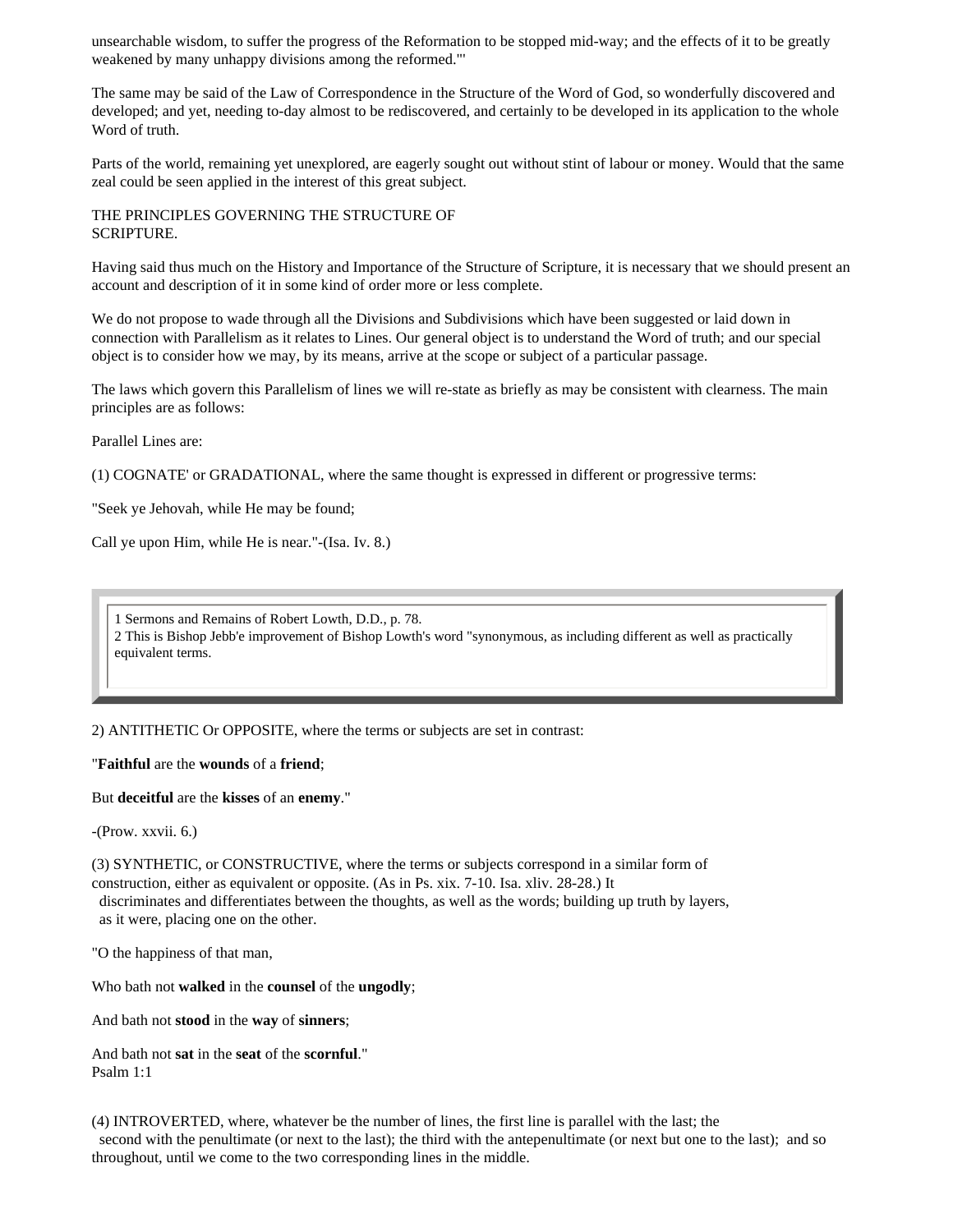unsearchable wisdom, to suffer the progress of the Reformation to be stopped mid-way; and the effects of it to be greatly weakened by many unhappy divisions among the reformed."'

The same may be said of the Law of Correspondence in the Structure of the Word of God, so wonderfully discovered and developed; and yet, needing to-day almost to be rediscovered, and certainly to be developed in its application to the whole Word of truth.

Parts of the world, remaining yet unexplored, are eagerly sought out without stint of labour or money. Would that the same zeal could be seen applied in the interest of this great subject.

## THE PRINCIPLES GOVERNING THE STRUCTURE OF SCRIPTURE.

Having said thus much on the History and Importance of the Structure of Scripture, it is necessary that we should present an account and description of it in some kind of order more or less complete.

We do not propose to wade through all the Divisions and Subdivisions which have been suggested or laid down in connection with Parallelism as it relates to Lines. Our general object is to understand the Word of truth; and our special object is to consider how we may, by its means, arrive at the scope or subject of a particular passage.

The laws which govern this Parallelism of lines we will re-state as briefly as may be consistent with clearness. The main principles are as follows:

Parallel Lines are:

(1) COGNATE' or GRADATIONAL, where the same thought is expressed in different or progressive terms:

"Seek ye Jehovah, while He may be found;

Call ye upon Him, while He is near."-(Isa. Iv. 8.)

1 Sermons and Remains of Robert Lowth, D.D., p. 78.
2 This is Bishop Jebb'e improvement of Bishop Lowth's word "synonymous, as including different as well as practically equivalent terms.

2) ANTITHETIC Or OPPOSITE, where the terms or subjects are set in contrast:

"**Faithful** are the **wounds** of a **friend**;

But **deceitful** are the **kisses** of an **enemy**."

-(Prow. xxvii. 6.)

(3) SYNTHETIC, or CONSTRUCTIVE, where the terms or subjects correspond in a similar form of construction, either as equivalent or opposite. (As in Ps. xix. 7-10. Isa. xliv. 28-28.) It discriminates and differentiates between the thoughts, as well as the words; building up truth by layers, as it were, placing one on the other.

"O the happiness of that man,

Who bath not **walked** in the **counsel** of the **ungodly**;

And bath not **stood** in the **way** of **sinners**;

And bath not **sat** in the **seat** of the **scornful**."
Psalm 1:1

(4) INTROVERTED, where, whatever be the number of lines, the first line is parallel with the last; the second with the penultimate (or next to the last); the third with the antepenultimate (or next but one to the last); and so throughout, until we come to the two corresponding lines in the middle.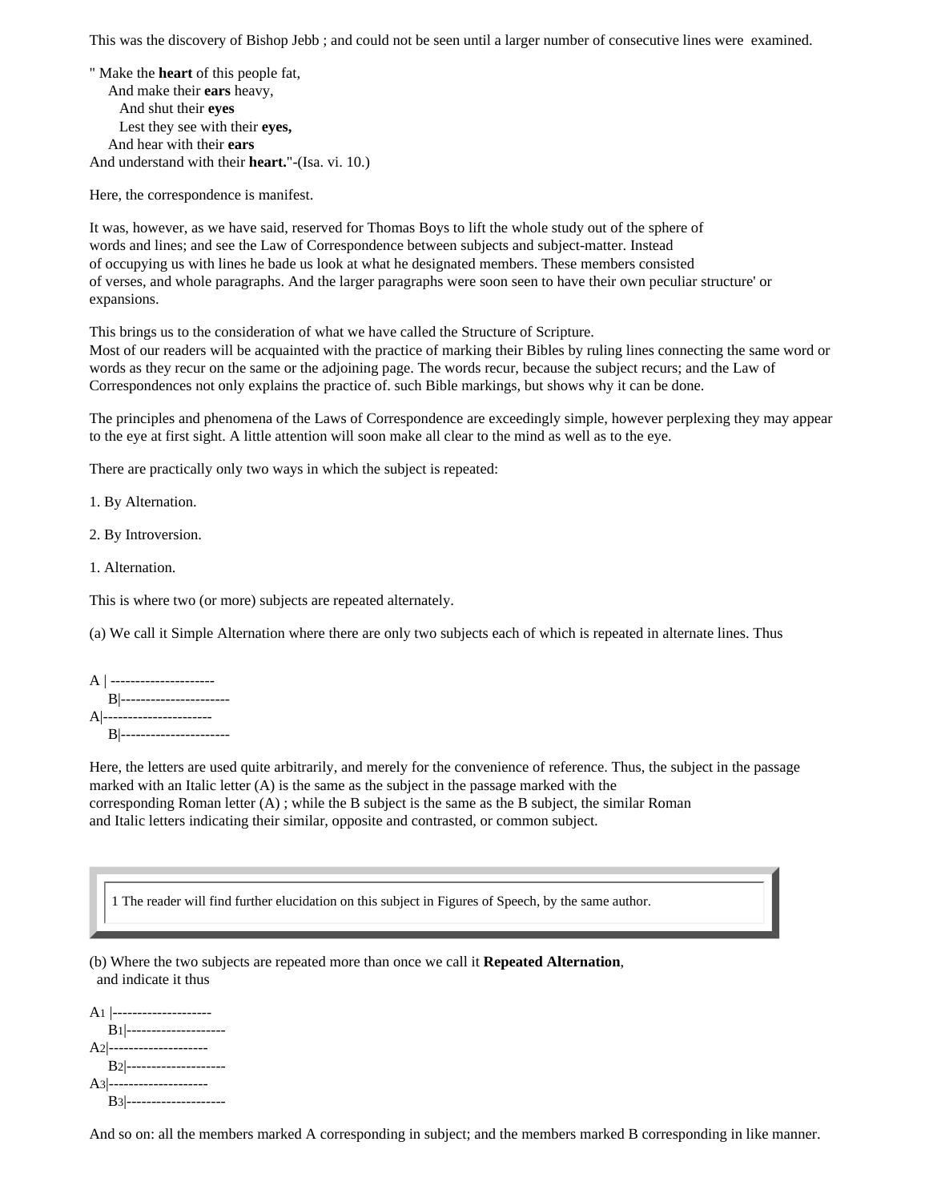This was the discovery of Bishop Jebb ; and could not be seen until a larger number of consecutive lines were examined.

" Make the **heart** of this people fat,
    And make their **ears** heavy,
        And shut their **eyes**
        Lest they see with their **eyes,**
    And hear with their **ears**
And understand with their **heart.**"-(Isa. vi. 10.)

Here, the correspondence is manifest.

It was, however, as we have said, reserved for Thomas Boys to lift the whole study out of the sphere of words and lines; and see the Law of Correspondence between subjects and subject-matter. Instead of occupying us with lines he bade us look at what he designated members. These members consisted of verses, and whole paragraphs. And the larger paragraphs were soon seen to have their own peculiar structure' or expansions.

This brings us to the consideration of what we have called the Structure of Scripture.
Most of our readers will be acquainted with the practice of marking their Bibles by ruling lines connecting the same word or words as they recur on the same or the adjoining page. The words recur, because the subject recurs; and the Law of Correspondences not only explains the practice of. such Bible markings, but shows why it can be done.

The principles and phenomena of the Laws of Correspondence are exceedingly simple, however perplexing they may appear to the eye at first sight. A little attention will soon make all clear to the mind as well as to the eye.

There are practically only two ways in which the subject is repeated:

1. By Alternation.

2. By Introversion.

1. Alternation.

This is where two (or more) subjects are repeated alternately.

(a) We call it Simple Alternation where there are only two subjects each of which is repeated in alternate lines. Thus

A | ---------------------
    B|----------------------
A|----------------------
    B|----------------------

Here, the letters are used quite arbitrarily, and merely for the convenience of reference. Thus, the subject in the passage marked with an Italic letter (A) is the same as the subject in the passage marked with the corresponding Roman letter (A) ; while the B subject is the same as the B subject, the similar Roman and Italic letters indicating their similar, opposite and contrasted, or common subject.

1 The reader will find further elucidation on this subject in Figures of Speech, by the same author.

(b) Where the two subjects are repeated more than once we call it **Repeated Alternation**, and indicate it thus

$A_1$ |--------------------
    $B_1$|--------------------
$A_2$|--------------------
    $B_2$|--------------------
$A_3$|--------------------
    $B_3$|--------------------

And so on: all the members marked A corresponding in subject; and the members marked B corresponding in like manner.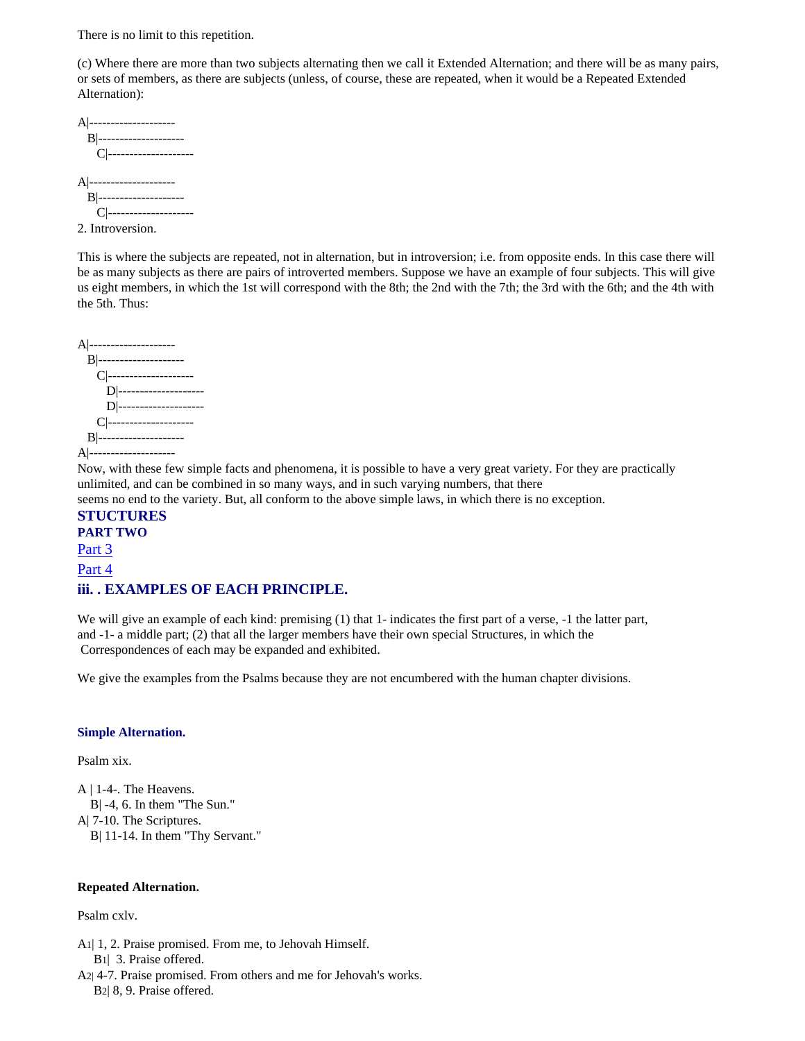There is no limit to this repetition.

(c) Where there are more than two subjects alternating then we call it Extended Alternation; and there will be as many pairs, or sets of members, as there are subjects (unless, of course, these are repeated, when it would be a Repeated Extended Alternation):

```
A|--------------------
   B|--------------------
      C|--------------------

A|--------------------
   B|--------------------
      C|--------------------
```

2. Introversion.

This is where the subjects are repeated, not in alternation, but in introversion; i.e. from opposite ends. In this case there will be as many subjects as there are pairs of introverted members. Suppose we have an example of four subjects. This will give us eight members, in which the 1st will correspond with the 8th; the 2nd with the 7th; the 3rd with the 6th; and the 4th with the 5th. Thus:

```
A|--------------------
   B|--------------------
      C|--------------------
         D|--------------------
         D|--------------------
      C|--------------------
   B|--------------------
A|--------------------
```

Now, with these few simple facts and phenomena, it is possible to have a very great variety. For they are practically unlimited, and can be combined in so many ways, and in such varying numbers, that there seems no end to the variety. But, all conform to the above simple laws, in which there is no exception.

## STUCTURES

### PART TWO

Part 3

Part 4

## iii. . EXAMPLES OF EACH PRINCIPLE.

We will give an example of each kind: premising (1) that 1- indicates the first part of a verse, -1 the latter part, and -1- a middle part; (2) that all the larger members have their own special Structures, in which the Correspondences of each may be expanded and exhibited.

We give the examples from the Psalms because they are not encumbered with the human chapter divisions.

#### Simple Alternation.

Psalm xix.

```
A | 1-4-. The Heavens.
   B| -4, 6. In them "The Sun."
A| 7-10. The Scriptures.
   B| 11-14. In them "Thy Servant."
```

**Repeated Alternation.**

Psalm cxlv.

```
A1| 1, 2. Praise promised. From me, to Jehovah Himself.
   B1| 3. Praise offered.
A2| 4-7. Praise promised. From others and me for Jehovah's works.
   B2| 8, 9. Praise offered.
```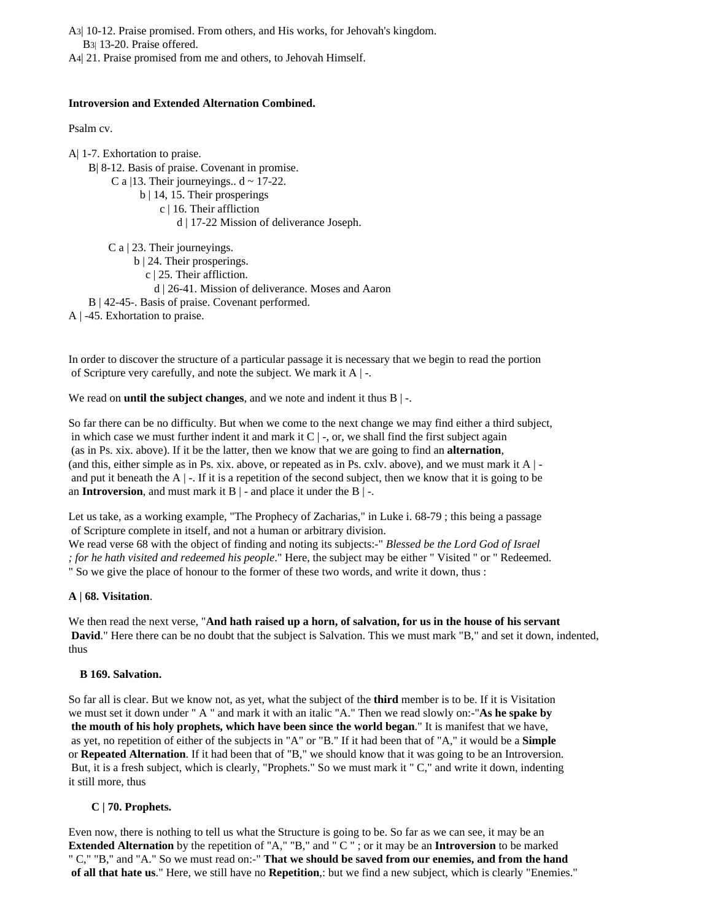A3| 10-12. Praise promised. From others, and His works, for Jehovah's kingdom.
  B3| 13-20. Praise offered.
A4| 21. Praise promised from me and others, to Jehovah Himself.

**Introversion and Extended Alternation Combined.**

Psalm cv.

A| 1-7. Exhortation to praise.
  B| 8-12. Basis of praise. Covenant in promise.
    C a |13. Their journeyings.. d ~ 17-22.
      b | 14, 15. Their prosperings
        c | 16. Their affliction
          d | 17-22 Mission of deliverance Joseph.

    C a | 23. Their journeyings.
      b | 24. Their prosperings.
        c | 25. Their affliction.
          d | 26-41. Mission of deliverance. Moses and Aaron
  B | 42-45-. Basis of praise. Covenant performed.
A | -45. Exhortation to praise.

In order to discover the structure of a particular passage it is necessary that we begin to read the portion of Scripture very carefully, and note the subject. We mark it A | -.

We read on **until the subject changes**, and we note and indent it thus B | -.

So far there can be no difficulty. But when we come to the next change we may find either a third subject, in which case we must further indent it and mark it C | -, or, we shall find the first subject again (as in Ps. xix. above). If it be the latter, then we know that we are going to find an **alternation**, (and this, either simple as in Ps. xix. above, or repeated as in Ps. cxlv. above), and we must mark it A | - and put it beneath the A | -. If it is a repetition of the second subject, then we know that it is going to be an **Introversion**, and must mark it B | - and place it under the B | -.

Let us take, as a working example, "The Prophecy of Zacharias," in Luke i. 68-79 ; this being a passage of Scripture complete in itself, and not a human or arbitrary division.
We read verse 68 with the object of finding and noting its subjects:-" *Blessed be the Lord God of Israel ; for he hath visited and redeemed his people*." Here, the subject may be either " Visited " or " Redeemed. " So we give the place of honour to the former of these two words, and write it down, thus :

**A | 68. Visitation**.

We then read the next verse, "**And hath raised up a horn, of salvation, for us in the house of his servant David**." Here there can be no doubt that the subject is Salvation. This we must mark "B," and set it down, indented, thus

  **B 169. Salvation.**

So far all is clear. But we know not, as yet, what the subject of the **third** member is to be. If it is Visitation we must set it down under " A " and mark it with an italic "A." Then we read slowly on:-"**As he spake by the mouth of his holy prophets, which have been since the world began**." It is manifest that we have, as yet, no repetition of either of the subjects in "A" or "B." If it had been that of "A," it would be a **Simple** or **Repeated Alternation**. If it had been that of "B," we should know that it was going to be an Introversion. But, it is a fresh subject, which is clearly, "Prophets." So we must mark it " C," and write it down, indenting it still more, thus

    **C | 70. Prophets.**

Even now, there is nothing to tell us what the Structure is going to be. So far as we can see, it may be an **Extended Alternation** by the repetition of "A," "B," and " C " ; or it may be an **Introversion** to be marked " C," "B," and "A." So we must read on:-" **That we should be saved from our enemies, and from the hand of all that hate us**." Here, we still have no **Repetition**,: but we find a new subject, which is clearly "Enemies."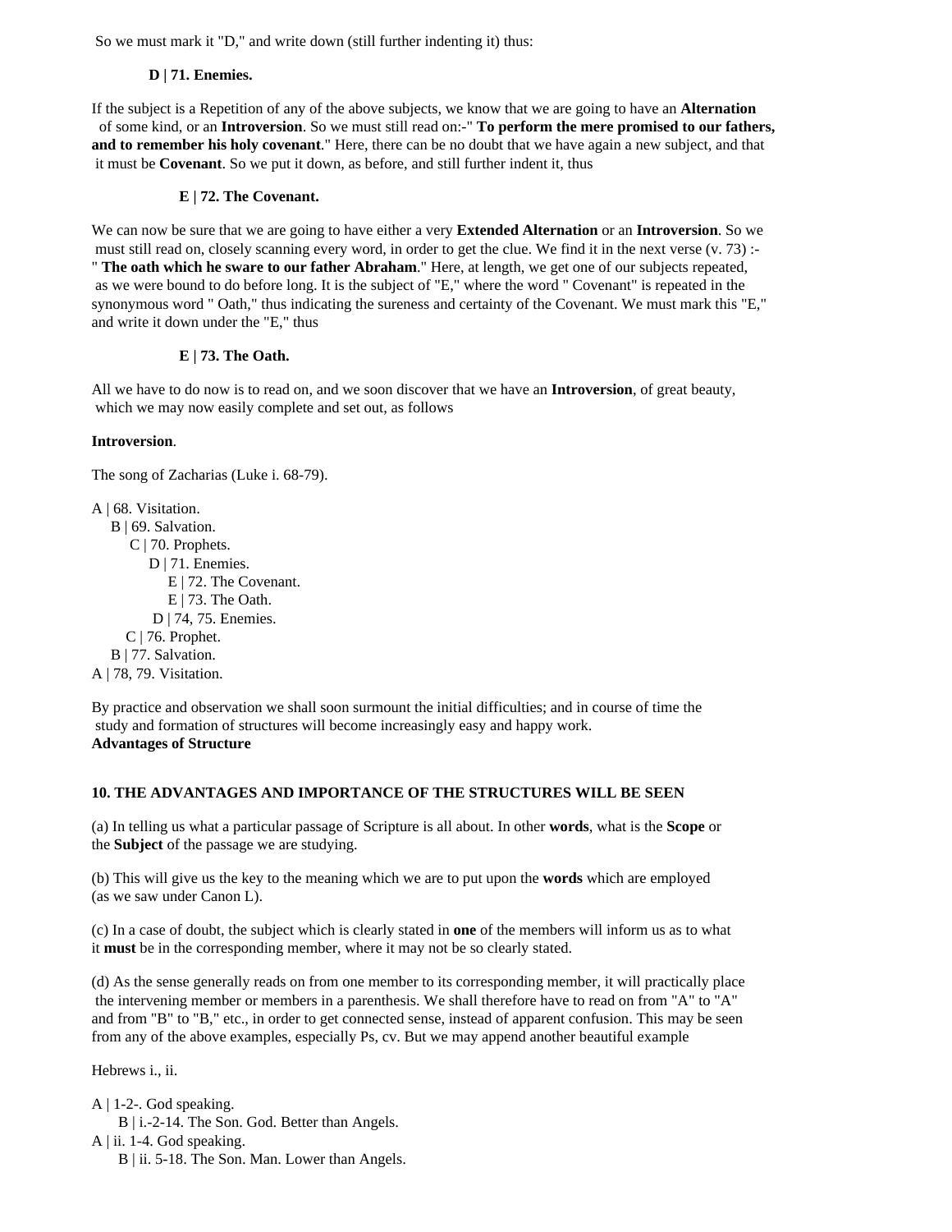So we must mark it "D," and write down (still further indenting it) thus:

**D | 71. Enemies.**

If the subject is a Repetition of any of the above subjects, we know that we are going to have an **Alternation** of some kind, or an **Introversion**. So we must still read on:-" **To perform the mere promised to our fathers, and to remember his holy covenant**." Here, there can be no doubt that we have again a new subject, and that it must be **Covenant**. So we put it down, as before, and still further indent it, thus

**E | 72. The Covenant.**

We can now be sure that we are going to have either a very **Extended Alternation** or an **Introversion**. So we must still read on, closely scanning every word, in order to get the clue. We find it in the next verse (v. 73) :- " **The oath which he sware to our father Abraham**." Here, at length, we get one of our subjects repeated, as we were bound to do before long. It is the subject of "E," where the word " Covenant" is repeated in the synonymous word " Oath," thus indicating the sureness and certainty of the Covenant. We must mark this "E," and write it down under the "E," thus

**E | 73. The Oath.**

All we have to do now is to read on, and we soon discover that we have an **Introversion**, of great beauty, which we may now easily complete and set out, as follows

**Introversion**.

The song of Zacharias (Luke i. 68-79).

A | 68. Visitation.
    B | 69. Salvation.
        C | 70. Prophets.
            D | 71. Enemies.
                E | 72. The Covenant.
                E | 73. The Oath.
            D | 74, 75. Enemies.
        C | 76. Prophet.
    B | 77. Salvation.
A | 78, 79. Visitation.

By practice and observation we shall soon surmount the initial difficulties; and in course of time the study and formation of structures will become increasingly easy and happy work.

**Advantages of Structure**

**10. THE ADVANTAGES AND IMPORTANCE OF THE STRUCTURES WILL BE SEEN**

(a) In telling us what a particular passage of Scripture is all about. In other **words**, what is the **Scope** or the **Subject** of the passage we are studying.

(b) This will give us the key to the meaning which we are to put upon the **words** which are employed (as we saw under Canon L).

(c) In a case of doubt, the subject which is clearly stated in **one** of the members will inform us as to what it **must** be in the corresponding member, where it may not be so clearly stated.

(d) As the sense generally reads on from one member to its corresponding member, it will practically place the intervening member or members in a parenthesis. We shall therefore have to read on from "A" to "A" and from "B" to "B," etc., in order to get connected sense, instead of apparent confusion. This may be seen from any of the above examples, especially Ps, cv. But we may append another beautiful example

Hebrews i., ii.

A | 1-2-. God speaking.
    B | i.-2-14. The Son. God. Better than Angels.
A | ii. 1-4. God speaking.
    B | ii. 5-18. The Son. Man. Lower than Angels.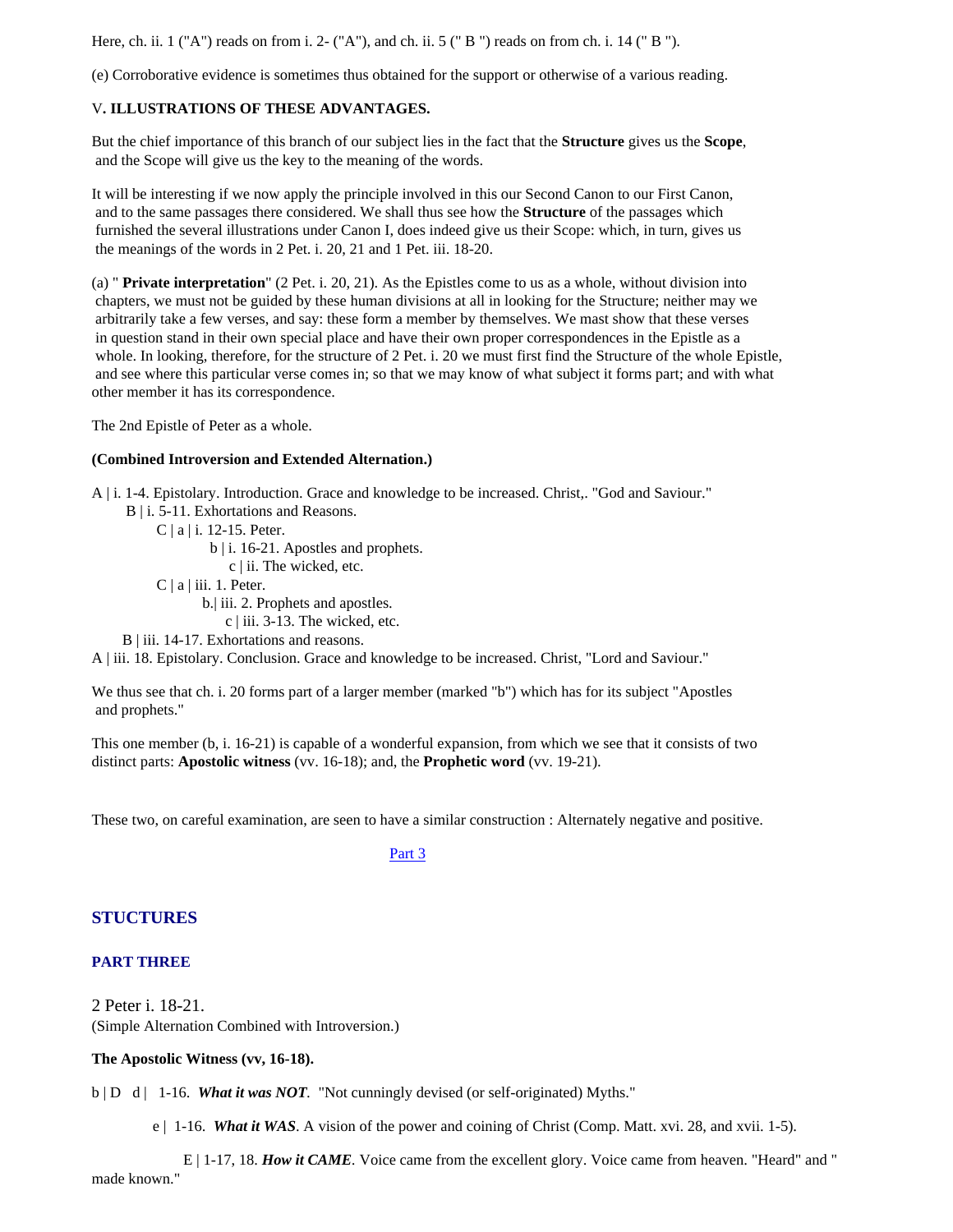Here, ch. ii. 1 ("A") reads on from i. 2- ("A"), and ch. ii. 5 (" B ") reads on from ch. i. 14 (" B ").

(e) Corroborative evidence is sometimes thus obtained for the support or otherwise of a various reading.

V**. ILLUSTRATIONS OF THESE ADVANTAGES.**

But the chief importance of this branch of our subject lies in the fact that the **Structure** gives us the **Scope**, and the Scope will give us the key to the meaning of the words.

It will be interesting if we now apply the principle involved in this our Second Canon to our First Canon, and to the same passages there considered. We shall thus see how the **Structure** of the passages which furnished the several illustrations under Canon I, does indeed give us their Scope: which, in turn, gives us the meanings of the words in 2 Pet. i. 20, 21 and 1 Pet. iii. 18-20.

(a) " **Private interpretation**" (2 Pet. i. 20, 21). As the Epistles come to us as a whole, without division into chapters, we must not be guided by these human divisions at all in looking for the Structure; neither may we arbitrarily take a few verses, and say: these form a member by themselves. We mast show that these verses in question stand in their own special place and have their own proper correspondences in the Epistle as a whole. In looking, therefore, for the structure of 2 Pet. i. 20 we must first find the Structure of the whole Epistle, and see where this particular verse comes in; so that we may know of what subject it forms part; and with what other member it has its correspondence.

The 2nd Epistle of Peter as a whole.

**(Combined Introversion and Extended Alternation.)**

A | i. 1-4. Epistolary. Introduction. Grace and knowledge to be increased. Christ,. "God and Saviour."
  B | i. 5-11. Exhortations and Reasons.
    C | a | i. 12-15. Peter.
        b | i. 16-21. Apostles and prophets.
          c | ii. The wicked, etc.
    C | a | iii. 1. Peter.
        b.| iii. 2. Prophets and apostles.
          c | iii. 3-13. The wicked, etc.
  B | iii. 14-17. Exhortations and reasons.
A | iii. 18. Epistolary. Conclusion. Grace and knowledge to be increased. Christ, "Lord and Saviour."

We thus see that ch. i. 20 forms part of a larger member (marked "b") which has for its subject "Apostles and prophets."

This one member (b, i. 16-21) is capable of a wonderful expansion, from which we see that it consists of two distinct parts: **Apostolic witness** (vv. 16-18); and, the **Prophetic word** (vv. 19-21).

These two, on careful examination, are seen to have a similar construction : Alternately negative and positive.

Part 3

## STUCTURES

### PART THREE

2 Peter i. 18-21.
(Simple Alternation Combined with Introversion.)

**The Apostolic Witness (vv, 16-18).**

b | D d | 1-16. ***What it was NOT***. "Not cunningly devised (or self-originated) Myths."

    e | 1-16. ***What it WAS***. A vision of the power and coining of Christ (Comp. Matt. xvi. 28, and xvii. 1-5).

      E | 1-17, 18. ***How it CAME***. Voice came from the excellent glory. Voice came from heaven. "Heard" and " made known."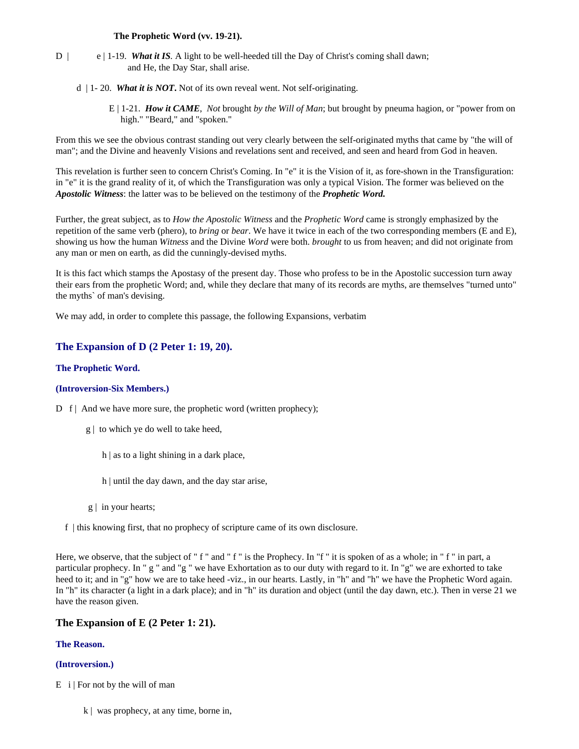**The Prophetic Word (vv. 19-21).**

D | e | 1-19. ***What it IS***. A light to be well-heeded till the Day of Christ's coming shall dawn; and He, the Day Star, shall arise.

d | 1- 20. ***What it is NOT***. Not of its own reveal went. Not self-originating.

E | 1-21. ***How it CAME***, *Not* brought *by the Will of Man*; but brought by pneuma hagion, or "power from on high." "Beard," and "spoken."

From this we see the obvious contrast standing out very clearly between the self-originated myths that came by "the will of man"; and the Divine and heavenly Visions and revelations sent and received, and seen and heard from God in heaven.

This revelation is further seen to concern Christ's Coming. In "e" it is the Vision of it, as fore-shown in the Transfiguration: in "e" it is the grand reality of it, of which the Transfiguration was only a typical Vision. The former was believed on the ***Apostolic Witness***: the latter was to be believed on the testimony of the ***Prophetic Word.***

Further, the great subject, as to *How the Apostolic Witness* and the *Prophetic Word* came is strongly emphasized by the repetition of the same verb (phero), to *bring* or *bear*. We have it twice in each of the two corresponding members (E and E), showing us how the human *Witness* and the Divine *Word* were both. *brought* to us from heaven; and did not originate from any man or men on earth, as did the cunningly-devised myths.

It is this fact which stamps the Apostasy of the present day. Those who profess to be in the Apostolic succession turn away their ears from the prophetic Word; and, while they declare that many of its records are myths, are themselves "turned unto" the myths` of man's devising.

We may add, in order to complete this passage, the following Expansions, verbatim

## The Expansion of D (2 Peter 1: 19, 20).

### The Prophetic Word.

#### (Introversion-Six Members.)

D f | And we have more sure, the prophetic word (written prophecy);

g | to which ye do well to take heed,

h | as to a light shining in a dark place,

h | until the day dawn, and the day star arise,

g | in your hearts;

f | this knowing first, that no prophecy of scripture came of its own disclosure.

Here, we observe, that the subject of " f " and " f " is the Prophecy. In "f " it is spoken of as a whole; in " f " in part, a particular prophecy. In " g " and "g " we have Exhortation as to our duty with regard to it. In "g" we are exhorted to take heed to it; and in "g" how we are to take heed -viz., in our hearts. Lastly, in "h" and "h" we have the Prophetic Word again. In "h" its character (a light in a dark place); and in "h" its duration and object (until the day dawn, etc.). Then in verse 21 we have the reason given.

## The Expansion of E (2 Peter 1: 21).

### The Reason.

#### (Introversion.)

E i | For not by the will of man

k | was prophecy, at any time, borne in,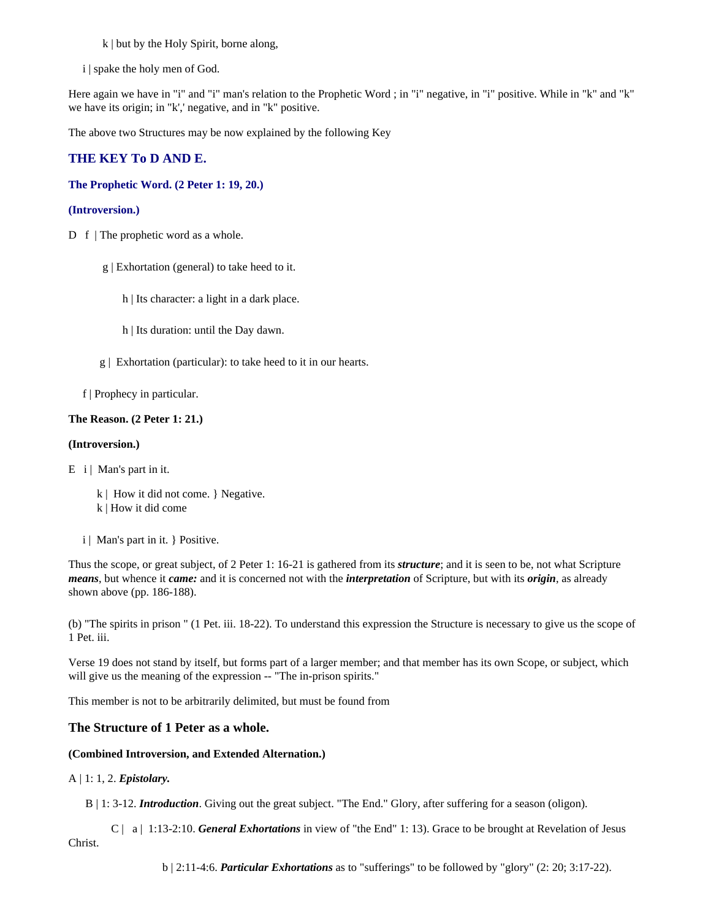k | but by the Holy Spirit, borne along,

i | spake the holy men of God.

Here again we have in "i" and "i" man's relation to the Prophetic Word ; in "i" negative, in "i" positive. While in "k" and "k" we have its origin; in "k'," negative, and in "k" positive.

The above two Structures may be now explained by the following Key

### THE KEY To D AND E.

#### The Prophetic Word. (2 Peter 1: 19, 20.)

#### (Introversion.)

D f | The prophetic word as a whole.

g | Exhortation (general) to take heed to it.

h | Its character: a light in a dark place.

h | Its duration: until the Day dawn.

g | Exhortation (particular): to take heed to it in our hearts.

f | Prophecy in particular.

**The Reason. (2 Peter 1: 21.)**

**(Introversion.)**

E i | Man's part in it.

k | How it did not come. } Negative.
k | How it did come

i | Man's part in it. } Positive.

Thus the scope, or great subject, of 2 Peter 1: 16-21 is gathered from its ***structure***; and it is seen to be, not what Scripture ***means***, but whence it ***came:*** and it is concerned not with the ***interpretation*** of Scripture, but with its ***origin***, as already shown above (pp. 186-188).

(b) "The spirits in prison " (1 Pet. iii. 18-22). To understand this expression the Structure is necessary to give us the scope of 1 Pet. iii.

Verse 19 does not stand by itself, but forms part of a larger member; and that member has its own Scope, or subject, which will give us the meaning of the expression -- "The in-prison spirits."

This member is not to be arbitrarily delimited, but must be found from

### The Structure of 1 Peter as a whole.

**(Combined Introversion, and Extended Alternation.)**

A | 1: 1, 2. ***Epistolary.***

B | 1: 3-12. ***Introduction***. Giving out the great subject. "The End." Glory, after suffering for a season (oligon).

C | a | 1:13-2:10. ***General Exhortations*** in view of "the End" 1: 13). Grace to be brought at Revelation of Jesus Christ.

b | 2:11-4:6. ***Particular Exhortations*** as to "sufferings" to be followed by "glory" (2: 20; 3:17-22).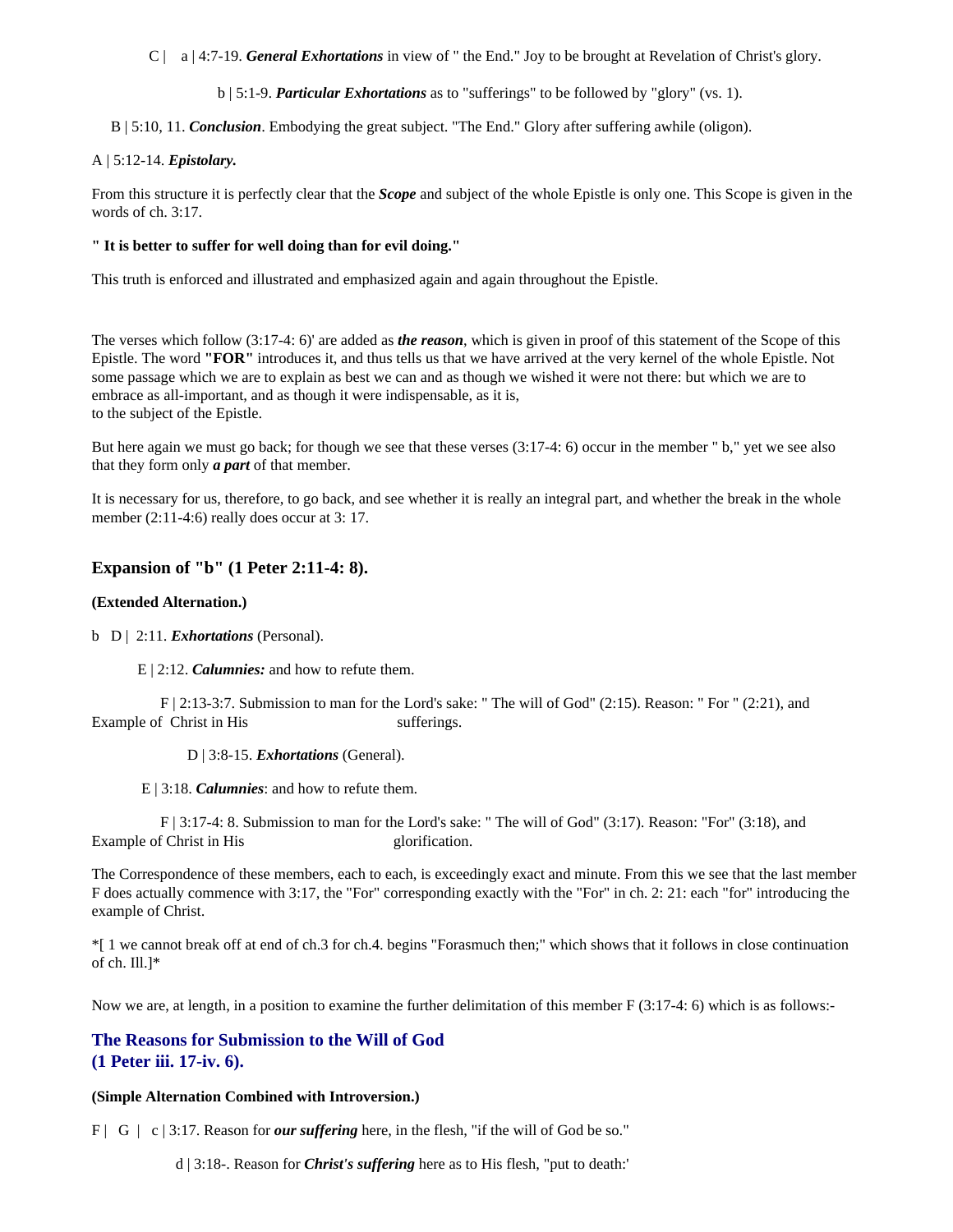C | a | 4:7-19. ***General Exhortations*** in view of " the End." Joy to be brought at Revelation of Christ's glory.

b | 5:1-9. ***Particular Exhortations*** as to "sufferings" to be followed by "glory" (vs. 1).

B | 5:10, 11. ***Conclusion***. Embodying the great subject. "The End." Glory after suffering awhile (oligon).

A | 5:12-14. ***Epistolary.***

From this structure it is perfectly clear that the ***Scope*** and subject of the whole Epistle is only one. This Scope is given in the words of ch. 3:17.

**" It is better to suffer for well doing than for evil doing."**

This truth is enforced and illustrated and emphasized again and again throughout the Epistle.

The verses which follow (3:17-4: 6)' are added as ***the reason***, which is given in proof of this statement of the Scope of this Epistle. The word **"FOR"** introduces it, and thus tells us that we have arrived at the very kernel of the whole Epistle. Not some passage which we are to explain as best we can and as though we wished it were not there: but which we are to embrace as all-important, and as though it were indispensable, as it is,
to the subject of the Epistle.

But here again we must go back; for though we see that these verses (3:17-4: 6) occur in the member " b," yet we see also that they form only ***a part*** of that member.

It is necessary for us, therefore, to go back, and see whether it is really an integral part, and whether the break in the whole member (2:11-4:6) really does occur at 3: 17.

### Expansion of "b" (1 Peter 2:11-4: 8).

**(Extended Alternation.)**

b D | 2:11. ***Exhortations*** (Personal).

E | 2:12. ***Calumnies:*** and how to refute them.

F | 2:13-3:7. Submission to man for the Lord's sake: " The will of God" (2:15). Reason: " For " (2:21), and Example of Christ in His sufferings.

D | 3:8-15. ***Exhortations*** (General).

E | 3:18. ***Calumnies***: and how to refute them.

F | 3:17-4: 8. Submission to man for the Lord's sake: " The will of God" (3:17). Reason: "For" (3:18), and Example of Christ in His glorification.

The Correspondence of these members, each to each, is exceedingly exact and minute. From this we see that the last member F does actually commence with 3:17, the "For" corresponding exactly with the "For" in ch. 2: 21: each "for" introducing the example of Christ.

*[ 1 we cannot break off at end of ch.3 for ch.4. begins "Forasmuch then;" which shows that it follows in close continuation of ch. Ill.]*

Now we are, at length, in a position to examine the further delimitation of this member F (3:17-4: 6) which is as follows:-

### The Reasons for Submission to the Will of God (1 Peter iii. 17-iv. 6).

**(Simple Alternation Combined with Introversion.)**

F | G | c | 3:17. Reason for ***our suffering*** here, in the flesh, "if the will of God be so."

d | 3:18-. Reason for ***Christ's suffering*** here as to His flesh, "put to death:'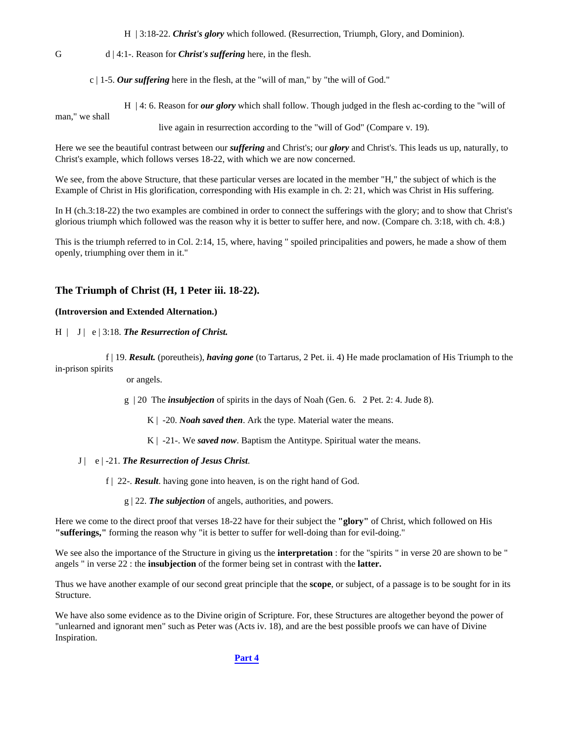H | 3:18-22. ***Christ's glory*** which followed. (Resurrection, Triumph, Glory, and Dominion).

G d | 4:1-. Reason for ***Christ's suffering*** here, in the flesh.

c | 1-5. ***Our suffering*** here in the flesh, at the "will of man," by "the will of God."

H | 4: 6. Reason for ***our glory*** which shall follow. Though judged in the flesh ac-cording to the "will of man," we shall live again in resurrection according to the "will of God" (Compare v. 19).

Here we see the beautiful contrast between our ***suffering*** and Christ's; our ***glory*** and Christ's. This leads us up, naturally, to Christ's example, which follows verses 18-22, with which we are now concerned.

We see, from the above Structure, that these particular verses are located in the member "H," the subject of which is the Example of Christ in His glorification, corresponding with His example in ch. 2: 21, which was Christ in His suffering.

In H (ch.3:18-22) the two examples are combined in order to connect the sufferings with the glory; and to show that Christ's glorious triumph which followed was the reason why it is better to suffer here, and now. (Compare ch. 3:18, with ch. 4:8.)

This is the triumph referred to in Col. 2:14, 15, where, having " spoiled principalities and powers, he made a show of them openly, triumphing over them in it."

### The Triumph of Christ (H, 1 Peter iii. 18-22).

**(Introversion and Extended Alternation.)**

H | J | e | 3:18. ***The Resurrection of Christ.***

f | 19. ***Result.*** (poreutheis), ***having gone*** (to Tartarus, 2 Pet. ii. 4) He made proclamation of His Triumph to the in-prison spirits or angels.

g | 20 The ***insubjection*** of spirits in the days of Noah (Gen. 6. 2 Pet. 2: 4. Jude 8).

K | -20. ***Noah saved then***. Ark the type. Material water the means.

K | -21-. We ***saved now***. Baptism the Antitype. Spiritual water the means.

J | e | -21. ***The Resurrection of Jesus Christ***.

f | 22-. ***Result***. having gone into heaven, is on the right hand of God.

g | 22. ***The subjection*** of angels, authorities, and powers.

Here we come to the direct proof that verses 18-22 have for their subject the **"glory"** of Christ, which followed on His **"sufferings,"** forming the reason why "it is better to suffer for well-doing than for evil-doing."

We see also the importance of the Structure in giving us the **interpretation** : for the "spirits " in verse 20 are shown to be " angels " in verse 22 : the **insubjection** of the former being set in contrast with the **latter.**

Thus we have another example of our second great principle that the **scope**, or subject, of a passage is to be sought for in its Structure.

We have also some evidence as to the Divine origin of Scripture. For, these Structures are altogether beyond the power of "unlearned and ignorant men" such as Peter was (Acts iv. 18), and are the best possible proofs we can have of Divine Inspiration.

**Part 4**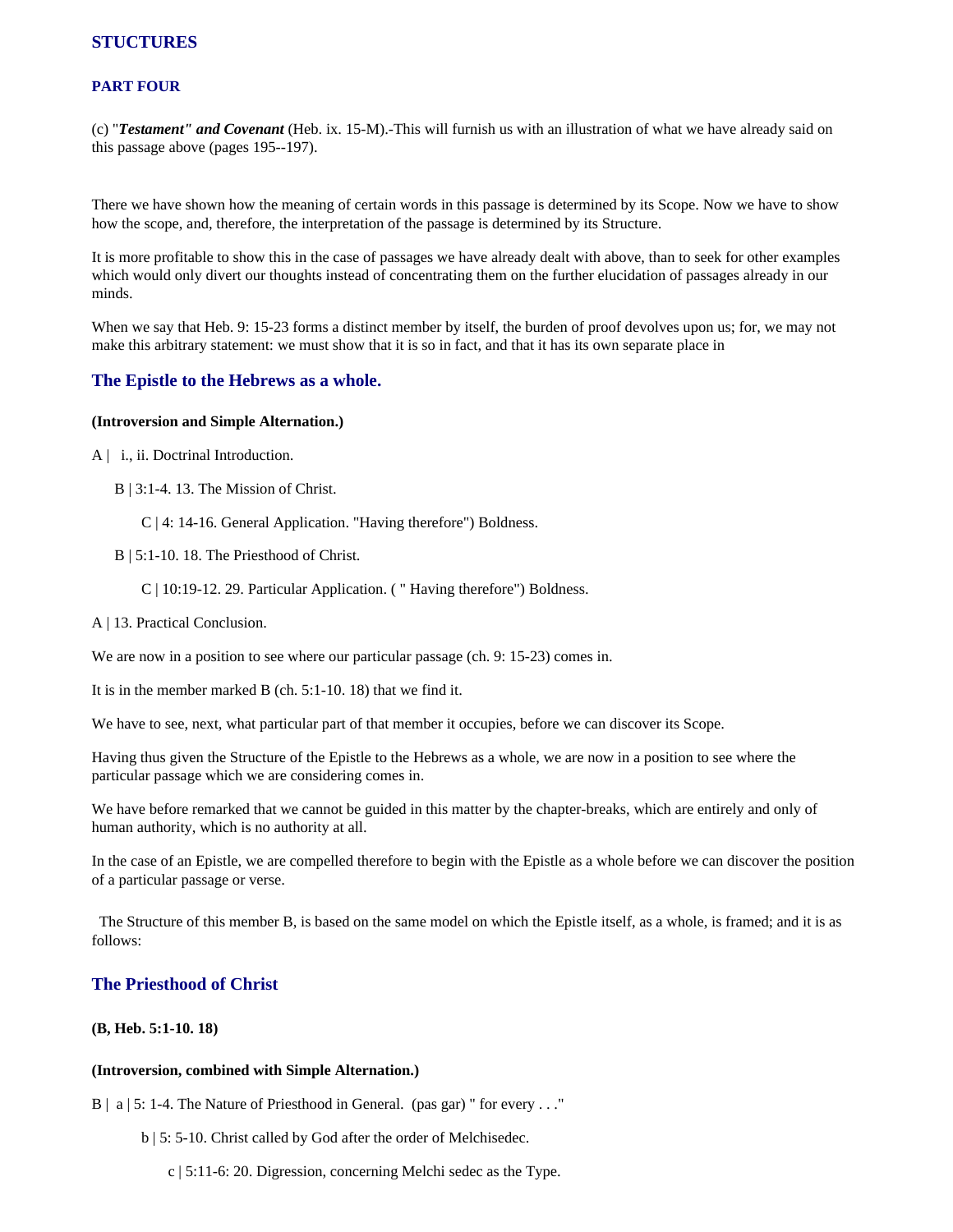## STUCTURES

### PART FOUR

(c) "***Testament" and Covenant*** (Heb. ix. 15-M).-This will furnish us with an illustration of what we have already said on this passage above (pages 195--197).

There we have shown how the meaning of certain words in this passage is determined by its Scope. Now we have to show how the scope, and, therefore, the interpretation of the passage is determined by its Structure.

It is more profitable to show this in the case of passages we have already dealt with above, than to seek for other examples which would only divert our thoughts instead of concentrating them on the further elucidation of passages already in our minds.

When we say that Heb. 9: 15-23 forms a distinct member by itself, the burden of proof devolves upon us; for, we may not make this arbitrary statement: we must show that it is so in fact, and that it has its own separate place in

## The Epistle to the Hebrews as a whole.

**(Introversion and Simple Alternation.)**

A | i., ii. Doctrinal Introduction.

B | 3:1-4. 13. The Mission of Christ.

C | 4: 14-16. General Application. "Having therefore") Boldness.

B | 5:1-10. 18. The Priesthood of Christ.

C | 10:19-12. 29. Particular Application. ( " Having therefore") Boldness.

A | 13. Practical Conclusion.

We are now in a position to see where our particular passage (ch. 9: 15-23) comes in.

It is in the member marked B (ch. 5:1-10. 18) that we find it.

We have to see, next, what particular part of that member it occupies, before we can discover its Scope.

Having thus given the Structure of the Epistle to the Hebrews as a whole, we are now in a position to see where the particular passage which we are considering comes in.

We have before remarked that we cannot be guided in this matter by the chapter-breaks, which are entirely and only of human authority, which is no authority at all.

In the case of an Epistle, we are compelled therefore to begin with the Epistle as a whole before we can discover the position of a particular passage or verse.

The Structure of this member B, is based on the same model on which the Epistle itself, as a whole, is framed; and it is as follows:

## The Priesthood of Christ

**(B, Heb. 5:1-10. 18)**

**(Introversion, combined with Simple Alternation.)**

B | a | 5: 1-4. The Nature of Priesthood in General. (pas gar) " for every . . ."

b | 5: 5-10. Christ called by God after the order of Melchisedec.

c | 5:11-6: 20. Digression, concerning Melchi sedec as the Type.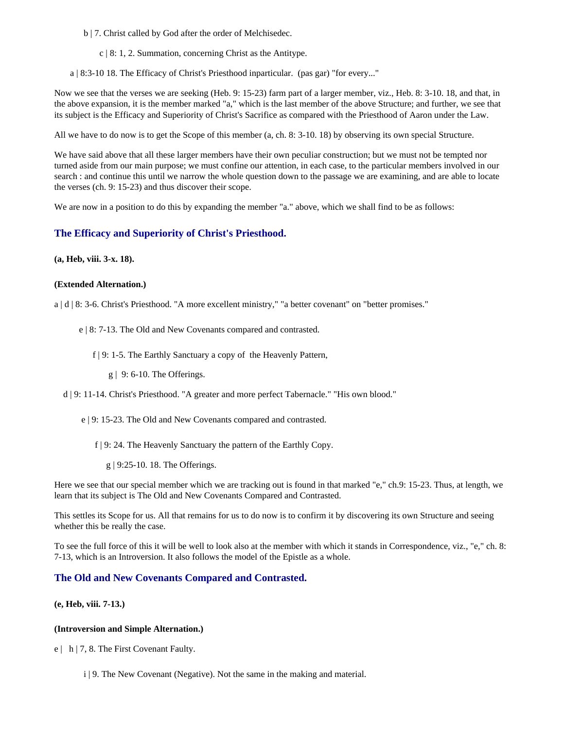b | 7. Christ called by God after the order of Melchisedec.

c | 8: 1, 2. Summation, concerning Christ as the Antitype.

a | 8:3-10 18. The Efficacy of Christ's Priesthood inparticular. (pas gar) "for every..."

Now we see that the verses we are seeking (Heb. 9: 15-23) farm part of a larger member, viz., Heb. 8: 3-10. 18, and that, in the above expansion, it is the member marked "a," which is the last member of the above Structure; and further, we see that its subject is the Efficacy and Superiority of Christ's Sacrifice as compared with the Priesthood of Aaron under the Law.

All we have to do now is to get the Scope of this member (a, ch. 8: 3-10. 18) by observing its own special Structure.

We have said above that all these larger members have their own peculiar construction; but we must not be tempted nor turned aside from our main purpose; we must confine our attention, in each case, to the particular members involved in our search : and continue this until we narrow the whole question down to the passage we are examining, and are able to locate the verses (ch. 9: 15-23) and thus discover their scope.

We are now in a position to do this by expanding the member "a." above, which we shall find to be as follows:

### The Efficacy and Superiority of Christ's Priesthood.

**(a, Heb, viii. 3-x. 18).**

**(Extended Alternation.)**

a | d | 8: 3-6. Christ's Priesthood. "A more excellent ministry," "a better covenant" on "better promises."

e | 8: 7-13. The Old and New Covenants compared and contrasted.

f | 9: 1-5. The Earthly Sanctuary a copy of the Heavenly Pattern,

g | 9: 6-10. The Offerings.

d | 9: 11-14. Christ's Priesthood. "A greater and more perfect Tabernacle." "His own blood."

e | 9: 15-23. The Old and New Covenants compared and contrasted.

f | 9: 24. The Heavenly Sanctuary the pattern of the Earthly Copy.

g | 9:25-10. 18. The Offerings.

Here we see that our special member which we are tracking out is found in that marked "e," ch.9: 15-23. Thus, at length, we learn that its subject is The Old and New Covenants Compared and Contrasted.

This settles its Scope for us. All that remains for us to do now is to confirm it by discovering its own Structure and seeing whether this be really the case.

To see the full force of this it will be well to look also at the member with which it stands in Correspondence, viz., "e," ch. 8: 7-13, which is an Introversion. It also follows the model of the Epistle as a whole.

### The Old and New Covenants Compared and Contrasted.

**(e, Heb, viii. 7-13.)**

**(Introversion and Simple Alternation.)**

e | h | 7, 8. The First Covenant Faulty.

i | 9. The New Covenant (Negative). Not the same in the making and material.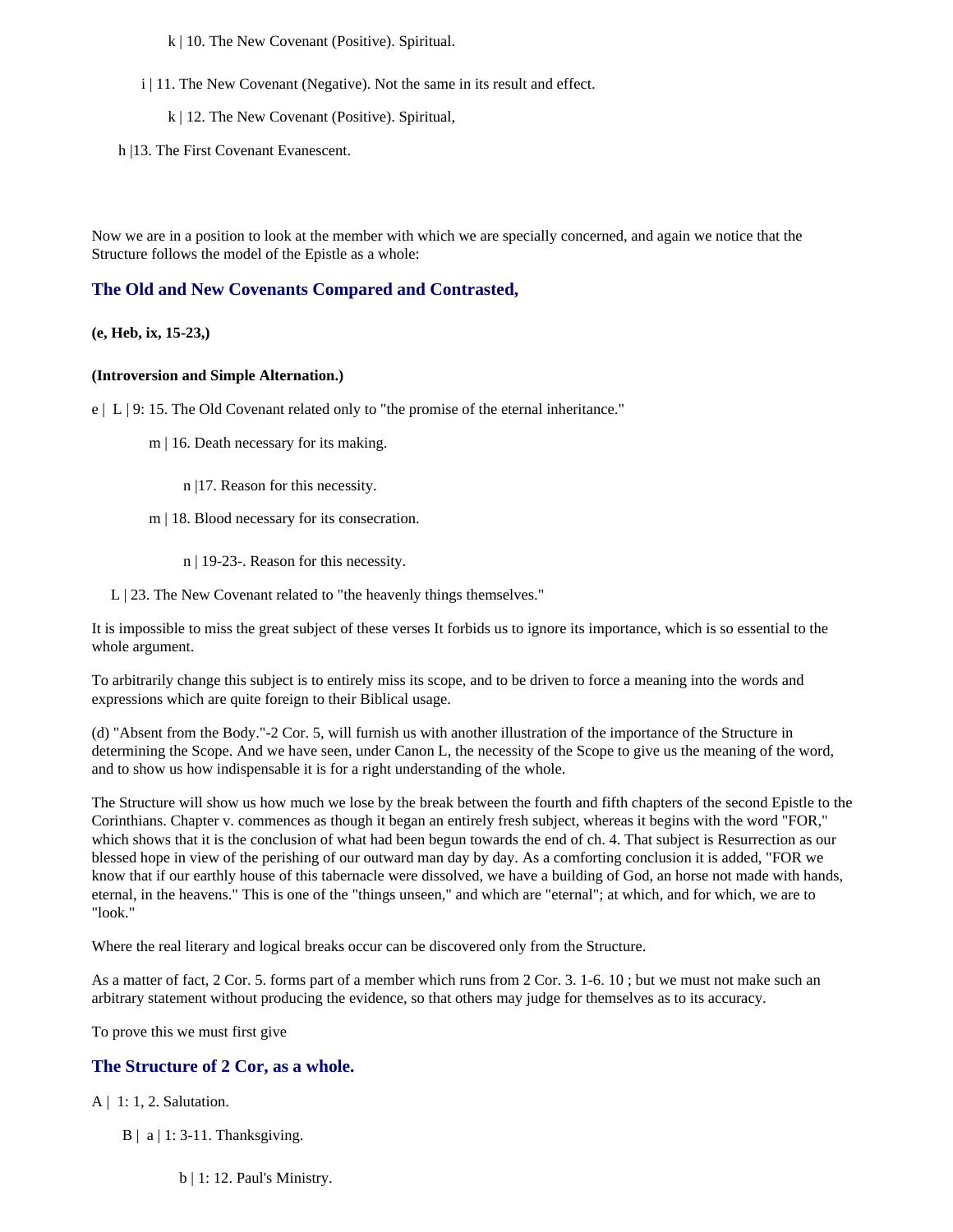k | 10. The New Covenant (Positive). Spiritual.

i | 11. The New Covenant (Negative). Not the same in its result and effect.

k | 12. The New Covenant (Positive). Spiritual,

h |13. The First Covenant Evanescent.

Now we are in a position to look at the member with which we are specially concerned, and again we notice that the Structure follows the model of the Epistle as a whole:

## The Old and New Covenants Compared and Contrasted,

**(e, Heb, ix, 15-23,)**

**(Introversion and Simple Alternation.)**

e | L | 9: 15. The Old Covenant related only to "the promise of the eternal inheritance."

m | 16. Death necessary for its making.

n |17. Reason for this necessity.

m | 18. Blood necessary for its consecration.

n | 19-23-. Reason for this necessity.

L | 23. The New Covenant related to "the heavenly things themselves."

It is impossible to miss the great subject of these verses It forbids us to ignore its importance, which is so essential to the whole argument.

To arbitrarily change this subject is to entirely miss its scope, and to be driven to force a meaning into the words and expressions which are quite foreign to their Biblical usage.

(d) "Absent from the Body."-2 Cor. 5, will furnish us with another illustration of the importance of the Structure in determining the Scope. And we have seen, under Canon L, the necessity of the Scope to give us the meaning of the word, and to show us how indispensable it is for a right understanding of the whole.

The Structure will show us how much we lose by the break between the fourth and fifth chapters of the second Epistle to the Corinthians. Chapter v. commences as though it began an entirely fresh subject, whereas it begins with the word "FOR," which shows that it is the conclusion of what had been begun towards the end of ch. 4. That subject is Resurrection as our blessed hope in view of the perishing of our outward man day by day. As a comforting conclusion it is added, "FOR we know that if our earthly house of this tabernacle were dissolved, we have a building of God, an horse not made with hands, eternal, in the heavens." This is one of the "things unseen," and which are "eternal"; at which, and for which, we are to "look."

Where the real literary and logical breaks occur can be discovered only from the Structure.

As a matter of fact, 2 Cor. 5. forms part of a member which runs from 2 Cor. 3. 1-6. 10 ; but we must not make such an arbitrary statement without producing the evidence, so that others may judge for themselves as to its accuracy.

To prove this we must first give

## The Structure of 2 Cor, as a whole.

A | 1: 1, 2. Salutation.

B | a | 1: 3-11. Thanksgiving.

b | 1: 12. Paul's Ministry.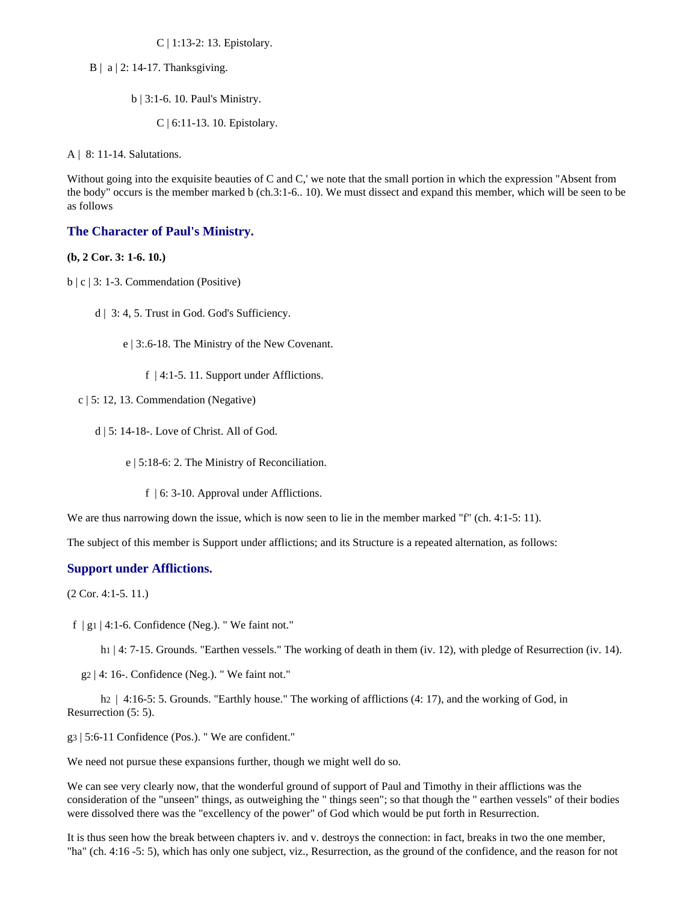C | 1:13-2: 13. Epistolary.

B | a | 2: 14-17. Thanksgiving.

b | 3:1-6. 10. Paul's Ministry.

C | 6:11-13. 10. Epistolary.

A | 8: 11-14. Salutations.

Without going into the exquisite beauties of C and C,' we note that the small portion in which the expression "Absent from the body" occurs is the member marked b (ch.3:1-6.. 10). We must dissect and expand this member, which will be seen to be as follows

### The Character of Paul's Ministry.

**(b, 2 Cor. 3: 1-6. 10.)**

b | c | 3: 1-3. Commendation (Positive)

d | 3: 4, 5. Trust in God. God's Sufficiency.

e | 3:.6-18. The Ministry of the New Covenant.

f | 4:1-5. 11. Support under Afflictions.

c | 5: 12, 13. Commendation (Negative)

d | 5: 14-18-. Love of Christ. All of God.

e | 5:18-6: 2. The Ministry of Reconciliation.

f | 6: 3-10. Approval under Afflictions.

We are thus narrowing down the issue, which is now seen to lie in the member marked "f" (ch. 4:1-5: 11).

The subject of this member is Support under afflictions; and its Structure is a repeated alternation, as follows:

### Support under Afflictions.

(2 Cor. 4:1-5. 11.)

f | $g_1$ | 4:1-6. Confidence (Neg.). " We faint not."

$h_1$ | 4: 7-15. Grounds. "Earthen vessels." The working of death in them (iv. 12), with pledge of Resurrection (iv. 14).

$g_2$ | 4: 16-. Confidence (Neg.). " We faint not."

$h_2$ | 4:16-5: 5. Grounds. "Earthly house." The working of afflictions (4: 17), and the working of God, in Resurrection (5: 5).

$g_3$ | 5:6-11 Confidence (Pos.). " We are confident."

We need not pursue these expansions further, though we might well do so.

We can see very clearly now, that the wonderful ground of support of Paul and Timothy in their afflictions was the consideration of the "unseen" things, as outweighing the " things seen"; so that though the " earthen vessels" of their bodies were dissolved there was the "excellency of the power" of God which would be put forth in Resurrection.

It is thus seen how the break between chapters iv. and v. destroys the connection: in fact, breaks in two the one member, "ha" (ch. 4:16 -5: 5), which has only one subject, viz., Resurrection, as the ground of the confidence, and the reason for not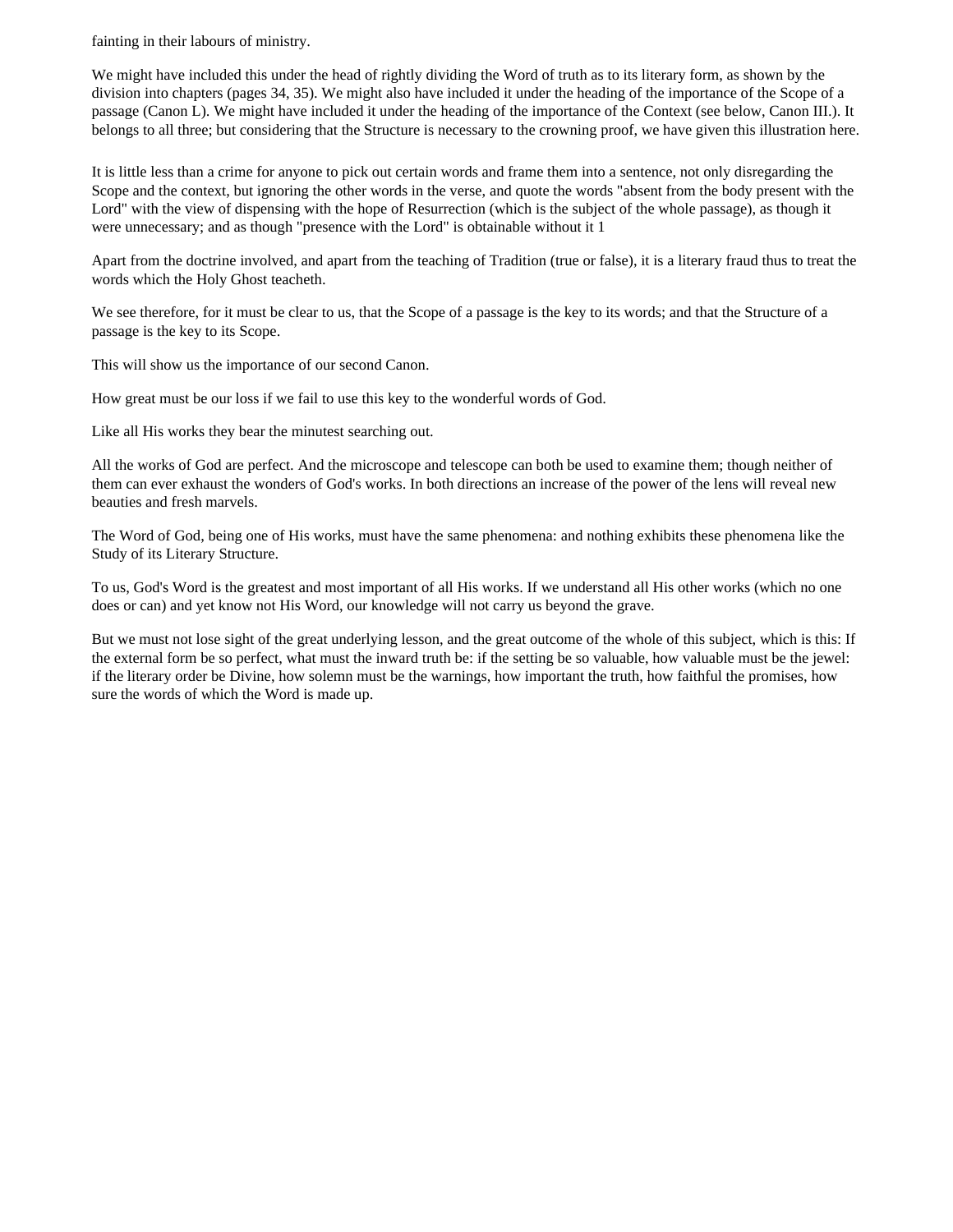fainting in their labours of ministry.

We might have included this under the head of rightly dividing the Word of truth as to its literary form, as shown by the division into chapters (pages 34, 35). We might also have included it under the heading of the importance of the Scope of a passage (Canon L). We might have included it under the heading of the importance of the Context (see below, Canon III.). It belongs to all three; but considering that the Structure is necessary to the crowning proof, we have given this illustration here.

It is little less than a crime for anyone to pick out certain words and frame them into a sentence, not only disregarding the Scope and the context, but ignoring the other words in the verse, and quote the words "absent from the body present with the Lord" with the view of dispensing with the hope of Resurrection (which is the subject of the whole passage), as though it were unnecessary; and as though "presence with the Lord" is obtainable without it 1

Apart from the doctrine involved, and apart from the teaching of Tradition (true or false), it is a literary fraud thus to treat the words which the Holy Ghost teacheth.

We see therefore, for it must be clear to us, that the Scope of a passage is the key to its words; and that the Structure of a passage is the key to its Scope.

This will show us the importance of our second Canon.

How great must be our loss if we fail to use this key to the wonderful words of God.

Like all His works they bear the minutest searching out.

All the works of God are perfect. And the microscope and telescope can both be used to examine them; though neither of them can ever exhaust the wonders of God's works. In both directions an increase of the power of the lens will reveal new beauties and fresh marvels.

The Word of God, being one of His works, must have the same phenomena: and nothing exhibits these phenomena like the Study of its Literary Structure.

To us, God's Word is the greatest and most important of all His works. If we understand all His other works (which no one does or can) and yet know not His Word, our knowledge will not carry us beyond the grave.

But we must not lose sight of the great underlying lesson, and the great outcome of the whole of this subject, which is this: If the external form be so perfect, what must the inward truth be: if the setting be so valuable, how valuable must be the jewel: if the literary order be Divine, how solemn must be the warnings, how important the truth, how faithful the promises, how sure the words of which the Word is made up.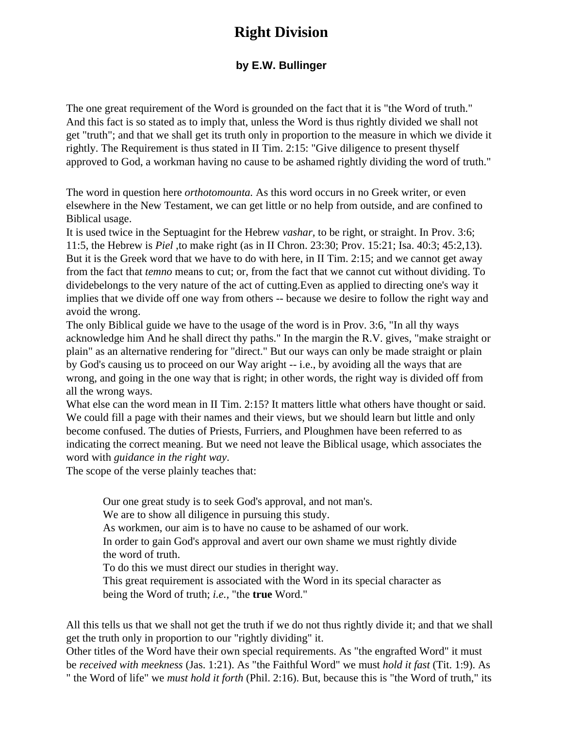# Right Division

### by E.W. Bullinger

The one great requirement of the Word is grounded on the fact that it is "the Word of truth." And this fact is so stated as to imply that, unless the Word is thus rightly divided we shall not get "truth"; and that we shall get its truth only in proportion to the measure in which we divide it rightly. The Requirement is thus stated in II Tim. 2:15: "Give diligence to present thyself approved to God, a workman having no cause to be ashamed rightly dividing the word of truth."

The word in question here *orthotomounta.* As this word occurs in no Greek writer, or even elsewhere in the New Testament, we can get little or no help from outside, and are confined to Biblical usage.
It is used twice in the Septuagint for the Hebrew *vashar,* to be right, or straight. In Prov. 3:6; 11:5, the Hebrew is *Piel* ,to make right (as in II Chron. 23:30; Prov. 15:21; Isa. 40:3; 45:2,13). But it is the Greek word that we have to do with here, in II Tim. 2:15; and we cannot get away from the fact that *temno* means to cut; or, from the fact that we cannot cut without dividing. To dividebelongs to the very nature of the act of cutting.Even as applied to directing one's way it implies that we divide off one way from others -- because we desire to follow the right way and avoid the wrong.
The only Biblical guide we have to the usage of the word is in Prov. 3:6, "In all thy ways acknowledge him And he shall direct thy paths." In the margin the R.V. gives, "make straight or plain" as an alternative rendering for "direct." But our ways can only be made straight or plain by God's causing us to proceed on our Way aright -- i.e., by avoiding all the ways that are wrong, and going in the one way that is right; in other words, the right way is divided off from all the wrong ways.
What else can the word mean in II Tim. 2:15? It matters little what others have thought or said. We could fill a page with their names and their views, but we should learn but little and only become confused. The duties of Priests, Furriers, and Ploughmen have been referred to as indicating the correct meaning. But we need not leave the Biblical usage, which associates the word with *guidance in the right way*.
The scope of the verse plainly teaches that:

> Our one great study is to seek God's approval, and not man's.
> We are to show all diligence in pursuing this study.
> As workmen, our aim is to have no cause to be ashamed of our work.
> In order to gain God's approval and avert our own shame we must rightly divide the word of truth.
> To do this we must direct our studies in theright way.
> This great requirement is associated with the Word in its special character as being the Word of truth; *i.e.*, "the **true** Word."

All this tells us that we shall not get the truth if we do not thus rightly divide it; and that we shall get the truth only in proportion to our "rightly dividing" it.
Other titles of the Word have their own special requirements. As "the engrafted Word" it must be *received with meekness* (Jas. 1:21). As "the Faithful Word" we must *hold it fast* (Tit. 1:9). As " the Word of life" we *must hold it forth* (Phil. 2:16). But, because this is "the Word of truth," its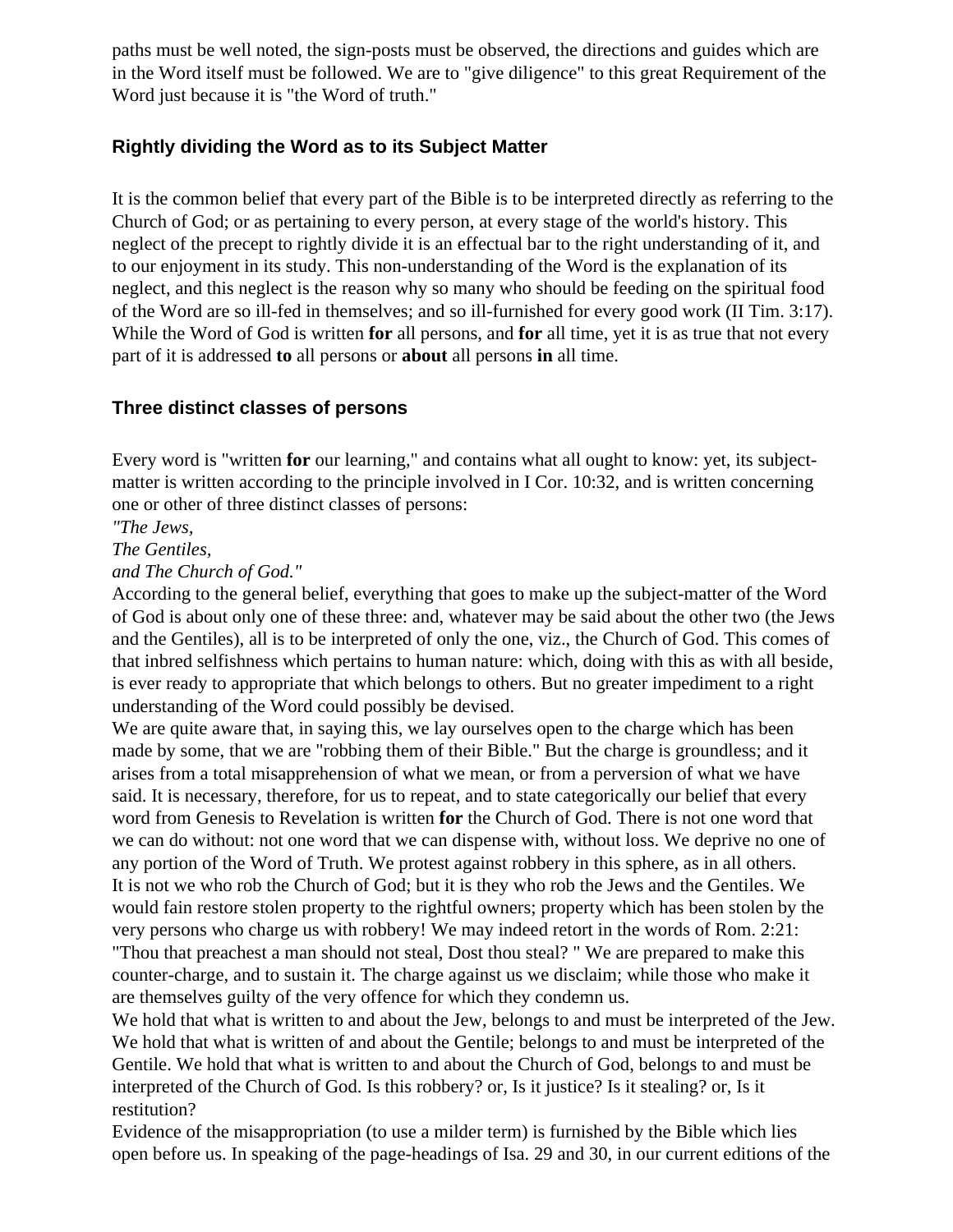paths must be well noted, the sign-posts must be observed, the directions and guides which are in the Word itself must be followed. We are to "give diligence" to this great Requirement of the Word just because it is "the Word of truth."

### Rightly dividing the Word as to its Subject Matter

It is the common belief that every part of the Bible is to be interpreted directly as referring to the Church of God; or as pertaining to every person, at every stage of the world's history. This neglect of the precept to rightly divide it is an effectual bar to the right understanding of it, and to our enjoyment in its study. This non-understanding of the Word is the explanation of its neglect, and this neglect is the reason why so many who should be feeding on the spiritual food of the Word are so ill-fed in themselves; and so ill-furnished for every good work (II Tim. 3:17). While the Word of God is written **for** all persons, and **for** all time, yet it is as true that not every part of it is addressed **to** all persons or **about** all persons **in** all time.

### Three distinct classes of persons

Every word is "written **for** our learning," and contains what all ought to know: yet, its subject-matter is written according to the principle involved in I Cor. 10:32, and is written concerning one or other of three distinct classes of persons:
*"The Jews,*
*The Gentiles,*
*and The Church of God."*
According to the general belief, everything that goes to make up the subject-matter of the Word of God is about only one of these three: and, whatever may be said about the other two (the Jews and the Gentiles), all is to be interpreted of only the one, viz., the Church of God. This comes of that inbred selfishness which pertains to human nature: which, doing with this as with all beside, is ever ready to appropriate that which belongs to others. But no greater impediment to a right understanding of the Word could possibly be devised.
We are quite aware that, in saying this, we lay ourselves open to the charge which has been made by some, that we are "robbing them of their Bible." But the charge is groundless; and it arises from a total misapprehension of what we mean, or from a perversion of what we have said. It is necessary, therefore, for us to repeat, and to state categorically our belief that every word from Genesis to Revelation is written **for** the Church of God. There is not one word that we can do without: not one word that we can dispense with, without loss. We deprive no one of any portion of the Word of Truth. We protest against robbery in this sphere, as in all others.
It is not we who rob the Church of God; but it is they who rob the Jews and the Gentiles. We would fain restore stolen property to the rightful owners; property which has been stolen by the very persons who charge us with robbery! We may indeed retort in the words of Rom. 2:21: "Thou that preachest a man should not steal, Dost thou steal? " We are prepared to make this counter-charge, and to sustain it. The charge against us we disclaim; while those who make it are themselves guilty of the very offence for which they condemn us.
We hold that what is written to and about the Jew, belongs to and must be interpreted of the Jew. We hold that what is written of and about the Gentile; belongs to and must be interpreted of the Gentile. We hold that what is written to and about the Church of God, belongs to and must be interpreted of the Church of God. Is this robbery? or, Is it justice? Is it stealing? or, Is it restitution?
Evidence of the misappropriation (to use a milder term) is furnished by the Bible which lies open before us. In speaking of the page-headings of Isa. 29 and 30, in our current editions of the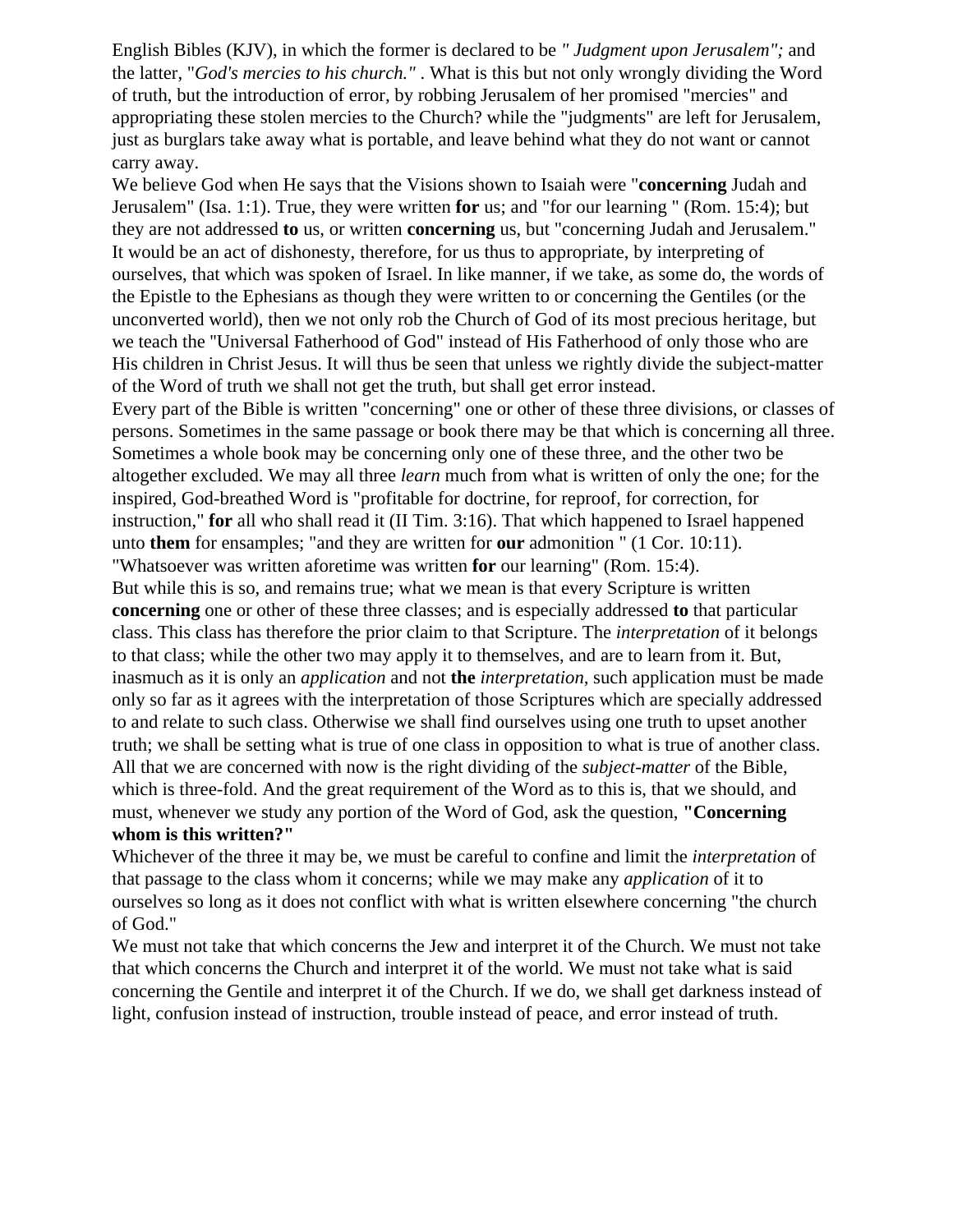English Bibles (KJV), in which the former is declared to be *" Judgment upon Jerusalem";* and the latter, "*God's mercies to his church."* . What is this but not only wrongly dividing the Word of truth, but the introduction of error, by robbing Jerusalem of her promised "mercies" and appropriating these stolen mercies to the Church? while the "judgments" are left for Jerusalem, just as burglars take away what is portable, and leave behind what they do not want or cannot carry away.

We believe God when He says that the Visions shown to Isaiah were "**concerning** Judah and Jerusalem" (Isa. 1:1). True, they were written **for** us; and "for our learning " (Rom. 15:4); but they are not addressed **to** us, or written **concerning** us, but "concerning Judah and Jerusalem." It would be an act of dishonesty, therefore, for us thus to appropriate, by interpreting of ourselves, that which was spoken of Israel. In like manner, if we take, as some do, the words of the Epistle to the Ephesians as though they were written to or concerning the Gentiles (or the unconverted world), then we not only rob the Church of God of its most precious heritage, but we teach the "Universal Fatherhood of God" instead of His Fatherhood of only those who are His children in Christ Jesus. It will thus be seen that unless we rightly divide the subject-matter of the Word of truth we shall not get the truth, but shall get error instead.

Every part of the Bible is written "concerning" one or other of these three divisions, or classes of persons. Sometimes in the same passage or book there may be that which is concerning all three. Sometimes a whole book may be concerning only one of these three, and the other two be altogether excluded. We may all three *learn* much from what is written of only the one; for the inspired, God-breathed Word is "profitable for doctrine, for reproof, for correction, for instruction," **for** all who shall read it (II Tim. 3:16). That which happened to Israel happened unto **them** for ensamples; "and they are written for **our** admonition " (1 Cor. 10:11). "Whatsoever was written aforetime was written **for** our learning" (Rom. 15:4).

But while this is so, and remains true; what we mean is that every Scripture is written **concerning** one or other of these three classes; and is especially addressed **to** that particular class. This class has therefore the prior claim to that Scripture. The *interpretation* of it belongs to that class; while the other two may apply it to themselves, and are to learn from it. But, inasmuch as it is only an *application* and not **the** *interpretation*, such application must be made only so far as it agrees with the interpretation of those Scriptures which are specially addressed to and relate to such class. Otherwise we shall find ourselves using one truth to upset another truth; we shall be setting what is true of one class in opposition to what is true of another class. All that we are concerned with now is the right dividing of the *subject-matter* of the Bible, which is three-fold. And the great requirement of the Word as to this is, that we should, and must, whenever we study any portion of the Word of God, ask the question, **"Concerning whom is this written?"**

Whichever of the three it may be, we must be careful to confine and limit the *interpretation* of that passage to the class whom it concerns; while we may make any *application* of it to ourselves so long as it does not conflict with what is written elsewhere concerning "the church of God."

We must not take that which concerns the Jew and interpret it of the Church. We must not take that which concerns the Church and interpret it of the world. We must not take what is said concerning the Gentile and interpret it of the Church. If we do, we shall get darkness instead of light, confusion instead of instruction, trouble instead of peace, and error instead of truth.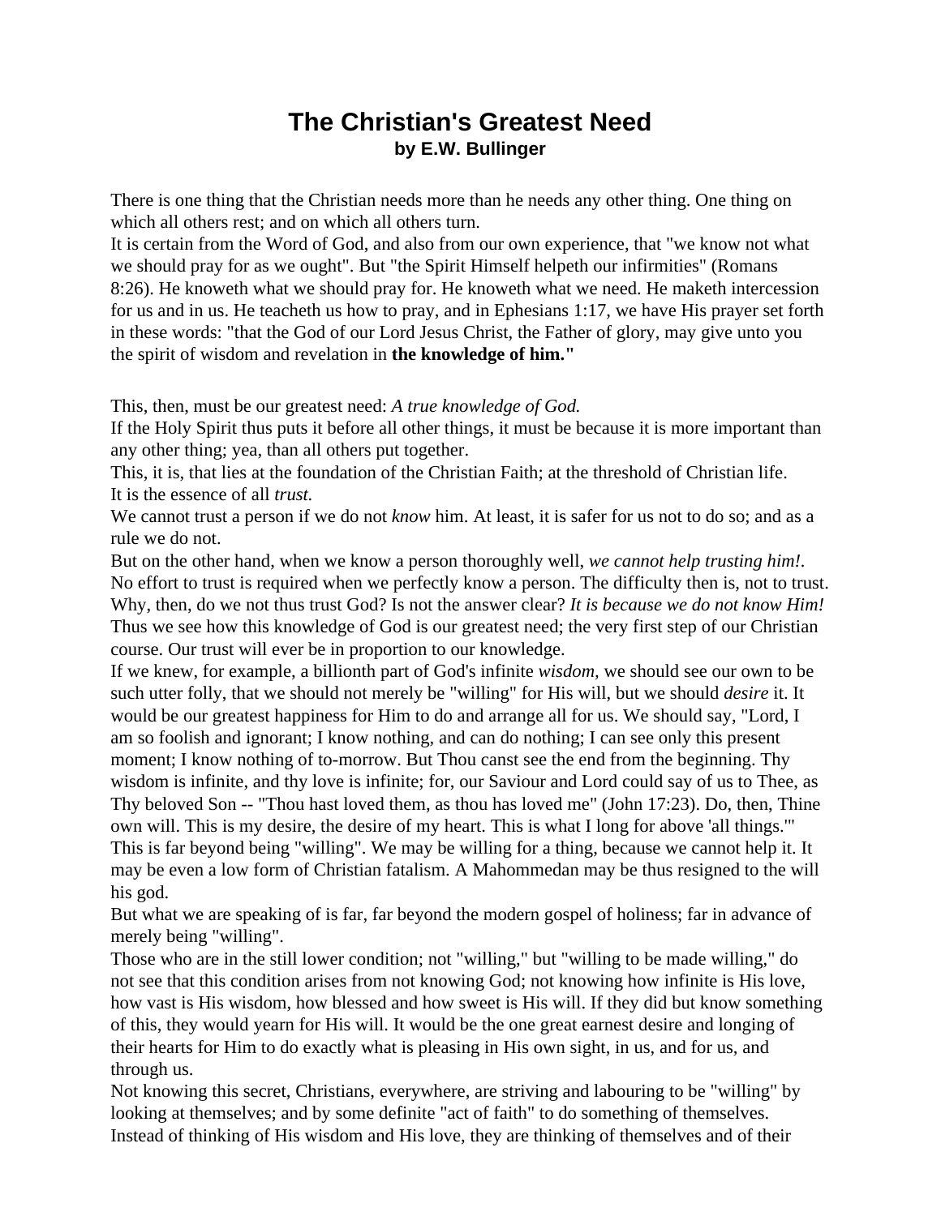# The Christian's Greatest Need
### by E.W. Bullinger

There is one thing that the Christian needs more than he needs any other thing. One thing on which all others rest; and on which all others turn.

It is certain from the Word of God, and also from our own experience, that "we know not what we should pray for as we ought". But "the Spirit Himself helpeth our infirmities" (Romans 8:26). He knoweth what we should pray for. He knoweth what we need. He maketh intercession for us and in us. He teacheth us how to pray, and in Ephesians 1:17, we have His prayer set forth in these words: "that the God of our Lord Jesus Christ, the Father of glory, may give unto you the spirit of wisdom and revelation in **the knowledge of him."**

This, then, must be our greatest need: *A true knowledge of God.*

If the Holy Spirit thus puts it before all other things, it must be because it is more important than any other thing; yea, than all others put together.

This, it is, that lies at the foundation of the Christian Faith; at the threshold of Christian life.

It is the essence of all *trust.*

We cannot trust a person if we do not *know* him. At least, it is safer for us not to do so; and as a rule we do not.

But on the other hand, when we know a person thoroughly well, *we cannot help trusting him!*. No effort to trust is required when we perfectly know a person. The difficulty then is, not to trust.

Why, then, do we not thus trust God? Is not the answer clear? *It is because we do not know Him!*

Thus we see how this knowledge of God is our greatest need; the very first step of our Christian course. Our trust will ever be in proportion to our knowledge.

If we knew, for example, a billionth part of God's infinite *wisdom,* we should see our own to be such utter folly, that we should not merely be "willing" for His will, but we should *desire* it. It would be our greatest happiness for Him to do and arrange all for us. We should say, "Lord, I am so foolish and ignorant; I know nothing, and can do nothing; I can see only this present moment; I know nothing of to-morrow. But Thou canst see the end from the beginning. Thy wisdom is infinite, and thy love is infinite; for, our Saviour and Lord could say of us to Thee, as Thy beloved Son -- "Thou hast loved them, as thou has loved me" (John 17:23). Do, then, Thine own will. This is my desire, the desire of my heart. This is what I long for above 'all things.'"

This is far beyond being "willing". We may be willing for a thing, because we cannot help it. It may be even a low form of Christian fatalism. A Mahommedan may be thus resigned to the will his god.

But what we are speaking of is far, far beyond the modern gospel of holiness; far in advance of merely being "willing".

Those who are in the still lower condition; not "willing," but "willing to be made willing," do not see that this condition arises from not knowing God; not knowing how infinite is His love, how vast is His wisdom, how blessed and how sweet is His will. If they did but know something of this, they would yearn for His will. It would be the one great earnest desire and longing of their hearts for Him to do exactly what is pleasing in His own sight, in us, and for us, and through us.

Not knowing this secret, Christians, everywhere, are striving and labouring to be "willing" by looking at themselves; and by some definite "act of faith" to do something of themselves. Instead of thinking of His wisdom and His love, they are thinking of themselves and of their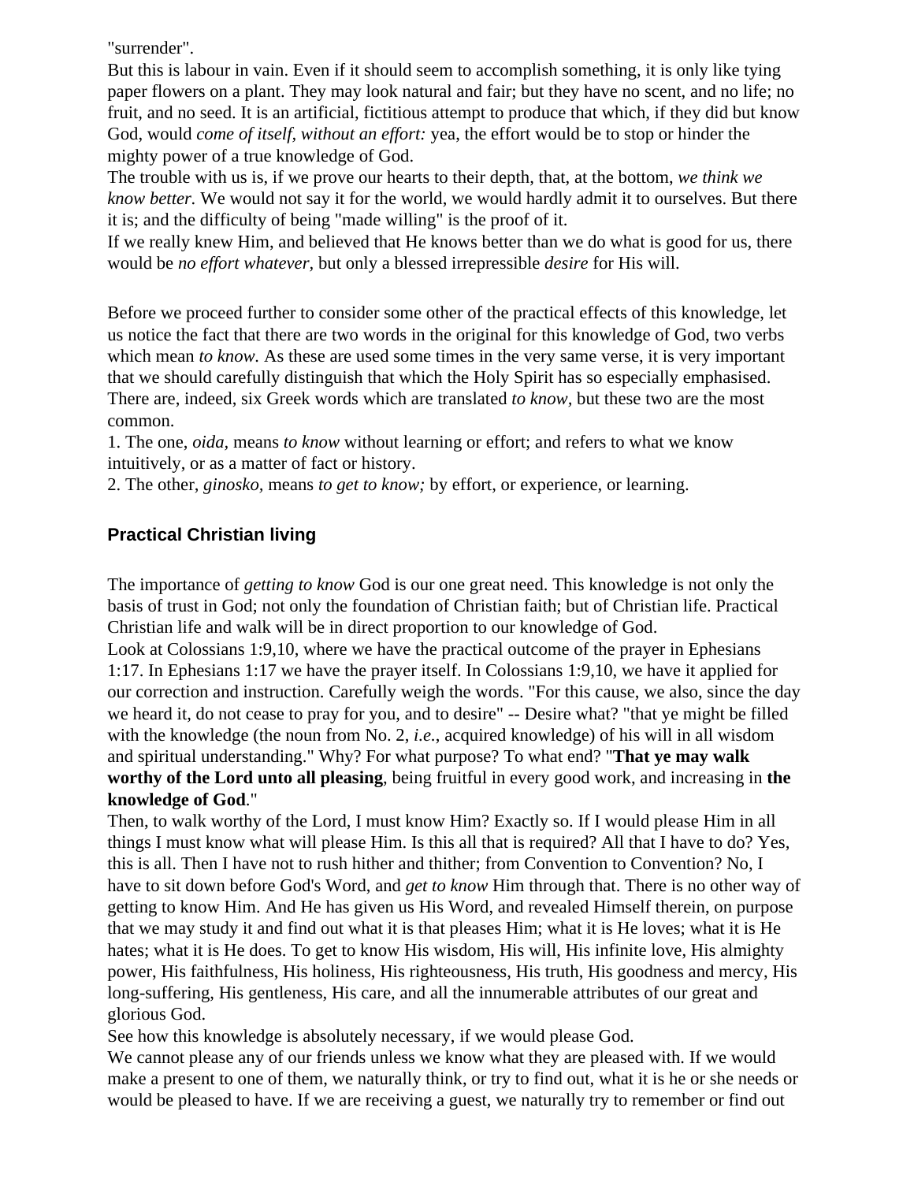"surrender".

But this is labour in vain. Even if it should seem to accomplish something, it is only like tying paper flowers on a plant. They may look natural and fair; but they have no scent, and no life; no fruit, and no seed. It is an artificial, fictitious attempt to produce that which, if they did but know God, would *come of itself, without an effort:* yea, the effort would be to stop or hinder the mighty power of a true knowledge of God.

The trouble with us is, if we prove our hearts to their depth, that, at the bottom, *we think we know better.* We would not say it for the world, we would hardly admit it to ourselves. But there it is; and the difficulty of being "made willing" is the proof of it.

If we really knew Him, and believed that He knows better than we do what is good for us, there would be *no effort whatever,* but only a blessed irrepressible *desire* for His will.

Before we proceed further to consider some other of the practical effects of this knowledge, let us notice the fact that there are two words in the original for this knowledge of God, two verbs which mean *to know.* As these are used some times in the very same verse, it is very important that we should carefully distinguish that which the Holy Spirit has so especially emphasised. There are, indeed, six Greek words which are translated *to know,* but these two are the most common.

1. The one, *oida,* means *to know* without learning or effort; and refers to what we know intuitively, or as a matter of fact or history.
2. The other, *ginosko,* means *to get to know;* by effort, or experience, or learning.

### Practical Christian living

The importance of *getting to know* God is our one great need. This knowledge is not only the basis of trust in God; not only the foundation of Christian faith; but of Christian life. Practical Christian life and walk will be in direct proportion to our knowledge of God.

Look at Colossians 1:9,10, where we have the practical outcome of the prayer in Ephesians 1:17. In Ephesians 1:17 we have the prayer itself. In Colossians 1:9,10, we have it applied for our correction and instruction. Carefully weigh the words. "For this cause, we also, since the day we heard it, do not cease to pray for you, and to desire" -- Desire what? "that ye might be filled with the knowledge (the noun from No. 2, *i.e.*, acquired knowledge) of his will in all wisdom and spiritual understanding." Why? For what purpose? To what end? "**That ye may walk worthy of the Lord unto all pleasing**, being fruitful in every good work, and increasing in **the knowledge of God**."

Then, to walk worthy of the Lord, I must know Him? Exactly so. If I would please Him in all things I must know what will please Him. Is this all that is required? All that I have to do? Yes, this is all. Then I have not to rush hither and thither; from Convention to Convention? No, I have to sit down before God's Word, and *get to know* Him through that. There is no other way of getting to know Him. And He has given us His Word, and revealed Himself therein, on purpose that we may study it and find out what it is that pleases Him; what it is He loves; what it is He hates; what it is He does. To get to know His wisdom, His will, His infinite love, His almighty power, His faithfulness, His holiness, His righteousness, His truth, His goodness and mercy, His long-suffering, His gentleness, His care, and all the innumerable attributes of our great and glorious God.

See how this knowledge is absolutely necessary, if we would please God.

We cannot please any of our friends unless we know what they are pleased with. If we would make a present to one of them, we naturally think, or try to find out, what it is he or she needs or would be pleased to have. If we are receiving a guest, we naturally try to remember or find out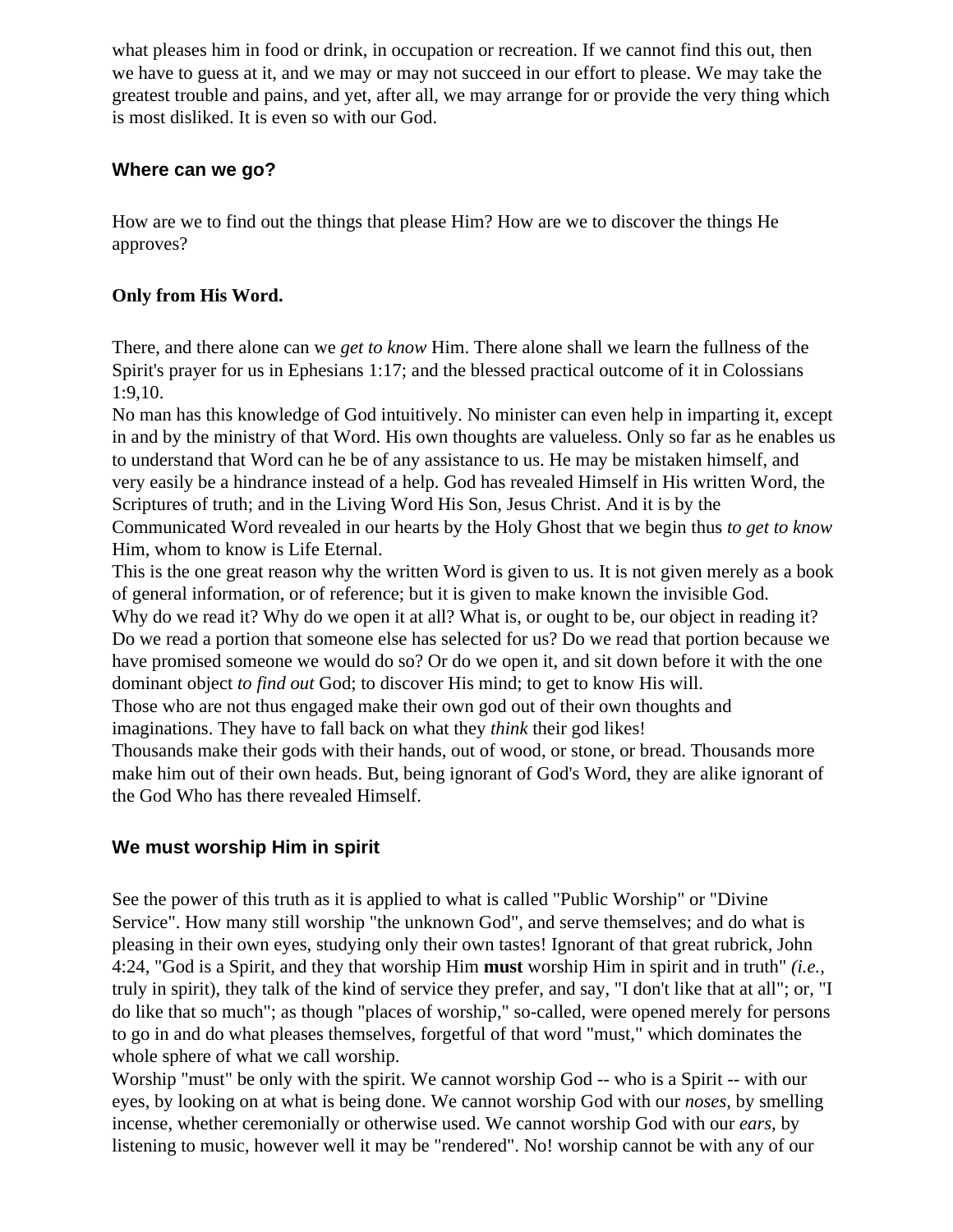what pleases him in food or drink, in occupation or recreation. If we cannot find this out, then we have to guess at it, and we may or may not succeed in our effort to please. We may take the greatest trouble and pains, and yet, after all, we may arrange for or provide the very thing which is most disliked. It is even so with our God.

### Where can we go?

How are we to find out the things that please Him? How are we to discover the things He approves?

**Only from His Word.**

There, and there alone can we *get to know* Him. There alone shall we learn the fullness of the Spirit's prayer for us in Ephesians 1:17; and the blessed practical outcome of it in Colossians 1:9,10.

No man has this knowledge of God intuitively. No minister can even help in imparting it, except in and by the ministry of that Word. His own thoughts are valueless. Only so far as he enables us to understand that Word can he be of any assistance to us. He may be mistaken himself, and very easily be a hindrance instead of a help. God has revealed Himself in His written Word, the Scriptures of truth; and in the Living Word His Son, Jesus Christ. And it is by the Communicated Word revealed in our hearts by the Holy Ghost that we begin thus *to get to know* Him, whom to know is Life Eternal.

This is the one great reason why the written Word is given to us. It is not given merely as a book of general information, or of reference; but it is given to make known the invisible God.

Why do we read it? Why do we open it at all? What is, or ought to be, our object in reading it? Do we read a portion that someone else has selected for us? Do we read that portion because we have promised someone we would do so? Or do we open it, and sit down before it with the one dominant object *to find out* God; to discover His mind; to get to know His will.

Those who are not thus engaged make their own god out of their own thoughts and imaginations. They have to fall back on what they *think* their god likes!

Thousands make their gods with their hands, out of wood, or stone, or bread. Thousands more make him out of their own heads. But, being ignorant of God's Word, they are alike ignorant of the God Who has there revealed Himself.

### We must worship Him in spirit

See the power of this truth as it is applied to what is called "Public Worship" or "Divine Service". How many still worship "the unknown God", and serve themselves; and do what is pleasing in their own eyes, studying only their own tastes! Ignorant of that great rubrick, John 4:24, "God is a Spirit, and they that worship Him **must** worship Him in spirit and in truth" *(i.e.,* truly in spirit), they talk of the kind of service they prefer, and say, "I don't like that at all"; or, "I do like that so much"; as though "places of worship," so-called, were opened merely for persons to go in and do what pleases themselves, forgetful of that word "must," which dominates the whole sphere of what we call worship.

Worship "must" be only with the spirit. We cannot worship God -- who is a Spirit -- with our eyes, by looking on at what is being done. We cannot worship God with our *noses,* by smelling incense, whether ceremonially or otherwise used. We cannot worship God with our *ears,* by listening to music, however well it may be "rendered". No! worship cannot be with any of our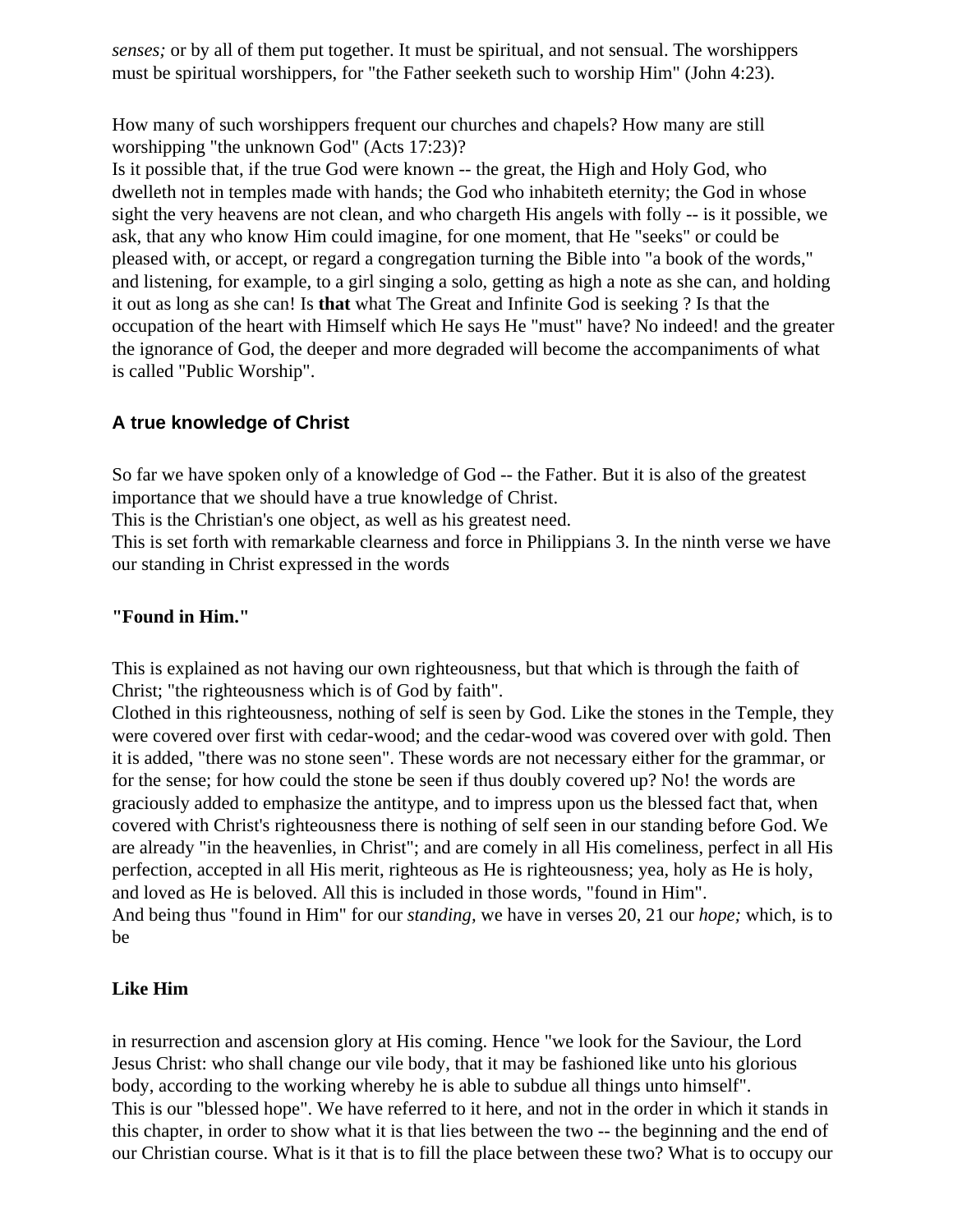*senses;* or by all of them put together. It must be spiritual, and not sensual. The worshippers must be spiritual worshippers, for "the Father seeketh such to worship Him" (John 4:23).

How many of such worshippers frequent our churches and chapels? How many are still worshipping "the unknown God" (Acts 17:23)?
Is it possible that, if the true God were known -- the great, the High and Holy God, who dwelleth not in temples made with hands; the God who inhabiteth eternity; the God in whose sight the very heavens are not clean, and who chargeth His angels with folly -- is it possible, we ask, that any who know Him could imagine, for one moment, that He "seeks" or could be pleased with, or accept, or regard a congregation turning the Bible into "a book of the words," and listening, for example, to a girl singing a solo, getting as high a note as she can, and holding it out as long as she can! Is **that** what The Great and Infinite God is seeking ? Is that the occupation of the heart with Himself which He says He "must" have? No indeed! and the greater the ignorance of God, the deeper and more degraded will become the accompaniments of what is called "Public Worship".

## A true knowledge of Christ

So far we have spoken only of a knowledge of God -- the Father. But it is also of the greatest importance that we should have a true knowledge of Christ.
This is the Christian's one object, as well as his greatest need.
This is set forth with remarkable clearness and force in Philippians 3. In the ninth verse we have our standing in Christ expressed in the words

**"Found in Him."**

This is explained as not having our own righteousness, but that which is through the faith of Christ; "the righteousness which is of God by faith".
Clothed in this righteousness, nothing of self is seen by God. Like the stones in the Temple, they were covered over first with cedar-wood; and the cedar-wood was covered over with gold. Then it is added, "there was no stone seen". These words are not necessary either for the grammar, or for the sense; for how could the stone be seen if thus doubly covered up? No! the words are graciously added to emphasize the antitype, and to impress upon us the blessed fact that, when covered with Christ's righteousness there is nothing of self seen in our standing before God. We are already "in the heavenlies, in Christ"; and are comely in all His comeliness, perfect in all His perfection, accepted in all His merit, righteous as He is righteousness; yea, holy as He is holy, and loved as He is beloved. All this is included in those words, "found in Him".
And being thus "found in Him" for our *standing,* we have in verses 20, 21 our *hope;* which, is to be

**Like Him**

in resurrection and ascension glory at His coming. Hence "we look for the Saviour, the Lord Jesus Christ: who shall change our vile body, that it may be fashioned like unto his glorious body, according to the working whereby he is able to subdue all things unto himself".
This is our "blessed hope". We have referred to it here, and not in the order in which it stands in this chapter, in order to show what it is that lies between the two -- the beginning and the end of our Christian course. What is it that is to fill the place between these two? What is to occupy our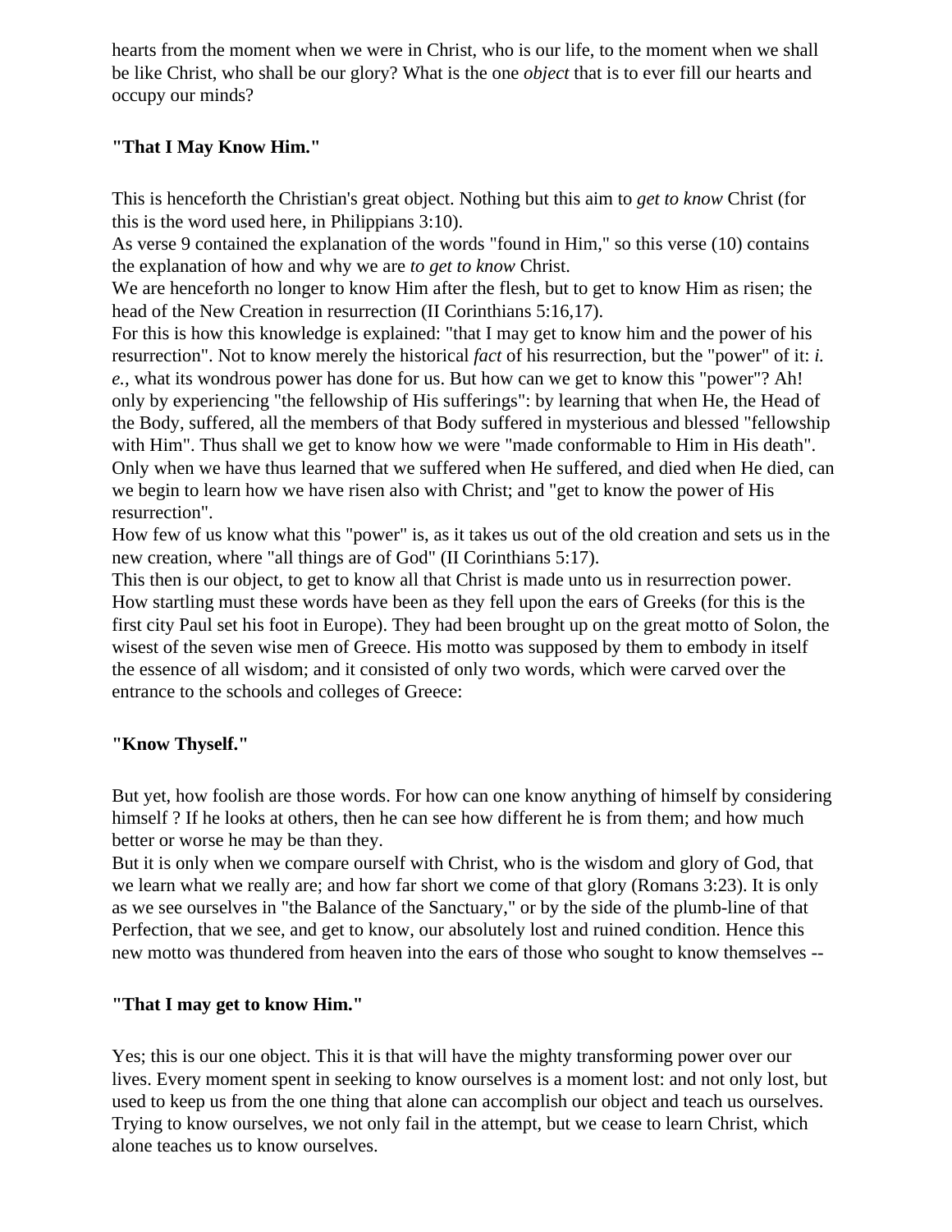hearts from the moment when we were in Christ, who is our life, to the moment when we shall be like Christ, who shall be our glory? What is the one *object* that is to ever fill our hearts and occupy our minds?

**"That I May Know Him."**

This is henceforth the Christian's great object. Nothing but this aim to *get to know* Christ (for this is the word used here, in Philippians 3:10).

As verse 9 contained the explanation of the words "found in Him," so this verse (10) contains the explanation of how and why we are *to get to know* Christ.

We are henceforth no longer to know Him after the flesh, but to get to know Him as risen; the head of the New Creation in resurrection (II Corinthians 5:16,17).

For this is how this knowledge is explained: "that I may get to know him and the power of his resurrection". Not to know merely the historical *fact* of his resurrection, but the "power" of it: *i. e.,* what its wondrous power has done for us. But how can we get to know this "power"? Ah! only by experiencing "the fellowship of His sufferings": by learning that when He, the Head of the Body, suffered, all the members of that Body suffered in mysterious and blessed "fellowship with Him". Thus shall we get to know how we were "made conformable to Him in His death". Only when we have thus learned that we suffered when He suffered, and died when He died, can we begin to learn how we have risen also with Christ; and "get to know the power of His resurrection".

How few of us know what this "power" is, as it takes us out of the old creation and sets us in the new creation, where "all things are of God" (II Corinthians 5:17).

This then is our object, to get to know all that Christ is made unto us in resurrection power. How startling must these words have been as they fell upon the ears of Greeks (for this is the first city Paul set his foot in Europe). They had been brought up on the great motto of Solon, the wisest of the seven wise men of Greece. His motto was supposed by them to embody in itself the essence of all wisdom; and it consisted of only two words, which were carved over the entrance to the schools and colleges of Greece:

**"Know Thyself."**

But yet, how foolish are those words. For how can one know anything of himself by considering himself ? If he looks at others, then he can see how different he is from them; and how much better or worse he may be than they.

But it is only when we compare ourself with Christ, who is the wisdom and glory of God, that we learn what we really are; and how far short we come of that glory (Romans 3:23). It is only as we see ourselves in "the Balance of the Sanctuary," or by the side of the plumb-line of that Perfection, that we see, and get to know, our absolutely lost and ruined condition. Hence this new motto was thundered from heaven into the ears of those who sought to know themselves --

**"That I may get to know Him."**

Yes; this is our one object. This it is that will have the mighty transforming power over our lives. Every moment spent in seeking to know ourselves is a moment lost: and not only lost, but used to keep us from the one thing that alone can accomplish our object and teach us ourselves. Trying to know ourselves, we not only fail in the attempt, but we cease to learn Christ, which alone teaches us to know ourselves.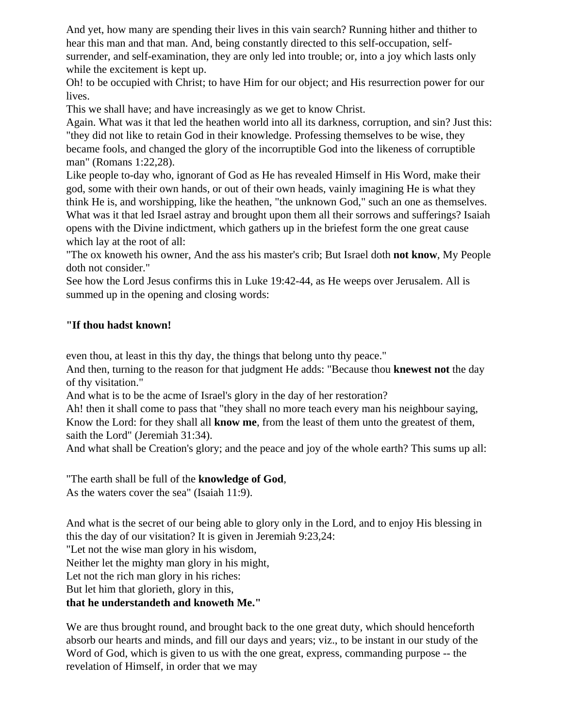And yet, how many are spending their lives in this vain search? Running hither and thither to hear this man and that man. And, being constantly directed to this self-occupation, self-surrender, and self-examination, they are only led into trouble; or, into a joy which lasts only while the excitement is kept up.

Oh! to be occupied with Christ; to have Him for our object; and His resurrection power for our lives.

This we shall have; and have increasingly as we get to know Christ.

Again. What was it that led the heathen world into all its darkness, corruption, and sin? Just this: "they did not like to retain God in their knowledge. Professing themselves to be wise, they became fools, and changed the glory of the incorruptible God into the likeness of corruptible man" (Romans 1:22,28).

Like people to-day who, ignorant of God as He has revealed Himself in His Word, make their god, some with their own hands, or out of their own heads, vainly imagining He is what they think He is, and worshipping, like the heathen, "the unknown God," such an one as themselves.

What was it that led Israel astray and brought upon them all their sorrows and sufferings? Isaiah opens with the Divine indictment, which gathers up in the briefest form the one great cause which lay at the root of all:

"The ox knoweth his owner, And the ass his master's crib; But Israel doth **not know**, My People doth not consider."

See how the Lord Jesus confirms this in Luke 19:42-44, as He weeps over Jerusalem. All is summed up in the opening and closing words:

**"If thou hadst known!**

even thou, at least in this thy day, the things that belong unto thy peace."

And then, turning to the reason for that judgment He adds: "Because thou **knewest not** the day of thy visitation."

And what is to be the acme of Israel's glory in the day of her restoration?

Ah! then it shall come to pass that "they shall no more teach every man his neighbour saying, Know the Lord: for they shall all **know me**, from the least of them unto the greatest of them, saith the Lord" (Jeremiah 31:34).

And what shall be Creation's glory; and the peace and joy of the whole earth? This sums up all:

"The earth shall be full of the **knowledge of God**,
As the waters cover the sea" (Isaiah 11:9).

And what is the secret of our being able to glory only in the Lord, and to enjoy His blessing in this the day of our visitation? It is given in Jeremiah 9:23,24:

"Let not the wise man glory in his wisdom,
Neither let the mighty man glory in his might,
Let not the rich man glory in his riches:
But let him that glorieth, glory in this,
**that he understandeth and knoweth Me."**

We are thus brought round, and brought back to the one great duty, which should henceforth absorb our hearts and minds, and fill our days and years; viz., to be instant in our study of the Word of God, which is given to us with the one great, express, commanding purpose -- the revelation of Himself, in order that we may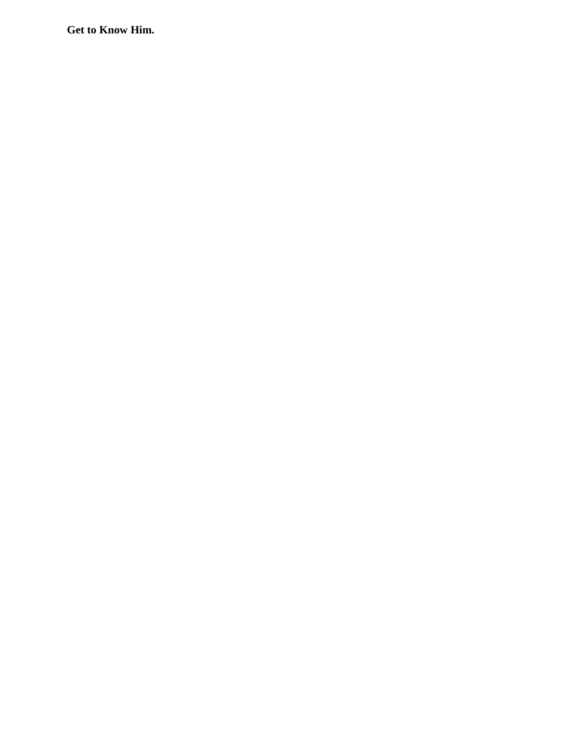**Get to Know Him.**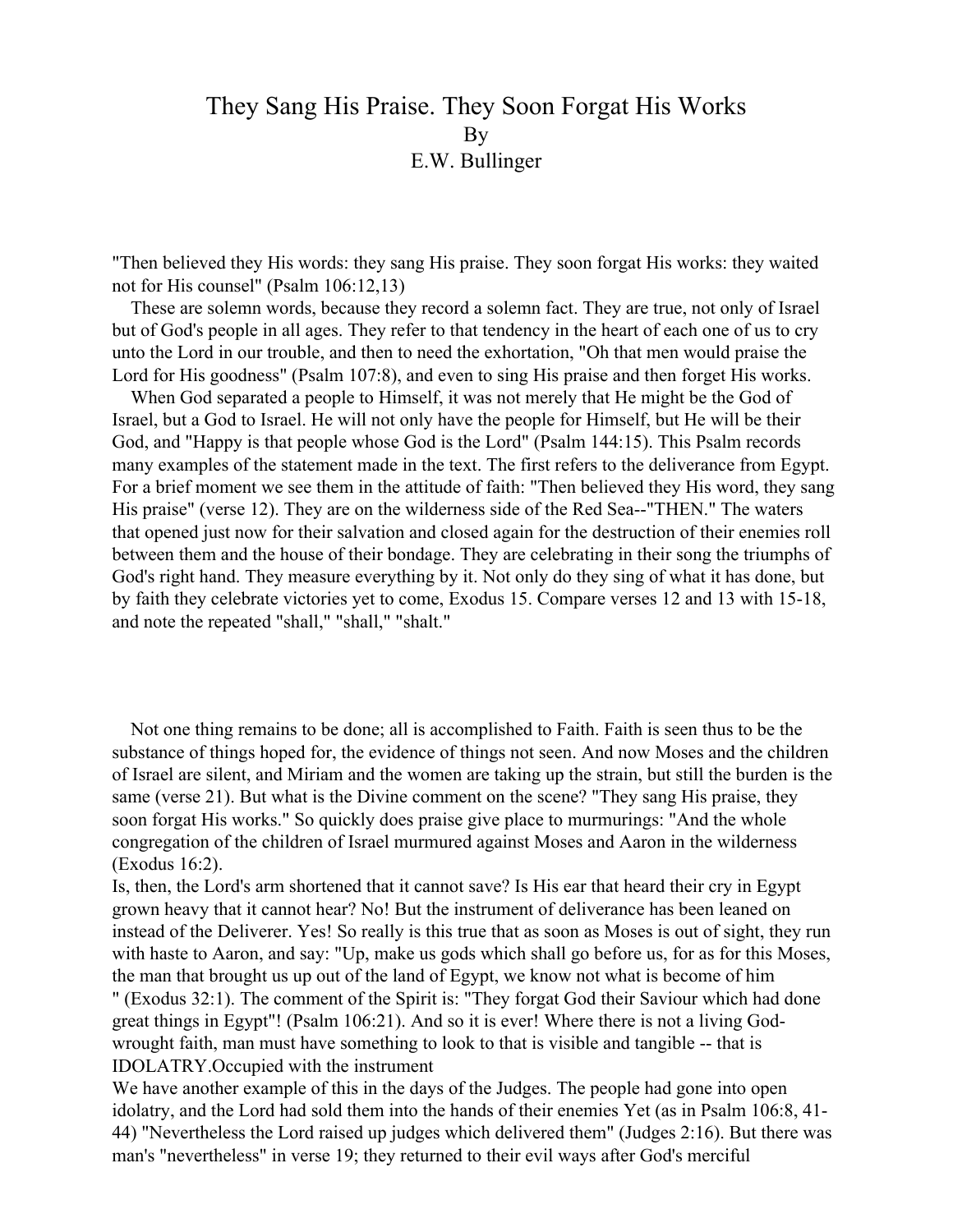# They Sang His Praise. They Soon Forgat His Works

By

E.W. Bullinger

"Then believed they His words: they sang His praise. They soon forgat His works: they waited not for His counsel" (Psalm 106:12,13)

These are solemn words, because they record a solemn fact. They are true, not only of Israel but of God's people in all ages. They refer to that tendency in the heart of each one of us to cry unto the Lord in our trouble, and then to need the exhortation, "Oh that men would praise the Lord for His goodness" (Psalm 107:8), and even to sing His praise and then forget His works.

When God separated a people to Himself, it was not merely that He might be the God of Israel, but a God to Israel. He will not only have the people for Himself, but He will be their God, and "Happy is that people whose God is the Lord" (Psalm 144:15). This Psalm records many examples of the statement made in the text. The first refers to the deliverance from Egypt. For a brief moment we see them in the attitude of faith: "Then believed they His word, they sang His praise" (verse 12). They are on the wilderness side of the Red Sea--"THEN." The waters that opened just now for their salvation and closed again for the destruction of their enemies roll between them and the house of their bondage. They are celebrating in their song the triumphs of God's right hand. They measure everything by it. Not only do they sing of what it has done, but by faith they celebrate victories yet to come, Exodus 15. Compare verses 12 and 13 with 15-18, and note the repeated "shall," "shall," "shalt."

Not one thing remains to be done; all is accomplished to Faith. Faith is seen thus to be the substance of things hoped for, the evidence of things not seen. And now Moses and the children of Israel are silent, and Miriam and the women are taking up the strain, but still the burden is the same (verse 21). But what is the Divine comment on the scene? "They sang His praise, they soon forgat His works." So quickly does praise give place to murmurings: "And the whole congregation of the children of Israel murmured against Moses and Aaron in the wilderness (Exodus 16:2).

Is, then, the Lord's arm shortened that it cannot save? Is His ear that heard their cry in Egypt grown heavy that it cannot hear? No! But the instrument of deliverance has been leaned on instead of the Deliverer. Yes! So really is this true that as soon as Moses is out of sight, they run with haste to Aaron, and say: "Up, make us gods which shall go before us, for as for this Moses, the man that brought us up out of the land of Egypt, we know not what is become of him " (Exodus 32:1). The comment of the Spirit is: "They forgat God their Saviour which had done great things in Egypt"! (Psalm 106:21). And so it is ever! Where there is not a living God-wrought faith, man must have something to look to that is visible and tangible -- that is IDOLATRY.Occupied with the instrument

We have another example of this in the days of the Judges. The people had gone into open idolatry, and the Lord had sold them into the hands of their enemies Yet (as in Psalm 106:8, 41-44) "Nevertheless the Lord raised up judges which delivered them" (Judges 2:16). But there was man's "nevertheless" in verse 19; they returned to their evil ways after God's merciful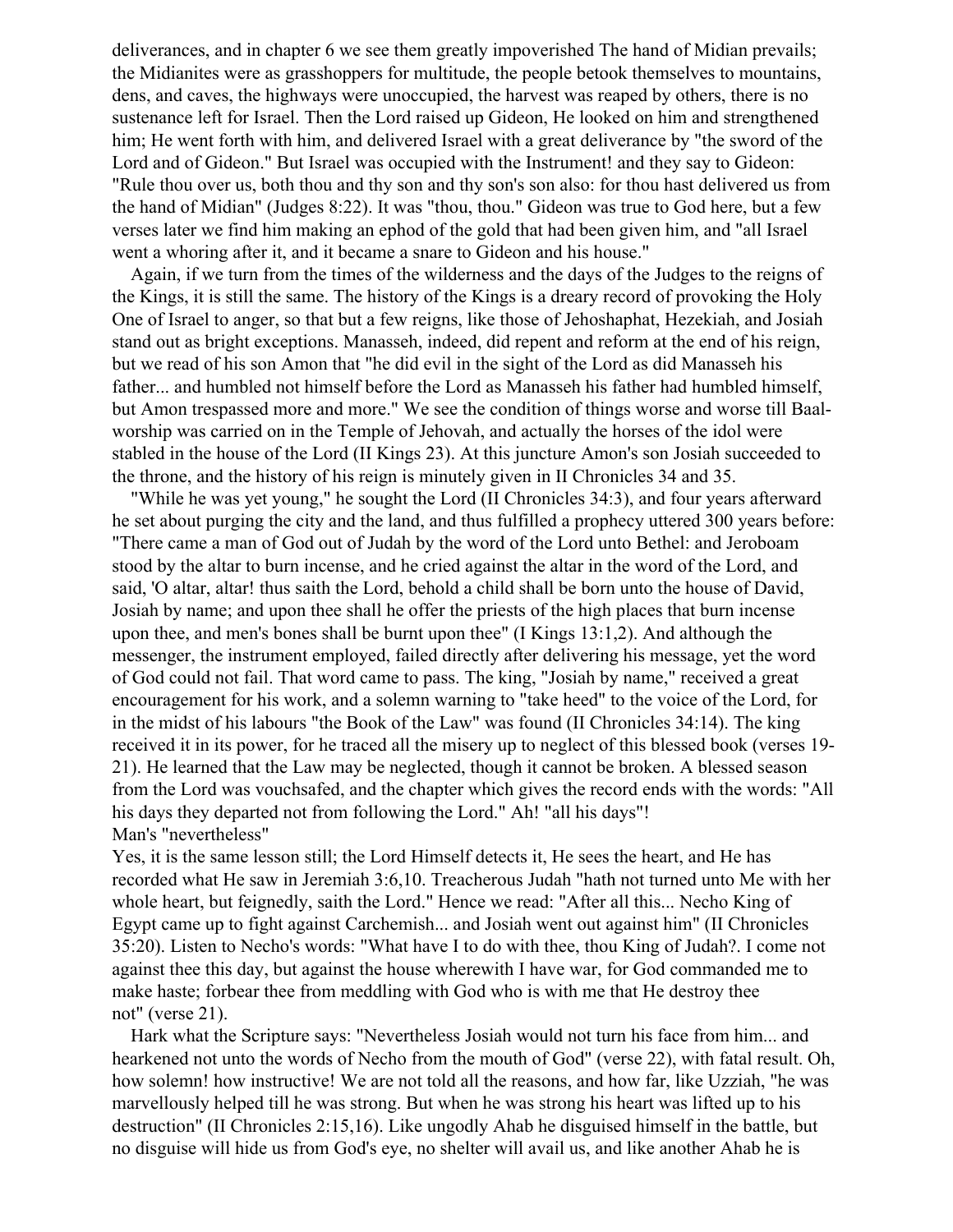deliverances, and in chapter 6 we see them greatly impoverished The hand of Midian prevails; the Midianites were as grasshoppers for multitude, the people betook themselves to mountains, dens, and caves, the highways were unoccupied, the harvest was reaped by others, there is no sustenance left for Israel. Then the Lord raised up Gideon, He looked on him and strengthened him; He went forth with him, and delivered Israel with a great deliverance by "the sword of the Lord and of Gideon." But Israel was occupied with the Instrument! and they say to Gideon: "Rule thou over us, both thou and thy son and thy son's son also: for thou hast delivered us from the hand of Midian" (Judges 8:22). It was "thou, thou." Gideon was true to God here, but a few verses later we find him making an ephod of the gold that had been given him, and "all Israel went a whoring after it, and it became a snare to Gideon and his house."

Again, if we turn from the times of the wilderness and the days of the Judges to the reigns of the Kings, it is still the same. The history of the Kings is a dreary record of provoking the Holy One of Israel to anger, so that but a few reigns, like those of Jehoshaphat, Hezekiah, and Josiah stand out as bright exceptions. Manasseh, indeed, did repent and reform at the end of his reign, but we read of his son Amon that "he did evil in the sight of the Lord as did Manasseh his father... and humbled not himself before the Lord as Manasseh his father had humbled himself, but Amon trespassed more and more." We see the condition of things worse and worse till Baal-worship was carried on in the Temple of Jehovah, and actually the horses of the idol were stabled in the house of the Lord (II Kings 23). At this juncture Amon's son Josiah succeeded to the throne, and the history of his reign is minutely given in II Chronicles 34 and 35.

"While he was yet young," he sought the Lord (II Chronicles 34:3), and four years afterward he set about purging the city and the land, and thus fulfilled a prophecy uttered 300 years before: "There came a man of God out of Judah by the word of the Lord unto Bethel: and Jeroboam stood by the altar to burn incense, and he cried against the altar in the word of the Lord, and said, 'O altar, altar! thus saith the Lord, behold a child shall be born unto the house of David, Josiah by name; and upon thee shall he offer the priests of the high places that burn incense upon thee, and men's bones shall be burnt upon thee" (I Kings 13:1,2). And although the messenger, the instrument employed, failed directly after delivering his message, yet the word of God could not fail. That word came to pass. The king, "Josiah by name," received a great encouragement for his work, and a solemn warning to "take heed" to the voice of the Lord, for in the midst of his labours "the Book of the Law" was found (II Chronicles 34:14). The king received it in its power, for he traced all the misery up to neglect of this blessed book (verses 19-21). He learned that the Law may be neglected, though it cannot be broken. A blessed season from the Lord was vouchsafed, and the chapter which gives the record ends with the words: "All his days they departed not from following the Lord." Ah! "all his days"!

## Man's "nevertheless"

Yes, it is the same lesson still; the Lord Himself detects it, He sees the heart, and He has recorded what He saw in Jeremiah 3:6,10. Treacherous Judah "hath not turned unto Me with her whole heart, but feignedly, saith the Lord." Hence we read: "After all this... Necho King of Egypt came up to fight against Carchemish... and Josiah went out against him" (II Chronicles 35:20). Listen to Necho's words: "What have I to do with thee, thou King of Judah?. I come not against thee this day, but against the house wherewith I have war, for God commanded me to make haste; forbear thee from meddling with God who is with me that He destroy thee not" (verse 21).

Hark what the Scripture says: "Nevertheless Josiah would not turn his face from him... and hearkened not unto the words of Necho from the mouth of God" (verse 22), with fatal result. Oh, how solemn! how instructive! We are not told all the reasons, and how far, like Uzziah, "he was marvellously helped till he was strong. But when he was strong his heart was lifted up to his destruction" (II Chronicles 2:15,16). Like ungodly Ahab he disguised himself in the battle, but no disguise will hide us from God's eye, no shelter will avail us, and like another Ahab he is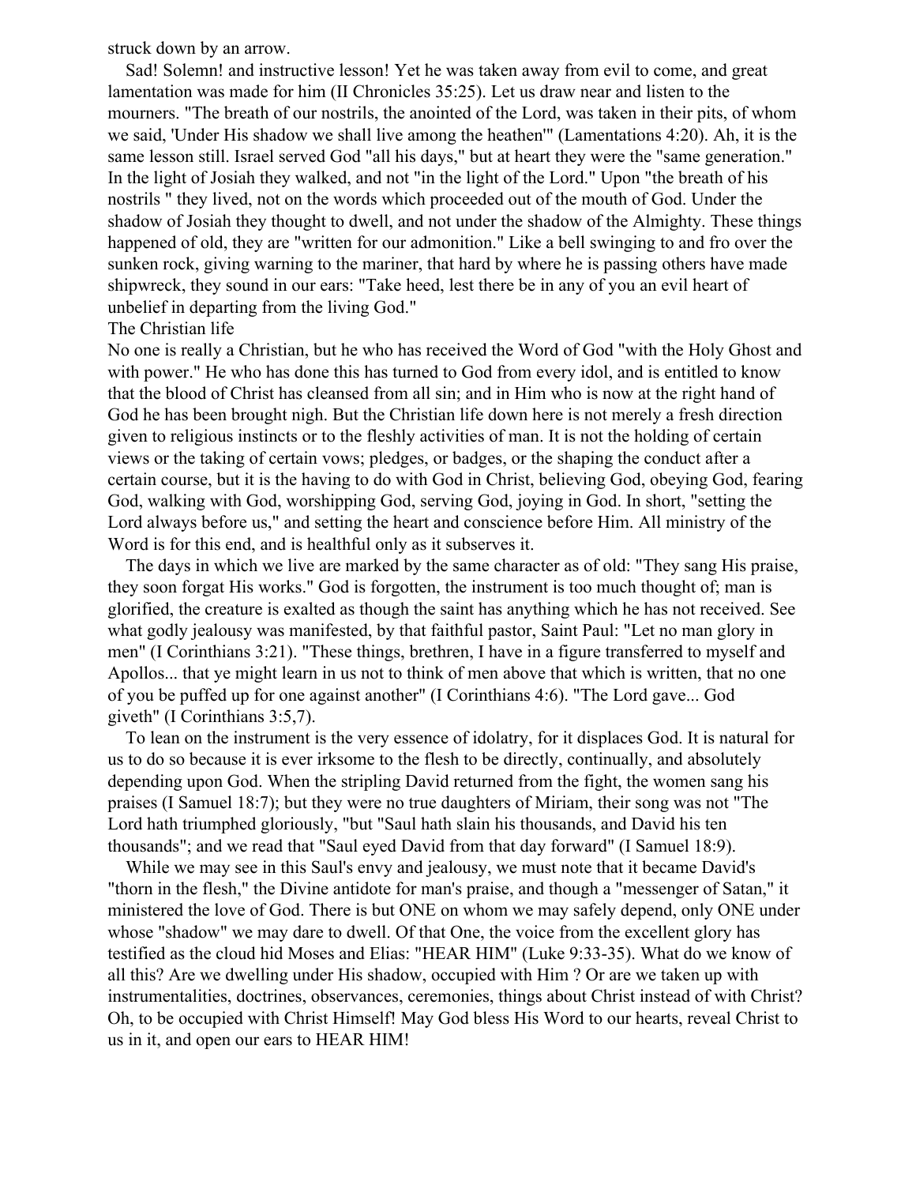struck down by an arrow.

Sad! Solemn! and instructive lesson! Yet he was taken away from evil to come, and great lamentation was made for him (II Chronicles 35:25). Let us draw near and listen to the mourners. "The breath of our nostrils, the anointed of the Lord, was taken in their pits, of whom we said, 'Under His shadow we shall live among the heathen'" (Lamentations 4:20). Ah, it is the same lesson still. Israel served God "all his days," but at heart they were the "same generation." In the light of Josiah they walked, and not "in the light of the Lord." Upon "the breath of his nostrils " they lived, not on the words which proceeded out of the mouth of God. Under the shadow of Josiah they thought to dwell, and not under the shadow of the Almighty. These things happened of old, they are "written for our admonition." Like a bell swinging to and fro over the sunken rock, giving warning to the mariner, that hard by where he is passing others have made shipwreck, they sound in our ears: "Take heed, lest there be in any of you an evil heart of unbelief in departing from the living God."

## The Christian life

No one is really a Christian, but he who has received the Word of God "with the Holy Ghost and with power." He who has done this has turned to God from every idol, and is entitled to know that the blood of Christ has cleansed from all sin; and in Him who is now at the right hand of God he has been brought nigh. But the Christian life down here is not merely a fresh direction given to religious instincts or to the fleshly activities of man. It is not the holding of certain views or the taking of certain vows; pledges, or badges, or the shaping the conduct after a certain course, but it is the having to do with God in Christ, believing God, obeying God, fearing God, walking with God, worshipping God, serving God, joying in God. In short, "setting the Lord always before us," and setting the heart and conscience before Him. All ministry of the Word is for this end, and is healthful only as it subserves it.

The days in which we live are marked by the same character as of old: "They sang His praise, they soon forgat His works." God is forgotten, the instrument is too much thought of; man is glorified, the creature is exalted as though the saint has anything which he has not received. See what godly jealousy was manifested, by that faithful pastor, Saint Paul: "Let no man glory in men" (I Corinthians 3:21). "These things, brethren, I have in a figure transferred to myself and Apollos... that ye might learn in us not to think of men above that which is written, that no one of you be puffed up for one against another" (I Corinthians 4:6). "The Lord gave... God giveth" (I Corinthians 3:5,7).

To lean on the instrument is the very essence of idolatry, for it displaces God. It is natural for us to do so because it is ever irksome to the flesh to be directly, continually, and absolutely depending upon God. When the stripling David returned from the fight, the women sang his praises (I Samuel 18:7); but they were no true daughters of Miriam, their song was not "The Lord hath triumphed gloriously, "but "Saul hath slain his thousands, and David his ten thousands"; and we read that "Saul eyed David from that day forward" (I Samuel 18:9).

While we may see in this Saul's envy and jealousy, we must note that it became David's "thorn in the flesh," the Divine antidote for man's praise, and though a "messenger of Satan," it ministered the love of God. There is but ONE on whom we may safely depend, only ONE under whose "shadow" we may dare to dwell. Of that One, the voice from the excellent glory has testified as the cloud hid Moses and Elias: "HEAR HIM" (Luke 9:33-35). What do we know of all this? Are we dwelling under His shadow, occupied with Him ? Or are we taken up with instrumentalities, doctrines, observances, ceremonies, things about Christ instead of with Christ? Oh, to be occupied with Christ Himself! May God bless His Word to our hearts, reveal Christ to us in it, and open our ears to HEAR HIM!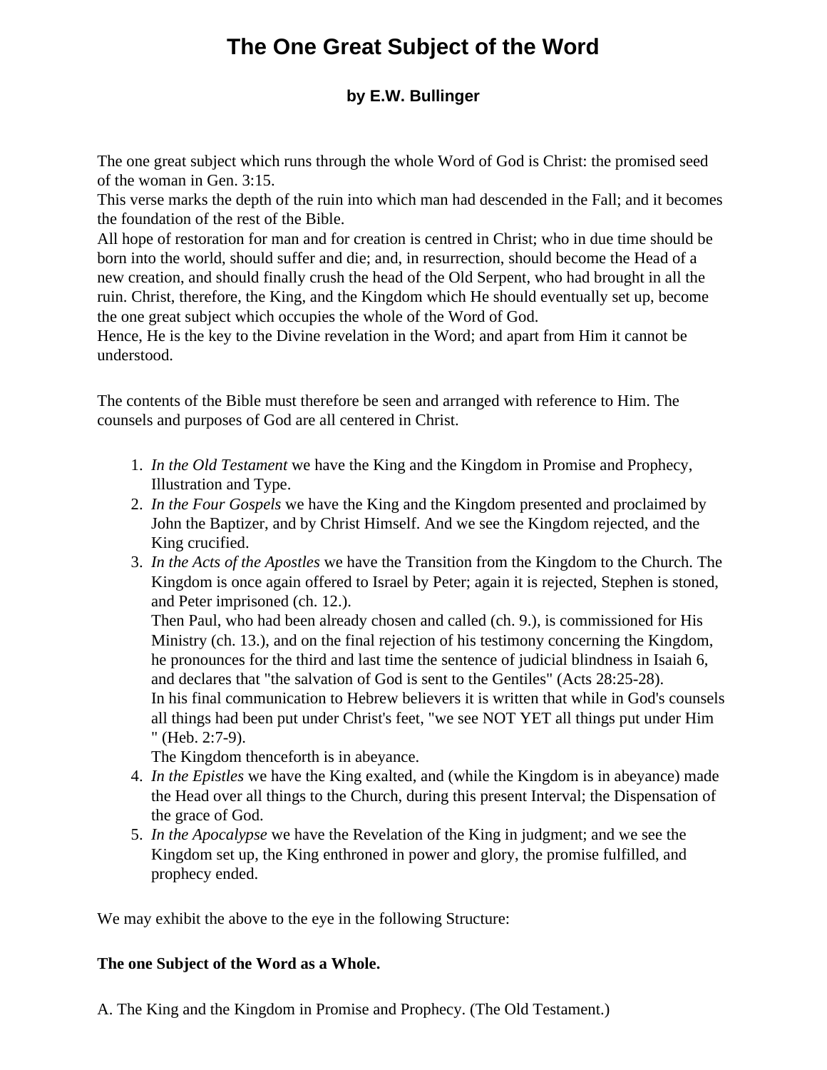# The One Great Subject of the Word

### by E.W. Bullinger

The one great subject which runs through the whole Word of God is Christ: the promised seed of the woman in Gen. 3:15.
This verse marks the depth of the ruin into which man had descended in the Fall; and it becomes the foundation of the rest of the Bible.
All hope of restoration for man and for creation is centred in Christ; who in due time should be born into the world, should suffer and die; and, in resurrection, should become the Head of a new creation, and should finally crush the head of the Old Serpent, who had brought in all the ruin. Christ, therefore, the King, and the Kingdom which He should eventually set up, become the one great subject which occupies the whole of the Word of God.
Hence, He is the key to the Divine revelation in the Word; and apart from Him it cannot be understood.

The contents of the Bible must therefore be seen and arranged with reference to Him. The counsels and purposes of God are all centered in Christ.

1. *In the Old Testament* we have the King and the Kingdom in Promise and Prophecy, Illustration and Type.
2. *In the Four Gospels* we have the King and the Kingdom presented and proclaimed by John the Baptizer, and by Christ Himself. And we see the Kingdom rejected, and the King crucified.
3. *In the Acts of the Apostles* we have the Transition from the Kingdom to the Church. The Kingdom is once again offered to Israel by Peter; again it is rejected, Stephen is stoned, and Peter imprisoned (ch. 12.).
   Then Paul, who had been already chosen and called (ch. 9.), is commissioned for His Ministry (ch. 13.), and on the final rejection of his testimony concerning the Kingdom, he pronounces for the third and last time the sentence of judicial blindness in Isaiah 6, and declares that "the salvation of God is sent to the Gentiles" (Acts 28:25-28).
   In his final communication to Hebrew believers it is written that while in God's counsels all things had been put under Christ's feet, "we see NOT YET all things put under Him " (Heb. 2:7-9).
   The Kingdom thenceforth is in abeyance.
4. *In the Epistles* we have the King exalted, and (while the Kingdom is in abeyance) made the Head over all things to the Church, during this present Interval; the Dispensation of the grace of God.
5. *In the Apocalypse* we have the Revelation of the King in judgment; and we see the Kingdom set up, the King enthroned in power and glory, the promise fulfilled, and prophecy ended.

We may exhibit the above to the eye in the following Structure:

**The one Subject of the Word as a Whole.**

A. The King and the Kingdom in Promise and Prophecy. (The Old Testament.)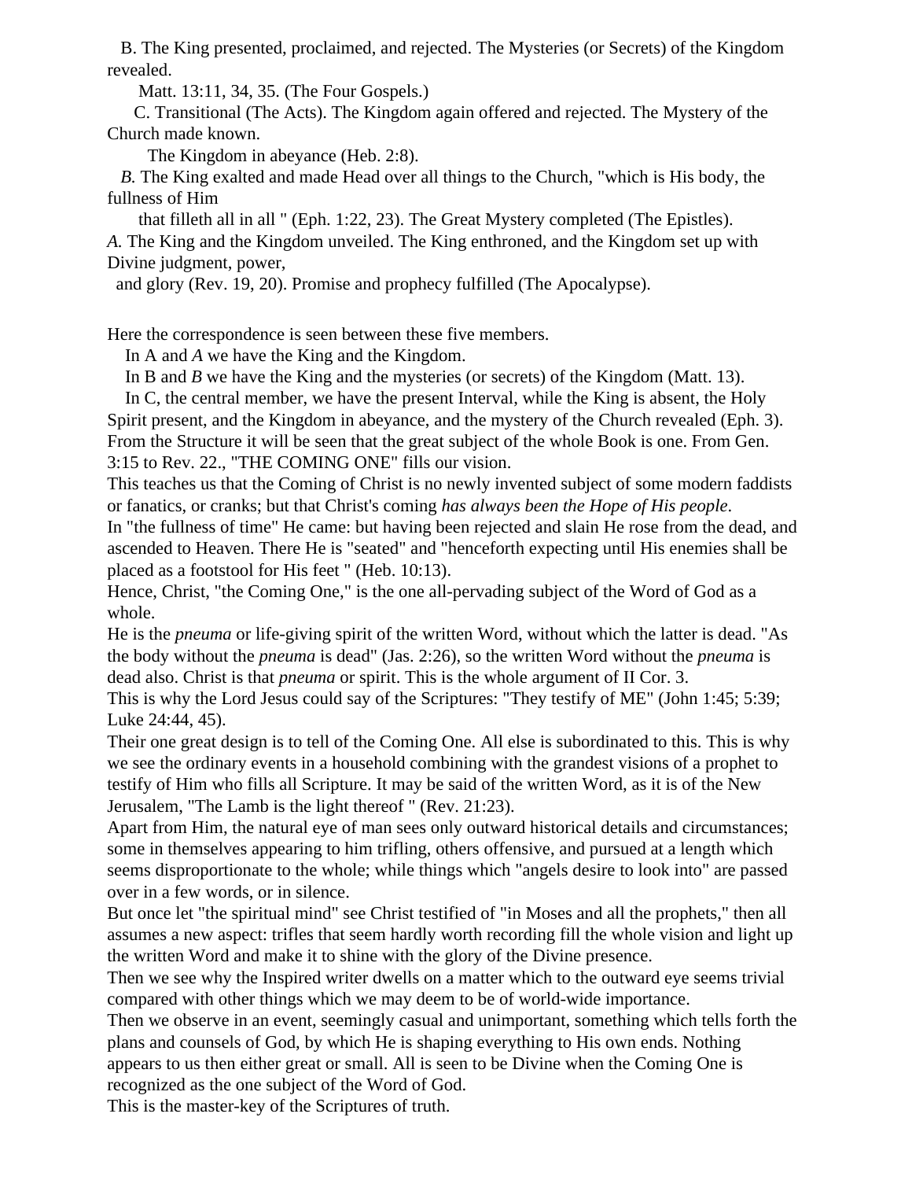B. The King presented, proclaimed, and rejected. The Mysteries (or Secrets) of the Kingdom revealed.

Matt. 13:11, 34, 35. (The Four Gospels.)

C. Transitional (The Acts). The Kingdom again offered and rejected. The Mystery of the Church made known.

The Kingdom in abeyance (Heb. 2:8).

*B.* The King exalted and made Head over all things to the Church, "which is His body, the fullness of Him that filleth all in all " (Eph. 1:22, 23). The Great Mystery completed (The Epistles).

*A.* The King and the Kingdom unveiled. The King enthroned, and the Kingdom set up with Divine judgment, power, and glory (Rev. 19, 20). Promise and prophecy fulfilled (The Apocalypse).

Here the correspondence is seen between these five members.

In A and *A* we have the King and the Kingdom.

In B and *B* we have the King and the mysteries (or secrets) of the Kingdom (Matt. 13).

In C, the central member, we have the present Interval, while the King is absent, the Holy Spirit present, and the Kingdom in abeyance, and the mystery of the Church revealed (Eph. 3).
From the Structure it will be seen that the great subject of the whole Book is one. From Gen. 3:15 to Rev. 22., "THE COMING ONE" fills our vision.

This teaches us that the Coming of Christ is no newly invented subject of some modern faddists or fanatics, or cranks; but that Christ's coming *has always been the Hope of His people*.

In "the fullness of time" He came: but having been rejected and slain He rose from the dead, and ascended to Heaven. There He is "seated" and "henceforth expecting until His enemies shall be placed as a footstool for His feet " (Heb. 10:13).

Hence, Christ, "the Coming One," is the one all-pervading subject of the Word of God as a whole.

He is the *pneuma* or life-giving spirit of the written Word, without which the latter is dead. "As the body without the *pneuma* is dead" (Jas. 2:26), so the written Word without the *pneuma* is dead also. Christ is that *pneuma* or spirit. This is the whole argument of II Cor. 3.

This is why the Lord Jesus could say of the Scriptures: "They testify of ME" (John 1:45; 5:39; Luke 24:44, 45).

Their one great design is to tell of the Coming One. All else is subordinated to this. This is why we see the ordinary events in a household combining with the grandest visions of a prophet to testify of Him who fills all Scripture. It may be said of the written Word, as it is of the New Jerusalem, "The Lamb is the light thereof " (Rev. 21:23).

Apart from Him, the natural eye of man sees only outward historical details and circumstances; some in themselves appearing to him trifling, others offensive, and pursued at a length which seems disproportionate to the whole; while things which "angels desire to look into" are passed over in a few words, or in silence.

But once let "the spiritual mind" see Christ testified of "in Moses and all the prophets," then all assumes a new aspect: trifles that seem hardly worth recording fill the whole vision and light up the written Word and make it to shine with the glory of the Divine presence.

Then we see why the Inspired writer dwells on a matter which to the outward eye seems trivial compared with other things which we may deem to be of world-wide importance.

Then we observe in an event, seemingly casual and unimportant, something which tells forth the plans and counsels of God, by which He is shaping everything to His own ends. Nothing appears to us then either great or small. All is seen to be Divine when the Coming One is recognized as the one subject of the Word of God.

This is the master-key of the Scriptures of truth.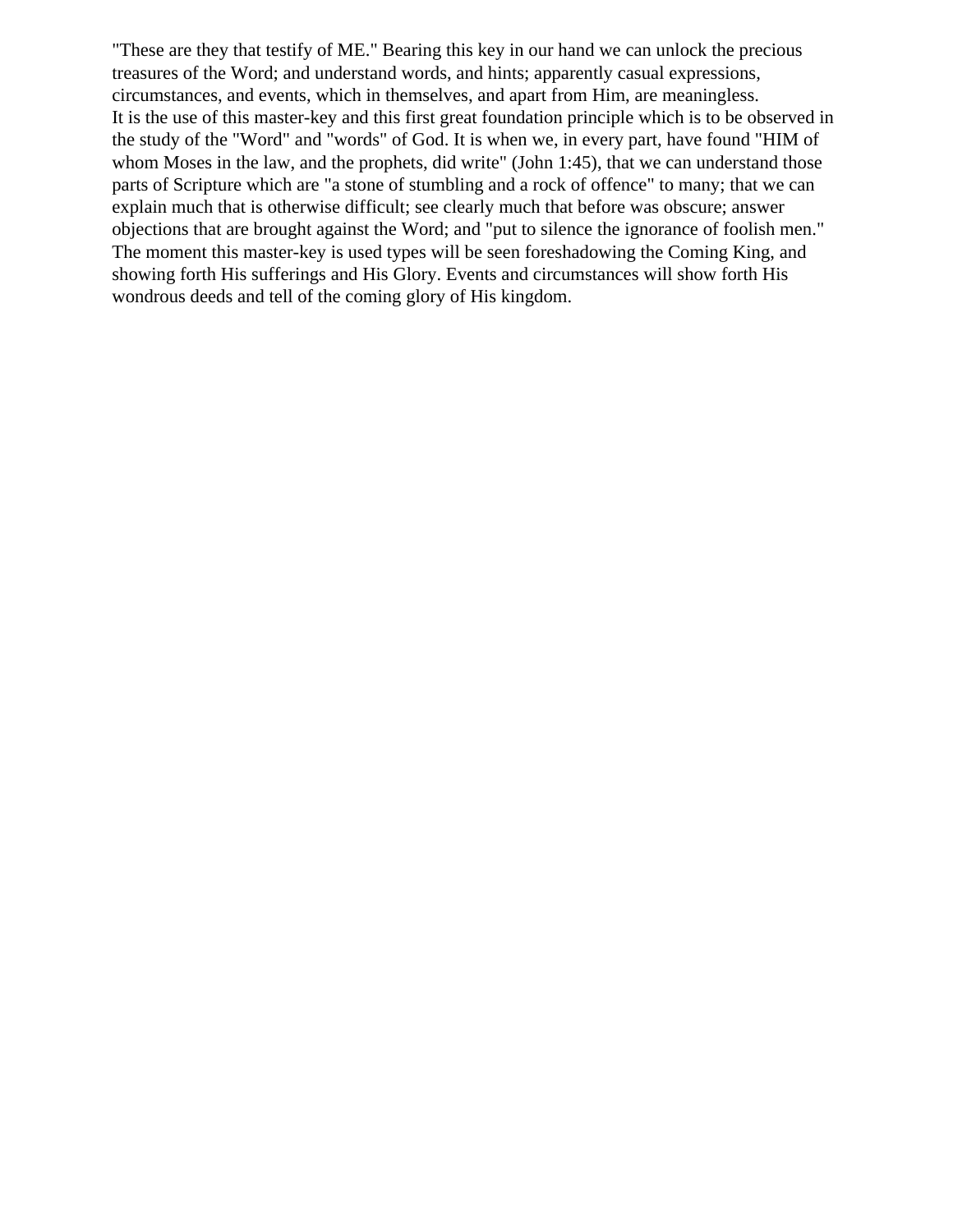"These are they that testify of ME." Bearing this key in our hand we can unlock the precious treasures of the Word; and understand words, and hints; apparently casual expressions, circumstances, and events, which in themselves, and apart from Him, are meaningless.

It is the use of this master-key and this first great foundation principle which is to be observed in the study of the "Word" and "words" of God. It is when we, in every part, have found "HIM of whom Moses in the law, and the prophets, did write" (John 1:45), that we can understand those parts of Scripture which are "a stone of stumbling and a rock of offence" to many; that we can explain much that is otherwise difficult; see clearly much that before was obscure; answer objections that are brought against the Word; and "put to silence the ignorance of foolish men."

The moment this master-key is used types will be seen foreshadowing the Coming King, and showing forth His sufferings and His Glory. Events and circumstances will show forth His wondrous deeds and tell of the coming glory of His kingdom.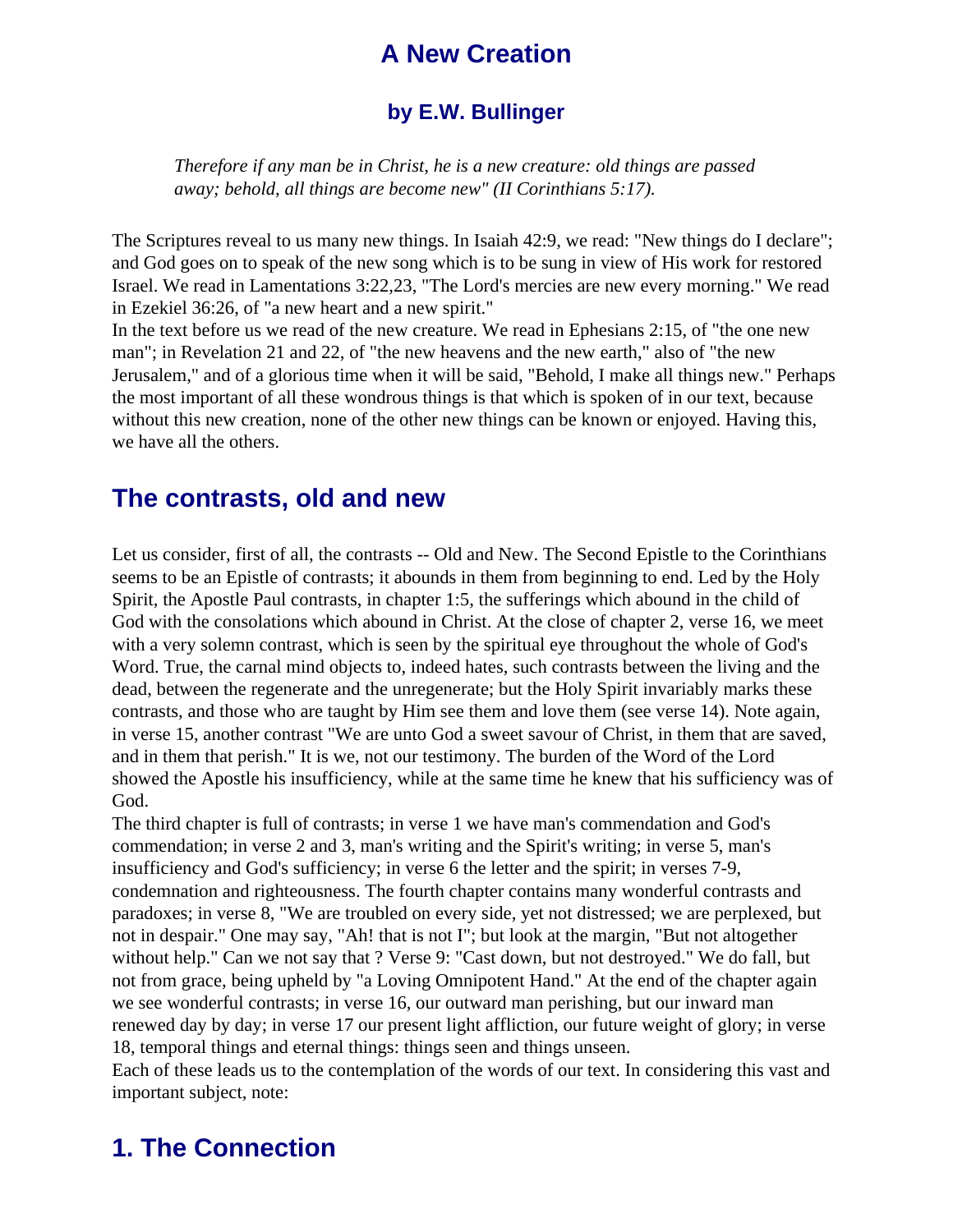# A New Creation

### by E.W. Bullinger

> *Therefore if any man be in Christ, he is a new creature: old things are passed away; behold, all things are become new" (II Corinthians 5:17).*

The Scriptures reveal to us many new things. In Isaiah 42:9, we read: "New things do I declare"; and God goes on to speak of the new song which is to be sung in view of His work for restored Israel. We read in Lamentations 3:22,23, "The Lord's mercies are new every morning." We read in Ezekiel 36:26, of "a new heart and a new spirit."

In the text before us we read of the new creature. We read in Ephesians 2:15, of "the one new man"; in Revelation 21 and 22, of "the new heavens and the new earth," also of "the new Jerusalem," and of a glorious time when it will be said, "Behold, I make all things new." Perhaps the most important of all these wondrous things is that which is spoken of in our text, because without this new creation, none of the other new things can be known or enjoyed. Having this, we have all the others.

## The contrasts, old and new

Let us consider, first of all, the contrasts -- Old and New. The Second Epistle to the Corinthians seems to be an Epistle of contrasts; it abounds in them from beginning to end. Led by the Holy Spirit, the Apostle Paul contrasts, in chapter 1:5, the sufferings which abound in the child of God with the consolations which abound in Christ. At the close of chapter 2, verse 16, we meet with a very solemn contrast, which is seen by the spiritual eye throughout the whole of God's Word. True, the carnal mind objects to, indeed hates, such contrasts between the living and the dead, between the regenerate and the unregenerate; but the Holy Spirit invariably marks these contrasts, and those who are taught by Him see them and love them (see verse 14). Note again, in verse 15, another contrast "We are unto God a sweet savour of Christ, in them that are saved, and in them that perish." It is we, not our testimony. The burden of the Word of the Lord showed the Apostle his insufficiency, while at the same time he knew that his sufficiency was of God.

The third chapter is full of contrasts; in verse 1 we have man's commendation and God's commendation; in verse 2 and 3, man's writing and the Spirit's writing; in verse 5, man's insufficiency and God's sufficiency; in verse 6 the letter and the spirit; in verses 7-9, condemnation and righteousness. The fourth chapter contains many wonderful contrasts and paradoxes; in verse 8, "We are troubled on every side, yet not distressed; we are perplexed, but not in despair." One may say, "Ah! that is not I"; but look at the margin, "But not altogether without help." Can we not say that ? Verse 9: "Cast down, but not destroyed." We do fall, but not from grace, being upheld by "a Loving Omnipotent Hand." At the end of the chapter again we see wonderful contrasts; in verse 16, our outward man perishing, but our inward man renewed day by day; in verse 17 our present light affliction, our future weight of glory; in verse 18, temporal things and eternal things: things seen and things unseen.

Each of these leads us to the contemplation of the words of our text. In considering this vast and important subject, note:

## 1. The Connection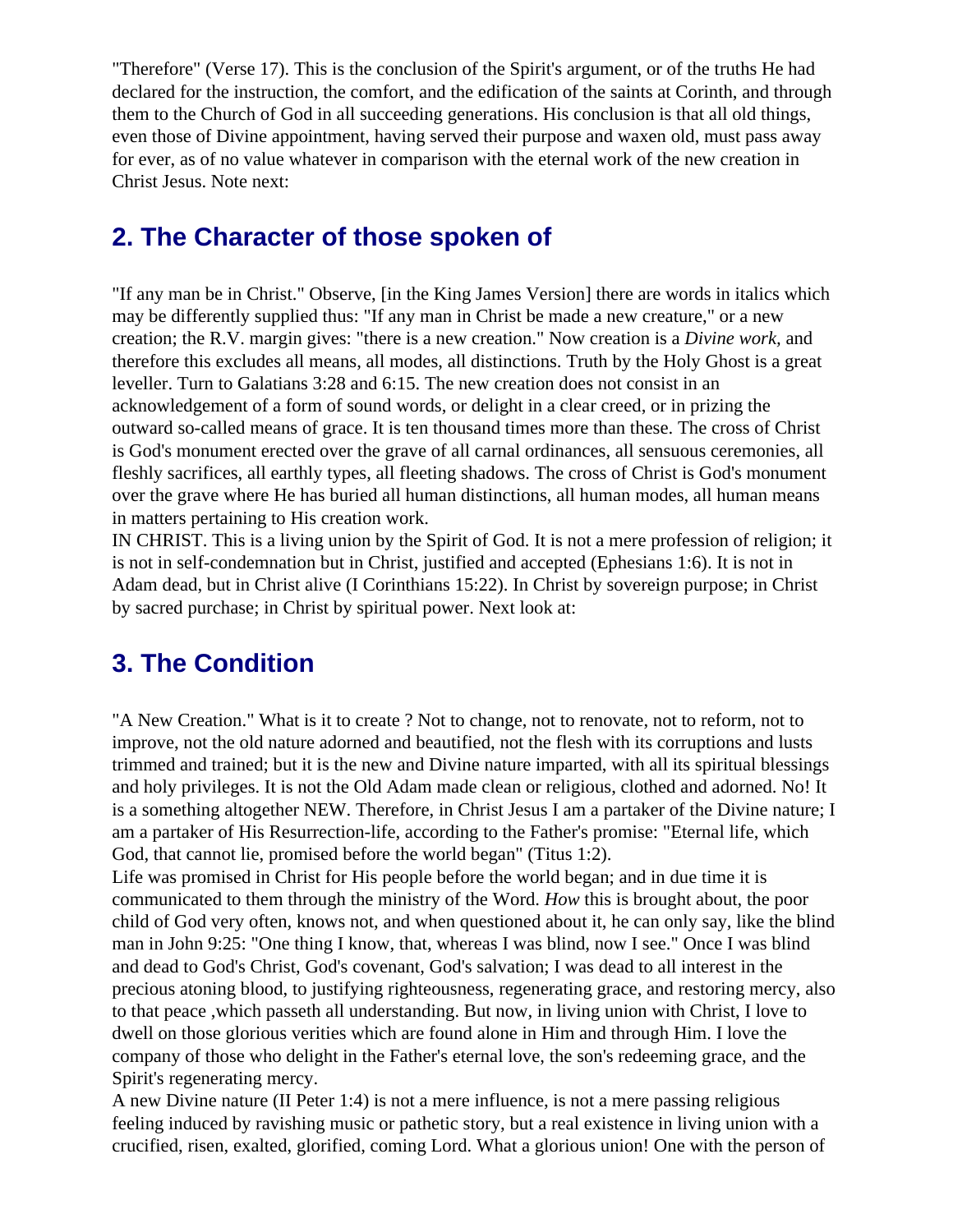"Therefore" (Verse 17). This is the conclusion of the Spirit's argument, or of the truths He had declared for the instruction, the comfort, and the edification of the saints at Corinth, and through them to the Church of God in all succeeding generations. His conclusion is that all old things, even those of Divine appointment, having served their purpose and waxen old, must pass away for ever, as of no value whatever in comparison with the eternal work of the new creation in Christ Jesus. Note next:

## 2. The Character of those spoken of

"If any man be in Christ." Observe, [in the King James Version] there are words in italics which may be differently supplied thus: "If any man in Christ be made a new creature," or a new creation; the R.V. margin gives: "there is a new creation." Now creation is a *Divine work,* and therefore this excludes all means, all modes, all distinctions. Truth by the Holy Ghost is a great leveller. Turn to Galatians 3:28 and 6:15. The new creation does not consist in an acknowledgement of a form of sound words, or delight in a clear creed, or in prizing the outward so-called means of grace. It is ten thousand times more than these. The cross of Christ is God's monument erected over the grave of all carnal ordinances, all sensuous ceremonies, all fleshly sacrifices, all earthly types, all fleeting shadows. The cross of Christ is God's monument over the grave where He has buried all human distinctions, all human modes, all human means in matters pertaining to His creation work.

IN CHRIST. This is a living union by the Spirit of God. It is not a mere profession of religion; it is not in self-condemnation but in Christ, justified and accepted (Ephesians 1:6). It is not in Adam dead, but in Christ alive (I Corinthians 15:22). In Christ by sovereign purpose; in Christ by sacred purchase; in Christ by spiritual power. Next look at:

## 3. The Condition

"A New Creation." What is it to create ? Not to change, not to renovate, not to reform, not to improve, not the old nature adorned and beautified, not the flesh with its corruptions and lusts trimmed and trained; but it is the new and Divine nature imparted, with all its spiritual blessings and holy privileges. It is not the Old Adam made clean or religious, clothed and adorned. No! It is a something altogether NEW. Therefore, in Christ Jesus I am a partaker of the Divine nature; I am a partaker of His Resurrection-life, according to the Father's promise: "Eternal life, which God, that cannot lie, promised before the world began" (Titus 1:2).

Life was promised in Christ for His people before the world began; and in due time it is communicated to them through the ministry of the Word. *How* this is brought about, the poor child of God very often, knows not, and when questioned about it, he can only say, like the blind man in John 9:25: "One thing I know, that, whereas I was blind, now I see." Once I was blind and dead to God's Christ, God's covenant, God's salvation; I was dead to all interest in the precious atoning blood, to justifying righteousness, regenerating grace, and restoring mercy, also to that peace ,which passeth all understanding. But now, in living union with Christ, I love to dwell on those glorious verities which are found alone in Him and through Him. I love the company of those who delight in the Father's eternal love, the son's redeeming grace, and the Spirit's regenerating mercy.

A new Divine nature (II Peter 1:4) is not a mere influence, is not a mere passing religious feeling induced by ravishing music or pathetic story, but a real existence in living union with a crucified, risen, exalted, glorified, coming Lord. What a glorious union! One with the person of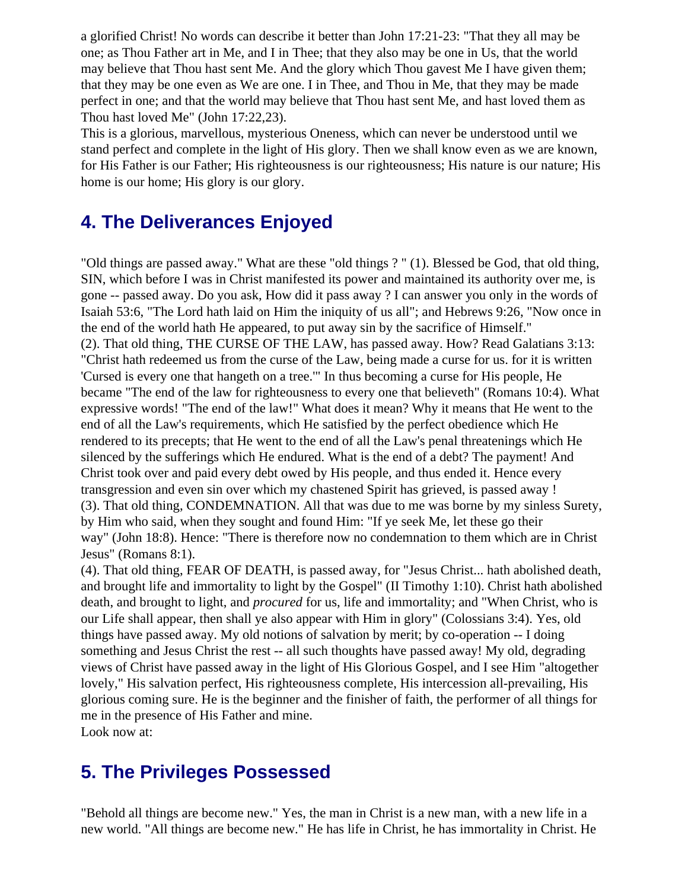a glorified Christ! No words can describe it better than John 17:21-23: "That they all may be one; as Thou Father art in Me, and I in Thee; that they also may be one in Us, that the world may believe that Thou hast sent Me. And the glory which Thou gavest Me I have given them; that they may be one even as We are one. I in Thee, and Thou in Me, that they may be made perfect in one; and that the world may believe that Thou hast sent Me, and hast loved them as Thou hast loved Me" (John 17:22,23).

This is a glorious, marvellous, mysterious Oneness, which can never be understood until we stand perfect and complete in the light of His glory. Then we shall know even as we are known, for His Father is our Father; His righteousness is our righteousness; His nature is our nature; His home is our home; His glory is our glory.

## 4. The Deliverances Enjoyed

"Old things are passed away." What are these "old things ? " (1). Blessed be God, that old thing, SIN, which before I was in Christ manifested its power and maintained its authority over me, is gone -- passed away. Do you ask, How did it pass away ? I can answer you only in the words of Isaiah 53:6, "The Lord hath laid on Him the iniquity of us all"; and Hebrews 9:26, "Now once in the end of the world hath He appeared, to put away sin by the sacrifice of Himself."

(2). That old thing, THE CURSE OF THE LAW, has passed away. How? Read Galatians 3:13: "Christ hath redeemed us from the curse of the Law, being made a curse for us. for it is written 'Cursed is every one that hangeth on a tree.'" In thus becoming a curse for His people, He became "The end of the law for righteousness to every one that believeth" (Romans 10:4). What expressive words! "The end of the law!" What does it mean? Why it means that He went to the end of all the Law's requirements, which He satisfied by the perfect obedience which He rendered to its precepts; that He went to the end of all the Law's penal threatenings which He silenced by the sufferings which He endured. What is the end of a debt? The payment! And Christ took over and paid every debt owed by His people, and thus ended it. Hence every transgression and even sin over which my chastened Spirit has grieved, is passed away !

(3). That old thing, CONDEMNATION. All that was due to me was borne by my sinless Surety, by Him who said, when they sought and found Him: "If ye seek Me, let these go their way" (John 18:8). Hence: "There is therefore now no condemnation to them which are in Christ Jesus" (Romans 8:1).

(4). That old thing, FEAR OF DEATH, is passed away, for "Jesus Christ... hath abolished death, and brought life and immortality to light by the Gospel" (II Timothy 1:10). Christ hath abolished death, and brought to light, and *procured* for us, life and immortality; and "When Christ, who is our Life shall appear, then shall ye also appear with Him in glory" (Colossians 3:4). Yes, old things have passed away. My old notions of salvation by merit; by co-operation -- I doing something and Jesus Christ the rest -- all such thoughts have passed away! My old, degrading views of Christ have passed away in the light of His Glorious Gospel, and I see Him "altogether lovely," His salvation perfect, His righteousness complete, His intercession all-prevailing, His glorious coming sure. He is the beginner and the finisher of faith, the performer of all things for me in the presence of His Father and mine.

Look now at:

## 5. The Privileges Possessed

"Behold all things are become new." Yes, the man in Christ is a new man, with a new life in a new world. "All things are become new." He has life in Christ, he has immortality in Christ. He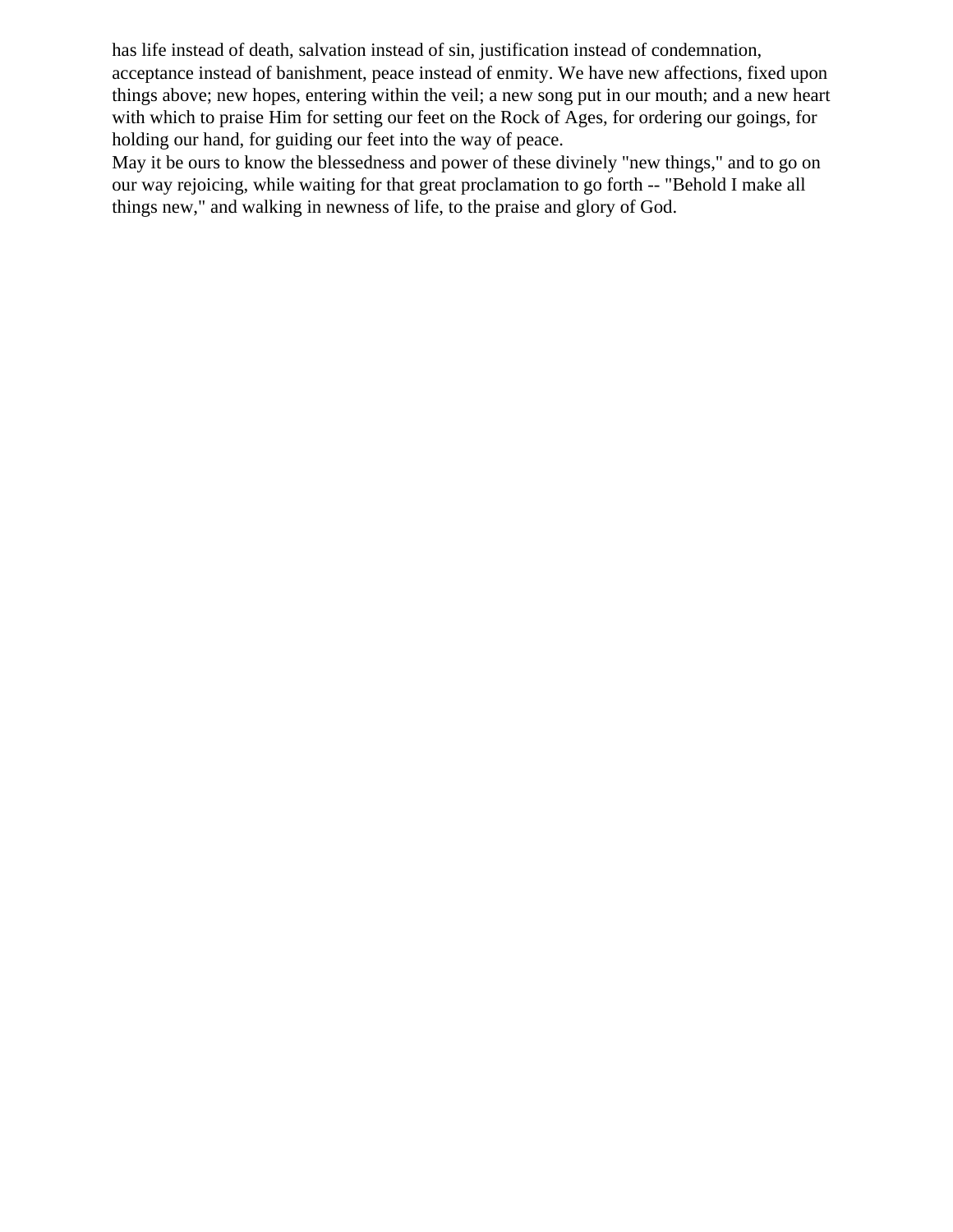has life instead of death, salvation instead of sin, justification instead of condemnation, acceptance instead of banishment, peace instead of enmity. We have new affections, fixed upon things above; new hopes, entering within the veil; a new song put in our mouth; and a new heart with which to praise Him for setting our feet on the Rock of Ages, for ordering our goings, for holding our hand, for guiding our feet into the way of peace.

May it be ours to know the blessedness and power of these divinely "new things," and to go on our way rejoicing, while waiting for that great proclamation to go forth -- "Behold I make all things new," and walking in newness of life, to the praise and glory of God.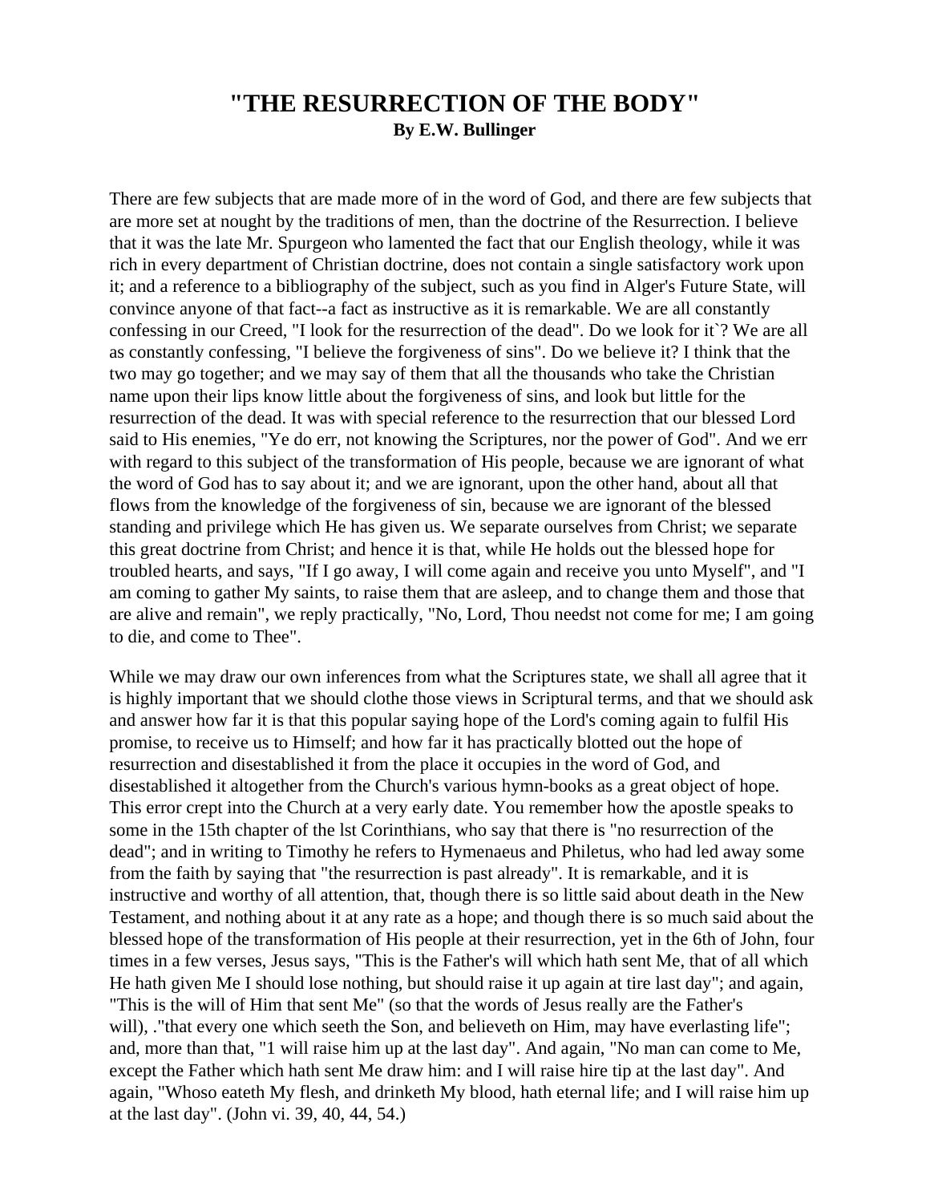# "THE RESURRECTION OF THE BODY"

**By E.W. Bullinger**

There are few subjects that are made more of in the word of God, and there are few subjects that are more set at nought by the traditions of men, than the doctrine of the Resurrection. I believe that it was the late Mr. Spurgeon who lamented the fact that our English theology, while it was rich in every department of Christian doctrine, does not contain a single satisfactory work upon it; and a reference to a bibliography of the subject, such as you find in Alger's Future State, will convince anyone of that fact--a fact as instructive as it is remarkable. We are all constantly confessing in our Creed, "I look for the resurrection of the dead". Do we look for it`? We are all as constantly confessing, "I believe the forgiveness of sins". Do we believe it? I think that the two may go together; and we may say of them that all the thousands who take the Christian name upon their lips know little about the forgiveness of sins, and look but little for the resurrection of the dead. It was with special reference to the resurrection that our blessed Lord said to His enemies, "Ye do err, not knowing the Scriptures, nor the power of God". And we err with regard to this subject of the transformation of His people, because we are ignorant of what the word of God has to say about it; and we are ignorant, upon the other hand, about all that flows from the knowledge of the forgiveness of sin, because we are ignorant of the blessed standing and privilege which He has given us. We separate ourselves from Christ; we separate this great doctrine from Christ; and hence it is that, while He holds out the blessed hope for troubled hearts, and says, "If I go away, I will come again and receive you unto Myself", and "I am coming to gather My saints, to raise them that are asleep, and to change them and those that are alive and remain", we reply practically, "No, Lord, Thou needst not come for me; I am going to die, and come to Thee".

While we may draw our own inferences from what the Scriptures state, we shall all agree that it is highly important that we should clothe those views in Scriptural terms, and that we should ask and answer how far it is that this popular saying hope of the Lord's coming again to fulfil His promise, to receive us to Himself; and how far it has practically blotted out the hope of resurrection and disestablished it from the place it occupies in the word of God, and disestablished it altogether from the Church's various hymn-books as a great object of hope. This error crept into the Church at a very early date. You remember how the apostle speaks to some in the 15th chapter of the lst Corinthians, who say that there is "no resurrection of the dead"; and in writing to Timothy he refers to Hymenaeus and Philetus, who had led away some from the faith by saying that "the resurrection is past already". It is remarkable, and it is instructive and worthy of all attention, that, though there is so little said about death in the New Testament, and nothing about it at any rate as a hope; and though there is so much said about the blessed hope of the transformation of His people at their resurrection, yet in the 6th of John, four times in a few verses, Jesus says, "This is the Father's will which hath sent Me, that of all which He hath given Me I should lose nothing, but should raise it up again at tire last day"; and again, "This is the will of Him that sent Me" (so that the words of Jesus really are the Father's will), ."that every one which seeth the Son, and believeth on Him, may have everlasting life"; and, more than that, "1 will raise him up at the last day". And again, "No man can come to Me, except the Father which hath sent Me draw him: and I will raise hire tip at the last day". And again, "Whoso eateth My flesh, and drinketh My blood, hath eternal life; and I will raise him up at the last day". (John vi. 39, 40, 44, 54.)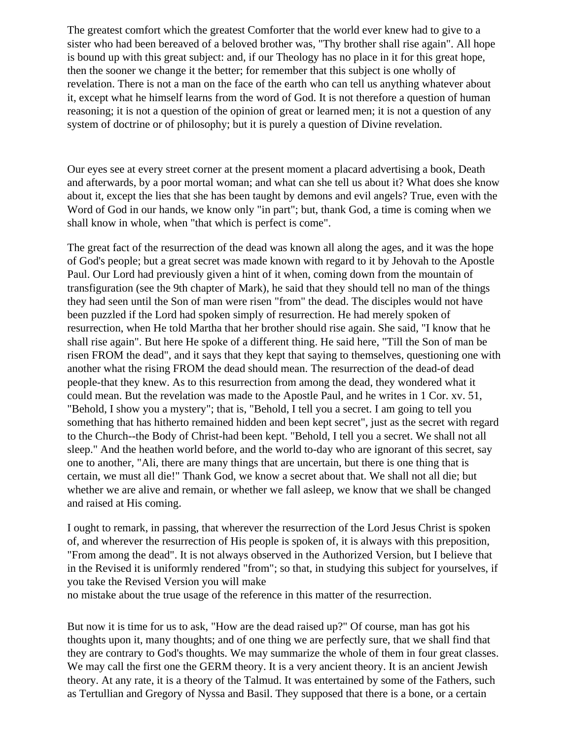The greatest comfort which the greatest Comforter that the world ever knew had to give to a sister who had been bereaved of a beloved brother was, "Thy brother shall rise again". All hope is bound up with this great subject: and, if our Theology has no place in it for this great hope, then the sooner we change it the better; for remember that this subject is one wholly of revelation. There is not a man on the face of the earth who can tell us anything whatever about it, except what he himself learns from the word of God. It is not therefore a question of human reasoning; it is not a question of the opinion of great or learned men; it is not a question of any system of doctrine or of philosophy; but it is purely a question of Divine revelation.

Our eyes see at every street corner at the present moment a placard advertising a book, Death and afterwards, by a poor mortal woman; and what can she tell us about it? What does she know about it, except the lies that she has been taught by demons and evil angels? True, even with the Word of God in our hands, we know only "in part"; but, thank God, a time is coming when we shall know in whole, when "that which is perfect is come".

The great fact of the resurrection of the dead was known all along the ages, and it was the hope of God's people; but a great secret was made known with regard to it by Jehovah to the Apostle Paul. Our Lord had previously given a hint of it when, coming down from the mountain of transfiguration (see the 9th chapter of Mark), he said that they should tell no man of the things they had seen until the Son of man were risen "from" the dead. The disciples would not have been puzzled if the Lord had spoken simply of resurrection. He had merely spoken of resurrection, when He told Martha that her brother should rise again. She said, "I know that he shall rise again". But here He spoke of a different thing. He said here, "Till the Son of man be risen FROM the dead", and it says that they kept that saying to themselves, questioning one with another what the rising FROM the dead should mean. The resurrection of the dead-of dead people-that they knew. As to this resurrection from among the dead, they wondered what it could mean. But the revelation was made to the Apostle Paul, and he writes in 1 Cor. xv. 51, "Behold, I show you a mystery"; that is, "Behold, I tell you a secret. I am going to tell you something that has hitherto remained hidden and been kept secret", just as the secret with regard to the Church--the Body of Christ-had been kept. "Behold, I tell you a secret. We shall not all sleep." And the heathen world before, and the world to-day who are ignorant of this secret, say one to another, "Ali, there are many things that are uncertain, but there is one thing that is certain, we must all die!" Thank God, we know a secret about that. We shall not all die; but whether we are alive and remain, or whether we fall asleep, we know that we shall be changed and raised at His coming.

I ought to remark, in passing, that wherever the resurrection of the Lord Jesus Christ is spoken of, and wherever the resurrection of His people is spoken of, it is always with this preposition, "From among the dead". It is not always observed in the Authorized Version, but I believe that in the Revised it is uniformly rendered "from"; so that, in studying this subject for yourselves, if you take the Revised Version you will make no mistake about the true usage of the reference in this matter of the resurrection.

But now it is time for us to ask, "How are the dead raised up?" Of course, man has got his thoughts upon it, many thoughts; and of one thing we are perfectly sure, that we shall find that they are contrary to God's thoughts. We may summarize the whole of them in four great classes. We may call the first one the GERM theory. It is a very ancient theory. It is an ancient Jewish theory. At any rate, it is a theory of the Talmud. It was entertained by some of the Fathers, such as Tertullian and Gregory of Nyssa and Basil. They supposed that there is a bone, or a certain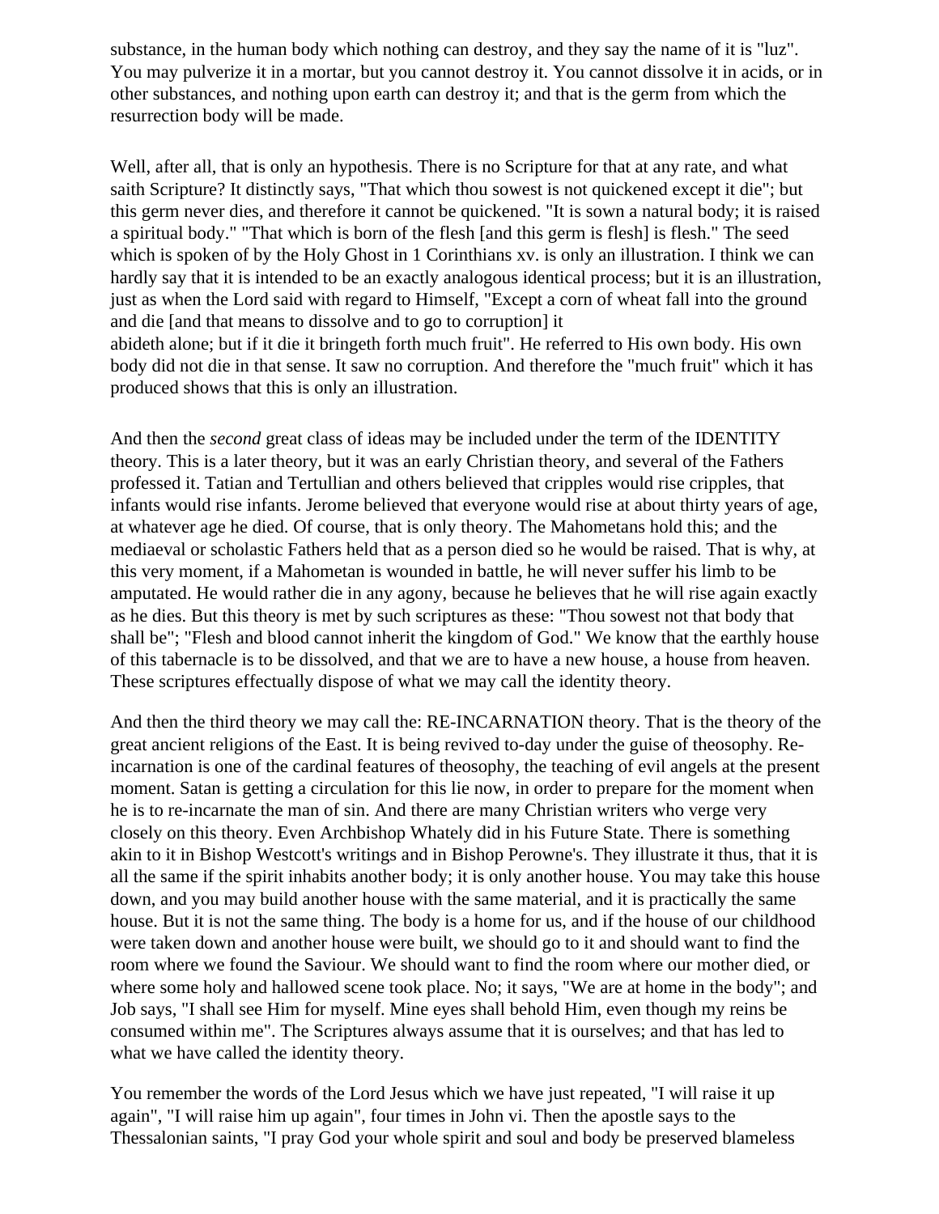substance, in the human body which nothing can destroy, and they say the name of it is "luz". You may pulverize it in a mortar, but you cannot destroy it. You cannot dissolve it in acids, or in other substances, and nothing upon earth can destroy it; and that is the germ from which the resurrection body will be made.

Well, after all, that is only an hypothesis. There is no Scripture for that at any rate, and what saith Scripture? It distinctly says, "That which thou sowest is not quickened except it die"; but this germ never dies, and therefore it cannot be quickened. "It is sown a natural body; it is raised a spiritual body." "That which is born of the flesh [and this germ is flesh] is flesh." The seed which is spoken of by the Holy Ghost in 1 Corinthians xv. is only an illustration. I think we can hardly say that it is intended to be an exactly analogous identical process; but it is an illustration, just as when the Lord said with regard to Himself, "Except a corn of wheat fall into the ground and die [and that means to dissolve and to go to corruption] it abideth alone; but if it die it bringeth forth much fruit". He referred to His own body. His own body did not die in that sense. It saw no corruption. And therefore the "much fruit" which it has produced shows that this is only an illustration.

And then the *second* great class of ideas may be included under the term of the IDENTITY theory. This is a later theory, but it was an early Christian theory, and several of the Fathers professed it. Tatian and Tertullian and others believed that cripples would rise cripples, that infants would rise infants. Jerome believed that everyone would rise at about thirty years of age, at whatever age he died. Of course, that is only theory. The Mahometans hold this; and the mediaeval or scholastic Fathers held that as a person died so he would be raised. That is why, at this very moment, if a Mahometan is wounded in battle, he will never suffer his limb to be amputated. He would rather die in any agony, because he believes that he will rise again exactly as he dies. But this theory is met by such scriptures as these: "Thou sowest not that body that shall be"; "Flesh and blood cannot inherit the kingdom of God." We know that the earthly house of this tabernacle is to be dissolved, and that we are to have a new house, a house from heaven. These scriptures effectually dispose of what we may call the identity theory.

And then the third theory we may call the: RE-INCARNATION theory. That is the theory of the great ancient religions of the East. It is being revived to-day under the guise of theosophy. Re-incarnation is one of the cardinal features of theosophy, the teaching of evil angels at the present moment. Satan is getting a circulation for this lie now, in order to prepare for the moment when he is to re-incarnate the man of sin. And there are many Christian writers who verge very closely on this theory. Even Archbishop Whately did in his Future State. There is something akin to it in Bishop Westcott's writings and in Bishop Perowne's. They illustrate it thus, that it is all the same if the spirit inhabits another body; it is only another house. You may take this house down, and you may build another house with the same material, and it is practically the same house. But it is not the same thing. The body is a home for us, and if the house of our childhood were taken down and another house were built, we should go to it and should want to find the room where we found the Saviour. We should want to find the room where our mother died, or where some holy and hallowed scene took place. No; it says, "We are at home in the body"; and Job says, "I shall see Him for myself. Mine eyes shall behold Him, even though my reins be consumed within me". The Scriptures always assume that it is ourselves; and that has led to what we have called the identity theory.

You remember the words of the Lord Jesus which we have just repeated, "I will raise it up again", "I will raise him up again", four times in John vi. Then the apostle says to the Thessalonian saints, "I pray God your whole spirit and soul and body be preserved blameless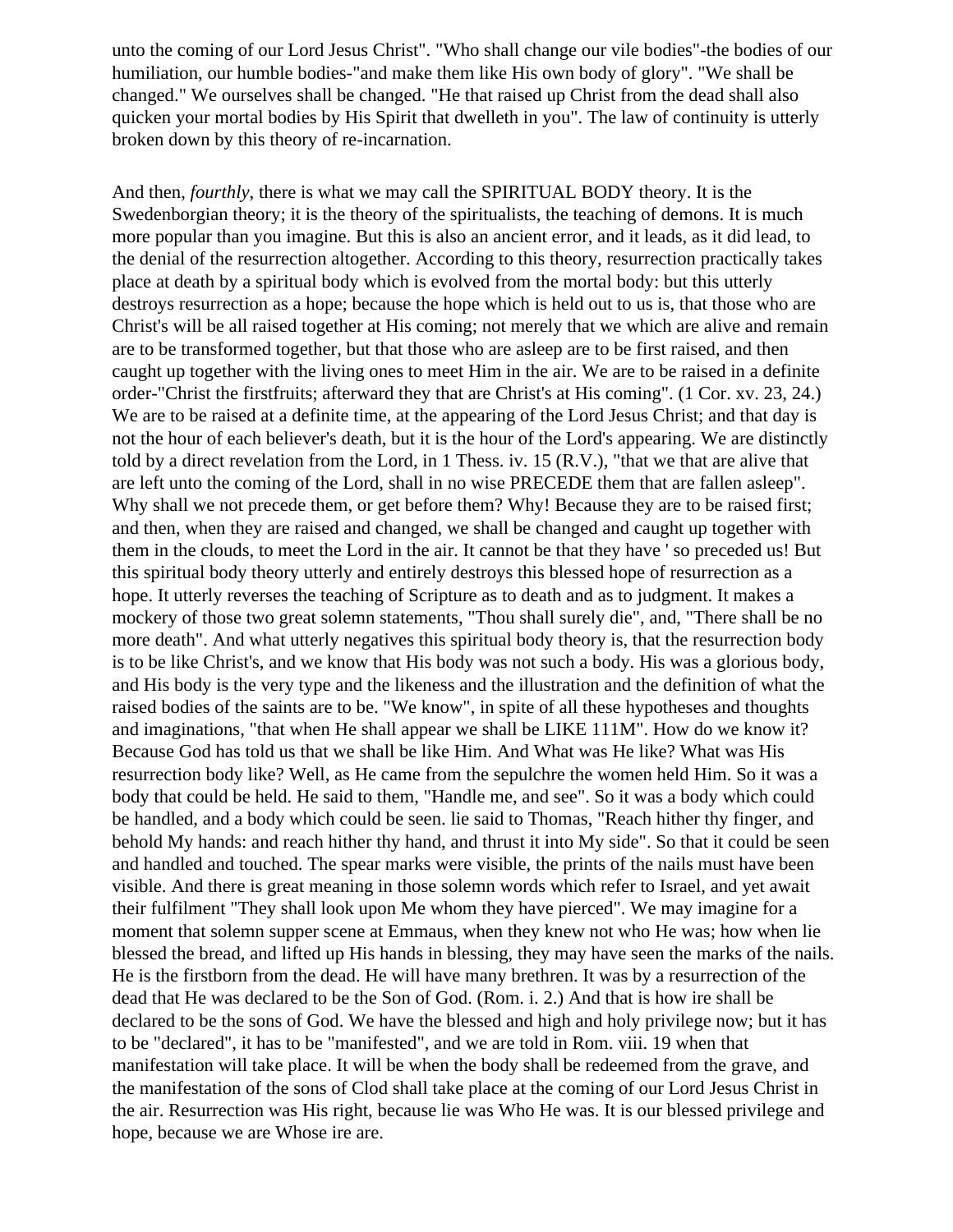unto the coming of our Lord Jesus Christ". "Who shall change our vile bodies"-the bodies of our humiliation, our humble bodies-"and make them like His own body of glory". "We shall be changed." We ourselves shall be changed. "He that raised up Christ from the dead shall also quicken your mortal bodies by His Spirit that dwelleth in you". The law of continuity is utterly broken down by this theory of re-incarnation.

And then, *fourthly*, there is what we may call the SPIRITUAL BODY theory. It is the Swedenborgian theory; it is the theory of the spiritualists, the teaching of demons. It is much more popular than you imagine. But this is also an ancient error, and it leads, as it did lead, to the denial of the resurrection altogether. According to this theory, resurrection practically takes place at death by a spiritual body which is evolved from the mortal body: but this utterly destroys resurrection as a hope; because the hope which is held out to us is, that those who are Christ's will be all raised together at His coming; not merely that we which are alive and remain are to be transformed together, but that those who are asleep are to be first raised, and then caught up together with the living ones to meet Him in the air. We are to be raised in a definite order-"Christ the firstfruits; afterward they that are Christ's at His coming". (1 Cor. xv. 23, 24.) We are to be raised at a definite time, at the appearing of the Lord Jesus Christ; and that day is not the hour of each believer's death, but it is the hour of the Lord's appearing. We are distinctly told by a direct revelation from the Lord, in 1 Thess. iv. 15 (R.V.), "that we that are alive that are left unto the coming of the Lord, shall in no wise PRECEDE them that are fallen asleep". Why shall we not precede them, or get before them? Why! Because they are to be raised first; and then, when they are raised and changed, we shall be changed and caught up together with them in the clouds, to meet the Lord in the air. It cannot be that they have ' so preceded us! But this spiritual body theory utterly and entirely destroys this blessed hope of resurrection as a hope. It utterly reverses the teaching of Scripture as to death and as to judgment. It makes a mockery of those two great solemn statements, "Thou shall surely die", and, "There shall be no more death". And what utterly negatives this spiritual body theory is, that the resurrection body is to be like Christ's, and we know that His body was not such a body. His was a glorious body, and His body is the very type and the likeness and the illustration and the definition of what the raised bodies of the saints are to be. "We know", in spite of all these hypotheses and thoughts and imaginations, "that when He shall appear we shall be LIKE 111M". How do we know it? Because God has told us that we shall be like Him. And What was He like? What was His resurrection body like? Well, as He came from the sepulchre the women held Him. So it was a body that could be held. He said to them, "Handle me, and see". So it was a body which could be handled, and a body which could be seen. lie said to Thomas, "Reach hither thy finger, and behold My hands: and reach hither thy hand, and thrust it into My side". So that it could be seen and handled and touched. The spear marks were visible, the prints of the nails must have been visible. And there is great meaning in those solemn words which refer to Israel, and yet await their fulfilment "They shall look upon Me whom they have pierced". We may imagine for a moment that solemn supper scene at Emmaus, when they knew not who He was; how when lie blessed the bread, and lifted up His hands in blessing, they may have seen the marks of the nails. He is the firstborn from the dead. He will have many brethren. It was by a resurrection of the dead that He was declared to be the Son of God. (Rom. i. 2.) And that is how ire shall be declared to be the sons of God. We have the blessed and high and holy privilege now; but it has to be "declared", it has to be "manifested", and we are told in Rom. viii. 19 when that manifestation will take place. It will be when the body shall be redeemed from the grave, and the manifestation of the sons of Clod shall take place at the coming of our Lord Jesus Christ in the air. Resurrection was His right, because lie was Who He was. It is our blessed privilege and hope, because we are Whose ire are.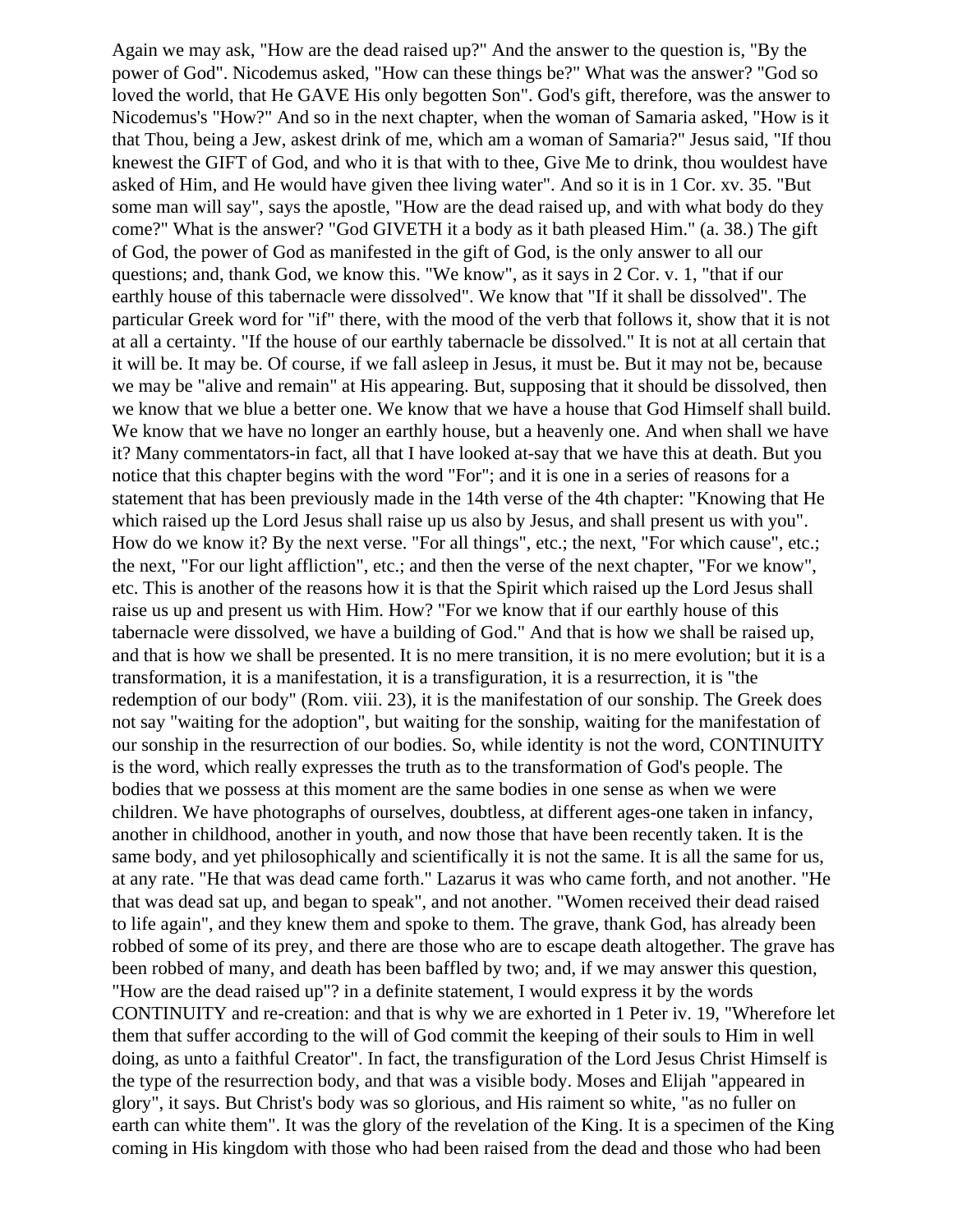Again we may ask, "How are the dead raised up?" And the answer to the question is, "By the power of God". Nicodemus asked, "How can these things be?" What was the answer? "God so loved the world, that He GAVE His only begotten Son". God's gift, therefore, was the answer to Nicodemus's "How?" And so in the next chapter, when the woman of Samaria asked, "How is it that Thou, being a Jew, askest drink of me, which am a woman of Samaria?" Jesus said, "If thou knewest the GIFT of God, and who it is that with to thee, Give Me to drink, thou wouldest have asked of Him, and He would have given thee living water". And so it is in 1 Cor. xv. 35. "But some man will say", says the apostle, "How are the dead raised up, and with what body do they come?" What is the answer? "God GIVETH it a body as it bath pleased Him." (a. 38.) The gift of God, the power of God as manifested in the gift of God, is the only answer to all our questions; and, thank God, we know this. "We know", as it says in 2 Cor. v. 1, "that if our earthly house of this tabernacle were dissolved". We know that "If it shall be dissolved". The particular Greek word for "if" there, with the mood of the verb that follows it, show that it is not at all a certainty. "If the house of our earthly tabernacle be dissolved." It is not at all certain that it will be. It may be. Of course, if we fall asleep in Jesus, it must be. But it may not be, because we may be "alive and remain" at His appearing. But, supposing that it should be dissolved, then we know that we blue a better one. We know that we have a house that God Himself shall build. We know that we have no longer an earthly house, but a heavenly one. And when shall we have it? Many commentators-in fact, all that I have looked at-say that we have this at death. But you notice that this chapter begins with the word "For"; and it is one in a series of reasons for a statement that has been previously made in the 14th verse of the 4th chapter: "Knowing that He which raised up the Lord Jesus shall raise up us also by Jesus, and shall present us with you". How do we know it? By the next verse. "For all things", etc.; the next, "For which cause", etc.; the next, "For our light affliction", etc.; and then the verse of the next chapter, "For we know", etc. This is another of the reasons how it is that the Spirit which raised up the Lord Jesus shall raise us up and present us with Him. How? "For we know that if our earthly house of this tabernacle were dissolved, we have a building of God." And that is how we shall be raised up, and that is how we shall be presented. It is no mere transition, it is no mere evolution; but it is a transformation, it is a manifestation, it is a transfiguration, it is a resurrection, it is "the redemption of our body" (Rom. viii. 23), it is the manifestation of our sonship. The Greek does not say "waiting for the adoption", but waiting for the sonship, waiting for the manifestation of our sonship in the resurrection of our bodies. So, while identity is not the word, CONTINUITY is the word, which really expresses the truth as to the transformation of God's people. The bodies that we possess at this moment are the same bodies in one sense as when we were children. We have photographs of ourselves, doubtless, at different ages-one taken in infancy, another in childhood, another in youth, and now those that have been recently taken. It is the same body, and yet philosophically and scientifically it is not the same. It is all the same for us, at any rate. "He that was dead came forth." Lazarus it was who came forth, and not another. "He that was dead sat up, and began to speak", and not another. "Women received their dead raised to life again", and they knew them and spoke to them. The grave, thank God, has already been robbed of some of its prey, and there are those who are to escape death altogether. The grave has been robbed of many, and death has been baffled by two; and, if we may answer this question, "How are the dead raised up"? in a definite statement, I would express it by the words CONTINUITY and re-creation: and that is why we are exhorted in 1 Peter iv. 19, "Wherefore let them that suffer according to the will of God commit the keeping of their souls to Him in well doing, as unto a faithful Creator". In fact, the transfiguration of the Lord Jesus Christ Himself is the type of the resurrection body, and that was a visible body. Moses and Elijah "appeared in glory", it says. But Christ's body was so glorious, and His raiment so white, "as no fuller on earth can white them". It was the glory of the revelation of the King. It is a specimen of the King coming in His kingdom with those who had been raised from the dead and those who had been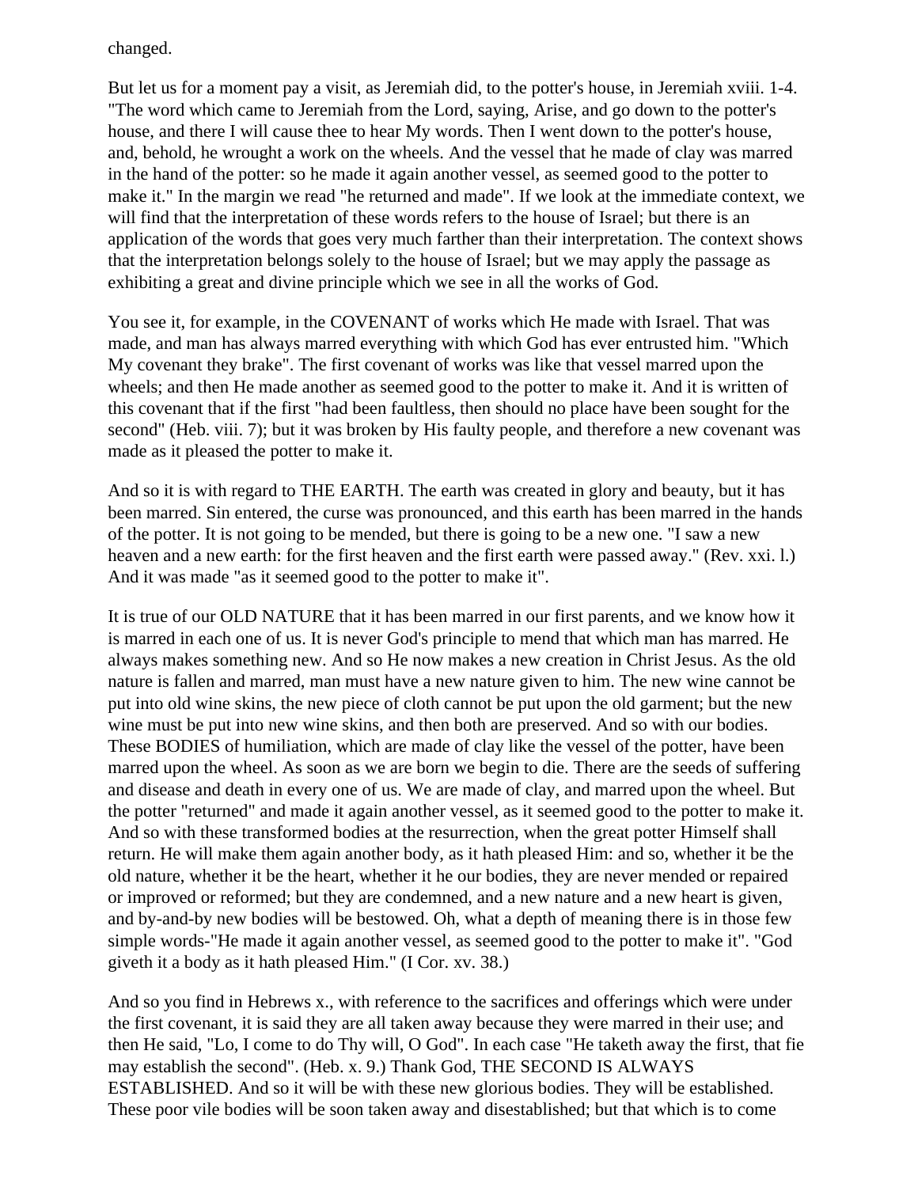changed.

But let us for a moment pay a visit, as Jeremiah did, to the potter's house, in Jeremiah xviii. 1-4. "The word which came to Jeremiah from the Lord, saying, Arise, and go down to the potter's house, and there I will cause thee to hear My words. Then I went down to the potter's house, and, behold, he wrought a work on the wheels. And the vessel that he made of clay was marred in the hand of the potter: so he made it again another vessel, as seemed good to the potter to make it." In the margin we read "he returned and made". If we look at the immediate context, we will find that the interpretation of these words refers to the house of Israel; but there is an application of the words that goes very much farther than their interpretation. The context shows that the interpretation belongs solely to the house of Israel; but we may apply the passage as exhibiting a great and divine principle which we see in all the works of God.

You see it, for example, in the COVENANT of works which He made with Israel. That was made, and man has always marred everything with which God has ever entrusted him. "Which My covenant they brake". The first covenant of works was like that vessel marred upon the wheels; and then He made another as seemed good to the potter to make it. And it is written of this covenant that if the first "had been faultless, then should no place have been sought for the second" (Heb. viii. 7); but it was broken by His faulty people, and therefore a new covenant was made as it pleased the potter to make it.

And so it is with regard to THE EARTH. The earth was created in glory and beauty, but it has been marred. Sin entered, the curse was pronounced, and this earth has been marred in the hands of the potter. It is not going to be mended, but there is going to be a new one. "I saw a new heaven and a new earth: for the first heaven and the first earth were passed away." (Rev. xxi. l.) And it was made "as it seemed good to the potter to make it".

It is true of our OLD NATURE that it has been marred in our first parents, and we know how it is marred in each one of us. It is never God's principle to mend that which man has marred. He always makes something new. And so He now makes a new creation in Christ Jesus. As the old nature is fallen and marred, man must have a new nature given to him. The new wine cannot be put into old wine skins, the new piece of cloth cannot be put upon the old garment; but the new wine must be put into new wine skins, and then both are preserved. And so with our bodies. These BODIES of humiliation, which are made of clay like the vessel of the potter, have been marred upon the wheel. As soon as we are born we begin to die. There are the seeds of suffering and disease and death in every one of us. We are made of clay, and marred upon the wheel. But the potter "returned" and made it again another vessel, as it seemed good to the potter to make it. And so with these transformed bodies at the resurrection, when the great potter Himself shall return. He will make them again another body, as it hath pleased Him: and so, whether it be the old nature, whether it be the heart, whether it he our bodies, they are never mended or repaired or improved or reformed; but they are condemned, and a new nature and a new heart is given, and by-and-by new bodies will be bestowed. Oh, what a depth of meaning there is in those few simple words-"He made it again another vessel, as seemed good to the potter to make it". "God giveth it a body as it hath pleased Him." (I Cor. xv. 38.)

And so you find in Hebrews x., with reference to the sacrifices and offerings which were under the first covenant, it is said they are all taken away because they were marred in their use; and then He said, "Lo, I come to do Thy will, O God". In each case "He taketh away the first, that fie may establish the second". (Heb. x. 9.) Thank God, THE SECOND IS ALWAYS ESTABLISHED. And so it will be with these new glorious bodies. They will be established. These poor vile bodies will be soon taken away and disestablished; but that which is to come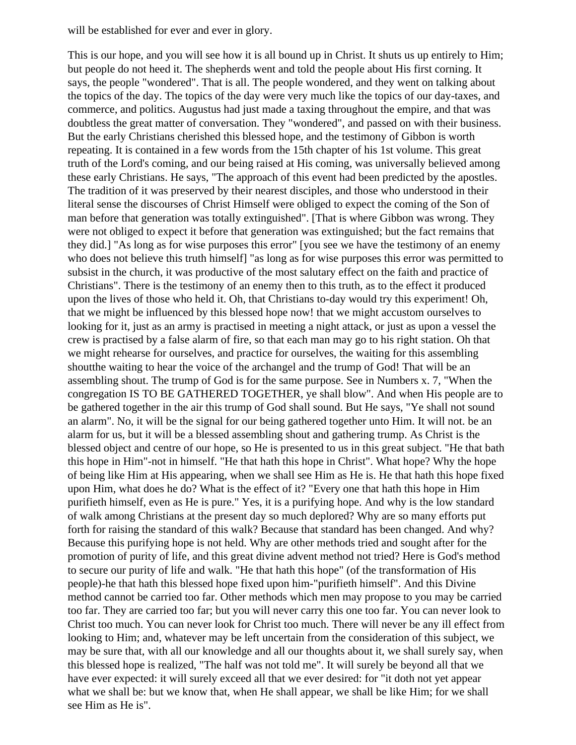will be established for ever and ever in glory.

This is our hope, and you will see how it is all bound up in Christ. It shuts us up entirely to Him; but people do not heed it. The shepherds went and told the people about His first corning. It says, the people "wondered". That is all. The people wondered, and they went on talking about the topics of the day. The topics of the day were very much like the topics of our day-taxes, and commerce, and politics. Augustus had just made a taxing throughout the empire, and that was doubtless the great matter of conversation. They "wondered", and passed on with their business. But the early Christians cherished this blessed hope, and the testimony of Gibbon is worth repeating. It is contained in a few words from the 15th chapter of his 1st volume. This great truth of the Lord's coming, and our being raised at His coming, was universally believed among these early Christians. He says, "The approach of this event had been predicted by the apostles. The tradition of it was preserved by their nearest disciples, and those who understood in their literal sense the discourses of Christ Himself were obliged to expect the coming of the Son of man before that generation was totally extinguished". [That is where Gibbon was wrong. They were not obliged to expect it before that generation was extinguished; but the fact remains that they did.] "As long as for wise purposes this error" [you see we have the testimony of an enemy who does not believe this truth himself] "as long as for wise purposes this error was permitted to subsist in the church, it was productive of the most salutary effect on the faith and practice of Christians". There is the testimony of an enemy then to this truth, as to the effect it produced upon the lives of those who held it. Oh, that Christians to-day would try this experiment! Oh, that we might be influenced by this blessed hope now! that we might accustom ourselves to looking for it, just as an army is practised in meeting a night attack, or just as upon a vessel the crew is practised by a false alarm of fire, so that each man may go to his right station. Oh that we might rehearse for ourselves, and practice for ourselves, the waiting for this assembling shoutthe waiting to hear the voice of the archangel and the trump of God! That will be an assembling shout. The trump of God is for the same purpose. See in Numbers x. 7, "When the congregation IS TO BE GATHERED TOGETHER, ye shall blow". And when His people are to be gathered together in the air this trump of God shall sound. But He says, "Ye shall not sound an alarm". No, it will be the signal for our being gathered together unto Him. It will not. be an alarm for us, but it will be a blessed assembling shout and gathering trump. As Christ is the blessed object and centre of our hope, so He is presented to us in this great subject. "He that bath this hope in Him"-not in himself. "He that hath this hope in Christ". What hope? Why the hope of being like Him at His appearing, when we shall see Him as He is. He that hath this hope fixed upon Him, what does he do? What is the effect of it? "Every one that hath this hope in Him purifieth himself, even as He is pure." Yes, it is a purifying hope. And why is the low standard of walk among Christians at the present day so much deplored? Why are so many efforts put forth for raising the standard of this walk? Because that standard has been changed. And why? Because this purifying hope is not held. Why are other methods tried and sought after for the promotion of purity of life, and this great divine advent method not tried? Here is God's method to secure our purity of life and walk. "He that hath this hope" (of the transformation of His people)-he that hath this blessed hope fixed upon him-"purifieth himself". And this Divine method cannot be carried too far. Other methods which men may propose to you may be carried too far. They are carried too far; but you will never carry this one too far. You can never look to Christ too much. You can never look for Christ too much. There will never be any ill effect from looking to Him; and, whatever may be left uncertain from the consideration of this subject, we may be sure that, with all our knowledge and all our thoughts about it, we shall surely say, when this blessed hope is realized, "The half was not told me". It will surely be beyond all that we have ever expected: it will surely exceed all that we ever desired: for "it doth not yet appear what we shall be: but we know that, when He shall appear, we shall be like Him; for we shall see Him as He is".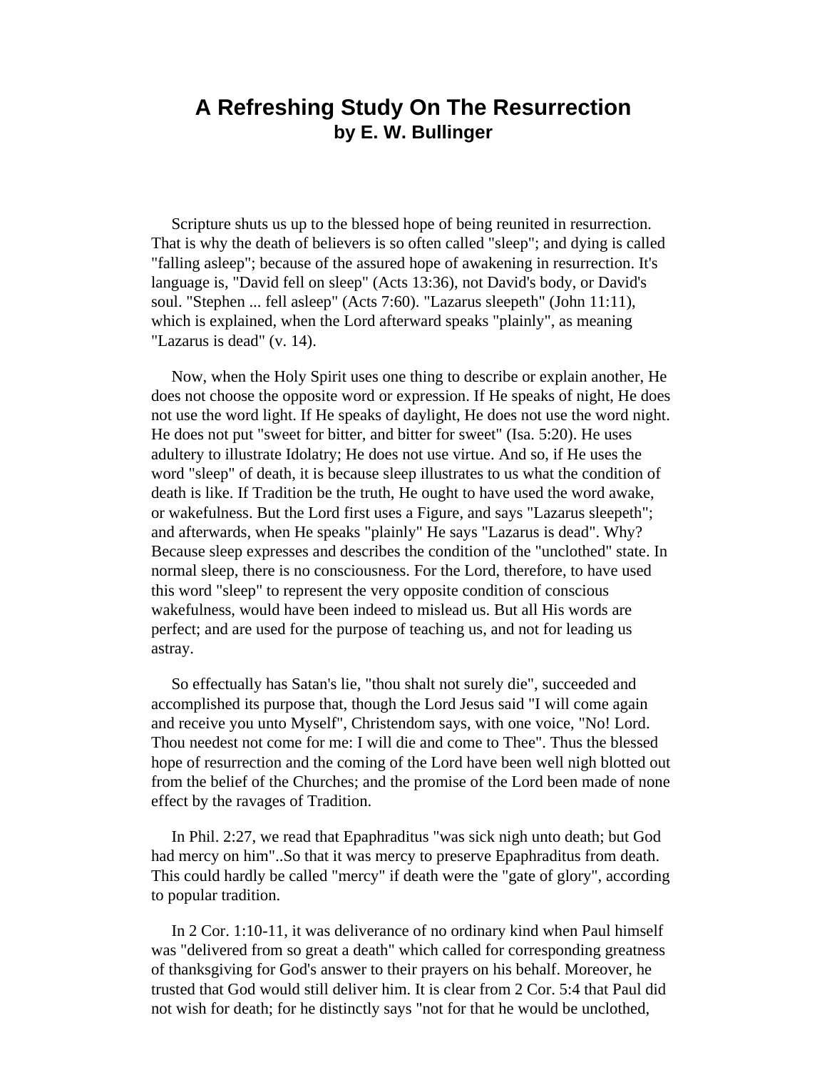# A Refreshing Study On The Resurrection
**by E. W. Bullinger**

Scripture shuts us up to the blessed hope of being reunited in resurrection. That is why the death of believers is so often called "sleep"; and dying is called "falling asleep"; because of the assured hope of awakening in resurrection. It's language is, "David fell on sleep" (Acts 13:36), not David's body, or David's soul. "Stephen ... fell asleep" (Acts 7:60). "Lazarus sleepeth" (John 11:11), which is explained, when the Lord afterward speaks "plainly", as meaning "Lazarus is dead" (v. 14).

Now, when the Holy Spirit uses one thing to describe or explain another, He does not choose the opposite word or expression. If He speaks of night, He does not use the word light. If He speaks of daylight, He does not use the word night. He does not put "sweet for bitter, and bitter for sweet" (Isa. 5:20). He uses adultery to illustrate Idolatry; He does not use virtue. And so, if He uses the word "sleep" of death, it is because sleep illustrates to us what the condition of death is like. If Tradition be the truth, He ought to have used the word awake, or wakefulness. But the Lord first uses a Figure, and says "Lazarus sleepeth"; and afterwards, when He speaks "plainly" He says "Lazarus is dead". Why? Because sleep expresses and describes the condition of the "unclothed" state. In normal sleep, there is no consciousness. For the Lord, therefore, to have used this word "sleep" to represent the very opposite condition of conscious wakefulness, would have been indeed to mislead us. But all His words are perfect; and are used for the purpose of teaching us, and not for leading us astray.

So effectually has Satan's lie, "thou shalt not surely die", succeeded and accomplished its purpose that, though the Lord Jesus said "I will come again and receive you unto Myself", Christendom says, with one voice, "No! Lord. Thou needest not come for me: I will die and come to Thee". Thus the blessed hope of resurrection and the coming of the Lord have been well nigh blotted out from the belief of the Churches; and the promise of the Lord been made of none effect by the ravages of Tradition.

In Phil. 2:27, we read that Epaphraditus "was sick nigh unto death; but God had mercy on him"..So that it was mercy to preserve Epaphraditus from death. This could hardly be called "mercy" if death were the "gate of glory", according to popular tradition.

In 2 Cor. 1:10-11, it was deliverance of no ordinary kind when Paul himself was "delivered from so great a death" which called for corresponding greatness of thanksgiving for God's answer to their prayers on his behalf. Moreover, he trusted that God would still deliver him. It is clear from 2 Cor. 5:4 that Paul did not wish for death; for he distinctly says "not for that he would be unclothed,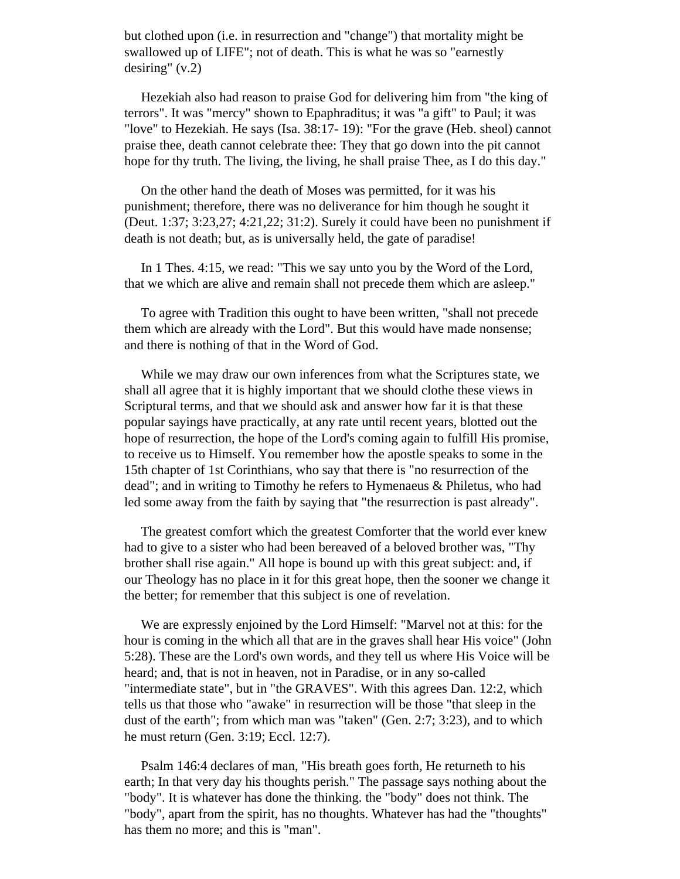but clothed upon (i.e. in resurrection and "change") that mortality might be swallowed up of LIFE"; not of death. This is what he was so "earnestly desiring" (v.2)

Hezekiah also had reason to praise God for delivering him from "the king of terrors". It was "mercy" shown to Epaphraditus; it was "a gift" to Paul; it was "love" to Hezekiah. He says (Isa. 38:17- 19): "For the grave (Heb. sheol) cannot praise thee, death cannot celebrate thee: They that go down into the pit cannot hope for thy truth. The living, the living, he shall praise Thee, as I do this day."

On the other hand the death of Moses was permitted, for it was his punishment; therefore, there was no deliverance for him though he sought it (Deut. 1:37; 3:23,27; 4:21,22; 31:2). Surely it could have been no punishment if death is not death; but, as is universally held, the gate of paradise!

In 1 Thes. 4:15, we read: "This we say unto you by the Word of the Lord, that we which are alive and remain shall not precede them which are asleep."

To agree with Tradition this ought to have been written, "shall not precede them which are already with the Lord". But this would have made nonsense; and there is nothing of that in the Word of God.

While we may draw our own inferences from what the Scriptures state, we shall all agree that it is highly important that we should clothe these views in Scriptural terms, and that we should ask and answer how far it is that these popular sayings have practically, at any rate until recent years, blotted out the hope of resurrection, the hope of the Lord's coming again to fulfill His promise, to receive us to Himself. You remember how the apostle speaks to some in the 15th chapter of 1st Corinthians, who say that there is "no resurrection of the dead"; and in writing to Timothy he refers to Hymenaeus & Philetus, who had led some away from the faith by saying that "the resurrection is past already".

The greatest comfort which the greatest Comforter that the world ever knew had to give to a sister who had been bereaved of a beloved brother was, "Thy brother shall rise again." All hope is bound up with this great subject: and, if our Theology has no place in it for this great hope, then the sooner we change it the better; for remember that this subject is one of revelation.

We are expressly enjoined by the Lord Himself: "Marvel not at this: for the hour is coming in the which all that are in the graves shall hear His voice" (John 5:28). These are the Lord's own words, and they tell us where His Voice will be heard; and, that is not in heaven, not in Paradise, or in any so-called "intermediate state", but in "the GRAVES". With this agrees Dan. 12:2, which tells us that those who "awake" in resurrection will be those "that sleep in the dust of the earth"; from which man was "taken" (Gen. 2:7; 3:23), and to which he must return (Gen. 3:19; Eccl. 12:7).

Psalm 146:4 declares of man, "His breath goes forth, He returneth to his earth; In that very day his thoughts perish." The passage says nothing about the "body". It is whatever has done the thinking. the "body" does not think. The "body", apart from the spirit, has no thoughts. Whatever has had the "thoughts" has them no more; and this is "man".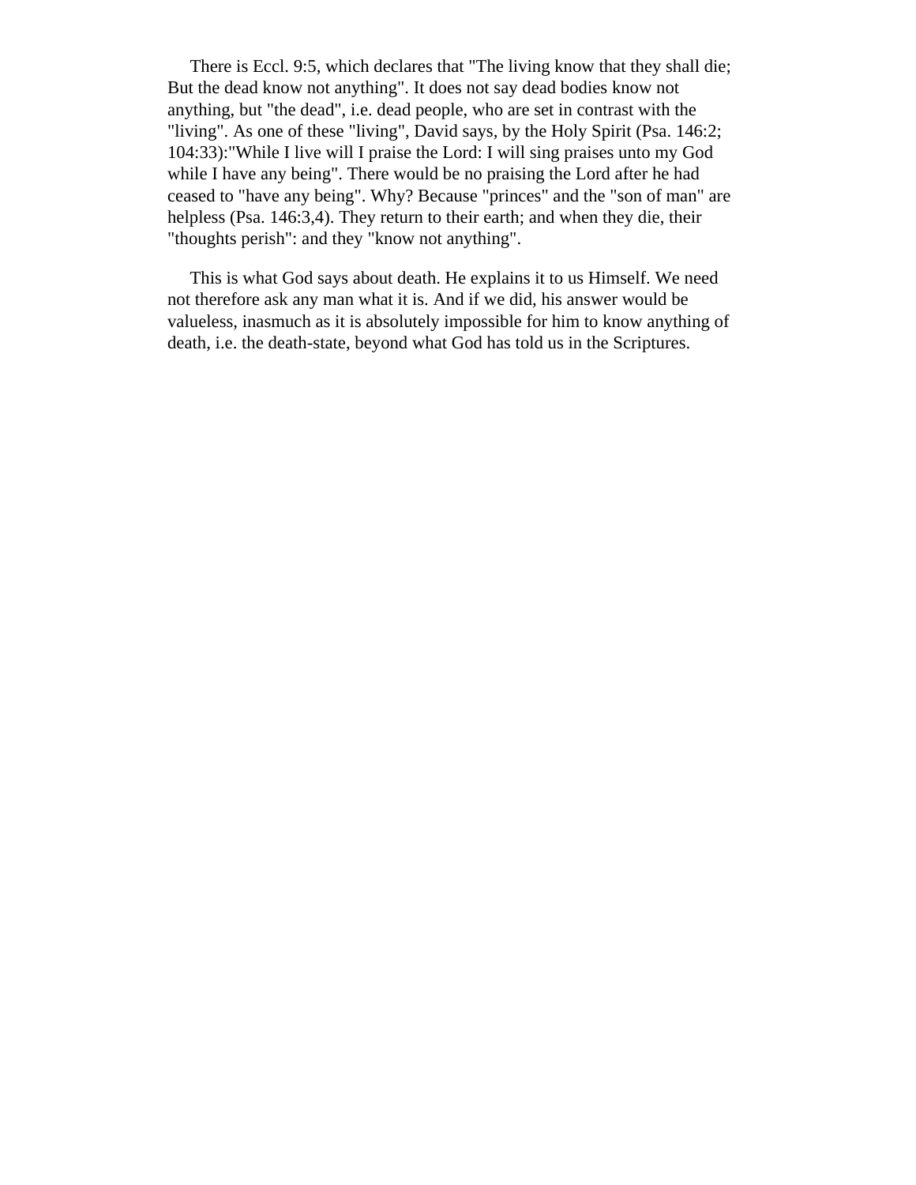There is Eccl. 9:5, which declares that "The living know that they shall die; But the dead know not anything". It does not say dead bodies know not anything, but "the dead", i.e. dead people, who are set in contrast with the "living". As one of these "living", David says, by the Holy Spirit (Psa. 146:2; 104:33):"While I live will I praise the Lord: I will sing praises unto my God while I have any being". There would be no praising the Lord after he had ceased to "have any being". Why? Because "princes" and the "son of man" are helpless (Psa. 146:3,4). They return to their earth; and when they die, their "thoughts perish": and they "know not anything".

This is what God says about death. He explains it to us Himself. We need not therefore ask any man what it is. And if we did, his answer would be valueless, inasmuch as it is absolutely impossible for him to know anything of death, i.e. the death-state, beyond what God has told us in the Scriptures.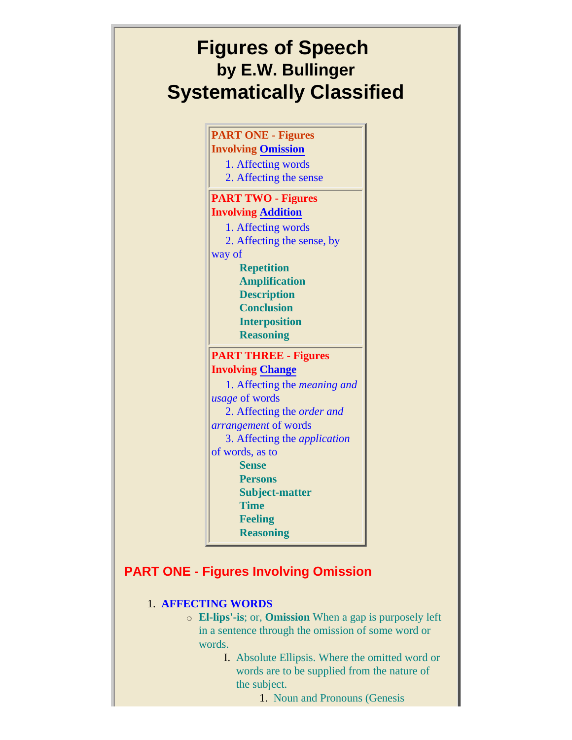# Figures of Speech
## by E.W. Bullinger
# Systematically Classified

**PART ONE - Figures Involving Omission**

1. Affecting words
2. Affecting the sense

**PART TWO - Figures Involving Addition**

1. Affecting words
2. Affecting the sense, by way of
   - **Repetition**
   - **Amplification**
   - **Description**
   - **Conclusion**
   - **Interposition**
   - **Reasoning**

**PART THREE - Figures Involving Change**

1. Affecting the *meaning and usage* of words
2. Affecting the *order and arrangement* of words
3. Affecting the *application* of words, as to
   - **Sense**
   - **Persons**
   - **Subject-matter**
   - **Time**
   - **Feeling**
   - **Reasoning**

## PART ONE - Figures Involving Omission

1. **AFFECTING WORDS**
   - **El-lips'-is**; or, **Omission** When a gap is purposely left in a sentence through the omission of some word or words.
     - I. Absolute Ellipsis. Where the omitted word or words are to be supplied from the nature of the subject.
       1. Noun and Pronouns (Genesis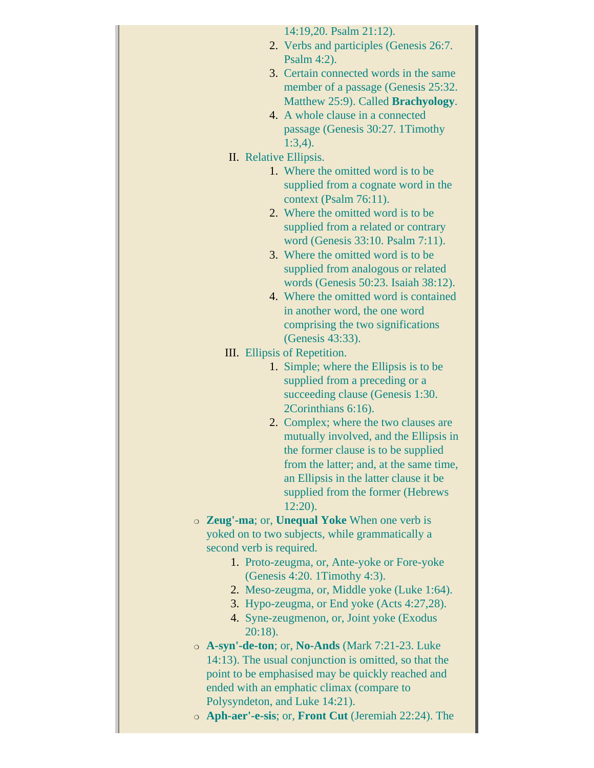14:19,20. Psalm 21:12).
2. Verbs and participles (Genesis 26:7. Psalm 4:2).
3. Certain connected words in the same member of a passage (Genesis 25:32. Matthew 25:9). Called **Brachyology**.
4. A whole clause in a connected passage (Genesis 30:27. 1Timothy 1:3,4).

II. Relative Ellipsis.
   1. Where the omitted word is to be supplied from a cognate word in the context (Psalm 76:11).
   2. Where the omitted word is to be supplied from a related or contrary word (Genesis 33:10. Psalm 7:11).
   3. Where the omitted word is to be supplied from analogous or related words (Genesis 50:23. Isaiah 38:12).
   4. Where the omitted word is contained in another word, the one word comprising the two significations (Genesis 43:33).

III. Ellipsis of Repetition.
   1. Simple; where the Ellipsis is to be supplied from a preceding or a succeeding clause (Genesis 1:30. 2Corinthians 6:16).
   2. Complex; where the two clauses are mutually involved, and the Ellipsis in the former clause is to be supplied from the latter; and, at the same time, an Ellipsis in the latter clause it be supplied from the former (Hebrews 12:20).

- **Zeug'-ma**; or, **Unequal Yoke** When one verb is yoked on to two subjects, while grammatically a second verb is required.
  1. Proto-zeugma, or, Ante-yoke or Fore-yoke (Genesis 4:20. 1Timothy 4:3).
  2. Meso-zeugma, or, Middle yoke (Luke 1:64).
  3. Hypo-zeugma, or End yoke (Acts 4:27,28).
  4. Syne-zeugmenon, or, Joint yoke (Exodus 20:18).
- **A-syn'-de-ton**; or, **No-Ands** (Mark 7:21-23. Luke 14:13). The usual conjunction is omitted, so that the point to be emphasised may be quickly reached and ended with an emphatic climax (compare to Polysyndeton, and Luke 14:21).
- **Aph-aer'-e-sis**; or, **Front Cut** (Jeremiah 22:24). The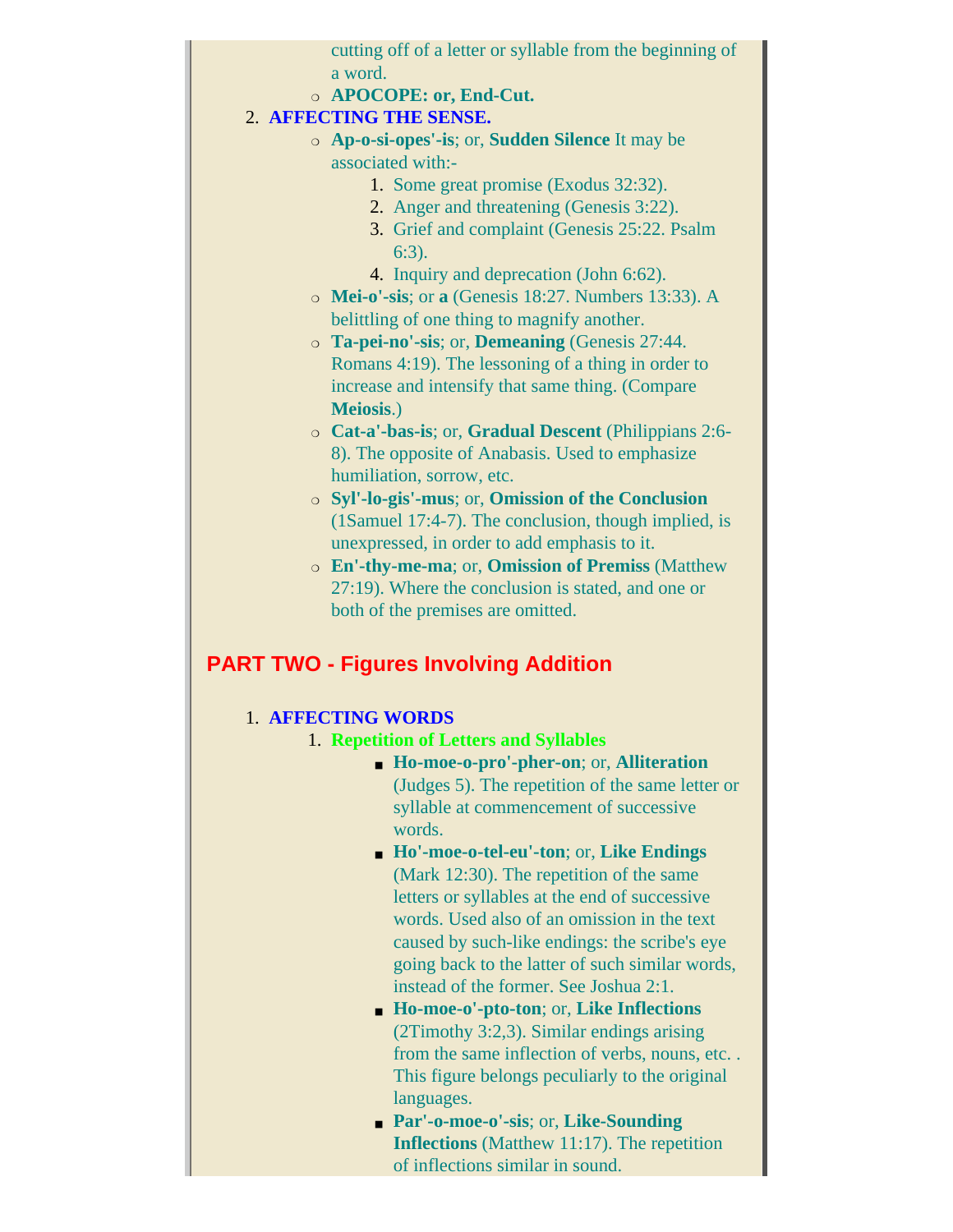cutting off of a letter or syllable from the beginning of a word.
   - **APOCOPE: or, End-Cut.**

2. **AFFECTING THE SENSE.**
   - **Ap-o-si-opes'-is**; or, **Sudden Silence** It may be associated with:-
     1. Some great promise (Exodus 32:32).
     2. Anger and threatening (Genesis 3:22).
     3. Grief and complaint (Genesis 25:22. Psalm 6:3).
     4. Inquiry and deprecation (John 6:62).
   - **Mei-o'-sis**; or **a** (Genesis 18:27. Numbers 13:33). A belittling of one thing to magnify another.
   - **Ta-pei-no'-sis**; or, **Demeaning** (Genesis 27:44. Romans 4:19). The lessoning of a thing in order to increase and intensify that same thing. (Compare **Meiosis**.)
   - **Cat-a'-bas-is**; or, **Gradual Descent** (Philippians 2:6-8). The opposite of Anabasis. Used to emphasize humiliation, sorrow, etc.
   - **Syl'-lo-gis'-mus**; or, **Omission of the Conclusion** (1Samuel 17:4-7). The conclusion, though implied, is unexpressed, in order to add emphasis to it.
   - **En'-thy-me-ma**; or, **Omission of Premiss** (Matthew 27:19). Where the conclusion is stated, and one or both of the premises are omitted.

## PART TWO - Figures Involving Addition

1. **AFFECTING WORDS**
   1. **Repetition of Letters and Syllables**
      - **Ho-moe-o-pro'-pher-on**; or, **Alliteration** (Judges 5). The repetition of the same letter or syllable at commencement of successive words.
      - **Ho'-moe-o-tel-eu'-ton**; or, **Like Endings** (Mark 12:30). The repetition of the same letters or syllables at the end of successive words. Used also of an omission in the text caused by such-like endings: the scribe's eye going back to the latter of such similar words, instead of the former. See Joshua 2:1.
      - **Ho-moe-o'-pto-ton**; or, **Like Inflections** (2Timothy 3:2,3). Similar endings arising from the same inflection of verbs, nouns, etc. . This figure belongs peculiarly to the original languages.
      - **Par'-o-moe-o'-sis**; or, **Like-Sounding Inflections** (Matthew 11:17). The repetition of inflections similar in sound.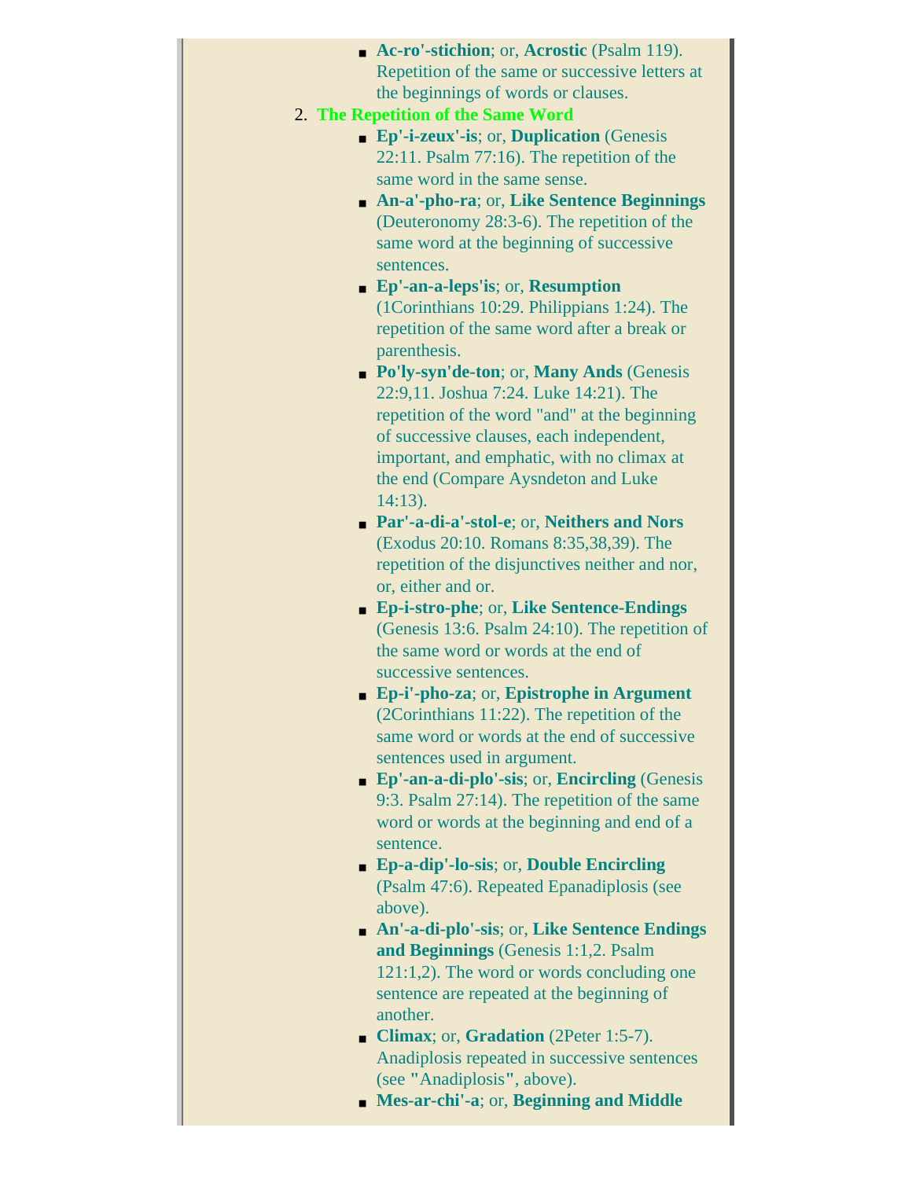- **Ac-ro'-stichion**; or, **Acrostic** (Psalm 119). Repetition of the same or successive letters at the beginnings of words or clauses.

2. **The Repetition of the Same Word**
   - **Ep'-i-zeux'-is**; or, **Duplication** (Genesis 22:11. Psalm 77:16). The repetition of the same word in the same sense.
   - **An-a'-pho-ra**; or, **Like Sentence Beginnings** (Deuteronomy 28:3-6). The repetition of the same word at the beginning of successive sentences.
   - **Ep'-an-a-leps'is**; or, **Resumption** (1Corinthians 10:29. Philippians 1:24). The repetition of the same word after a break or parenthesis.
   - **Po'ly-syn'de-ton**; or, **Many Ands** (Genesis 22:9,11. Joshua 7:24. Luke 14:21). The repetition of the word "and" at the beginning of successive clauses, each independent, important, and emphatic, with no climax at the end (Compare Aysndeton and Luke 14:13).
   - **Par'-a-di-a'-stol-e**; or, **Neithers and Nors** (Exodus 20:10. Romans 8:35,38,39). The repetition of the disjunctives neither and nor, or, either and or.
   - **Ep-i-stro-phe**; or, **Like Sentence-Endings** (Genesis 13:6. Psalm 24:10). The repetition of the same word or words at the end of successive sentences.
   - **Ep-i'-pho-za**; or, **Epistrophe in Argument** (2Corinthians 11:22). The repetition of the same word or words at the end of successive sentences used in argument.
   - **Ep'-an-a-di-plo'-sis**; or, **Encircling** (Genesis 9:3. Psalm 27:14). The repetition of the same word or words at the beginning and end of a sentence.
   - **Ep-a-dip'-lo-sis**; or, **Double Encircling** (Psalm 47:6). Repeated Epanadiplosis (see above).
   - **An'-a-di-plo'-sis**; or, **Like Sentence Endings and Beginnings** (Genesis 1:1,2. Psalm 121:1,2). The word or words concluding one sentence are repeated at the beginning of another.
   - **Climax**; or, **Gradation** (2Peter 1:5-7). Anadiplosis repeated in successive sentences (see "Anadiplosis", above).
   - **Mes-ar-chi'-a**; or, **Beginning and Middle**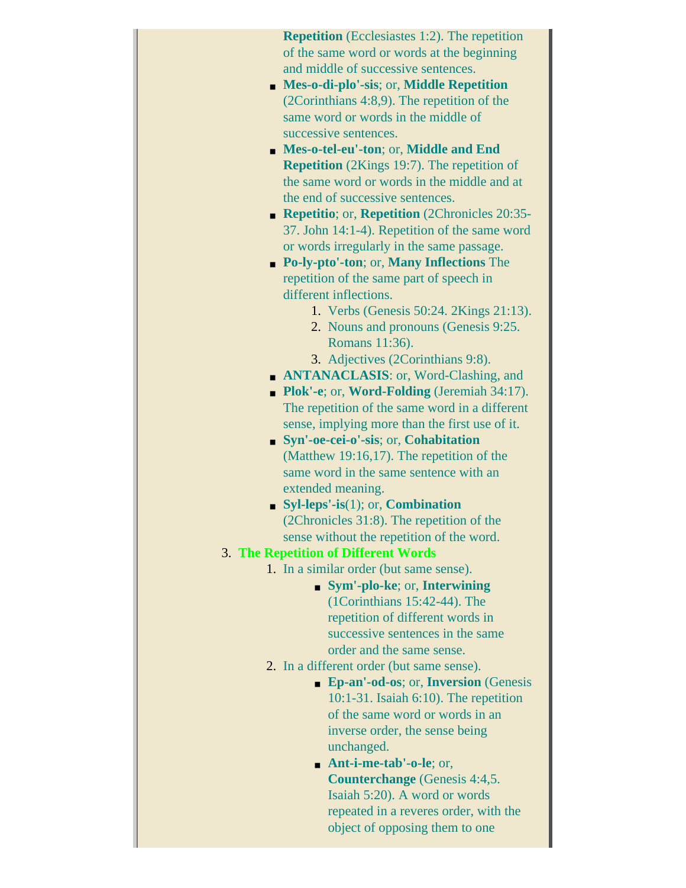**Repetition** (Ecclesiastes 1:2). The repetition of the same word or words at the beginning and middle of successive sentences.

- **Mes-o-di-plo'-sis**; or, **Middle Repetition** (2Corinthians 4:8,9). The repetition of the same word or words in the middle of successive sentences.
- **Mes-o-tel-eu'-ton**; or, **Middle and End Repetition** (2Kings 19:7). The repetition of the same word or words in the middle and at the end of successive sentences.
- **Repetitio**; or, **Repetition** (2Chronicles 20:35-37. John 14:1-4). Repetition of the same word or words irregularly in the same passage.
- **Po-ly-pto'-ton**; or, **Many Inflections** The repetition of the same part of speech in different inflections.
  1. Verbs (Genesis 50:24. 2Kings 21:13).
  2. Nouns and pronouns (Genesis 9:25. Romans 11:36).
  3. Adjectives (2Corinthians 9:8).
- **ANTANACLASIS**: or, Word-Clashing, and
- **Plok'-e**; or, **Word-Folding** (Jeremiah 34:17). The repetition of the same word in a different sense, implying more than the first use of it.
- **Syn'-oe-cei-o'-sis**; or, **Cohabitation** (Matthew 19:16,17). The repetition of the same word in the same sentence with an extended meaning.
- **Syl-leps'-is**(1); or, **Combination** (2Chronicles 31:8). The repetition of the sense without the repetition of the word.

3. **The Repetition of Different Words**
   1. In a similar order (but same sense).
      - **Sym'-plo-ke**; or, **Interwining** (1Corinthians 15:42-44). The repetition of different words in successive sentences in the same order and the same sense.
   2. In a different order (but same sense).
      - **Ep-an'-od-os**; or, **Inversion** (Genesis 10:1-31. Isaiah 6:10). The repetition of the same word or words in an inverse order, the sense being unchanged.
      - **Ant-i-me-tab'-o-le**; or, **Counterchange** (Genesis 4:4,5. Isaiah 5:20). A word or words repeated in a reveres order, with the object of opposing them to one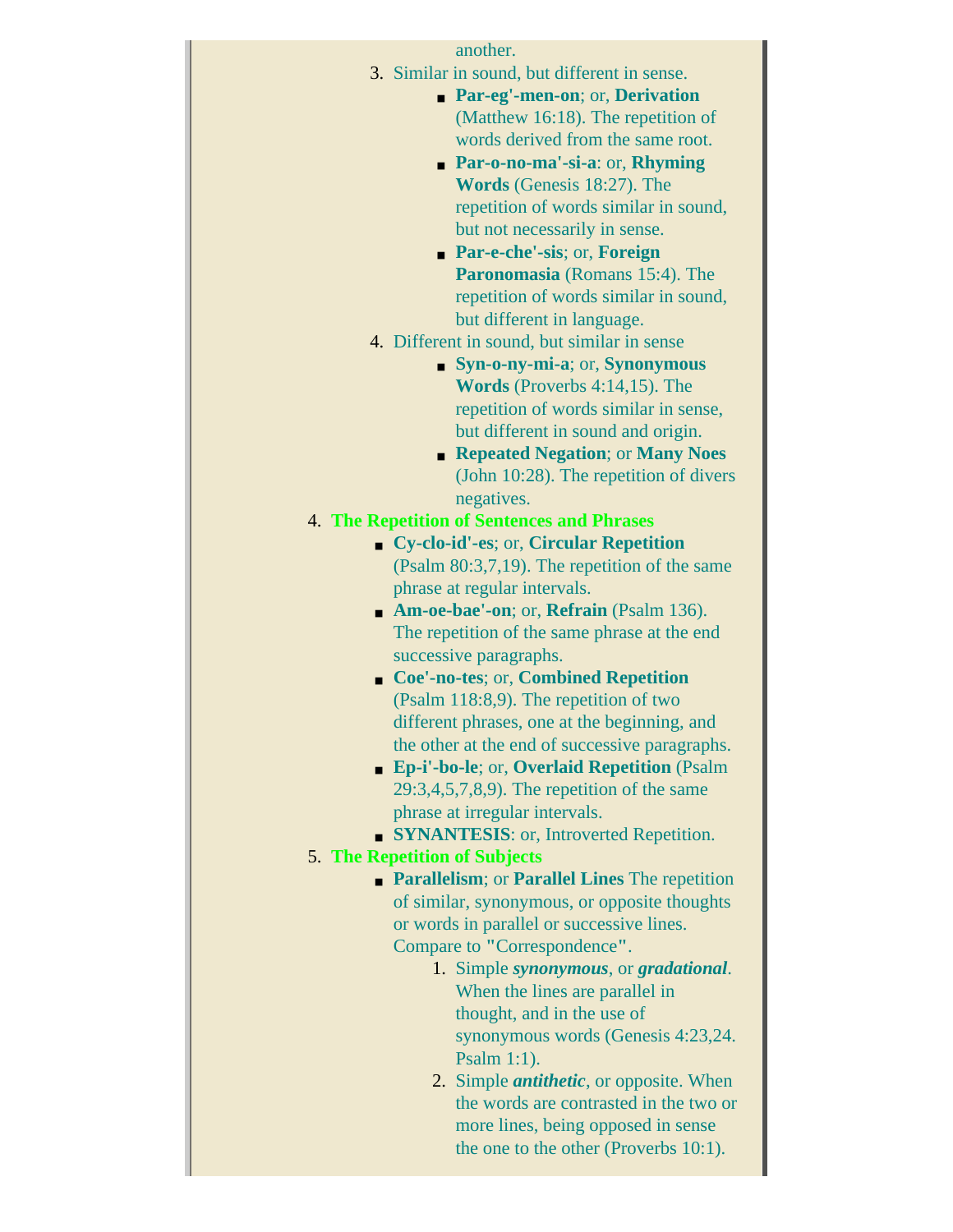another.

3. Similar in sound, but different in sense.
   - **Par-eg'-men-on**; or, **Derivation** (Matthew 16:18). The repetition of words derived from the same root.
   - **Par-o-no-ma'-si-a**: or, **Rhyming Words** (Genesis 18:27). The repetition of words similar in sound, but not necessarily in sense.
   - **Par-e-che'-sis**; or, **Foreign Paronomasia** (Romans 15:4). The repetition of words similar in sound, but different in language.
4. Different in sound, but similar in sense
   - **Syn-o-ny-mi-a**; or, **Synonymous Words** (Proverbs 4:14,15). The repetition of words similar in sense, but different in sound and origin.
   - **Repeated Negation**; or **Many Noes** (John 10:28). The repetition of divers negatives.

4. **The Repetition of Sentences and Phrases**
   - **Cy-clo-id'-es**; or, **Circular Repetition** (Psalm 80:3,7,19). The repetition of the same phrase at regular intervals.
   - **Am-oe-bae'-on**; or, **Refrain** (Psalm 136). The repetition of the same phrase at the end successive paragraphs.
   - **Coe'-no-tes**; or, **Combined Repetition** (Psalm 118:8,9). The repetition of two different phrases, one at the beginning, and the other at the end of successive paragraphs.
   - **Ep-i'-bo-le**; or, **Overlaid Repetition** (Psalm 29:3,4,5,7,8,9). The repetition of the same phrase at irregular intervals.
   - **SYNANTESIS**: or, Introverted Repetition.
5. **The Repetition of Subjects**
   - **Parallelism**; or **Parallel Lines** The repetition of similar, synonymous, or opposite thoughts or words in parallel or successive lines. Compare to "Correspondence".
     1. Simple ***synonymous***, or ***gradational***. When the lines are parallel in thought, and in the use of synonymous words (Genesis 4:23,24. Psalm 1:1).
     2. Simple ***antithetic***, or opposite. When the words are contrasted in the two or more lines, being opposed in sense the one to the other (Proverbs 10:1).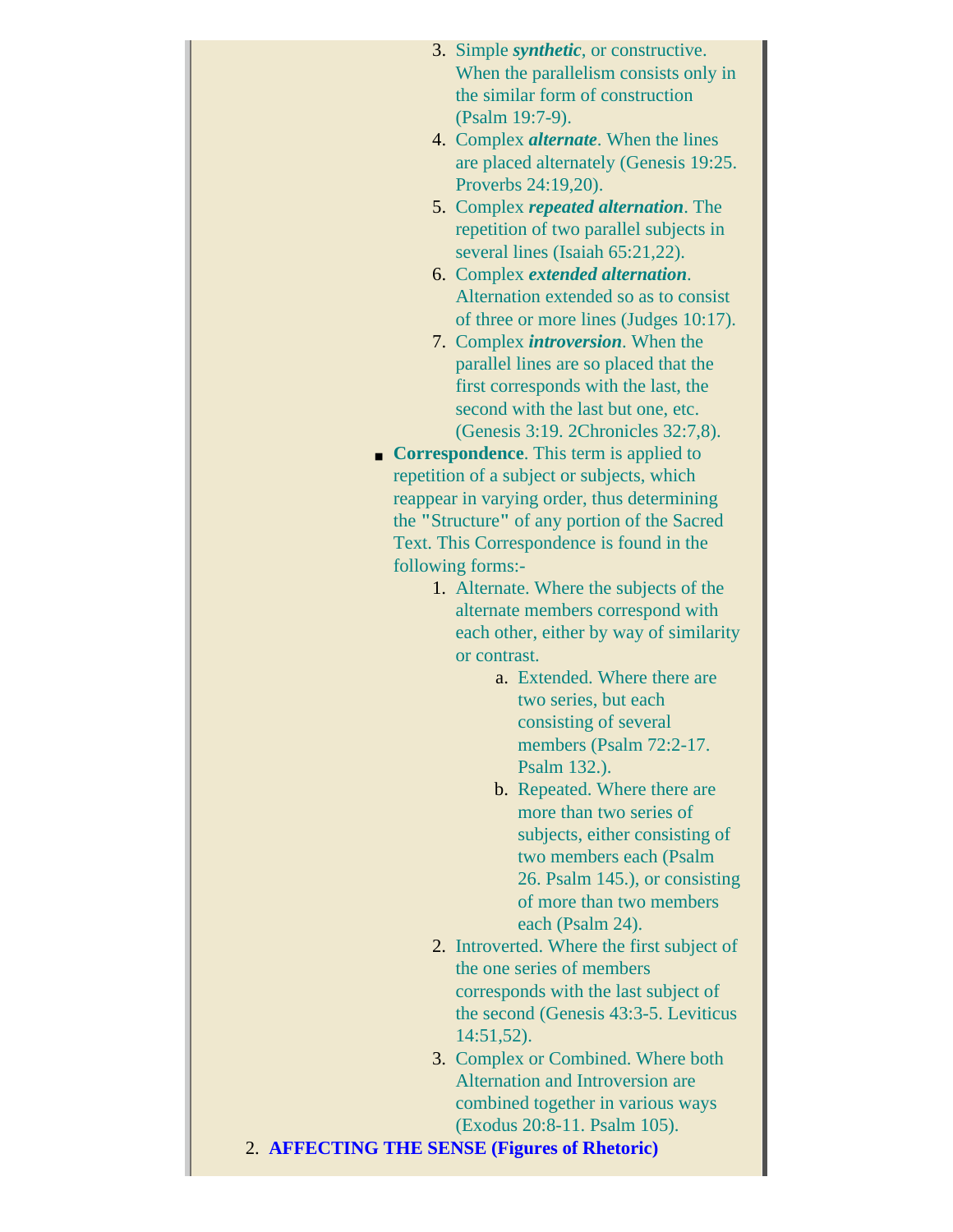3. Simple ***synthetic***, or constructive. When the parallelism consists only in the similar form of construction (Psalm 19:7-9).
4. Complex ***alternate***. When the lines are placed alternately (Genesis 19:25. Proverbs 24:19,20).
5. Complex ***repeated alternation***. The repetition of two parallel subjects in several lines (Isaiah 65:21,22).
6. Complex ***extended alternation***. Alternation extended so as to consist of three or more lines (Judges 10:17).
7. Complex ***introversion***. When the parallel lines are so placed that the first corresponds with the last, the second with the last but one, etc. (Genesis 3:19. 2Chronicles 32:7,8).

- **Correspondence**. This term is applied to repetition of a subject or subjects, which reappear in varying order, thus determining the "Structure" of any portion of the Sacred Text. This Correspondence is found in the following forms:-
  1. Alternate. Where the subjects of the alternate members correspond with each other, either by way of similarity or contrast.
     a. Extended. Where there are two series, but each consisting of several members (Psalm 72:2-17. Psalm 132.).
     b. Repeated. Where there are more than two series of subjects, either consisting of two members each (Psalm 26. Psalm 145.), or consisting of more than two members each (Psalm 24).
  2. Introverted. Where the first subject of the one series of members corresponds with the last subject of the second (Genesis 43:3-5. Leviticus 14:51,52).
  3. Complex or Combined. Where both Alternation and Introversion are combined together in various ways (Exodus 20:8-11. Psalm 105).

2. **AFFECTING THE SENSE (Figures of Rhetoric)**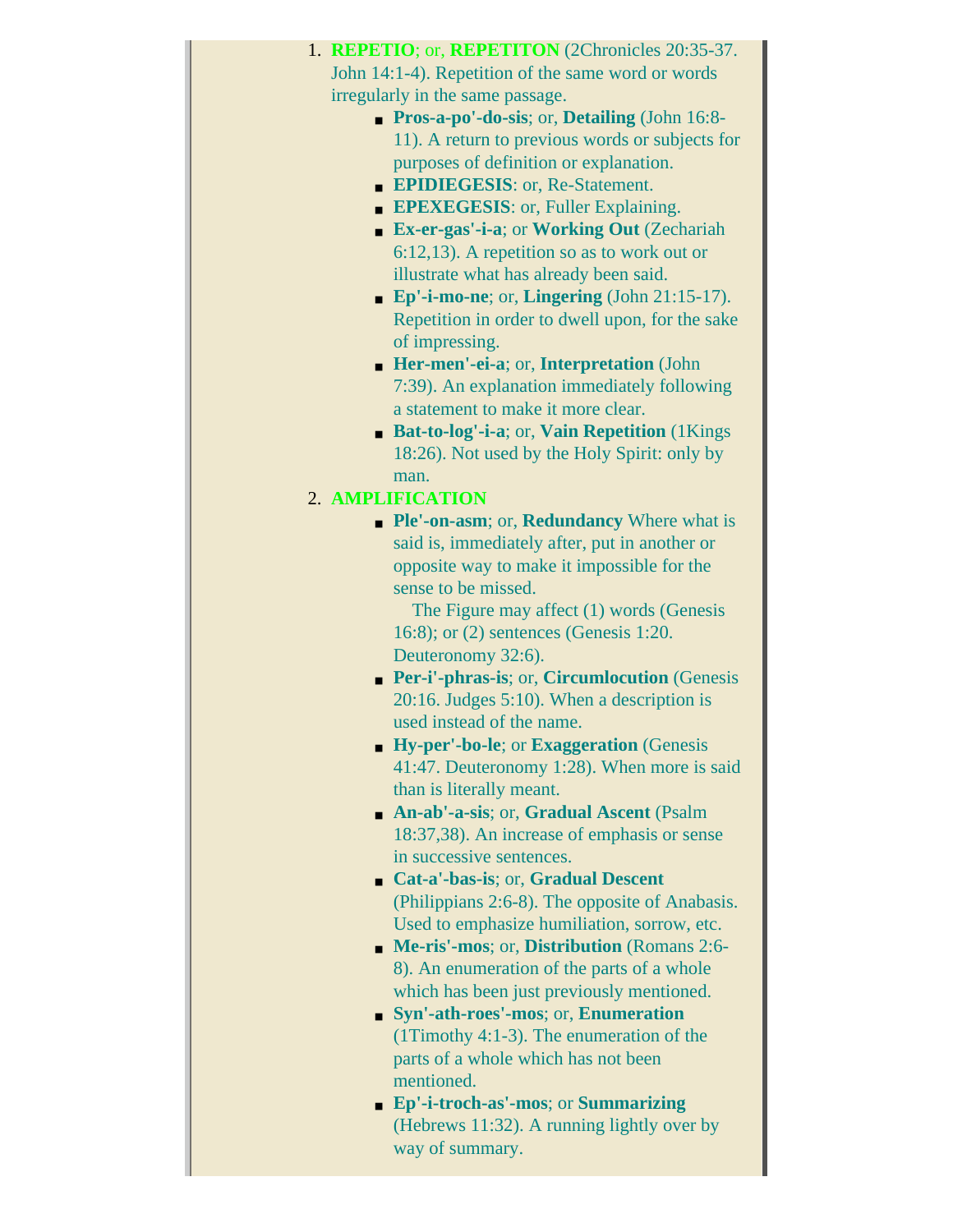1. **REPETIO**; or, **REPETITON** (2Chronicles 20:35-37. John 14:1-4). Repetition of the same word or words irregularly in the same passage.
    - **Pros-a-po'-do-sis**; or, **Detailing** (John 16:8-11). A return to previous words or subjects for purposes of definition or explanation.
    - **EPIDIEGESIS**: or, Re-Statement.
    - **EPEXEGESIS**: or, Fuller Explaining.
    - **Ex-er-gas'-i-a**; or **Working Out** (Zechariah 6:12,13). A repetition so as to work out or illustrate what has already been said.
    - **Ep'-i-mo-ne**; or, **Lingering** (John 21:15-17). Repetition in order to dwell upon, for the sake of impressing.
    - **Her-men'-ei-a**; or, **Interpretation** (John 7:39). An explanation immediately following a statement to make it more clear.
    - **Bat-to-log'-i-a**; or, **Vain Repetition** (1Kings 18:26). Not used by the Holy Spirit: only by man.
2. **AMPLIFICATION**
    - **Ple'-on-asm**; or, **Redundancy** Where what is said is, immediately after, put in another or opposite way to make it impossible for the sense to be missed.

      The Figure may affect (1) words (Genesis 16:8); or (2) sentences (Genesis 1:20. Deuteronomy 32:6).
    - **Per-i'-phras-is**; or, **Circumlocution** (Genesis 20:16. Judges 5:10). When a description is used instead of the name.
    - **Hy-per'-bo-le**; or **Exaggeration** (Genesis 41:47. Deuteronomy 1:28). When more is said than is literally meant.
    - **An-ab'-a-sis**; or, **Gradual Ascent** (Psalm 18:37,38). An increase of emphasis or sense in successive sentences.
    - **Cat-a'-bas-is**; or, **Gradual Descent** (Philippians 2:6-8). The opposite of Anabasis. Used to emphasize humiliation, sorrow, etc.
    - **Me-ris'-mos**; or, **Distribution** (Romans 2:6-8). An enumeration of the parts of a whole which has been just previously mentioned.
    - **Syn'-ath-roes'-mos**; or, **Enumeration** (1Timothy 4:1-3). The enumeration of the parts of a whole which has not been mentioned.
    - **Ep'-i-troch-as'-mos**; or **Summarizing** (Hebrews 11:32). A running lightly over by way of summary.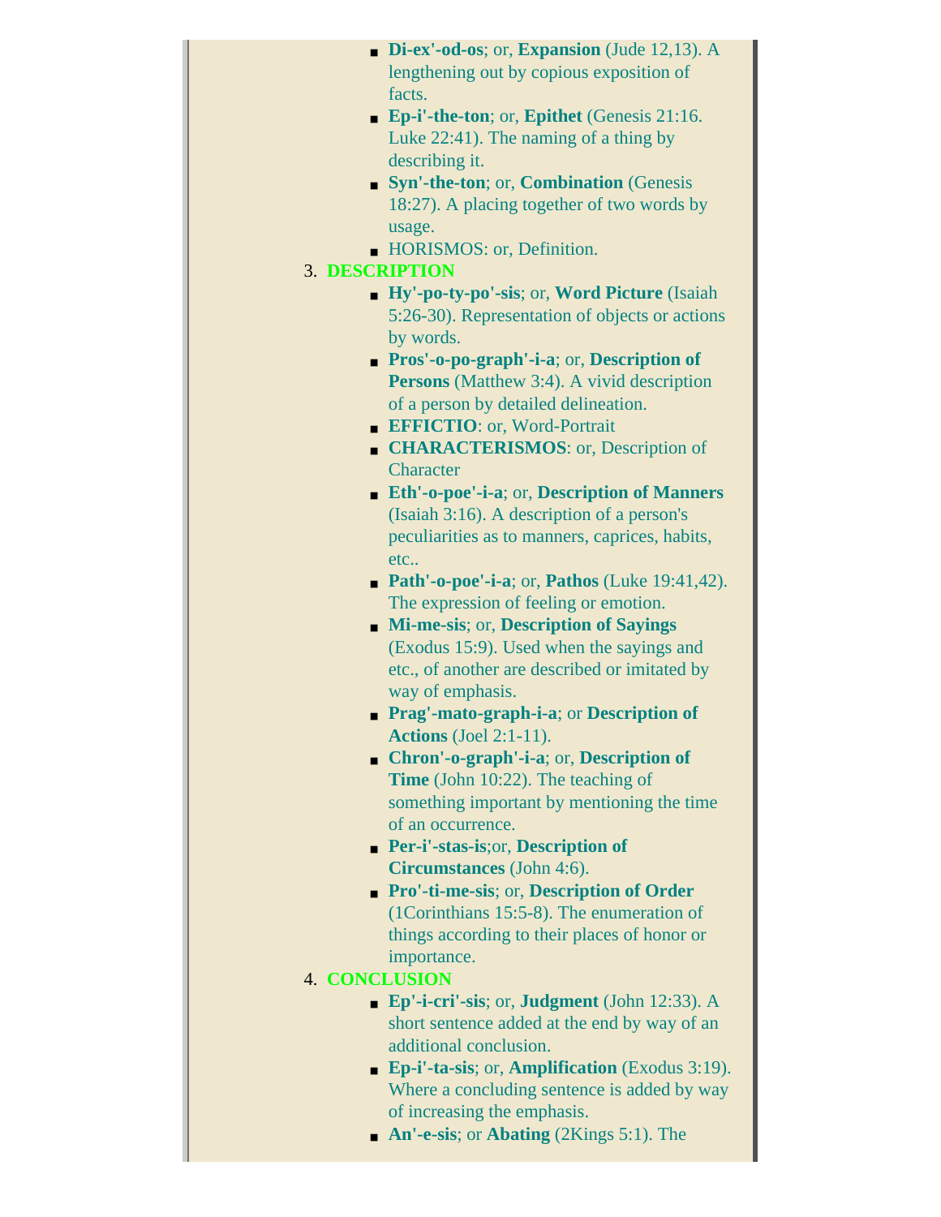- **Di-ex'-od-os**; or, **Expansion** (Jude 12,13). A lengthening out by copious exposition of facts.
- **Ep-i'-the-ton**; or, **Epithet** (Genesis 21:16. Luke 22:41). The naming of a thing by describing it.
- **Syn'-the-ton**; or, **Combination** (Genesis 18:27). A placing together of two words by usage.
- HORISMOS: or, Definition.

3. **DESCRIPTION**
    - **Hy'-po-ty-po'-sis**; or, **Word Picture** (Isaiah 5:26-30). Representation of objects or actions by words.
    - **Pros'-o-po-graph'-i-a**; or, **Description of Persons** (Matthew 3:4). A vivid description of a person by detailed delineation.
    - **EFFICTIO**: or, Word-Portrait
    - **CHARACTERISMOS**: or, Description of Character
    - **Eth'-o-poe'-i-a**; or, **Description of Manners** (Isaiah 3:16). A description of a person's peculiarities as to manners, caprices, habits, etc..
    - **Path'-o-poe'-i-a**; or, **Pathos** (Luke 19:41,42). The expression of feeling or emotion.
    - **Mi-me-sis**; or, **Description of Sayings** (Exodus 15:9). Used when the sayings and etc., of another are described or imitated by way of emphasis.
    - **Prag'-mato-graph-i-a**; or **Description of Actions** (Joel 2:1-11).
    - **Chron'-o-graph'-i-a**; or, **Description of Time** (John 10:22). The teaching of something important by mentioning the time of an occurrence.
    - **Per-i'-stas-is**;or, **Description of Circumstances** (John 4:6).
    - **Pro'-ti-me-sis**; or, **Description of Order** (1Corinthians 15:5-8). The enumeration of things according to their places of honor or importance.
4. **CONCLUSION**
    - **Ep'-i-cri'-sis**; or, **Judgment** (John 12:33). A short sentence added at the end by way of an additional conclusion.
    - **Ep-i'-ta-sis**; or, **Amplification** (Exodus 3:19). Where a concluding sentence is added by way of increasing the emphasis.
    - **An'-e-sis**; or **Abating** (2Kings 5:1). The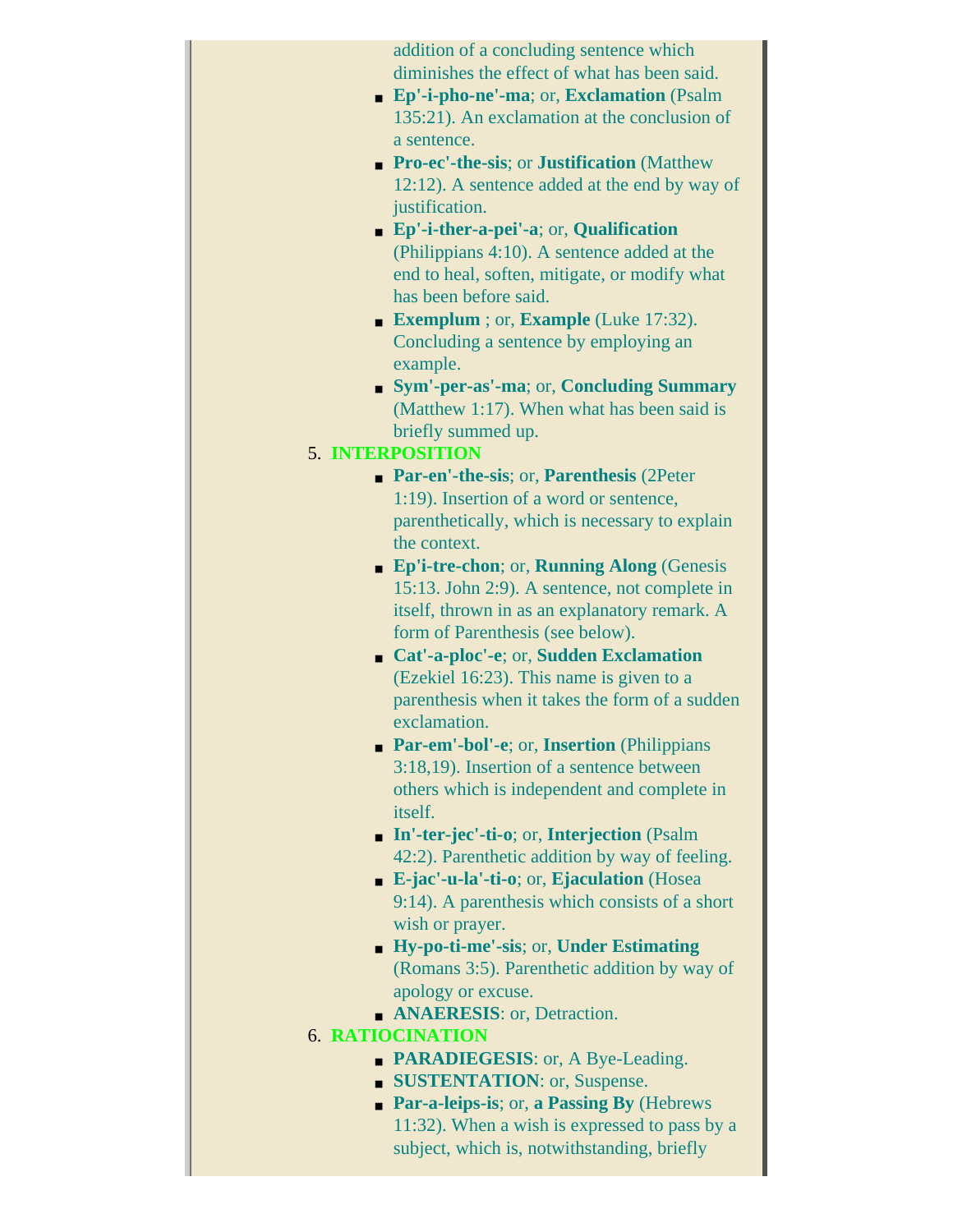addition of a concluding sentence which diminishes the effect of what has been said.

- **Ep'-i-pho-ne'-ma**; or, **Exclamation** (Psalm 135:21). An exclamation at the conclusion of a sentence.
- **Pro-ec'-the-sis**; or **Justification** (Matthew 12:12). A sentence added at the end by way of justification.
- **Ep'-i-ther-a-pei'-a**; or, **Qualification** (Philippians 4:10). A sentence added at the end to heal, soften, mitigate, or modify what has been before said.
- **Exemplum** ; or, **Example** (Luke 17:32). Concluding a sentence by employing an example.
- **Sym'-per-as'-ma**; or, **Concluding Summary** (Matthew 1:17). When what has been said is briefly summed up.

5. **INTERPOSITION**
   - **Par-en'-the-sis**; or, **Parenthesis** (2Peter 1:19). Insertion of a word or sentence, parenthetically, which is necessary to explain the context.
   - **Ep'i-tre-chon**; or, **Running Along** (Genesis 15:13. John 2:9). A sentence, not complete in itself, thrown in as an explanatory remark. A form of Parenthesis (see below).
   - **Cat'-a-ploc'-e**; or, **Sudden Exclamation** (Ezekiel 16:23). This name is given to a parenthesis when it takes the form of a sudden exclamation.
   - **Par-em'-bol'-e**; or, **Insertion** (Philippians 3:18,19). Insertion of a sentence between others which is independent and complete in itself.
   - **In'-ter-jec'-ti-o**; or, **Interjection** (Psalm 42:2). Parenthetic addition by way of feeling.
   - **E-jac'-u-la'-ti-o**; or, **Ejaculation** (Hosea 9:14). A parenthesis which consists of a short wish or prayer.
   - **Hy-po-ti-me'-sis**; or, **Under Estimating** (Romans 3:5). Parenthetic addition by way of apology or excuse.
   - **ANAERESIS**: or, Detraction.
6. **RATIOCINATION**
   - **PARADIEGESIS**: or, A Bye-Leading.
   - **SUSTENTATION**: or, Suspense.
   - **Par-a-leips-is**; or, **a Passing By** (Hebrews 11:32). When a wish is expressed to pass by a subject, which is, notwithstanding, briefly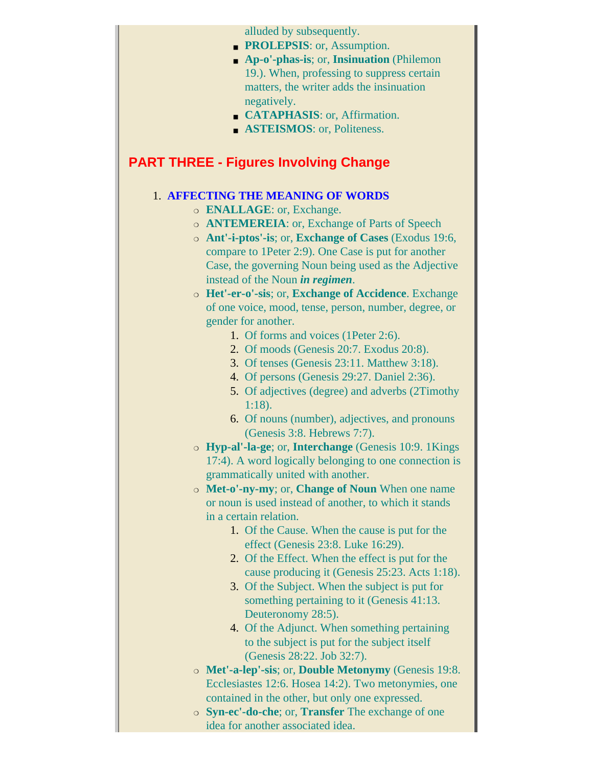alluded by subsequently.

- **PROLEPSIS**: or, Assumption.
- **Ap-o'-phas-is**; or, **Insinuation** (Philemon 19.). When, professing to suppress certain matters, the writer adds the insinuation negatively.
- **CATAPHASIS**: or, Affirmation.
- **ASTEISMOS**: or, Politeness.

## PART THREE - Figures Involving Change

1. **AFFECTING THE MEANING OF WORDS**
   - **ENALLAGE**: or, Exchange.
   - **ANTEMEREIA**: or, Exchange of Parts of Speech
   - **Ant'-i-ptos'-is**; or, **Exchange of Cases** (Exodus 19:6, compare to 1Peter 2:9). One Case is put for another Case, the governing Noun being used as the Adjective instead of the Noun ***in regimen***.
   - **Het'-er-o'-sis**; or, **Exchange of Accidence**. Exchange of one voice, mood, tense, person, number, degree, or gender for another.
     1. Of forms and voices (1Peter 2:6).
     2. Of moods (Genesis 20:7. Exodus 20:8).
     3. Of tenses (Genesis 23:11. Matthew 3:18).
     4. Of persons (Genesis 29:27. Daniel 2:36).
     5. Of adjectives (degree) and adverbs (2Timothy 1:18).
     6. Of nouns (number), adjectives, and pronouns (Genesis 3:8. Hebrews 7:7).
   - **Hyp-al'-la-ge**; or, **Interchange** (Genesis 10:9. 1Kings 17:4). A word logically belonging to one connection is grammatically united with another.
   - **Met-o'-ny-my**; or, **Change of Noun** When one name or noun is used instead of another, to which it stands in a certain relation.
     1. Of the Cause. When the cause is put for the effect (Genesis 23:8. Luke 16:29).
     2. Of the Effect. When the effect is put for the cause producing it (Genesis 25:23. Acts 1:18).
     3. Of the Subject. When the subject is put for something pertaining to it (Genesis 41:13. Deuteronomy 28:5).
     4. Of the Adjunct. When something pertaining to the subject is put for the subject itself (Genesis 28:22. Job 32:7).
   - **Met'-a-lep'-sis**; or, **Double Metonymy** (Genesis 19:8. Ecclesiastes 12:6. Hosea 14:2). Two metonymies, one contained in the other, but only one expressed.
   - **Syn-ec'-do-che**; or, **Transfer** The exchange of one idea for another associated idea.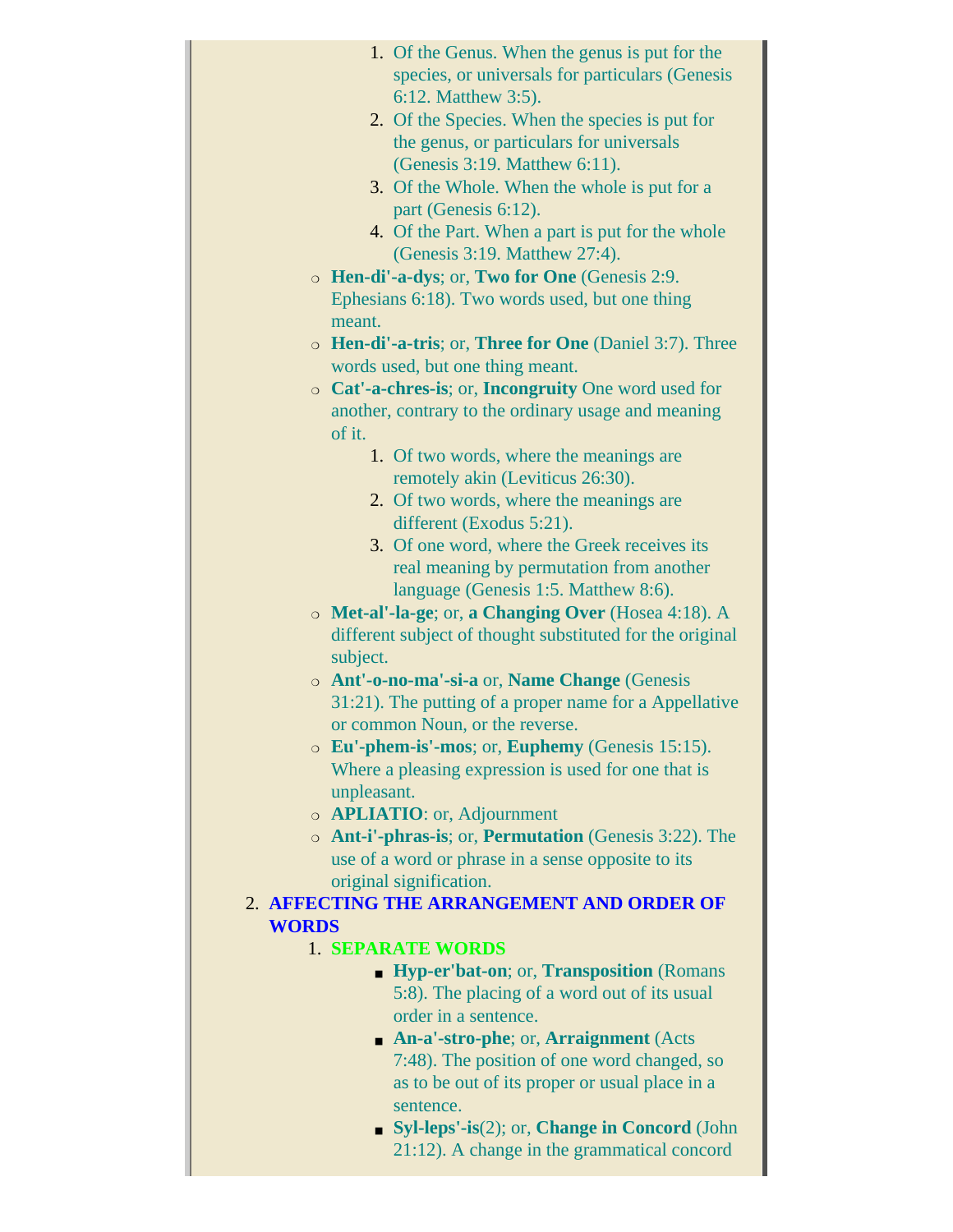1. Of the Genus. When the genus is put for the species, or universals for particulars (Genesis 6:12. Matthew 3:5).
      2. Of the Species. When the species is put for the genus, or particulars for universals (Genesis 3:19. Matthew 6:11).
      3. Of the Whole. When the whole is put for a part (Genesis 6:12).
      4. Of the Part. When a part is put for the whole (Genesis 3:19. Matthew 27:4).
    - **Hen-di'-a-dys**; or, **Two for One** (Genesis 2:9. Ephesians 6:18). Two words used, but one thing meant.
    - **Hen-di'-a-tris**; or, **Three for One** (Daniel 3:7). Three words used, but one thing meant.
    - **Cat'-a-chres-is**; or, **Incongruity** One word used for another, contrary to the ordinary usage and meaning of it.
      1. Of two words, where the meanings are remotely akin (Leviticus 26:30).
      2. Of two words, where the meanings are different (Exodus 5:21).
      3. Of one word, where the Greek receives its real meaning by permutation from another language (Genesis 1:5. Matthew 8:6).
    - **Met-al'-la-ge**; or, **a Changing Over** (Hosea 4:18). A different subject of thought substituted for the original subject.
    - **Ant'-o-no-ma'-si-a** or, **Name Change** (Genesis 31:21). The putting of a proper name for a Appellative or common Noun, or the reverse.
    - **Eu'-phem-is'-mos**; or, **Euphemy** (Genesis 15:15). Where a pleasing expression is used for one that is unpleasant.
    - **APLIATIO**: or, Adjournment
    - **Ant-i'-phras-is**; or, **Permutation** (Genesis 3:22). The use of a word or phrase in a sense opposite to its original signification.

2. **AFFECTING THE ARRANGEMENT AND ORDER OF WORDS**
    1. **SEPARATE WORDS**
        - **Hyp-er'bat-on**; or, **Transposition** (Romans 5:8). The placing of a word out of its usual order in a sentence.
        - **An-a'-stro-phe**; or, **Arraignment** (Acts 7:48). The position of one word changed, so as to be out of its proper or usual place in a sentence.
        - **Syl-leps'-is**(2); or, **Change in Concord** (John 21:12). A change in the grammatical concord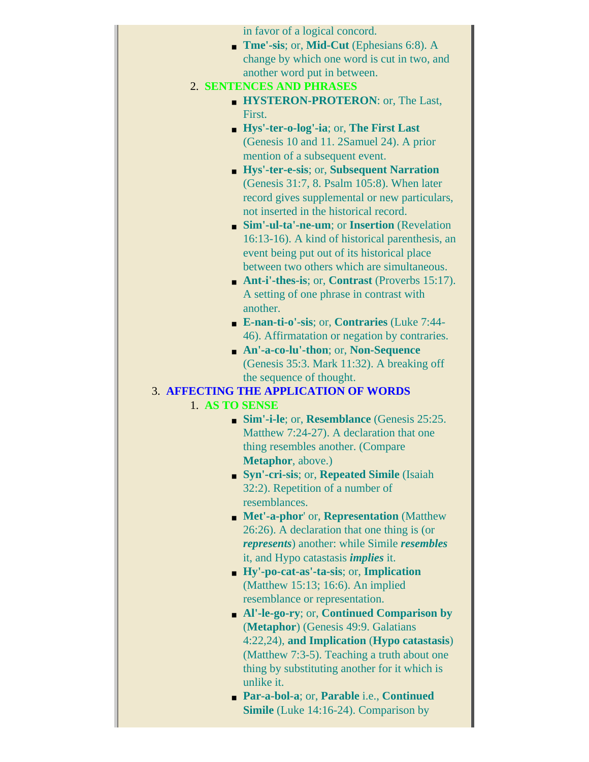in favor of a logical concord.

- **Tme'-sis**; or, **Mid-Cut** (Ephesians 6:8). A change by which one word is cut in two, and another word put in between.

2. **SENTENCES AND PHRASES**
   - **HYSTERON-PROTERON**: or, The Last, First.
   - **Hys'-ter-o-log'-ia**; or, **The First Last** (Genesis 10 and 11. 2Samuel 24). A prior mention of a subsequent event.
   - **Hys'-ter-e-sis**; or, **Subsequent Narration** (Genesis 31:7, 8. Psalm 105:8). When later record gives supplemental or new particulars, not inserted in the historical record.
   - **Sim'-ul-ta'-ne-um**; or **Insertion** (Revelation 16:13-16). A kind of historical parenthesis, an event being put out of its historical place between two others which are simultaneous.
   - **Ant-i'-thes-is**; or, **Contrast** (Proverbs 15:17). A setting of one phrase in contrast with another.
   - **E-nan-ti-o'-sis**; or, **Contraries** (Luke 7:44-46). Affirmatation or negation by contraries.
   - **An'-a-co-lu'-thon**; or, **Non-Sequence** (Genesis 35:3. Mark 11:32). A breaking off the sequence of thought.

3. **AFFECTING THE APPLICATION OF WORDS**
   1. **AS TO SENSE**
      - **Sim'-i-le**; or, **Resemblance** (Genesis 25:25. Matthew 7:24-27). A declaration that one thing resembles another. (Compare **Metaphor**, above.)
      - **Syn'-cri-sis**; or, **Repeated Simile** (Isaiah 32:2). Repetition of a number of resemblances.
      - **Met'-a-phor**' or, **Representation** (Matthew 26:26). A declaration that one thing is (or ***represents***) another: while Simile ***resembles*** it, and Hypo catastasis ***implies*** it.
      - **Hy'-po-cat-as'-ta-sis**; or, **Implication** (Matthew 15:13; 16:6). An implied resemblance or representation.
      - **Al'-le-go-ry**; or, **Continued Comparison by** (**Metaphor**) (Genesis 49:9. Galatians 4:22,24), **and Implication** (**Hypo catastasis**) (Matthew 7:3-5). Teaching a truth about one thing by substituting another for it which is unlike it.
      - **Par-a-bol-a**; or, **Parable** i.e., **Continued Simile** (Luke 14:16-24). Comparison by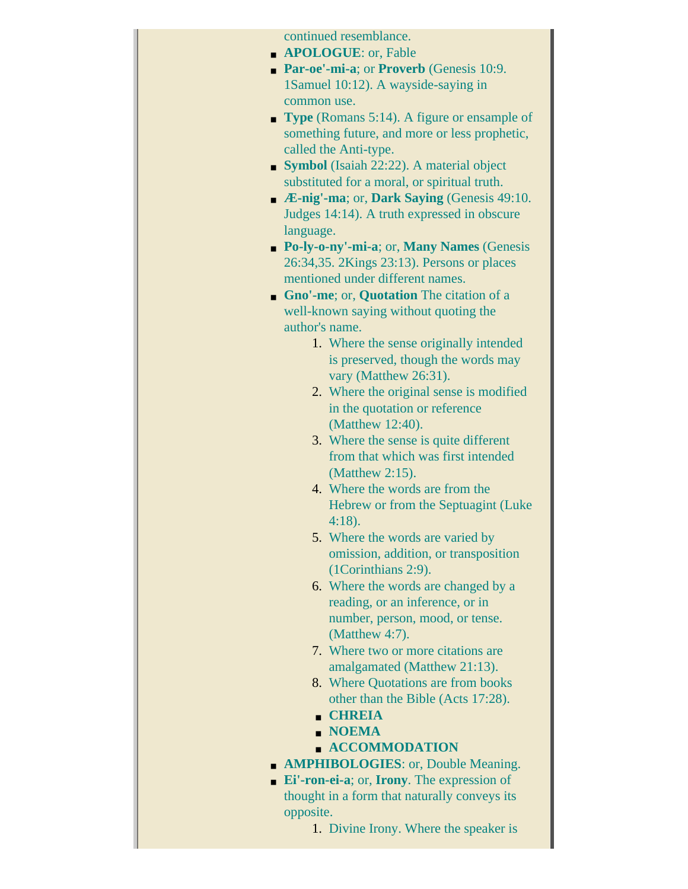continued resemblance.

- **APOLOGUE**: or, Fable
- **Par-oe'-mi-a**; or **Proverb** (Genesis 10:9. 1Samuel 10:12). A wayside-saying in common use.
- **Type** (Romans 5:14). A figure or ensample of something future, and more or less prophetic, called the Anti-type.
- **Symbol** (Isaiah 22:22). A material object substituted for a moral, or spiritual truth.
- **Æ-nig'-ma**; or, **Dark Saying** (Genesis 49:10. Judges 14:14). A truth expressed in obscure language.
- **Po-ly-o-ny'-mi-a**; or, **Many Names** (Genesis 26:34,35. 2Kings 23:13). Persons or places mentioned under different names.
- **Gno'-me**; or, **Quotation** The citation of a well-known saying without quoting the author's name.
  1. Where the sense originally intended is preserved, though the words may vary (Matthew 26:31).
  2. Where the original sense is modified in the quotation or reference (Matthew 12:40).
  3. Where the sense is quite different from that which was first intended (Matthew 2:15).
  4. Where the words are from the Hebrew or from the Septuagint (Luke 4:18).
  5. Where the words are varied by omission, addition, or transposition (1Corinthians 2:9).
  6. Where the words are changed by a reading, or an inference, or in number, person, mood, or tense. (Matthew 4:7).
  7. Where two or more citations are amalgamated (Matthew 21:13).
  8. Where Quotations are from books other than the Bible (Acts 17:28).
     - **CHREIA**
     - **NOEMA**
     - **ACCOMMODATION**
- **AMPHIBOLOGIES**: or, Double Meaning.
- **Ei'-ron-ei-a**; or, **Irony**. The expression of thought in a form that naturally conveys its opposite.
  1. Divine Irony. Where the speaker is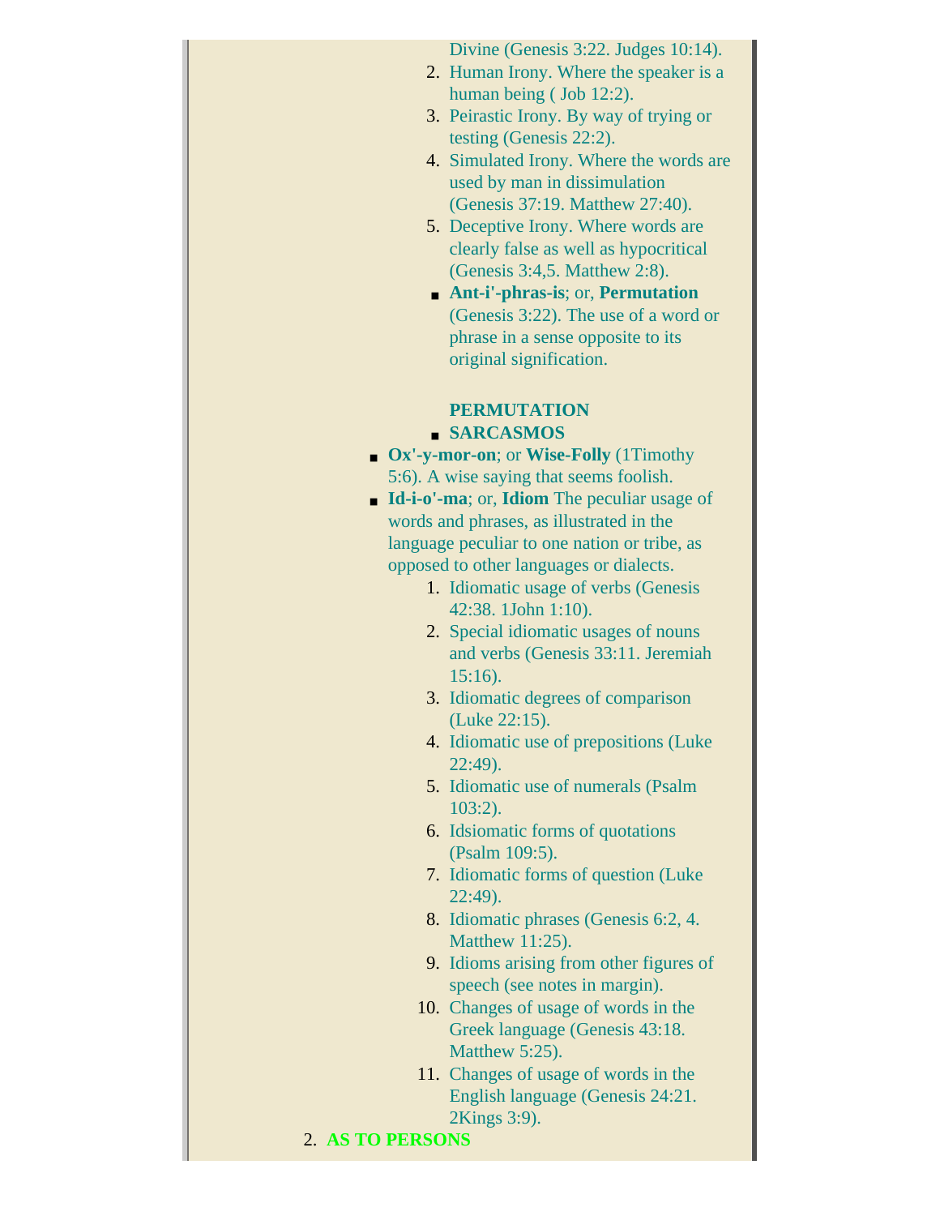Divine (Genesis 3:22. Judges 10:14).
2. Human Irony. Where the speaker is a human being ( Job 12:2).
3. Peirastic Irony. By way of trying or testing (Genesis 22:2).
4. Simulated Irony. Where the words are used by man in dissimulation (Genesis 37:19. Matthew 27:40).
5. Deceptive Irony. Where words are clearly false as well as hypocritical (Genesis 3:4,5. Matthew 2:8).

- **Ant-i'-phras-is**; or, **Permutation** (Genesis 3:22). The use of a word or phrase in a sense opposite to its original signification.

**PERMUTATION**

- **SARCASMOS**

- **Ox'-y-mor-on**; or **Wise-Folly** (1Timothy 5:6). A wise saying that seems foolish.
- **Id-i-o'-ma**; or, **Idiom** The peculiar usage of words and phrases, as illustrated in the language peculiar to one nation or tribe, as opposed to other languages or dialects.
  1. Idiomatic usage of verbs (Genesis 42:38. 1John 1:10).
  2. Special idiomatic usages of nouns and verbs (Genesis 33:11. Jeremiah 15:16).
  3. Idiomatic degrees of comparison (Luke 22:15).
  4. Idiomatic use of prepositions (Luke 22:49).
  5. Idiomatic use of numerals (Psalm 103:2).
  6. Idsiomatic forms of quotations (Psalm 109:5).
  7. Idiomatic forms of question (Luke 22:49).
  8. Idiomatic phrases (Genesis 6:2, 4. Matthew 11:25).
  9. Idioms arising from other figures of speech (see notes in margin).
  10. Changes of usage of words in the Greek language (Genesis 43:18. Matthew 5:25).
  11. Changes of usage of words in the English language (Genesis 24:21. 2Kings 3:9).

2. **AS TO PERSONS**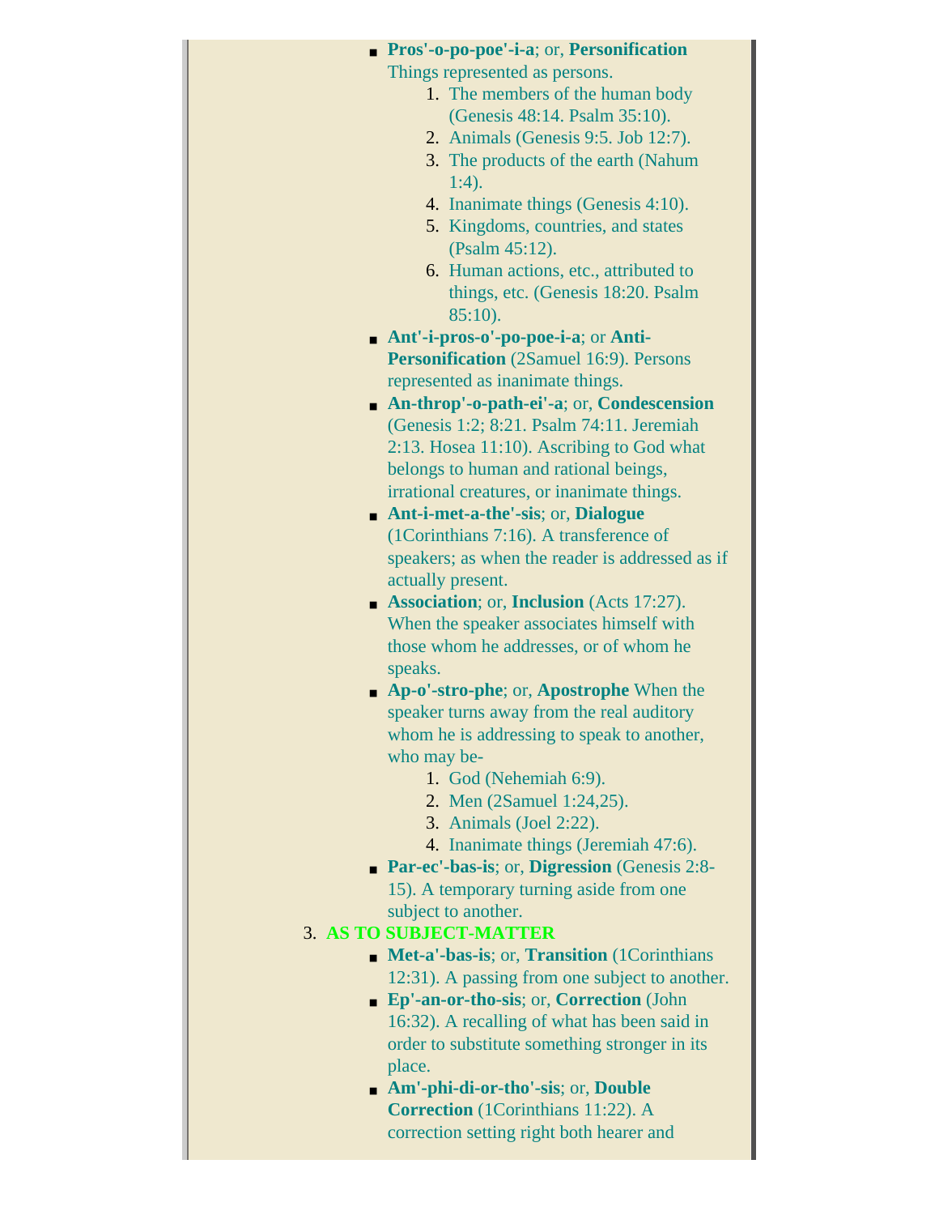- **Pros'-o-po-poe'-i-a**; or, **Personification** Things represented as persons.
    1. The members of the human body (Genesis 48:14. Psalm 35:10).
    2. Animals (Genesis 9:5. Job 12:7).
    3. The products of the earth (Nahum 1:4).
    4. Inanimate things (Genesis 4:10).
    5. Kingdoms, countries, and states (Psalm 45:12).
    6. Human actions, etc., attributed to things, etc. (Genesis 18:20. Psalm 85:10).
- **Ant'-i-pros-o'-po-poe-i-a**; or **Anti-Personification** (2Samuel 16:9). Persons represented as inanimate things.
- **An-throp'-o-path-ei'-a**; or, **Condescension** (Genesis 1:2; 8:21. Psalm 74:11. Jeremiah 2:13. Hosea 11:10). Ascribing to God what belongs to human and rational beings, irrational creatures, or inanimate things.
- **Ant-i-met-a-the'-sis**; or, **Dialogue** (1Corinthians 7:16). A transference of speakers; as when the reader is addressed as if actually present.
- **Association**; or, **Inclusion** (Acts 17:27). When the speaker associates himself with those whom he addresses, or of whom he speaks.
- **Ap-o'-stro-phe**; or, **Apostrophe** When the speaker turns away from the real auditory whom he is addressing to speak to another, who may be-
    1. God (Nehemiah 6:9).
    2. Men (2Samuel 1:24,25).
    3. Animals (Joel 2:22).
    4. Inanimate things (Jeremiah 47:6).
- **Par-ec'-bas-is**; or, **Digression** (Genesis 2:8-15). A temporary turning aside from one subject to another.

3. **AS TO SUBJECT-MATTER**
    - **Met-a'-bas-is**; or, **Transition** (1Corinthians 12:31). A passing from one subject to another.
    - **Ep'-an-or-tho-sis**; or, **Correction** (John 16:32). A recalling of what has been said in order to substitute something stronger in its place.
    - **Am'-phi-di-or-tho'-sis**; or, **Double Correction** (1Corinthians 11:22). A correction setting right both hearer and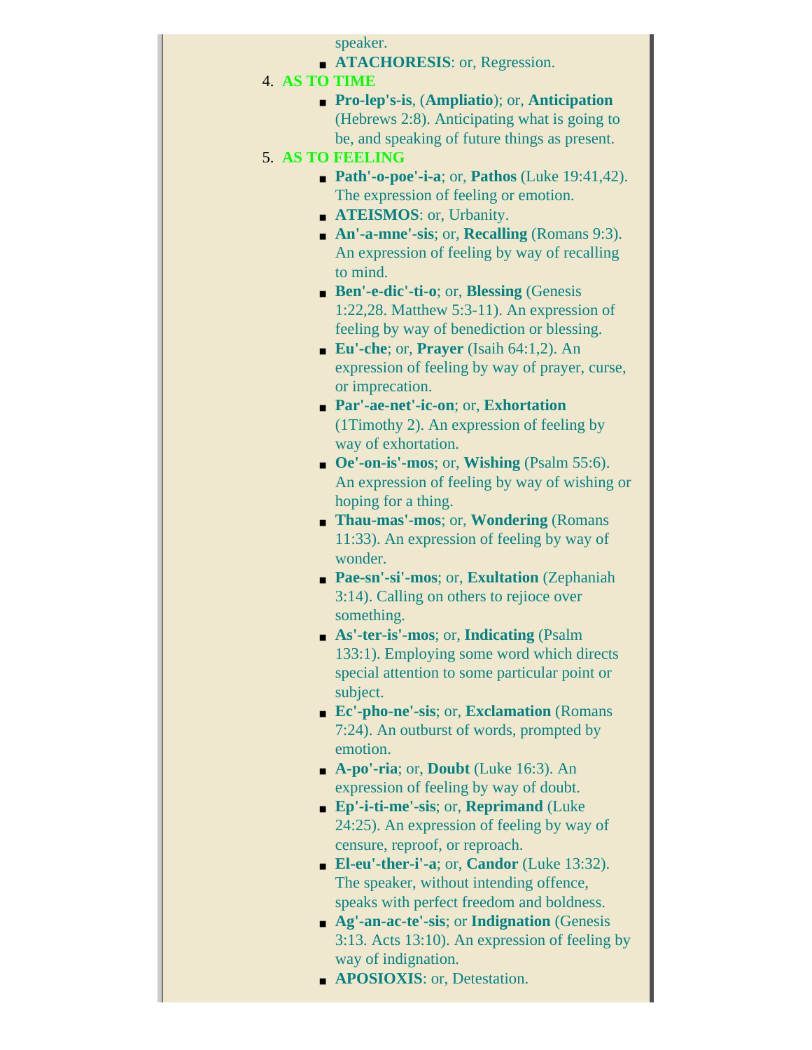speaker.

- **ATACHORESIS**: or, Regression.

4. **AS TO TIME**
    - **Pro-lep's-is**, (**Ampliatio**); or, **Anticipation** (Hebrews 2:8). Anticipating what is going to be, and speaking of future things as present.
5. **AS TO FEELING**
    - **Path'-o-poe'-i-a**; or, **Pathos** (Luke 19:41,42). The expression of feeling or emotion.
    - **ATEISMOS**: or, Urbanity.
    - **An'-a-mne'-sis**; or, **Recalling** (Romans 9:3). An expression of feeling by way of recalling to mind.
    - **Ben'-e-dic'-ti-o**; or, **Blessing** (Genesis 1:22,28. Matthew 5:3-11). An expression of feeling by way of benediction or blessing.
    - **Eu'-che**; or, **Prayer** (Isaih 64:1,2). An expression of feeling by way of prayer, curse, or imprecation.
    - **Par'-ae-net'-ic-on**; or, **Exhortation** (1Timothy 2). An expression of feeling by way of exhortation.
    - **Oe'-on-is'-mos**; or, **Wishing** (Psalm 55:6). An expression of feeling by way of wishing or hoping for a thing.
    - **Thau-mas'-mos**; or, **Wondering** (Romans 11:33). An expression of feeling by way of wonder.
    - **Pae-sn'-si'-mos**; or, **Exultation** (Zephaniah 3:14). Calling on others to rejoice over something.
    - **As'-ter-is'-mos**; or, **Indicating** (Psalm 133:1). Employing some word which directs special attention to some particular point or subject.
    - **Ec'-pho-ne'-sis**; or, **Exclamation** (Romans 7:24). An outburst of words, prompted by emotion.
    - **A-po'-ria**; or, **Doubt** (Luke 16:3). An expression of feeling by way of doubt.
    - **Ep'-i-ti-me'-sis**; or, **Reprimand** (Luke 24:25). An expression of feeling by way of censure, reproof, or reproach.
    - **El-eu'-ther-i'-a**; or, **Candor** (Luke 13:32). The speaker, without intending offence, speaks with perfect freedom and boldness.
    - **Ag'-an-ac-te'-sis**; or **Indignation** (Genesis 3:13. Acts 13:10). An expression of feeling by way of indignation.
    - **APOSIOXIS**: or, Detestation.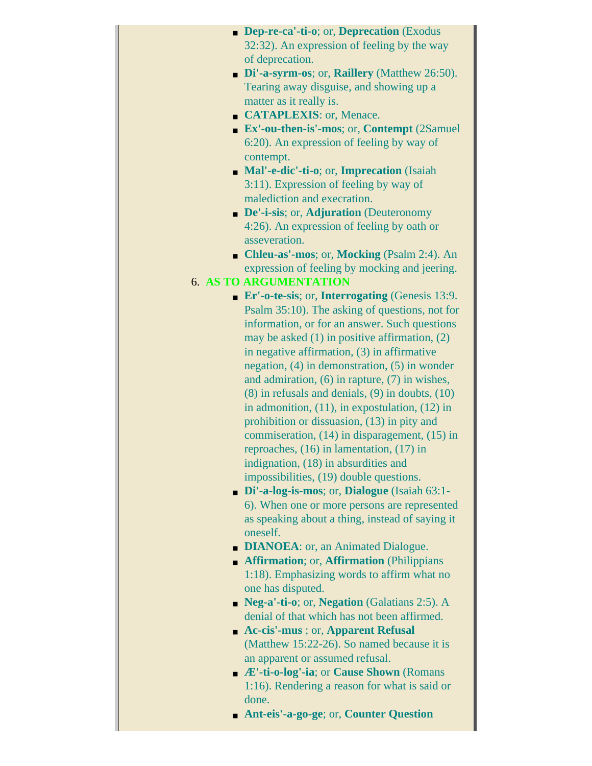- **Dep-re-ca'-ti-o**; or, **Deprecation** (Exodus 32:32). An expression of feeling by the way of deprecation.
- **Di'-a-syrm-os**; or, **Raillery** (Matthew 26:50). Tearing away disguise, and showing up a matter as it really is.
- **CATAPLEXIS**: or, Menace.
- **Ex'-ou-then-is'-mos**; or, **Contempt** (2Samuel 6:20). An expression of feeling by way of contempt.
- **Mal'-e-dic'-ti-o**; or, **Imprecation** (Isaiah 3:11). Expression of feeling by way of malediction and execration.
- **De'-i-sis**; or, **Adjuration** (Deuteronomy 4:26). An expression of feeling by oath or asseveration.
- **Chleu-as'-mos**; or, **Mocking** (Psalm 2:4). An expression of feeling by mocking and jeering.

6. **AS TO ARGUMENTATION**
   - **Er'-o-te-sis**; or, **Interrogating** (Genesis 13:9. Psalm 35:10). The asking of questions, not for information, or for an answer. Such questions may be asked (1) in positive affirmation, (2) in negative affirmation, (3) in affirmative negation, (4) in demonstration, (5) in wonder and admiration, (6) in rapture, (7) in wishes, (8) in refusals and denials, (9) in doubts, (10) in admonition, (11), in expostulation, (12) in prohibition or dissuasion, (13) in pity and commiseration, (14) in disparagement, (15) in reproaches, (16) in lamentation, (17) in indignation, (18) in absurdities and impossibilities, (19) double questions.
   - **Di'-a-log-is-mos**; or, **Dialogue** (Isaiah 63:1-6). When one or more persons are represented as speaking about a thing, instead of saying it oneself.
   - **DIANOEA**: or, an Animated Dialogue.
   - **Affirmation**; or, **Affirmation** (Philippians 1:18). Emphasizing words to affirm what no one has disputed.
   - **Neg-a'-ti-o**; or, **Negation** (Galatians 2:5). A denial of that which has not been affirmed.
   - **Ac-cis'-mus** ; or, **Apparent Refusal** (Matthew 15:22-26). So named because it is an apparent or assumed refusal.
   - **Æ'-ti-o-log'-ia**; or **Cause Shown** (Romans 1:16). Rendering a reason for what is said or done.
   - **Ant-eis'-a-go-ge**; or, **Counter Question**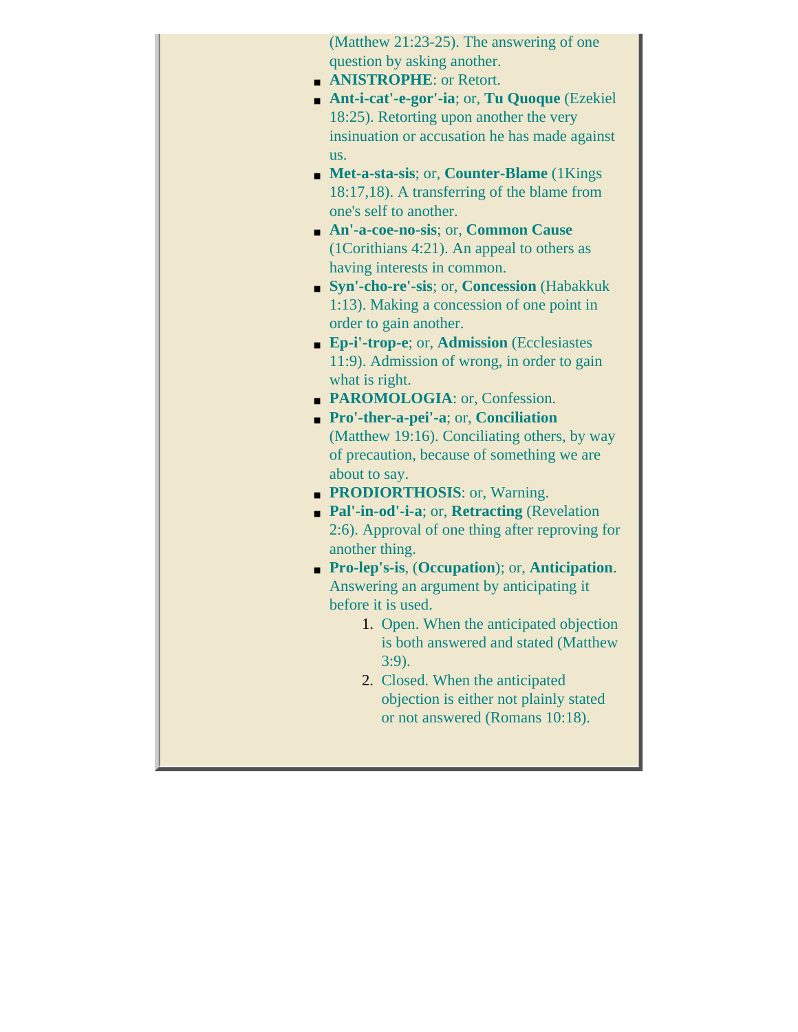(Matthew 21:23-25). The answering of one question by asking another.

- **ANISTROPHE**: or Retort.
- **Ant-i-cat'-e-gor'-ia**; or, **Tu Quoque** (Ezekiel 18:25). Retorting upon another the very insinuation or accusation he has made against us.
- **Met-a-sta-sis**; or, **Counter-Blame** (1Kings 18:17,18). A transferring of the blame from one's self to another.
- **An'-a-coe-no-sis**; or, **Common Cause** (1Corithians 4:21). An appeal to others as having interests in common.
- **Syn'-cho-re'-sis**; or, **Concession** (Habakkuk 1:13). Making a concession of one point in order to gain another.
- **Ep-i'-trop-e**; or, **Admission** (Ecclesiastes 11:9). Admission of wrong, in order to gain what is right.
- **PAROMOLOGIA**: or, Confession.
- **Pro'-ther-a-pei'-a**; or, **Conciliation** (Matthew 19:16). Conciliating others, by way of precaution, because of something we are about to say.
- **PRODIORTHOSIS**: or, Warning.
- **Pal'-in-od'-i-a**; or, **Retracting** (Revelation 2:6). Approval of one thing after reproving for another thing.
- **Pro-lep's-is**, (**Occupation**); or, **Anticipation**. Answering an argument by anticipating it before it is used.
    1. Open. When the anticipated objection is both answered and stated (Matthew 3:9).
    2. Closed. When the anticipated objection is either not plainly stated or not answered (Romans 10:18).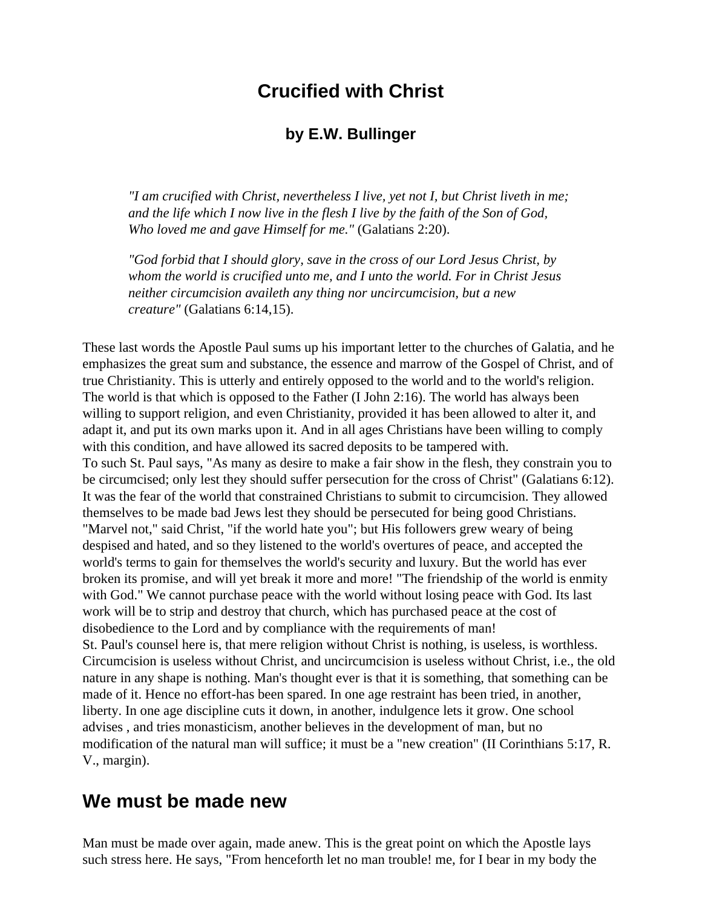# Crucified with Christ

### by E.W. Bullinger

> *"I am crucified with Christ, nevertheless I live, yet not I, but Christ liveth in me; and the life which I now live in the flesh I live by the faith of the Son of God, Who loved me and gave Himself for me."* (Galatians 2:20).
>
> *"God forbid that I should glory, save in the cross of our Lord Jesus Christ, by whom the world is crucified unto me, and I unto the world. For in Christ Jesus neither circumcision availeth any thing nor uncircumcision, but a new creature"* (Galatians 6:14,15).

These last words the Apostle Paul sums up his important letter to the churches of Galatia, and he emphasizes the great sum and substance, the essence and marrow of the Gospel of Christ, and of true Christianity. This is utterly and entirely opposed to the world and to the world's religion. The world is that which is opposed to the Father (I John 2:16). The world has always been willing to support religion, and even Christianity, provided it has been allowed to alter it, and adapt it, and put its own marks upon it. And in all ages Christians have been willing to comply with this condition, and have allowed its sacred deposits to be tampered with.
To such St. Paul says, "As many as desire to make a fair show in the flesh, they constrain you to be circumcised; only lest they should suffer persecution for the cross of Christ" (Galatians 6:12). It was the fear of the world that constrained Christians to submit to circumcision. They allowed themselves to be made bad Jews lest they should be persecuted for being good Christians. "Marvel not," said Christ, "if the world hate you"; but His followers grew weary of being despised and hated, and so they listened to the world's overtures of peace, and accepted the world's terms to gain for themselves the world's security and luxury. But the world has ever broken its promise, and will yet break it more and more! "The friendship of the world is enmity with God." We cannot purchase peace with the world without losing peace with God. Its last work will be to strip and destroy that church, which has purchased peace at the cost of disobedience to the Lord and by compliance with the requirements of man!
St. Paul's counsel here is, that mere religion without Christ is nothing, is useless, is worthless. Circumcision is useless without Christ, and uncircumcision is useless without Christ, i.e., the old nature in any shape is nothing. Man's thought ever is that it is something, that something can be made of it. Hence no effort-has been spared. In one age restraint has been tried, in another, liberty. In one age discipline cuts it down, in another, indulgence lets it grow. One school advises , and tries monasticism, another believes in the development of man, but no modification of the natural man will suffice; it must be a "new creation" (II Corinthians 5:17, R. V., margin).

## We must be made new

Man must be made over again, made anew. This is the great point on which the Apostle lays such stress here. He says, "From henceforth let no man trouble! me, for I bear in my body the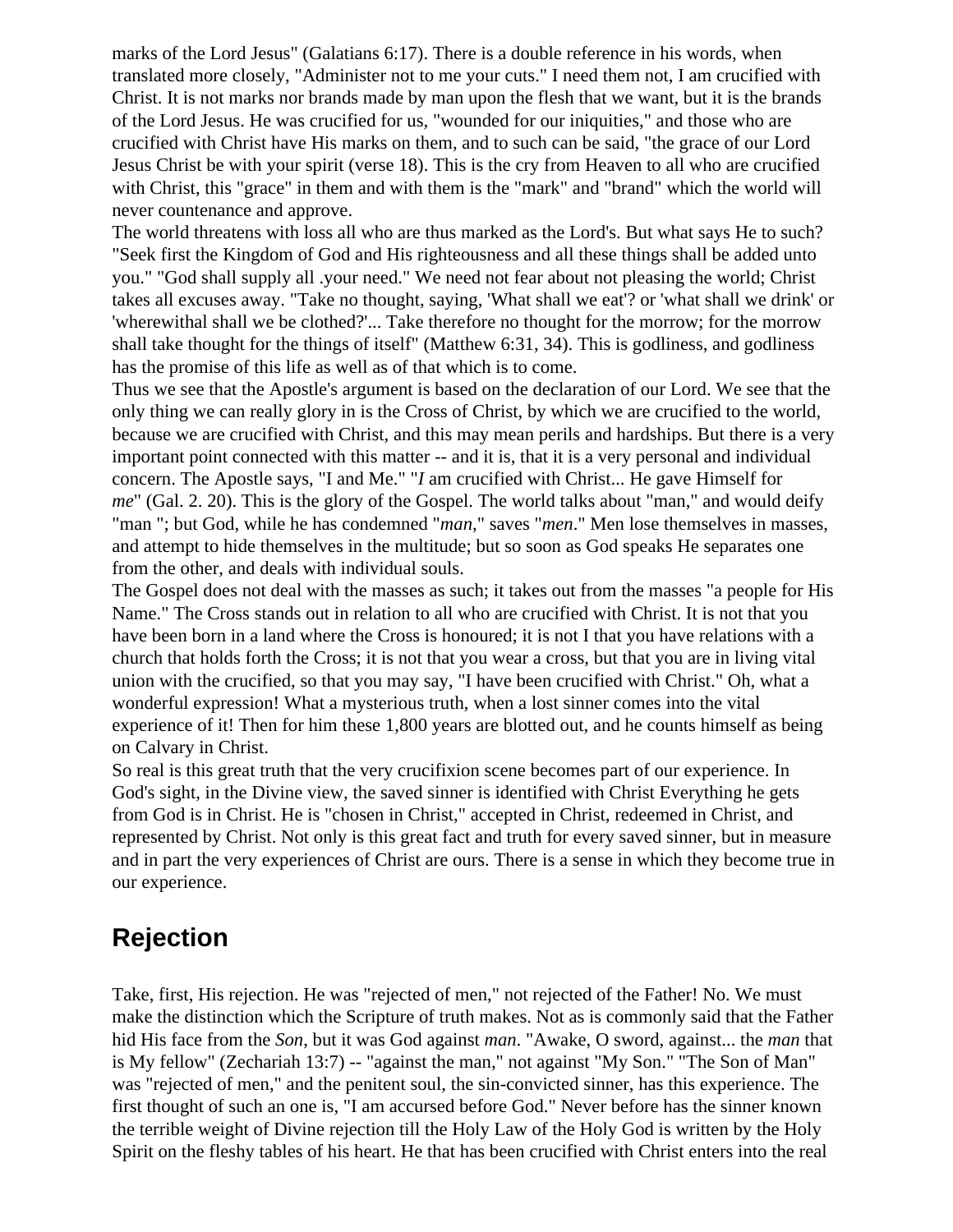marks of the Lord Jesus" (Galatians 6:17). There is a double reference in his words, when translated more closely, "Administer not to me your cuts." I need them not, I am crucified with Christ. It is not marks nor brands made by man upon the flesh that we want, but it is the brands of the Lord Jesus. He was crucified for us, "wounded for our iniquities," and those who are crucified with Christ have His marks on them, and to such can be said, "the grace of our Lord Jesus Christ be with your spirit (verse 18). This is the cry from Heaven to all who are crucified with Christ, this "grace" in them and with them is the "mark" and "brand" which the world will never countenance and approve.

The world threatens with loss all who are thus marked as the Lord's. But what says He to such? "Seek first the Kingdom of God and His righteousness and all these things shall be added unto you." "God shall supply all .your need." We need not fear about not pleasing the world; Christ takes all excuses away. "Take no thought, saying, 'What shall we eat'? or 'what shall we drink' or 'wherewithal shall we be clothed?'... Take therefore no thought for the morrow; for the morrow shall take thought for the things of itself" (Matthew 6:31, 34). This is godliness, and godliness has the promise of this life as well as of that which is to come.

Thus we see that the Apostle's argument is based on the declaration of our Lord. We see that the only thing we can really glory in is the Cross of Christ, by which we are crucified to the world, because we are crucified with Christ, and this may mean perils and hardships. But there is a very important point connected with this matter -- and it is, that it is a very personal and individual concern. The Apostle says, "I and Me." "*I* am crucified with Christ... He gave Himself for *me*" (Gal. 2. 20). This is the glory of the Gospel. The world talks about "man," and would deify "man "; but God, while he has condemned "*man*," saves "*men*." Men lose themselves in masses, and attempt to hide themselves in the multitude; but so soon as God speaks He separates one from the other, and deals with individual souls.

The Gospel does not deal with the masses as such; it takes out from the masses "a people for His Name." The Cross stands out in relation to all who are crucified with Christ. It is not that you have been born in a land where the Cross is honoured; it is not I that you have relations with a church that holds forth the Cross; it is not that you wear a cross, but that you are in living vital union with the crucified, so that you may say, "I have been crucified with Christ." Oh, what a wonderful expression! What a mysterious truth, when a lost sinner comes into the vital experience of it! Then for him these 1,800 years are blotted out, and he counts himself as being on Calvary in Christ.

So real is this great truth that the very crucifixion scene becomes part of our experience. In God's sight, in the Divine view, the saved sinner is identified with Christ Everything he gets from God is in Christ. He is "chosen in Christ," accepted in Christ, redeemed in Christ, and represented by Christ. Not only is this great fact and truth for every saved sinner, but in measure and in part the very experiences of Christ are ours. There is a sense in which they become true in our experience.

## Rejection

Take, first, His rejection. He was "rejected of men," not rejected of the Father! No. We must make the distinction which the Scripture of truth makes. Not as is commonly said that the Father hid His face from the *Son*, but it was God against *man*. "Awake, O sword, against... the *man* that is My fellow" (Zechariah 13:7) -- "against the man," not against "My Son." "The Son of Man" was "rejected of men," and the penitent soul, the sin-convicted sinner, has this experience. The first thought of such an one is, "I am accursed before God." Never before has the sinner known the terrible weight of Divine rejection till the Holy Law of the Holy God is written by the Holy Spirit on the fleshy tables of his heart. He that has been crucified with Christ enters into the real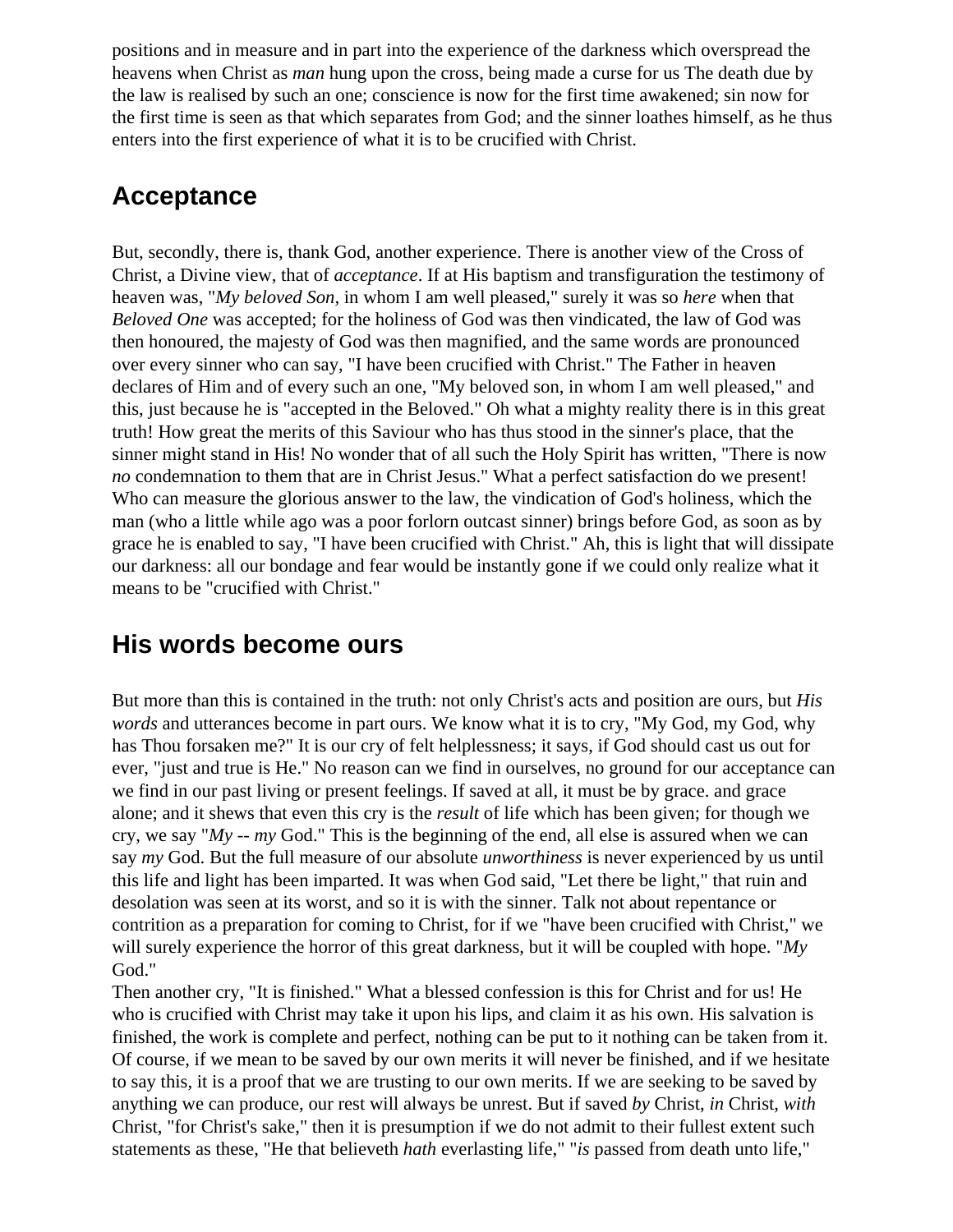positions and in measure and in part into the experience of the darkness which overspread the heavens when Christ as *man* hung upon the cross, being made a curse for us The death due by the law is realised by such an one; conscience is now for the first time awakened; sin now for the first time is seen as that which separates from God; and the sinner loathes himself, as he thus enters into the first experience of what it is to be crucified with Christ.

## Acceptance

But, secondly, there is, thank God, another experience. There is another view of the Cross of Christ, a Divine view, that of *acceptance*. If at His baptism and transfiguration the testimony of heaven was, "*My beloved Son*, in whom I am well pleased," surely it was so *here* when that *Beloved One* was accepted; for the holiness of God was then vindicated, the law of God was then honoured, the majesty of God was then magnified, and the same words are pronounced over every sinner who can say, "I have been crucified with Christ." The Father in heaven declares of Him and of every such an one, "My beloved son, in whom I am well pleased," and this, just because he is "accepted in the Beloved." Oh what a mighty reality there is in this great truth! How great the merits of this Saviour who has thus stood in the sinner's place, that the sinner might stand in His! No wonder that of all such the Holy Spirit has written, "There is now *no* condemnation to them that are in Christ Jesus." What a perfect satisfaction do we present! Who can measure the glorious answer to the law, the vindication of God's holiness, which the man (who a little while ago was a poor forlorn outcast sinner) brings before God, as soon as by grace he is enabled to say, "I have been crucified with Christ." Ah, this is light that will dissipate our darkness: all our bondage and fear would be instantly gone if we could only realize what it means to be "crucified with Christ."

## His words become ours

But more than this is contained in the truth: not only Christ's acts and position are ours, but *His words* and utterances become in part ours. We know what it is to cry, "My God, my God, why has Thou forsaken me?" It is our cry of felt helplessness; it says, if God should cast us out for ever, "just and true is He." No reason can we find in ourselves, no ground for our acceptance can we find in our past living or present feelings. If saved at all, it must be by grace. and grace alone; and it shews that even this cry is the *result* of life which has been given; for though we cry, we say "*My* -- *my* God." This is the beginning of the end, all else is assured when we can say *my* God. But the full measure of our absolute *unworthiness* is never experienced by us until this life and light has been imparted. It was when God said, "Let there be light," that ruin and desolation was seen at its worst, and so it is with the sinner. Talk not about repentance or contrition as a preparation for coming to Christ, for if we "have been crucified with Christ," we will surely experience the horror of this great darkness, but it will be coupled with hope. "*My* God."

Then another cry, "It is finished." What a blessed confession is this for Christ and for us! He who is crucified with Christ may take it upon his lips, and claim it as his own. His salvation is finished, the work is complete and perfect, nothing can be put to it nothing can be taken from it. Of course, if we mean to be saved by our own merits it will never be finished, and if we hesitate to say this, it is a proof that we are trusting to our own merits. If we are seeking to be saved by anything we can produce, our rest will always be unrest. But if saved *by* Christ, *in* Christ, *with* Christ, "for Christ's sake," then it is presumption if we do not admit to their fullest extent such statements as these, "He that believeth *hath* everlasting life," "*is* passed from death unto life,"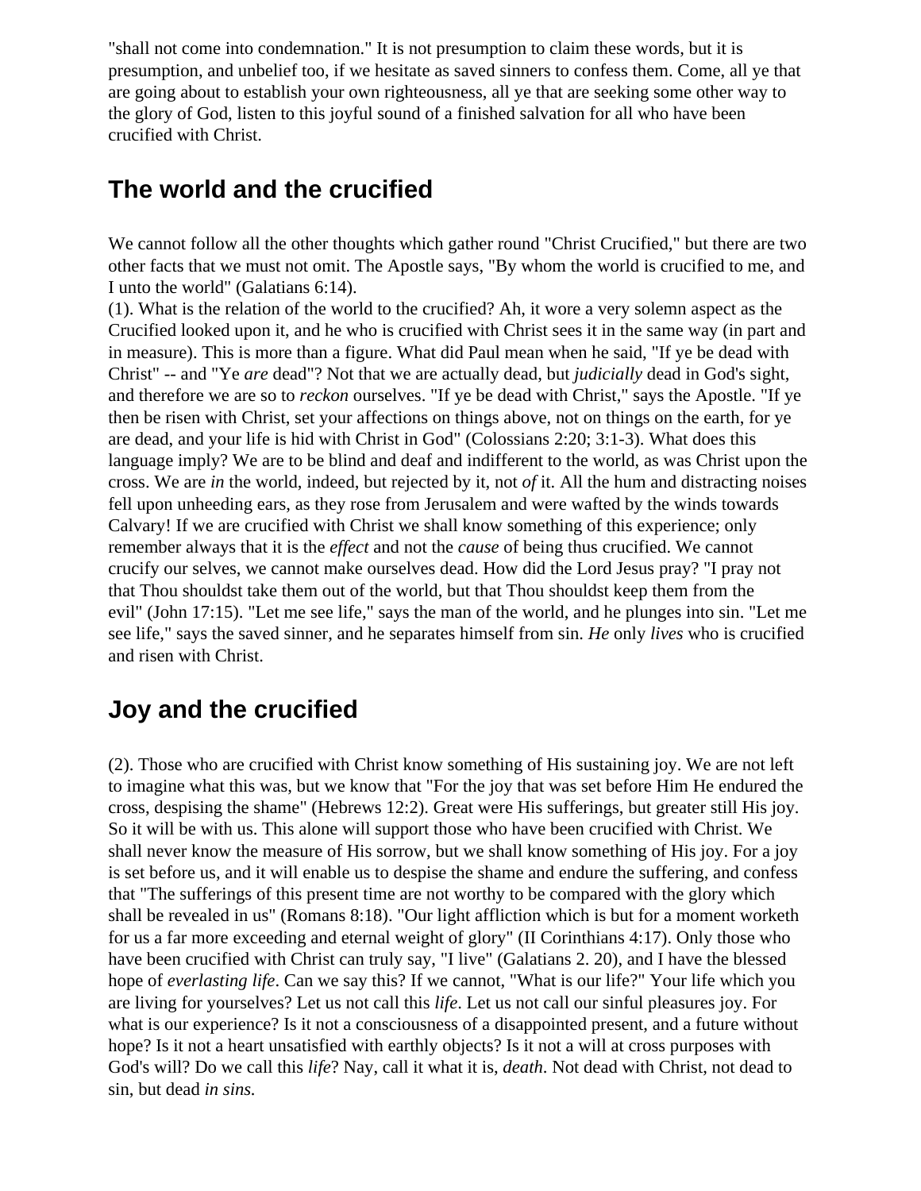"shall not come into condemnation." It is not presumption to claim these words, but it is presumption, and unbelief too, if we hesitate as saved sinners to confess them. Come, all ye that are going about to establish your own righteousness, all ye that are seeking some other way to the glory of God, listen to this joyful sound of a finished salvation for all who have been crucified with Christ.

## The world and the crucified

We cannot follow all the other thoughts which gather round "Christ Crucified," but there are two other facts that we must not omit. The Apostle says, "By whom the world is crucified to me, and I unto the world" (Galatians 6:14).

(1). What is the relation of the world to the crucified? Ah, it wore a very solemn aspect as the Crucified looked upon it, and he who is crucified with Christ sees it in the same way (in part and in measure). This is more than a figure. What did Paul mean when he said, "If ye be dead with Christ" -- and "Ye *are* dead"? Not that we are actually dead, but *judicially* dead in God's sight, and therefore we are so to *reckon* ourselves. "If ye be dead with Christ," says the Apostle. "If ye then be risen with Christ, set your affections on things above, not on things on the earth, for ye are dead, and your life is hid with Christ in God" (Colossians 2:20; 3:1-3). What does this language imply? We are to be blind and deaf and indifferent to the world, as was Christ upon the cross. We are *in* the world, indeed, but rejected by it, not *of* it. All the hum and distracting noises fell upon unheeding ears, as they rose from Jerusalem and were wafted by the winds towards Calvary! If we are crucified with Christ we shall know something of this experience; only remember always that it is the *effect* and not the *cause* of being thus crucified. We cannot crucify our selves, we cannot make ourselves dead. How did the Lord Jesus pray? "I pray not that Thou shouldst take them out of the world, but that Thou shouldst keep them from the evil" (John 17:15). "Let me see life," says the man of the world, and he plunges into sin. "Let me see life," says the saved sinner, and he separates himself from sin. *He* only *lives* who is crucified and risen with Christ.

## Joy and the crucified

(2). Those who are crucified with Christ know something of His sustaining joy. We are not left to imagine what this was, but we know that "For the joy that was set before Him He endured the cross, despising the shame" (Hebrews 12:2). Great were His sufferings, but greater still His joy. So it will be with us. This alone will support those who have been crucified with Christ. We shall never know the measure of His sorrow, but we shall know something of His joy. For a joy is set before us, and it will enable us to despise the shame and endure the suffering, and confess that "The sufferings of this present time are not worthy to be compared with the glory which shall be revealed in us" (Romans 8:18). "Our light affliction which is but for a moment worketh for us a far more exceeding and eternal weight of glory" (II Corinthians 4:17). Only those who have been crucified with Christ can truly say, "I live" (Galatians 2. 20), and I have the blessed hope of *everlasting life*. Can we say this? If we cannot, "What is our life?" Your life which you are living for yourselves? Let us not call this *life*. Let us not call our sinful pleasures joy. For what is our experience? Is it not a consciousness of a disappointed present, and a future without hope? Is it not a heart unsatisfied with earthly objects? Is it not a will at cross purposes with God's will? Do we call this *life*? Nay, call it what it is, *death*. Not dead with Christ, not dead to sin, but dead *in sins*.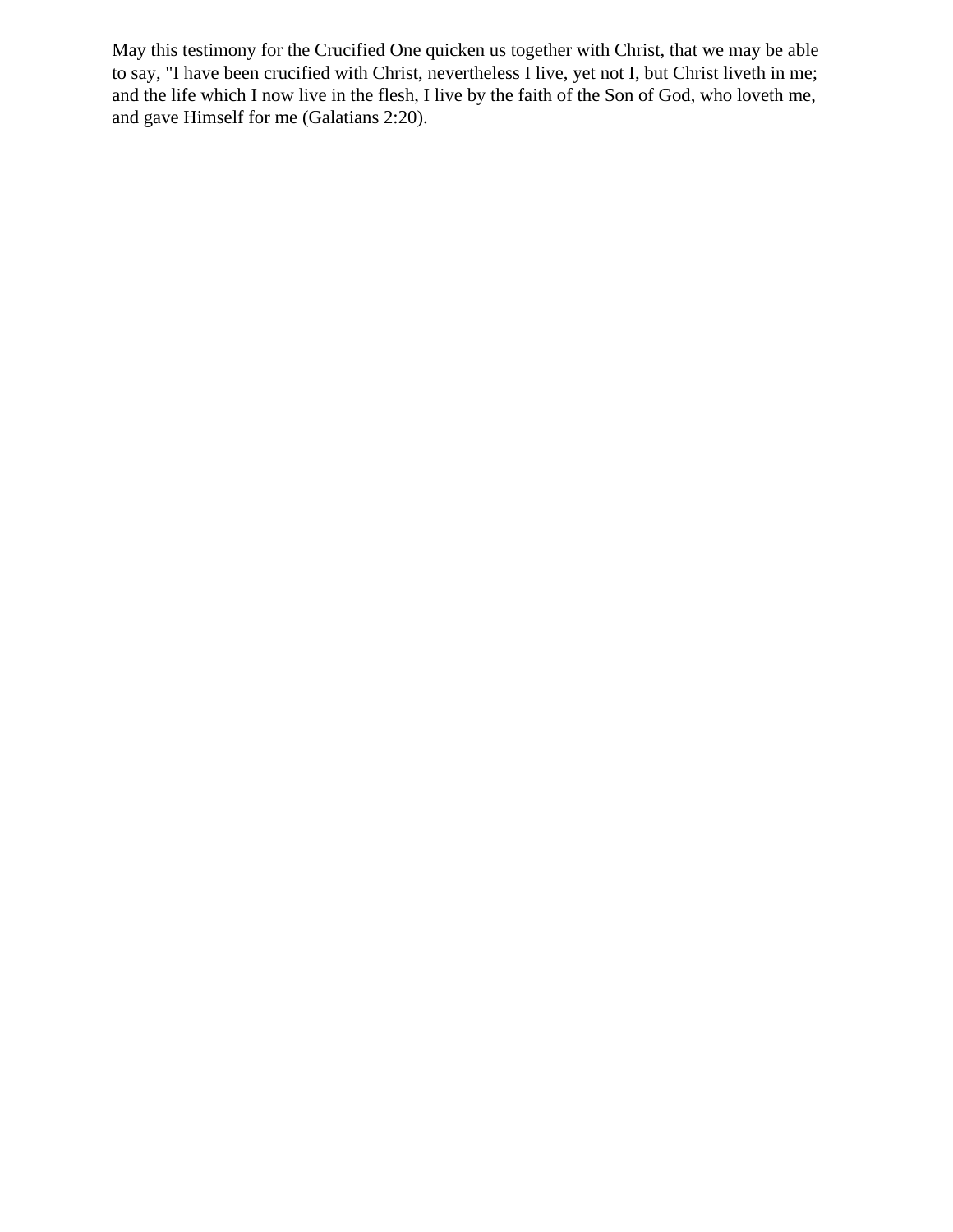May this testimony for the Crucified One quicken us together with Christ, that we may be able to say, "I have been crucified with Christ, nevertheless I live, yet not I, but Christ liveth in me; and the life which I now live in the flesh, I live by the faith of the Son of God, who loveth me, and gave Himself for me (Galatians 2:20).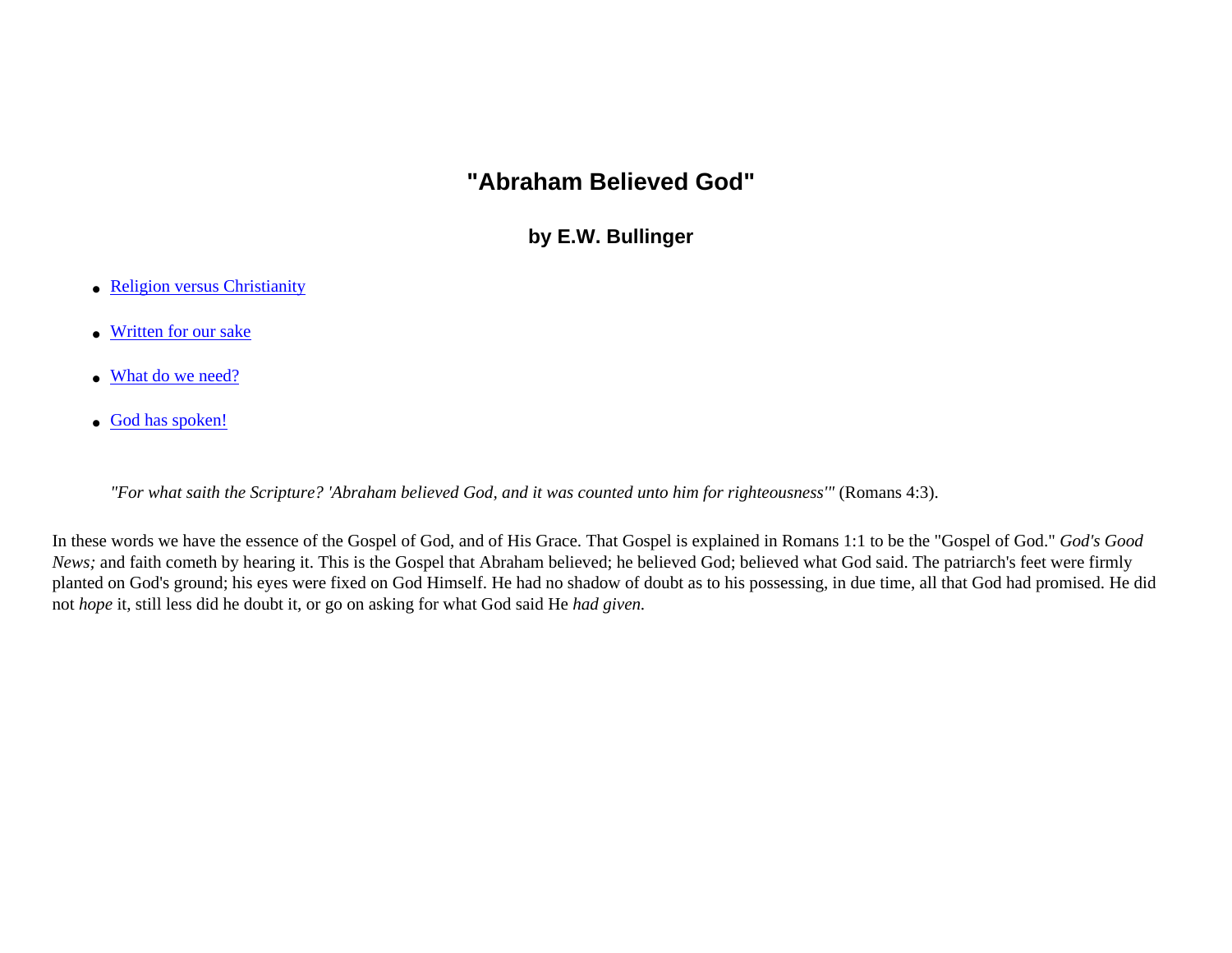# "Abraham Believed God"

### by E.W. Bullinger

- Religion versus Christianity
- Written for our sake
- What do we need?
- God has spoken!

> *"For what saith the Scripture? 'Abraham believed God, and it was counted unto him for righteousness'"* (Romans 4:3).

In these words we have the essence of the Gospel of God, and of His Grace. That Gospel is explained in Romans 1:1 to be the "Gospel of God." *God's Good News;* and faith cometh by hearing it. This is the Gospel that Abraham believed; he believed God; believed what God said. The patriarch's feet were firmly planted on God's ground; his eyes were fixed on God Himself. He had no shadow of doubt as to his possessing, in due time, all that God had promised. He did not *hope* it, still less did he doubt it, or go on asking for what God said He *had given.*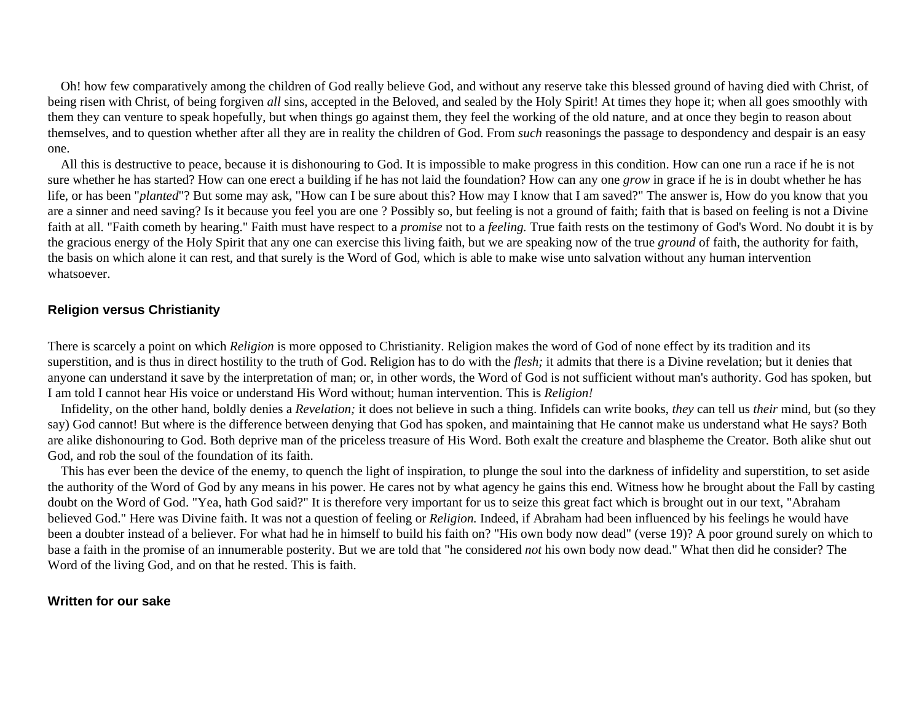Oh! how few comparatively among the children of God really believe God, and without any reserve take this blessed ground of having died with Christ, of being risen with Christ, of being forgiven *all* sins, accepted in the Beloved, and sealed by the Holy Spirit! At times they hope it; when all goes smoothly with them they can venture to speak hopefully, but when things go against them, they feel the working of the old nature, and at once they begin to reason about themselves, and to question whether after all they are in reality the children of God. From *such* reasonings the passage to despondency and despair is an easy one.

All this is destructive to peace, because it is dishonouring to God. It is impossible to make progress in this condition. How can one run a race if he is not sure whether he has started? How can one erect a building if he has not laid the foundation? How can any one *grow* in grace if he is in doubt whether he has life, or has been "*planted*"? But some may ask, "How can I be sure about this? How may I know that I am saved?" The answer is, How do you know that you are a sinner and need saving? Is it because you feel you are one ? Possibly so, but feeling is not a ground of faith; faith that is based on feeling is not a Divine faith at all. "Faith cometh by hearing." Faith must have respect to a *promise* not to a *feeling.* True faith rests on the testimony of God's Word. No doubt it is by the gracious energy of the Holy Spirit that any one can exercise this living faith, but we are speaking now of the true *ground* of faith, the authority for faith, the basis on which alone it can rest, and that surely is the Word of God, which is able to make wise unto salvation without any human intervention whatsoever.

### Religion versus Christianity

There is scarcely a point on which *Religion* is more opposed to Christianity. Religion makes the word of God of none effect by its tradition and its superstition, and is thus in direct hostility to the truth of God. Religion has to do with the *flesh;* it admits that there is a Divine revelation; but it denies that anyone can understand it save by the interpretation of man; or, in other words, the Word of God is not sufficient without man's authority. God has spoken, but I am told I cannot hear His voice or understand His Word without; human intervention. This is *Religion!*

Infidelity, on the other hand, boldly denies a *Revelation;* it does not believe in such a thing. Infidels can write books, *they* can tell us *their* mind, but (so they say) God cannot! But where is the difference between denying that God has spoken, and maintaining that He cannot make us understand what He says? Both are alike dishonouring to God. Both deprive man of the priceless treasure of His Word. Both exalt the creature and blaspheme the Creator. Both alike shut out God, and rob the soul of the foundation of its faith.

This has ever been the device of the enemy, to quench the light of inspiration, to plunge the soul into the darkness of infidelity and superstition, to set aside the authority of the Word of God by any means in his power. He cares not by what agency he gains this end. Witness how he brought about the Fall by casting doubt on the Word of God. "Yea, hath God said?" It is therefore very important for us to seize this great fact which is brought out in our text, "Abraham believed God." Here was Divine faith. It was not a question of feeling or *Religion.* Indeed, if Abraham had been influenced by his feelings he would have been a doubter instead of a believer. For what had he in himself to build his faith on? "His own body now dead" (verse 19)? A poor ground surely on which to base a faith in the promise of an innumerable posterity. But we are told that "he considered *not* his own body now dead." What then did he consider? The Word of the living God, and on that he rested. This is faith.

### Written for our sake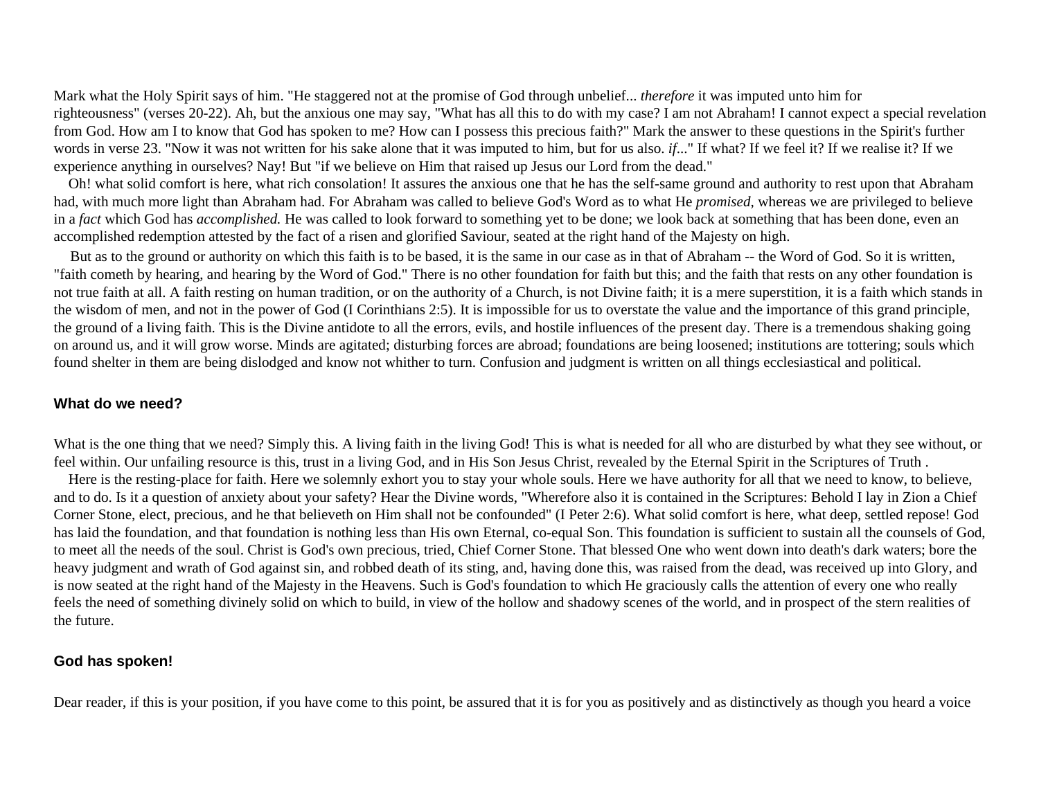Mark what the Holy Spirit says of him. "He staggered not at the promise of God through unbelief... *therefore* it was imputed unto him for righteousness" (verses 20-22). Ah, but the anxious one may say, "What has all this to do with my case? I am not Abraham! I cannot expect a special revelation from God. How am I to know that God has spoken to me? How can I possess this precious faith?" Mark the answer to these questions in the Spirit's further words in verse 23. "Now it was not written for his sake alone that it was imputed to him, but for us also. *if*..." If what? If we feel it? If we realise it? If we experience anything in ourselves? Nay! But "if we believe on Him that raised up Jesus our Lord from the dead."

Oh! what solid comfort is here, what rich consolation! It assures the anxious one that he has the self-same ground and authority to rest upon that Abraham had, with much more light than Abraham had. For Abraham was called to believe God's Word as to what He *promised*, whereas we are privileged to believe in a *fact* which God has *accomplished.* He was called to look forward to something yet to be done; we look back at something that has been done, even an accomplished redemption attested by the fact of a risen and glorified Saviour, seated at the right hand of the Majesty on high.

But as to the ground or authority on which this faith is to be based, it is the same in our case as in that of Abraham -- the Word of God. So it is written, "faith cometh by hearing, and hearing by the Word of God." There is no other foundation for faith but this; and the faith that rests on any other foundation is not true faith at all. A faith resting on human tradition, or on the authority of a Church, is not Divine faith; it is a mere superstition, it is a faith which stands in the wisdom of men, and not in the power of God (I Corinthians 2:5). It is impossible for us to overstate the value and the importance of this grand principle, the ground of a living faith. This is the Divine antidote to all the errors, evils, and hostile influences of the present day. There is a tremendous shaking going on around us, and it will grow worse. Minds are agitated; disturbing forces are abroad; foundations are being loosened; institutions are tottering; souls which found shelter in them are being dislodged and know not whither to turn. Confusion and judgment is written on all things ecclesiastical and political.

#### What do we need?

What is the one thing that we need? Simply this. A living faith in the living God! This is what is needed for all who are disturbed by what they see without, or feel within. Our unfailing resource is this, trust in a living God, and in His Son Jesus Christ, revealed by the Eternal Spirit in the Scriptures of Truth .

Here is the resting-place for faith. Here we solemnly exhort you to stay your whole souls. Here we have authority for all that we need to know, to believe, and to do. Is it a question of anxiety about your safety? Hear the Divine words, "Wherefore also it is contained in the Scriptures: Behold I lay in Zion a Chief Corner Stone, elect, precious, and he that believeth on Him shall not be confounded" (I Peter 2:6). What solid comfort is here, what deep, settled repose! God has laid the foundation, and that foundation is nothing less than His own Eternal, co-equal Son. This foundation is sufficient to sustain all the counsels of God, to meet all the needs of the soul. Christ is God's own precious, tried, Chief Corner Stone. That blessed One who went down into death's dark waters; bore the heavy judgment and wrath of God against sin, and robbed death of its sting, and, having done this, was raised from the dead, was received up into Glory, and is now seated at the right hand of the Majesty in the Heavens. Such is God's foundation to which He graciously calls the attention of every one who really feels the need of something divinely solid on which to build, in view of the hollow and shadowy scenes of the world, and in prospect of the stern realities of the future.

#### God has spoken!

Dear reader, if this is your position, if you have come to this point, be assured that it is for you as positively and as distinctively as though you heard a voice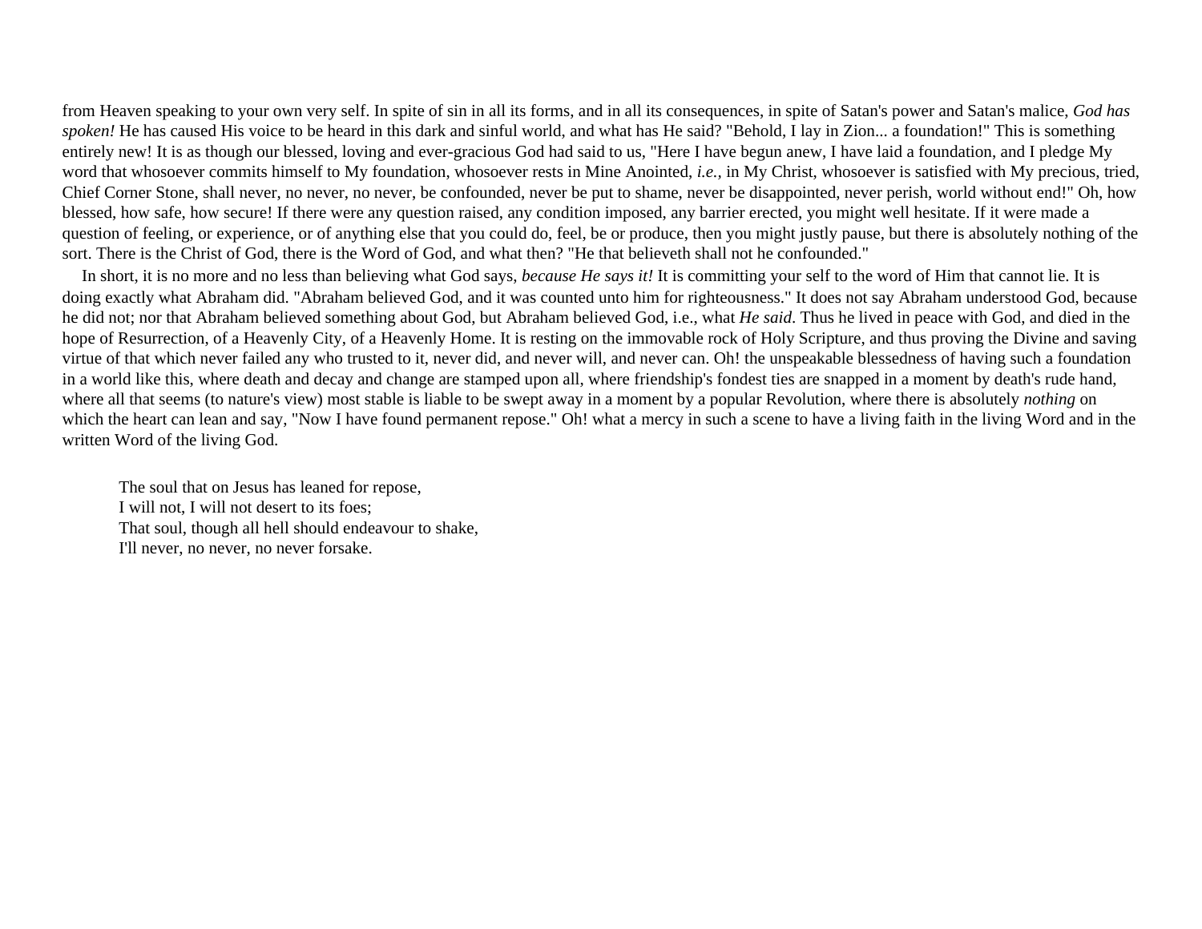from Heaven speaking to your own very self. In spite of sin in all its forms, and in all its consequences, in spite of Satan's power and Satan's malice, *God has spoken!* He has caused His voice to be heard in this dark and sinful world, and what has He said? "Behold, I lay in Zion... a foundation!" This is something entirely new! It is as though our blessed, loving and ever-gracious God had said to us, "Here I have begun anew, I have laid a foundation, and I pledge My word that whosoever commits himself to My foundation, whosoever rests in Mine Anointed, *i.e.*, in My Christ, whosoever is satisfied with My precious, tried, Chief Corner Stone, shall never, no never, no never, be confounded, never be put to shame, never be disappointed, never perish, world without end!" Oh, how blessed, how safe, how secure! If there were any question raised, any condition imposed, any barrier erected, you might well hesitate. If it were made a question of feeling, or experience, or of anything else that you could do, feel, be or produce, then you might justly pause, but there is absolutely nothing of the sort. There is the Christ of God, there is the Word of God, and what then? "He that believeth shall not he confounded."

In short, it is no more and no less than believing what God says, *because He says it!* It is committing your self to the word of Him that cannot lie. It is doing exactly what Abraham did. "Abraham believed God, and it was counted unto him for righteousness." It does not say Abraham understood God, because he did not; nor that Abraham believed something about God, but Abraham believed God, i.e., what *He said*. Thus he lived in peace with God, and died in the hope of Resurrection, of a Heavenly City, of a Heavenly Home. It is resting on the immovable rock of Holy Scripture, and thus proving the Divine and saving virtue of that which never failed any who trusted to it, never did, and never will, and never can. Oh! the unspeakable blessedness of having such a foundation in a world like this, where death and decay and change are stamped upon all, where friendship's fondest ties are snapped in a moment by death's rude hand, where all that seems (to nature's view) most stable is liable to be swept away in a moment by a popular Revolution, where there is absolutely *nothing* on which the heart can lean and say, "Now I have found permanent repose." Oh! what a mercy in such a scene to have a living faith in the living Word and in the written Word of the living God.

> The soul that on Jesus has leaned for repose,
> I will not, I will not desert to its foes;
> That soul, though all hell should endeavour to shake,
> I'll never, no never, no never forsake.